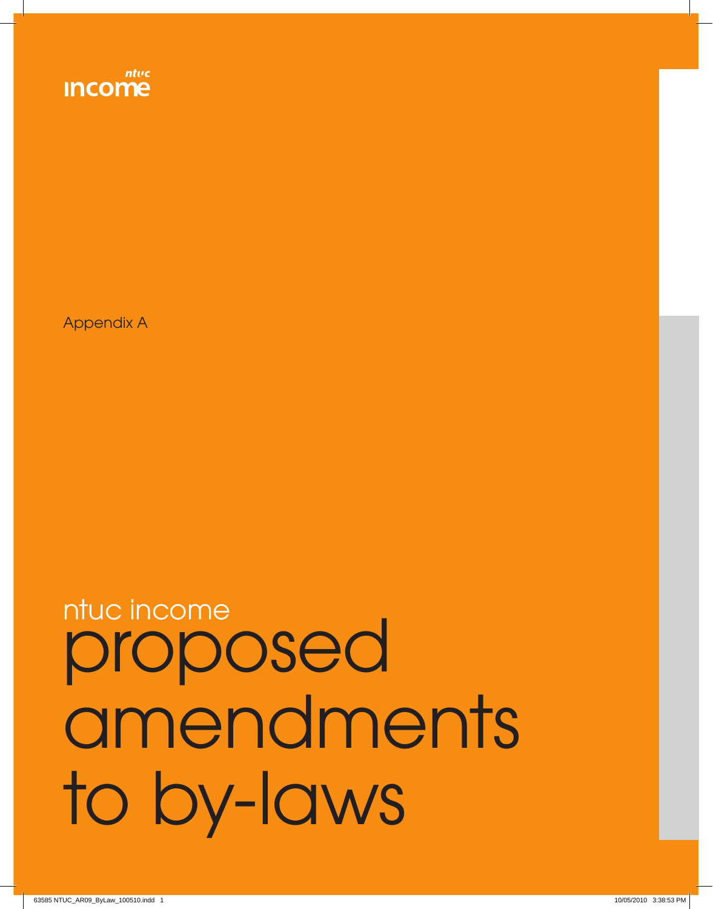ntuc income

Appendix A

# ntuc income proposed amendments to by-laws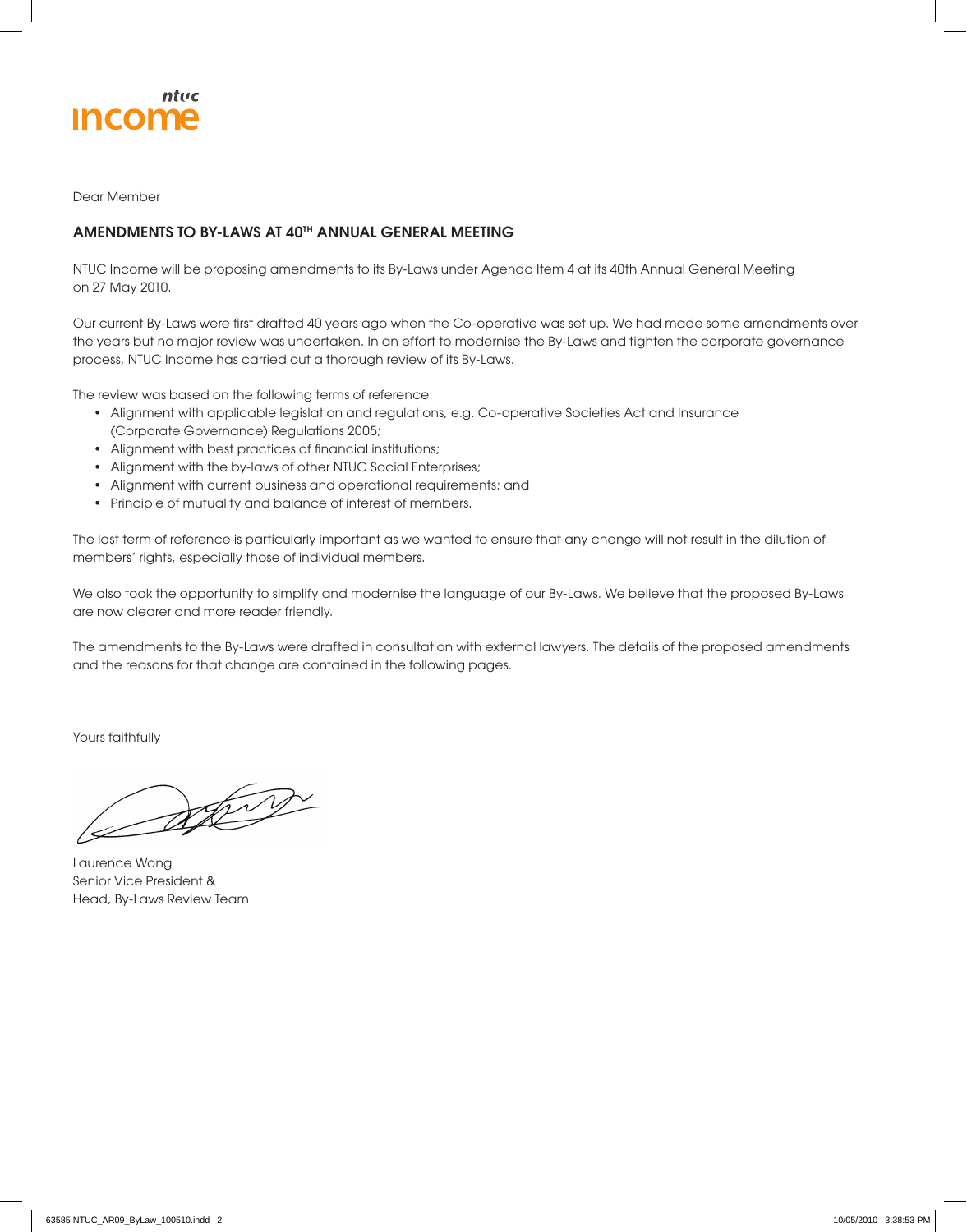Dear Member

## AMENDMENTS TO BY-LAWS AT 40TH ANNUAL GENERAL MEETING

NTUC Income will be proposing amendments to its By-Laws under Agenda Item 4 at its 40th Annual General Meeting on 27 May 2010.

Our current By-Laws were first drafted 40 years ago when the Co-operative was set up. We had made some amendments over the years but no major review was undertaken. In an effort to modernise the By-Laws and tighten the corporate governance process, NTUC Income has carried out a thorough review of its By-Laws.

The review was based on the following terms of reference:

- Alignment with applicable legislation and regulations, e.g. Co-operative Societies Act and Insurance (Corporate Governance) Regulations 2005;
- Alignment with best practices of financial institutions;
- Alignment with the by-laws of other NTUC Social Enterprises;
- Alignment with current business and operational requirements; and
- Principle of mutuality and balance of interest of members.

The last term of reference is particularly important as we wanted to ensure that any change will not result in the dilution of members' rights, especially those of individual members.

We also took the opportunity to simplify and modernise the language of our By-Laws. We believe that the proposed By-Laws are now clearer and more reader friendly.

The amendments to the By-Laws were drafted in consultation with external lawyers. The details of the proposed amendments and the reasons for that change are contained in the following pages.

Yours faithfully

Laurence Wong
Senior Vice President &
Head, By-Laws Review Team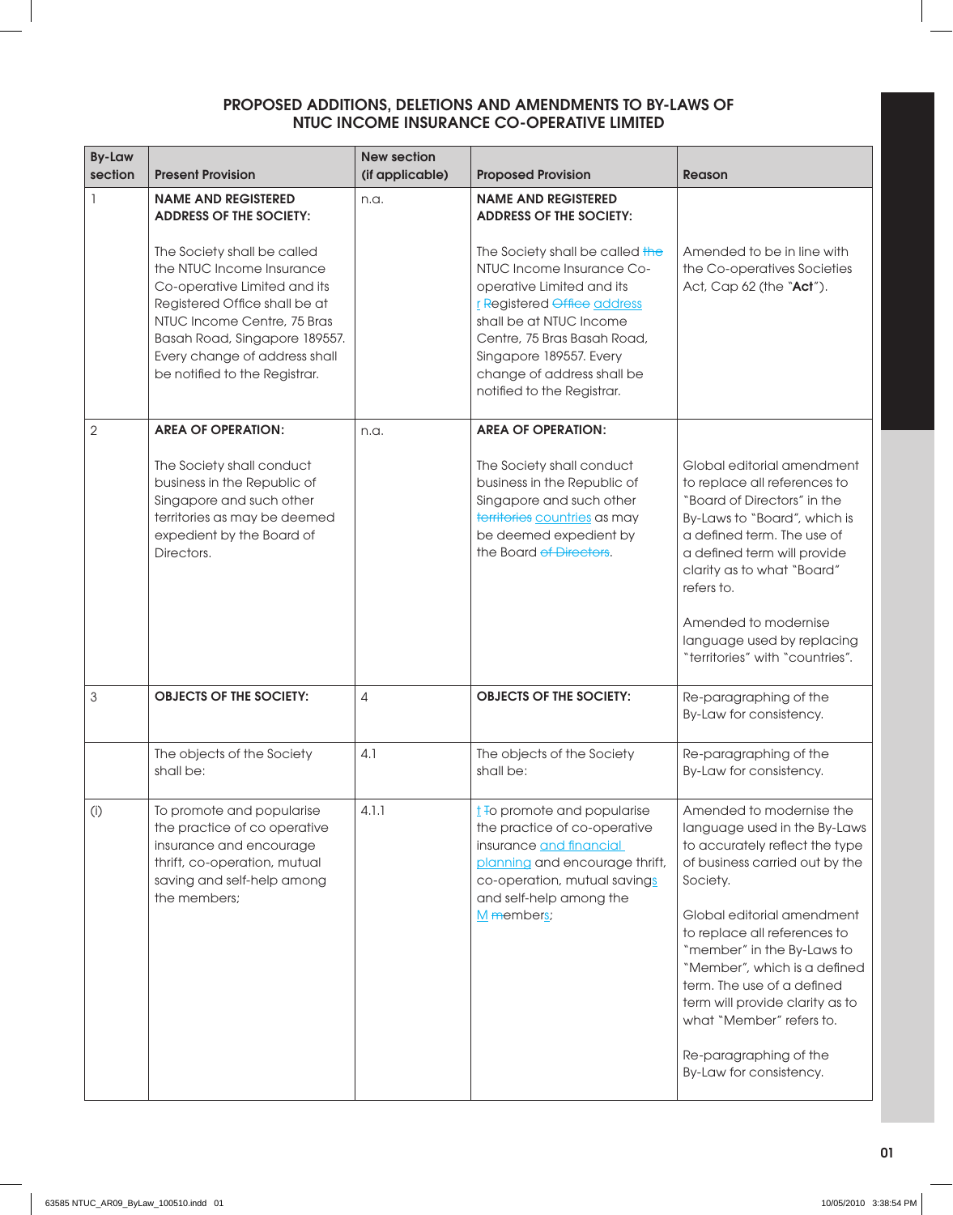## PROPOSED ADDITIONS, DELETIONS AND AMENDMENTS TO BY-LAWS OF NTUC INCOME INSURANCE CO-OPERATIVE LIMITED

| By-Law section | Present Provision | New section (if applicable) | Proposed Provision | Reason |
|---|---|---|---|---|
| 1 | **NAME AND REGISTERED ADDRESS OF THE SOCIETY:**<br><br>The Society shall be called the NTUC Income Insurance Co-operative Limited and its Registered Office shall be at NTUC Income Centre, 75 Bras Basah Road, Singapore 189557. Every change of address shall be notified to the Registrar. | n.a. | **NAME AND REGISTERED ADDRESS OF THE SOCIETY:**<br><br>The Society shall be called ~~the~~ NTUC Income Insurance Co-operative Limited and its r ~~R~~egistered ~~Office~~ address shall be at NTUC Income Centre, 75 Bras Basah Road, Singapore 189557. Every change of address shall be notified to the Registrar. | Amended to be in line with the Co-operatives Societies Act, Cap 62 (the "**Act**"). |
| 2 | **AREA OF OPERATION:**<br><br>The Society shall conduct business in the Republic of Singapore and such other territories as may be deemed expedient by the Board of Directors. | n.a. | **AREA OF OPERATION:**<br><br>The Society shall conduct business in the Republic of Singapore and such other ~~territories~~ countries as may be deemed expedient by the Board ~~of Directors~~. | Global editorial amendment to replace "Board of Directors" in the By-Laws to "Board", which is a defined term. The use of a defined term will provide clarity as to what "Board" refers to.<br><br>Amended to modernise language used by replacing "territories" with "countries". |
| 3 | **OBJECTS OF THE SOCIETY:** | 4 | **OBJECTS OF THE SOCIETY:** | Re-paragraphing of the By-Law for consistency. |
| | The objects of the Society shall be: | 4.1 | The objects of the Society shall be: | Re-paragraphing of the By-Law for consistency. |
| (i) | To promote and popularise the practice of co operative insurance and encourage thrift, co-operation, mutual saving and self-help among the members; | 4.1.1 | t ~~T~~o promote and popularise the practice of co-operative insurance and financial planning and encourage thrift, co-operation, mutual savings and self-help among the M ~~m~~embers; | Amended to modernise the language used in the By-Laws to accurately reflect the type of business carried out by the Society.<br><br>Global editorial amendment to replace all references to "member" in the By-Laws to "Member", which is a defined term. The use of a defined term will provide clarity as to what "Member" refers to.<br><br>Re-paragraphing of the By-Law for consistency. |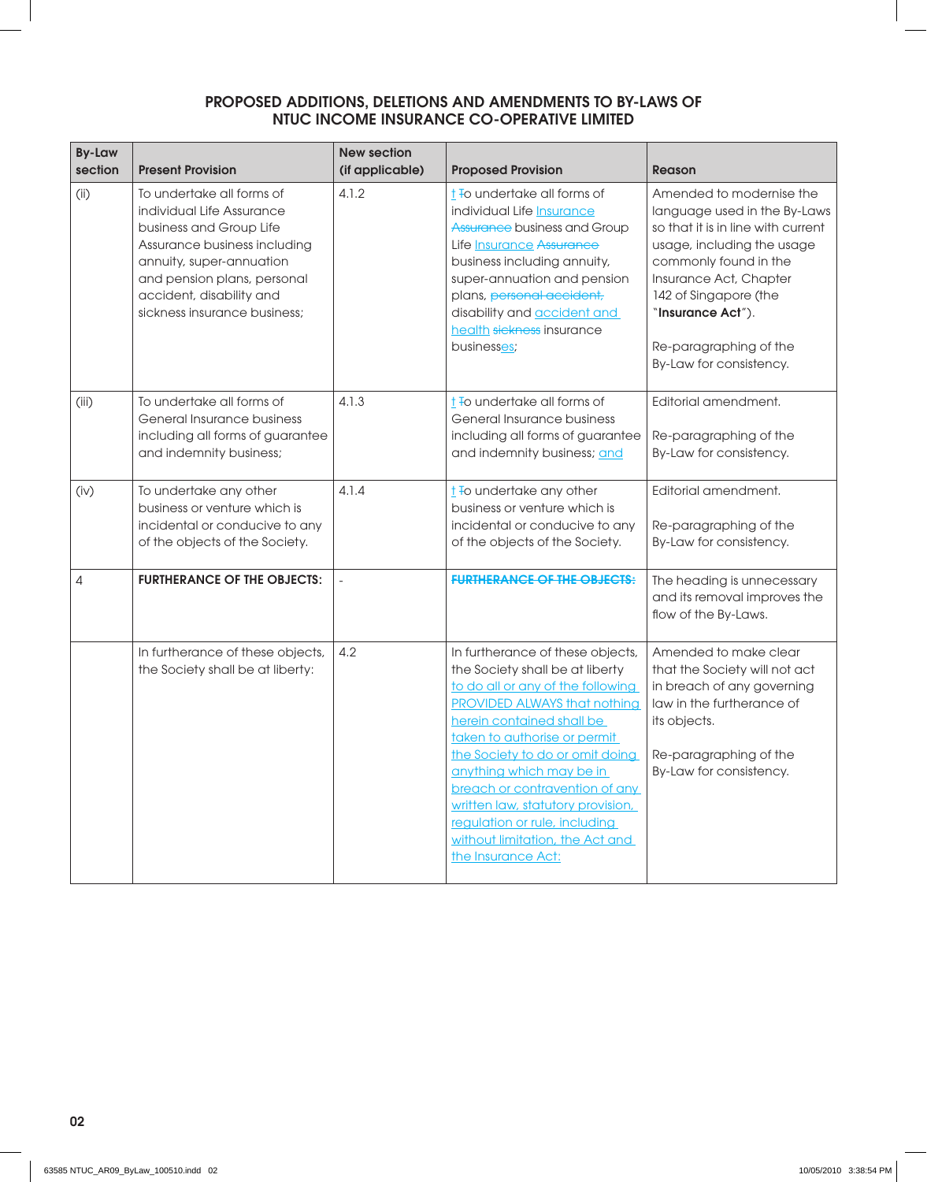## PROPOSED ADDITIONS, DELETIONS AND AMENDMENTS TO BY-LAWS OF NTUC INCOME INSURANCE CO-OPERATIVE LIMITED

| By-Law section | Present Provision | New section (if applicable) | Proposed Provision | Reason |
|---|---|---|---|---|
| (ii) | To undertake all forms of individual Life Assurance business and Group Life Assurance business including annuity, super-annuation and pension plans, personal accident, disability and sickness insurance business; | 4.1.2 | t ~~T~~o undertake all forms of individual Life Insurance ~~Assurance~~ business and Group Life Insurance ~~Assurance~~ business including annuity, super-annuation and pension plans, ~~personal accident,~~ disability and accident and health ~~sickness~~ insurance businesses; | Amended to modernise the language used in the By-Laws so that it is in line with current usage, including the usage commonly found in the Insurance Act, Chapter 142 of Singapore (the "**Insurance Act**"). Re-paragraphing of the By-Law for consistency. |
| (iii) | To undertake all forms of General Insurance business including all forms of guarantee and indemnity business; | 4.1.3 | t ~~T~~o undertake all forms of General Insurance business including all forms of guarantee and indemnity business; and | Editorial amendment. Re-paragraphing of the By-Law for consistency. |
| (iv) | To undertake any other business or venture which is incidental or conducive to any of the objects of the Society. | 4.1.4 | t ~~T~~o undertake any other business or venture which is incidental or conducive to any of the objects of the Society. | Editorial amendment. Re-paragraphing of the By-Law for consistency. |
| 4 | **FURTHERANCE OF THE OBJECTS:** | - | ~~**FURTHERANCE OF THE OBJECTS:**~~ | The heading is unnecessary and its removal improves the flow of the By-Laws. |
| | In furtherance of these objects, the Society shall be at liberty: | 4.2 | In furtherance of these objects, the Society shall be at liberty to do all or any of the following PROVIDED ALWAYS that nothing herein contained shall be taken to authorise or permit the Society to do or omit doing anything which may be in breach or contravention of any written law, statutory provision, regulation or rule, including without limitation, the Act and the Insurance Act: | Amended to make clear that the Society will not act in breach of any governing law in the furtherance of its objects. Re-paragraphing of the By-Law for consistency. |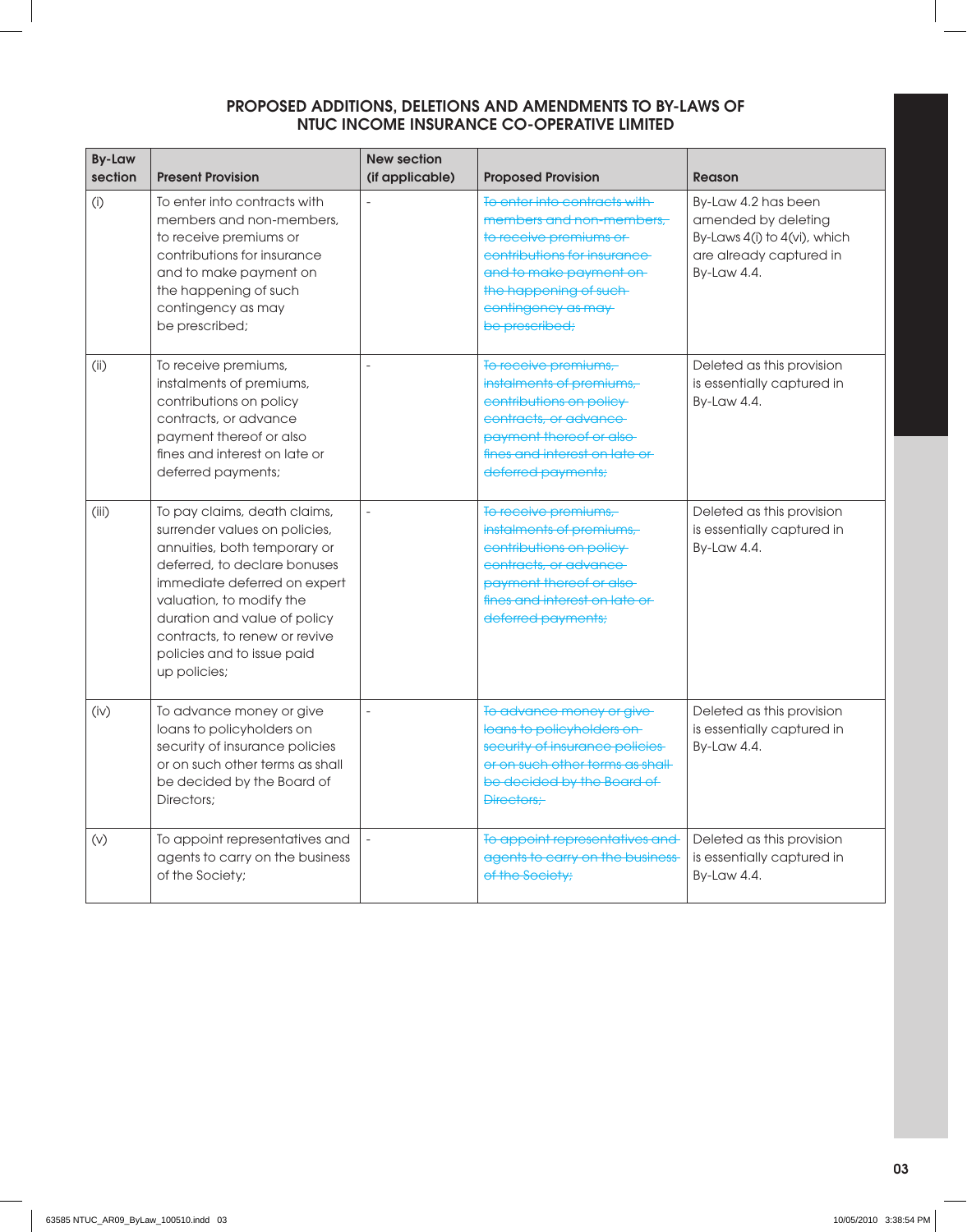## PROPOSED ADDITIONS, DELETIONS AND AMENDMENTS TO BY-LAWS OF NTUC INCOME INSURANCE CO-OPERATIVE LIMITED

| By-Law section | Present Provision | New section (if applicable) | Proposed Provision | Reason |
|---|---|---|---|---|
| (i) | To enter into contracts with members and non-members, to receive premiums or contributions for insurance and to make payment on the happening of such contingency as may be prescribed; | - | ~~To enter into contracts with members and non-members, to receive premiums or contributions for insurance and to make payment on the happening of such contingency as may be prescribed;~~ | By-Law 4.2 has been amended by deleting By-Laws 4(i) to 4(vi), which are already captured in By-Law 4.4. |
| (ii) | To receive premiums, instalments of premiums, contributions on policy contracts, or advance payment thereof or also fines and interest on late or deferred payments; | - | ~~To receive premiums, instalments of premiums, contributions on policy contracts, or advance payment thereof or also fines and interest on late or deferred payments;~~ | Deleted as this provision is essentially captured in By-Law 4.4. |
| (iii) | To pay claims, death claims, surrender values on policies, annuities, both temporary or deferred, to declare bonuses immediate deferred on expert valuation, to modify the duration and value of policy contracts, to renew or revive policies and to issue paid up policies; | - | ~~To receive premiums, instalments of premiums, contributions on policy contracts, or advance payment thereof or also fines and interest on late or deferred payments;~~ | Deleted as this provision is essentially captured in By-Law 4.4. |
| (iv) | To advance money or give loans to policyholders on security of insurance policies or on such other terms as shall be decided by the Board of Directors; | - | ~~To advance money or give loans to policyholders on security of insurance policies or on such other terms as shall be decided by the Board of Directors;~~ | Deleted as this provision is essentially captured in By-Law 4.4. |
| (v) | To appoint representatives and agents to carry on the business of the Society; | - | ~~To appoint representatives and agents to carry on the business of the Society;~~ | Deleted as this provision is essentially captured in By-Law 4.4. |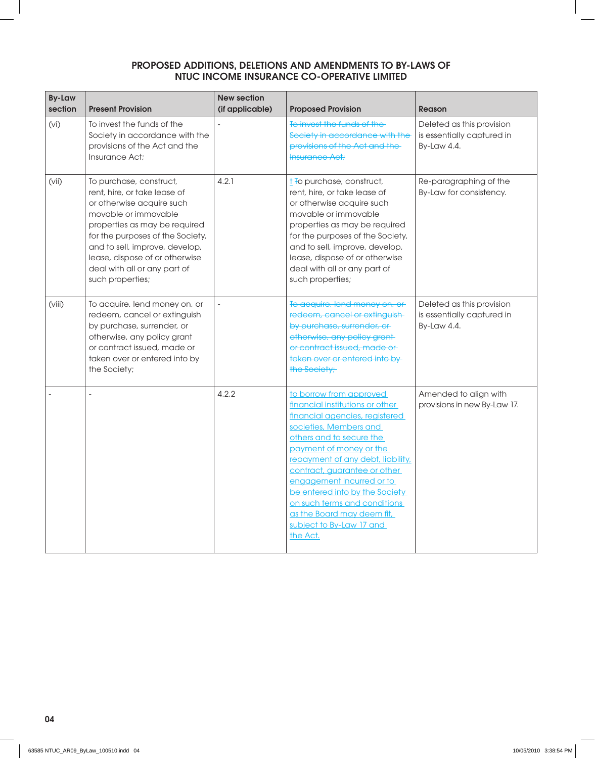## PROPOSED ADDITIONS, DELETIONS AND AMENDMENTS TO BY-LAWS OF NTUC INCOME INSURANCE CO-OPERATIVE LIMITED

| By-Law section | Present Provision | New section (if applicable) | Proposed Provision | Reason |
|---|---|---|---|---|
| (vi) | To invest the funds of the Society in accordance with the provisions of the Act and the Insurance Act; | - | ~~To invest the funds of the Society in accordance with the provisions of the Act and the Insurance Act;~~ | Deleted as this provision is essentially captured in By-Law 4.4. |
| (vii) | To purchase, construct, rent, hire, or take lease of or otherwise acquire such movable or immovable properties as may be required for the purposes of the Society, and to sell, improve, develop, lease, dispose of or otherwise deal with all or any part of such properties; | 4.2.1 | <u>t</u> ~~T~~o purchase, construct, rent, hire, or take lease of or otherwise acquire such movable or immovable properties as may be required for the purposes of the Society, and to sell, improve, develop, lease, dispose of or otherwise deal with all or any part of such properties; | Re-paragraphing of the By-Law for consistency. |
| (viii) | To acquire, lend money on, or redeem, cancel or extinguish by purchase, surrender, or otherwise, any policy grant or contract issued, made or taken over or entered into by the Society; | - | ~~To acquire, lend money on, or redeem, cancel or extinguish by purchase, surrender, or otherwise, any policy grant or contract issued, made or taken over or entered into by the Society;~~ | Deleted as this provision is essentially captured in By-Law 4.4. |
| - | - | 4.2.2 | <u>to borrow from approved financial institutions or other financial agencies, registered societies, Members and others and to secure the payment of money or the repayment of any debt, liability, contract, guarantee or other engagement incurred or to be entered into by the Society on such terms and conditions as the Board may deem fit, subject to By-Law 17 and the Act.</u> | Amended to align with provisions in new By-Law 17. |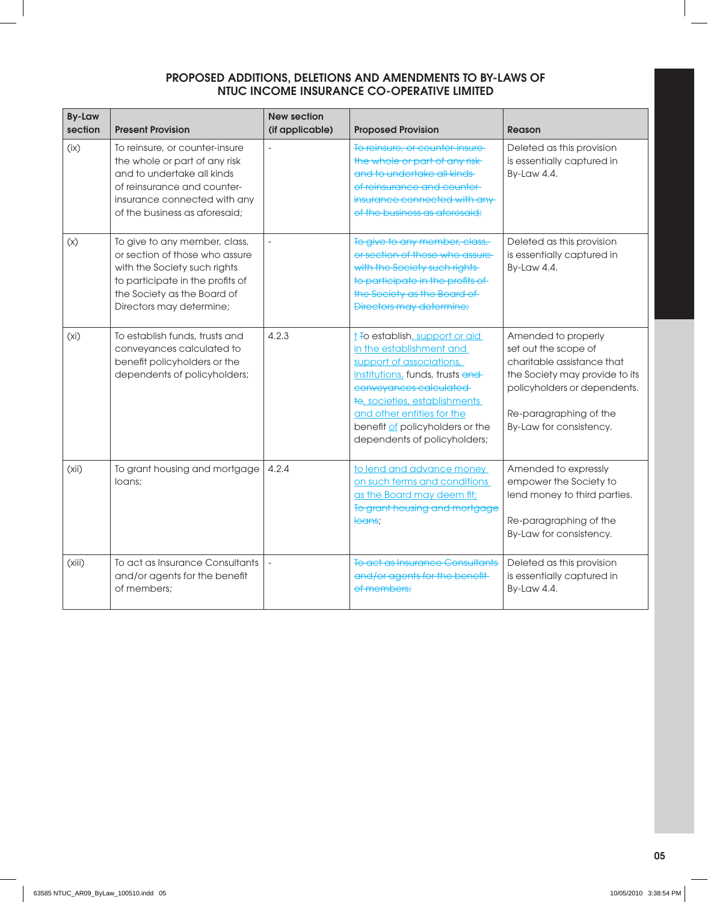## PROPOSED ADDITIONS, DELETIONS AND AMENDMENTS TO BY-LAWS OF NTUC INCOME INSURANCE CO-OPERATIVE LIMITED

| By-Law section | Present Provision | New section (if applicable) | Proposed Provision | Reason |
|---|---|---|---|---|
| (ix) | To reinsure, or counter-insure the whole or part of any risk and to undertake all kinds of reinsurance and counter-insurance connected with any of the business as aforesaid; | - | ~~To reinsure, or counter-insure the whole or part of any risk and to undertake all kinds of reinsurance and counter-insurance connected with any of the business as aforesaid;~~ | Deleted as this provision is essentially captured in By-Law 4.4. |
| (x) | To give to any member, class, or section of those who assure with the Society such rights to participate in the profits of the Society as the Board of Directors may determine; | - | ~~To give to any member, class, or section of those who assure with the Society such rights to participate in the profits of the Society as the Board of Directors may determine;~~ | Deleted as this provision is essentially captured in By-Law 4.4. |
| (xi) | To establish funds, trusts and conveyances calculated to benefit policyholders or the dependents of policyholders; | 4.2.3 | <u>t</u> ~~T~~o establish<u>, support or aid in the establishment and support of associations, institutions,</u> funds, trusts ~~and conveyances calculated to~~<u>, societies, establishments and other entities for the</u> benefit <u>of</u> policyholders or the dependents of policyholders; | Amended to properly set out the scope of charitable assistance that the Society may provide to its policyholders or dependents.<br><br>Re-paragraphing of the By-Law for consistency. |
| (xii) | To grant housing and mortgage loans; | 4.2.4 | <u>to lend and advance money on such terms and conditions as the Board may deem fit;</u> ~~To grant housing and mortgage loans~~; | Amended to expressly empower the Society to lend money to third parties.<br><br>Re-paragraphing of the By-Law for consistency. |
| (xiii) | To act as Insurance Consultants and/or agents for the benefit of members; | - | ~~To act as Insurance Consultants and/or agents for the benefit of members;~~ | Deleted as this provision is essentially captured in By-Law 4.4. |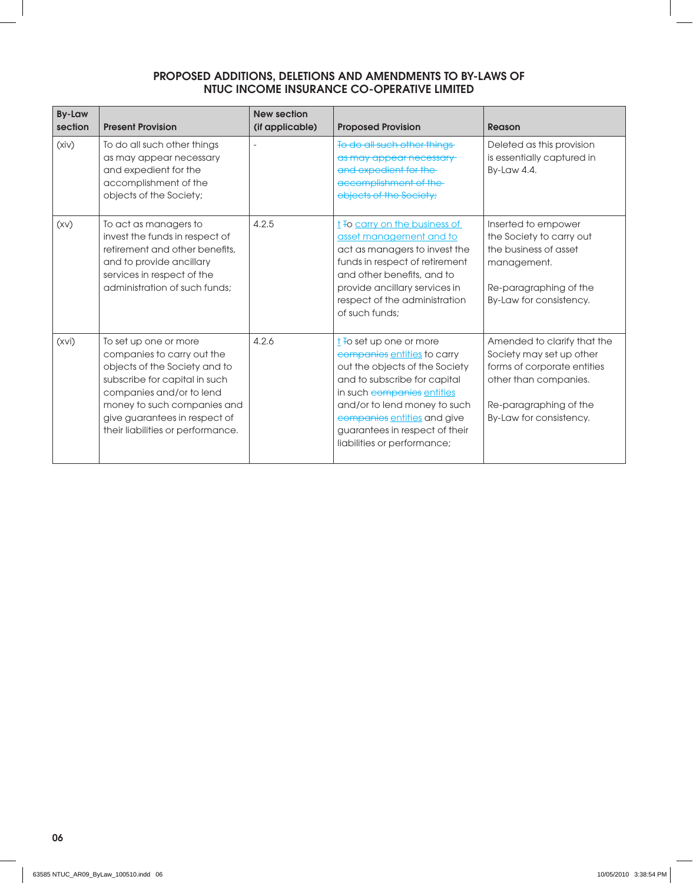## PROPOSED ADDITIONS, DELETIONS AND AMENDMENTS TO BY-LAWS OF NTUC INCOME INSURANCE CO-OPERATIVE LIMITED

| By-Law section | Present Provision | New section (if applicable) | Proposed Provision | Reason |
|---|---|---|---|---|
| (xiv) | To do all such other things as may appear necessary and expedient for the accomplishment of the objects of the Society; | - | ~~To do all such other things as may appear necessary and expedient for the accomplishment of the objects of the Society;~~ | Deleted as this provision is essentially captured in By-Law 4.4. |
| (xv) | To act as managers to invest the funds in respect of retirement and other benefits, and to provide ancillary services in respect of the administration of such funds; | 4.2.5 | <u>t</u> ~~T~~o <u>carry on the business of asset management and to</u> act as managers to invest the funds in respect of retirement and other benefits, and to provide ancillary services in respect of the administration of such funds; | Inserted to empower the Society to carry out the business of asset management.<br><br>Re-paragraphing of the By-Law for consistency. |
| (xvi) | To set up one or more companies to carry out the objects of the Society and to subscribe for capital in such companies and/or to lend money to such companies and give guarantees in respect of their liabilities or performance. | 4.2.6 | <u>t</u> ~~T~~o set up one or more ~~companies~~ <u>entities</u> to carry out the objects of the Society and to subscribe for capital in such ~~companies~~ <u>entities</u> and/or to lend money to such ~~companies~~ <u>entities</u> and give guarantees in respect of their liabilities or performance; | Amended to clarify that the Society may set up other forms of corporate entities other than companies.<br><br>Re-paragraphing of the By-Law for consistency. |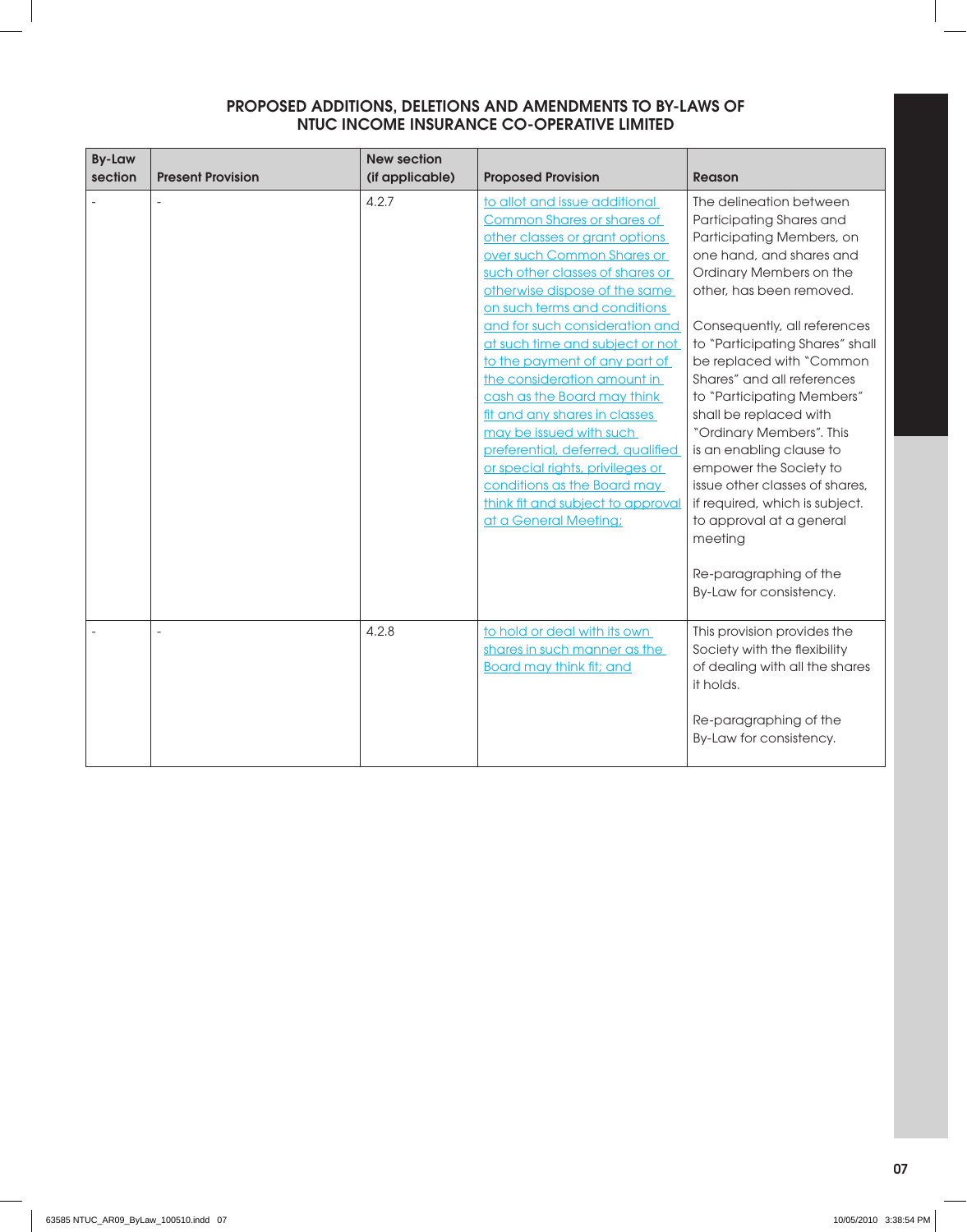## PROPOSED ADDITIONS, DELETIONS AND AMENDMENTS TO BY-LAWS OF NTUC INCOME INSURANCE CO-OPERATIVE LIMITED

| By-Law section | Present Provision | New section (if applicable) | Proposed Provision | Reason |
|---|---|---|---|---|
| - | - | 4.2.7 | to allot and issue additional Common Shares or shares of other classes or grant options over such Common Shares or such other classes of shares or otherwise dispose of the same on such terms and conditions and for such consideration and at such time and subject or not to the payment of any part of the consideration amount in cash as the Board may think fit and any shares in classes may be issued with such preferential, deferred, qualified or special rights, privileges or conditions as the Board may think fit and subject to approval at a General Meeting; | The delineation between Participating Shares and Participating Members, on one hand, and shares and Ordinary Members on the other, has been removed.<br><br>Consequently, all references to "Participating Shares" shall be replaced with "Common Shares" and all references to "Participating Members" shall be replaced with "Ordinary Members". This is an enabling clause to empower the Society to issue other classes of shares, if required, which is subject. to approval at a general meeting<br><br>Re-paragraphing of the By-Law for consistency. |
| - | - | 4.2.8 | to hold or deal with its own shares in such manner as the Board may think fit; and | This provision provides the Society with the flexibility of dealing with all the shares it holds.<br><br>Re-paragraphing of the By-Law for consistency. |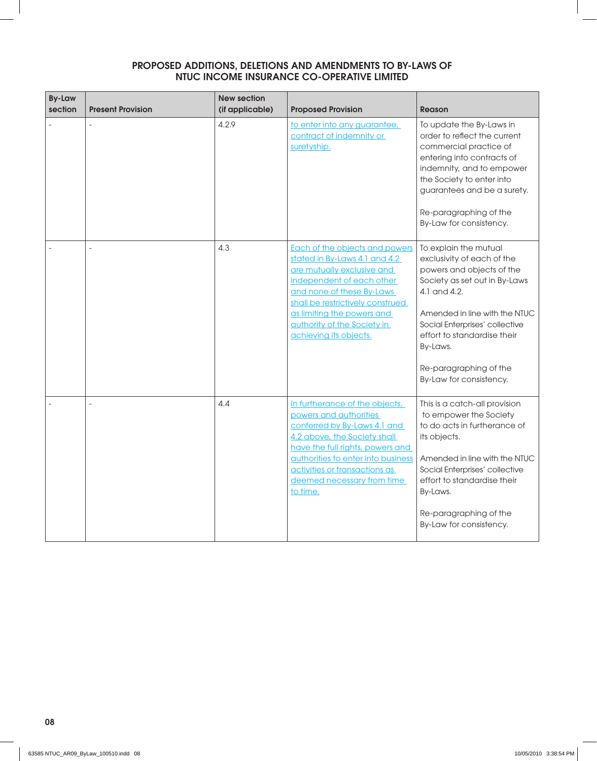## PROPOSED ADDITIONS, DELETIONS AND AMENDMENTS TO BY-LAWS OF NTUC INCOME INSURANCE CO-OPERATIVE LIMITED

| By-Law section | Present Provision | New section (if applicable) | Proposed Provision | Reason |
|---|---|---|---|---|
| - | - | 4.2.9 | to enter into any guarantee, contract of indemnity or suretyship. | To update the By-Laws in order to reflect the current commercial practice of entering into contracts of indemnity, and to empower the Society to enter into guarantees and be a surety.<br><br>Re-paragraphing of the By-Law for consistency. |
| - | - | 4.3 | Each of the objects and powers stated in By-Laws 4.1 and 4.2 are mutually exclusive and independent of each other and none of these By-Laws shall be restrictively construed as limiting the powers and authority of the Society in achieving its objects. | To explain the mutual exclusivity of each of the powers and objects of the Society as set out in By-Laws 4.1 and 4.2.<br><br>Amended in line with the NTUC Social Enterprises' collective effort to standardise their By-Laws.<br><br>Re-paragraphing of the By-Law for consistency. |
| - | - | 4.4 | In furtherance of the objects, powers and authorities conferred by By-Laws 4.1 and 4.2 above, the Society shall have the full rights, powers and authorities to enter into business activities or transactions as deemed necessary from time to time. | This is a catch-all provision to empower the Society to do acts in furtherance of its objects.<br><br>Amended in line with the NTUC Social Enterprises' collective effort to standardise their By-Laws.<br><br>Re-paragraphing of the By-Law for consistency. |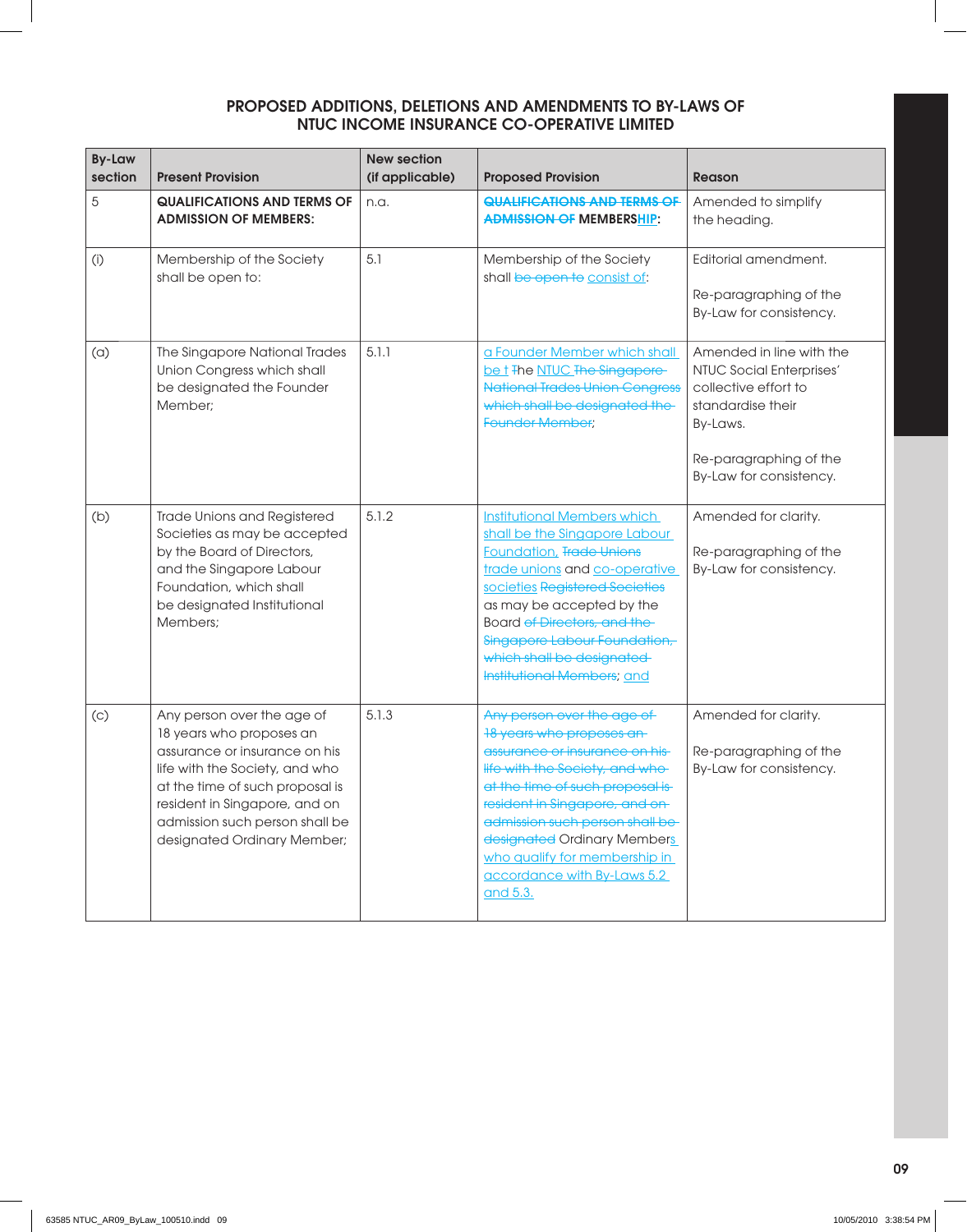## PROPOSED ADDITIONS, DELETIONS AND AMENDMENTS TO BY-LAWS OF NTUC INCOME INSURANCE CO-OPERATIVE LIMITED

| By-Law section | Present Provision | New section (if applicable) | Proposed Provision | Reason |
|---|---|---|---|---|
| 5 | **QUALIFICATIONS AND TERMS OF ADMISSION OF MEMBERS:** | n.a. | ~~**QUALIFICATIONS AND TERMS OF ADMISSION OF**~~ **MEMBERSHIP:** | Amended to simplify the heading. |
| (i) | Membership of the Society shall be open to: | 5.1 | Membership of the Society shall ~~be open to~~ consist of: | Editorial amendment.<br><br>Re-paragraphing of the By-Law for consistency. |
| (a) | The Singapore National Trades Union Congress which shall be designated the Founder Member; | 5.1.1 | a Founder Member which shall be t ~~T~~he NTUC ~~The Singapore National Trades Union Congress which shall be designated the Founder Member~~; | Amended in line with the NTUC Social Enterprises' collective effort to standardise their By-Laws.<br><br>Re-paragraphing of the By-Law for consistency. |
| (b) | Trade Unions and Registered Societies as may be accepted by the Board of Directors, and the Singapore Labour Foundation, which shall be designated Institutional Members; | 5.1.2 | Institutional Members which shall be the Singapore Labour Foundation, ~~Trade Unions~~ trade unions and co-operative societies ~~Registered Societies~~ as may be accepted by the Board ~~of Directors, and the Singapore Labour Foundation, which shall be designated Institutional Members~~; and | Amended for clarity.<br><br>Re-paragraphing of the By-Law for consistency. |
| (c) | Any person over the age of 18 years who proposes an assurance or insurance on his life with the Society, and who at the time of such proposal is resident in Singapore, and on admission such person shall be designated Ordinary Member; | 5.1.3 | ~~Any person over the age of 18 years who proposes an assurance or insurance on his life with the Society, and who at the time of such proposal is resident in Singapore, and on admission such person shall be designated~~ Ordinary Members who qualify for membership in accordance with By-Laws 5.2 and 5.3. | Amended for clarity.<br><br>Re-paragraphing of the By-Law for consistency. |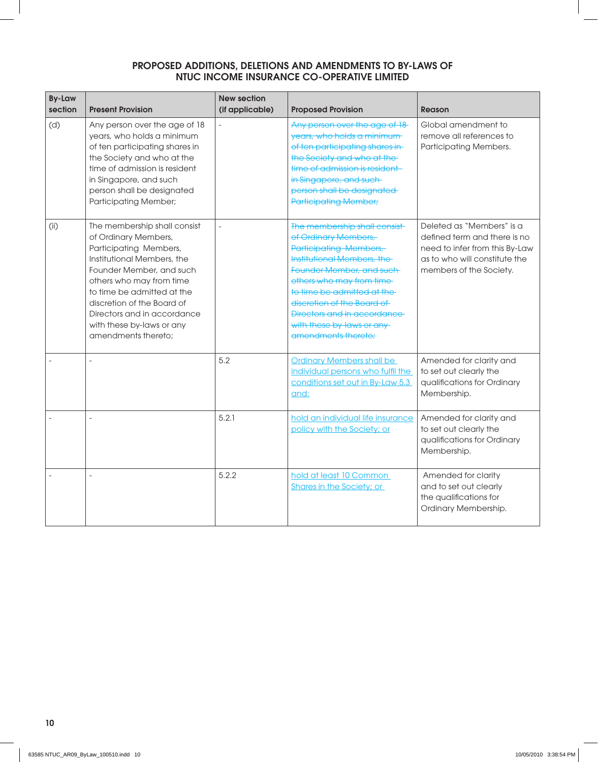## PROPOSED ADDITIONS, DELETIONS AND AMENDMENTS TO BY-LAWS OF NTUC INCOME INSURANCE CO-OPERATIVE LIMITED

| By-Law section | Present Provision | New section (if applicable) | Proposed Provision | Reason |
|---|---|---|---|---|
| (d) | Any person over the age of 18 years, who holds a minimum of ten participating shares in the Society and who at the time of admission is resident in Singapore, and such person shall be designated Participating Member; | - | ~~Any person over the age of 18 years, who holds a minimum of ten participating shares in the Society and who at the time of admission is resident in Singapore, and such person shall be designated Participating Member;~~ | Global amendment to remove all references to Participating Members. |
| (ii) | The membership shall consist of Ordinary Members, Participating Members, Institutional Members, the Founder Member, and such others who may from time to time be admitted at the discretion of the Board of Directors and in accordance with these by-laws or any amendments thereto; | - | ~~The membership shall consist of Ordinary Members, Participating Members, Institutional Members, the Founder Member, and such others who may from time to time be admitted at the discretion of the Board of Directors and in accordance with these by-laws or any amendments thereto;~~ | Deleted as "Members" is a defined term and there is no need to infer from this By-Law as to who will constitute the members of the Society. |
| - | - | 5.2 | <u>Ordinary Members shall be individual persons who fulfil the conditions set out in By-Law 5.3 and:</u> | Amended for clarity and to set out clearly the qualifications for Ordinary Membership. |
| - | - | 5.2.1 | <u>hold an individual life insurance policy with the Society; or</u> | Amended for clarity and to set out clearly the qualifications for Ordinary Membership. |
| - | - | 5.2.2 | <u>hold at least 10 Common Shares in the Society; or</u> | Amended for clarity and to set out clearly the qualifications for Ordinary Membership. |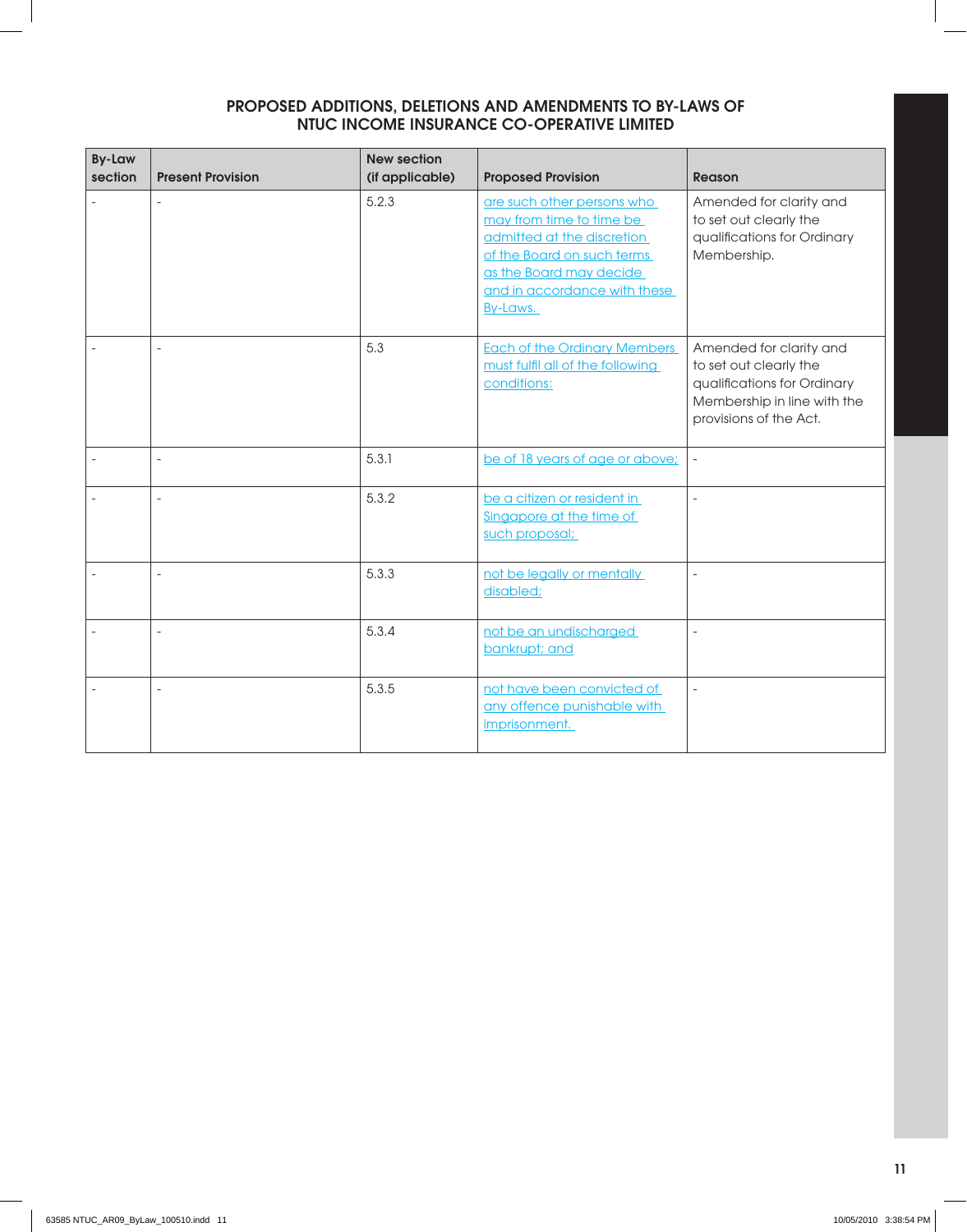## PROPOSED ADDITIONS, DELETIONS AND AMENDMENTS TO BY-LAWS OF NTUC INCOME INSURANCE CO-OPERATIVE LIMITED

| By-Law section | Present Provision | New section (if applicable) | Proposed Provision | Reason |
|---|---|---|---|---|
| - | - | 5.2.3 | are such other persons who may from time to time be admitted at the discretion of the Board on such terms as the Board may decide and in accordance with these By-Laws. | Amended for clarity and to set out clearly the qualifications for Ordinary Membership. |
| - | - | 5.3 | Each of the Ordinary Members must fulfil all of the following conditions: | Amended for clarity and to set out clearly the qualifications for Ordinary Membership in line with the provisions of the Act. |
| - | - | 5.3.1 | be of 18 years of age or above; | - |
| - | - | 5.3.2 | be a citizen or resident in Singapore at the time of such proposal; | - |
| - | - | 5.3.3 | not be legally or mentally disabled; | - |
| - | - | 5.3.4 | not be an undischarged bankrupt; and | - |
| - | - | 5.3.5 | not have been convicted of any offence punishable with imprisonment. | - |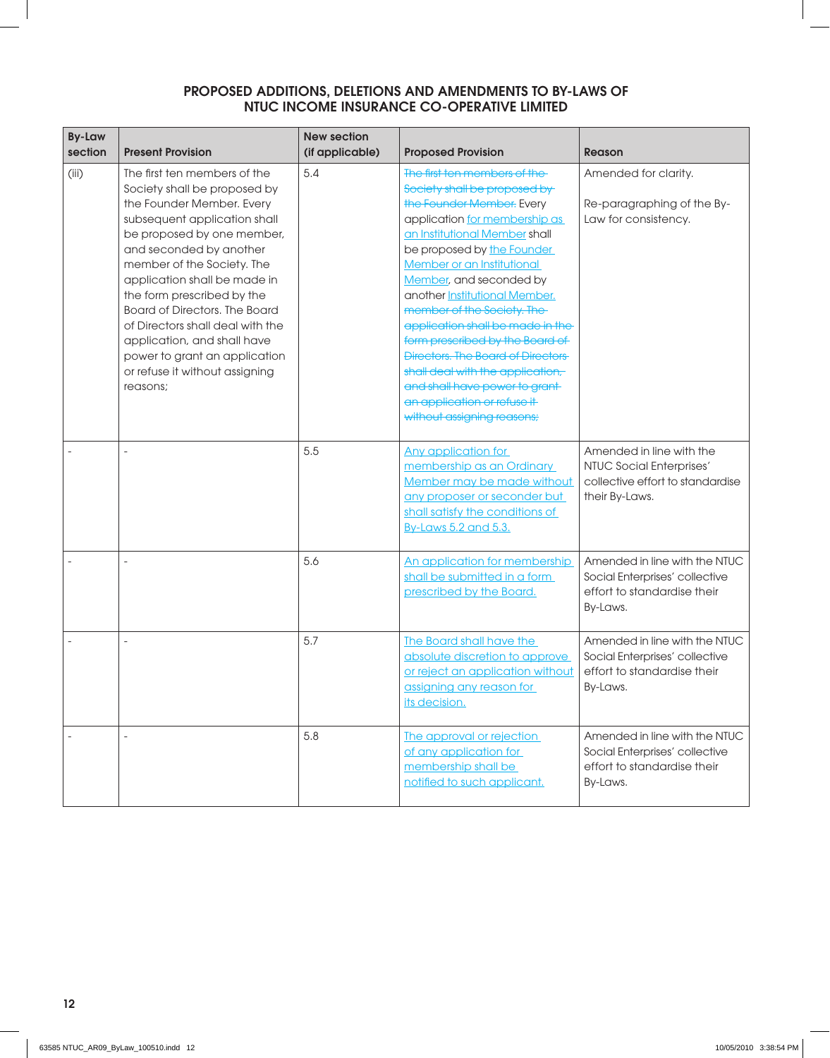## PROPOSED ADDITIONS, DELETIONS AND AMENDMENTS TO BY-LAWS OF NTUC INCOME INSURANCE CO-OPERATIVE LIMITED

| By-Law section | Present Provision | New section (if applicable) | Proposed Provision | Reason |
|---|---|---|---|---|
| (iii) | The first ten members of the Society shall be proposed by the Founder Member. Every subsequent application shall be proposed by one member, and seconded by another member of the Society. The application shall be made in the form prescribed by the Board of Directors. The Board of Directors shall deal with the application, and shall have power to grant an application or refuse it without assigning reasons; | 5.4 | ~~The first ten members of the Society shall be proposed by the Founder Member.~~ Every application <u>for membership as an Institutional Member</u> shall be proposed by <u>the Founder Member or an Institutional Member</u>, and seconded by another <u>Institutional Member.</u> ~~member of the Society. The application shall be made in the form prescribed by the Board of Directors. The Board of Directors shall deal with the application, and shall have power to grant an application or refuse it without assigning reasons;~~ | Amended for clarity.<br><br>Re-paragraphing of the By-Law for consistency. |
| - | - | 5.5 | <u>Any application for membership as an Ordinary Member may be made without any proposer or seconder but shall satisfy the conditions of By-Laws 5.2 and 5.3.</u> | Amended in line with the NTUC Social Enterprises' collective effort to standardise their By-Laws. |
| - | - | 5.6 | <u>An application for membership shall be submitted in a form prescribed by the Board.</u> | Amended in line with the NTUC Social Enterprises' collective effort to standardise their By-Laws. |
| - | - | 5.7 | <u>The Board shall have the absolute discretion to approve or reject an application without assigning any reason for its decision.</u> | Amended in line with the NTUC Social Enterprises' collective effort to standardise their By-Laws. |
| - | - | 5.8 | <u>The approval or rejection of any application for membership shall be notified to such applicant.</u> | Amended in line with the NTUC Social Enterprises' collective effort to standardise their By-Laws. |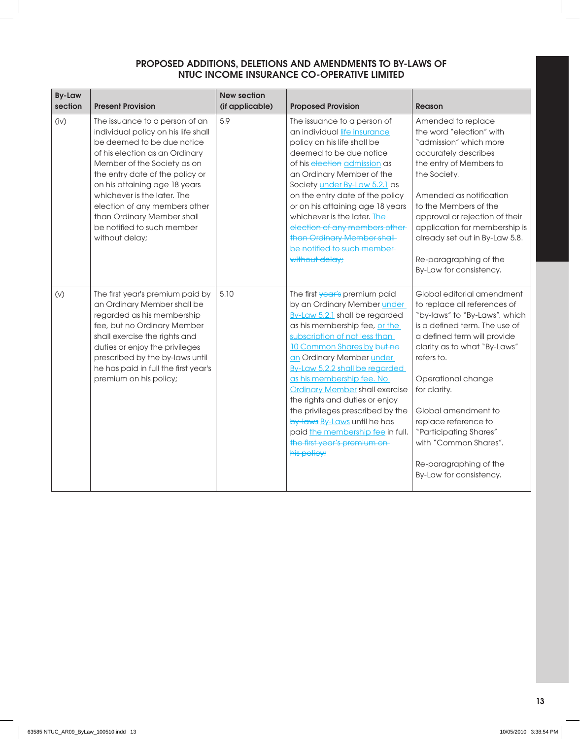## PROPOSED ADDITIONS, DELETIONS AND AMENDMENTS TO BY-LAWS OF NTUC INCOME INSURANCE CO-OPERATIVE LIMITED

| By-Law section | Present Provision | New section (if applicable) | Proposed Provision | Reason |
|---|---|---|---|---|
| (iv) | The issuance to a person of an individual policy on his life shall be deemed to be due notice of his election as an Ordinary Member of the Society as on the entry date of the policy or on his attaining age 18 years whichever is the later. The election of any members other than Ordinary Member shall be notified to such member without delay; | 5.9 | The issuance to a person of an individual <u>life insurance</u> policy on his life shall be deemed to be due notice of his ~~election~~ <u>admission</u> as an Ordinary Member of the Society <u>under By-Law 5.2.1</u> as on the entry date of the policy or on his attaining age 18 years whichever is the later. ~~The election of any members other than Ordinary Member shall be notified to such member without delay;~~ | Amended to replace the word "election" with "admission" which more accurately describes the entry of Members to the Society.<br><br>Amended as notification to the Members of the approval or rejection of their application for membership is already set out in By-Law 5.8.<br><br>Re-paragraphing of the By-Law for consistency. |
| (v) | The first year's premium paid by an Ordinary Member shall be regarded as his membership fee, but no Ordinary Member shall exercise the rights and duties or enjoy the privileges prescribed by the by-laws until he has paid in full the first year's premium on his policy; | 5.10 | The first ~~year's~~ premium paid by an Ordinary Member <u>under By-Law 5.2.1</u> shall be regarded as his membership fee, <u>or the subscription of not less than 10 Common Shares by</u> ~~but no~~ <u>an</u> Ordinary Member <u>under By-Law 5.2.2 shall be regarded as his membership fee. No Ordinary Member</u> shall exercise the rights and duties or enjoy the privileges prescribed by the ~~by-laws~~ <u>By-Laws</u> until he has paid <u>the membership fee</u> in full. ~~the first year's premium on his policy;~~ | Global editorial amendment to replace all references of "by-laws" to "By-Laws", which is a defined term. The use of a defined term will provide clarity as to what "By-Laws" refers to.<br><br>Operational change for clarity.<br><br>Global amendment to replace reference to "Participating Shares" with "Common Shares".<br><br>Re-paragraphing of the By-Law for consistency. |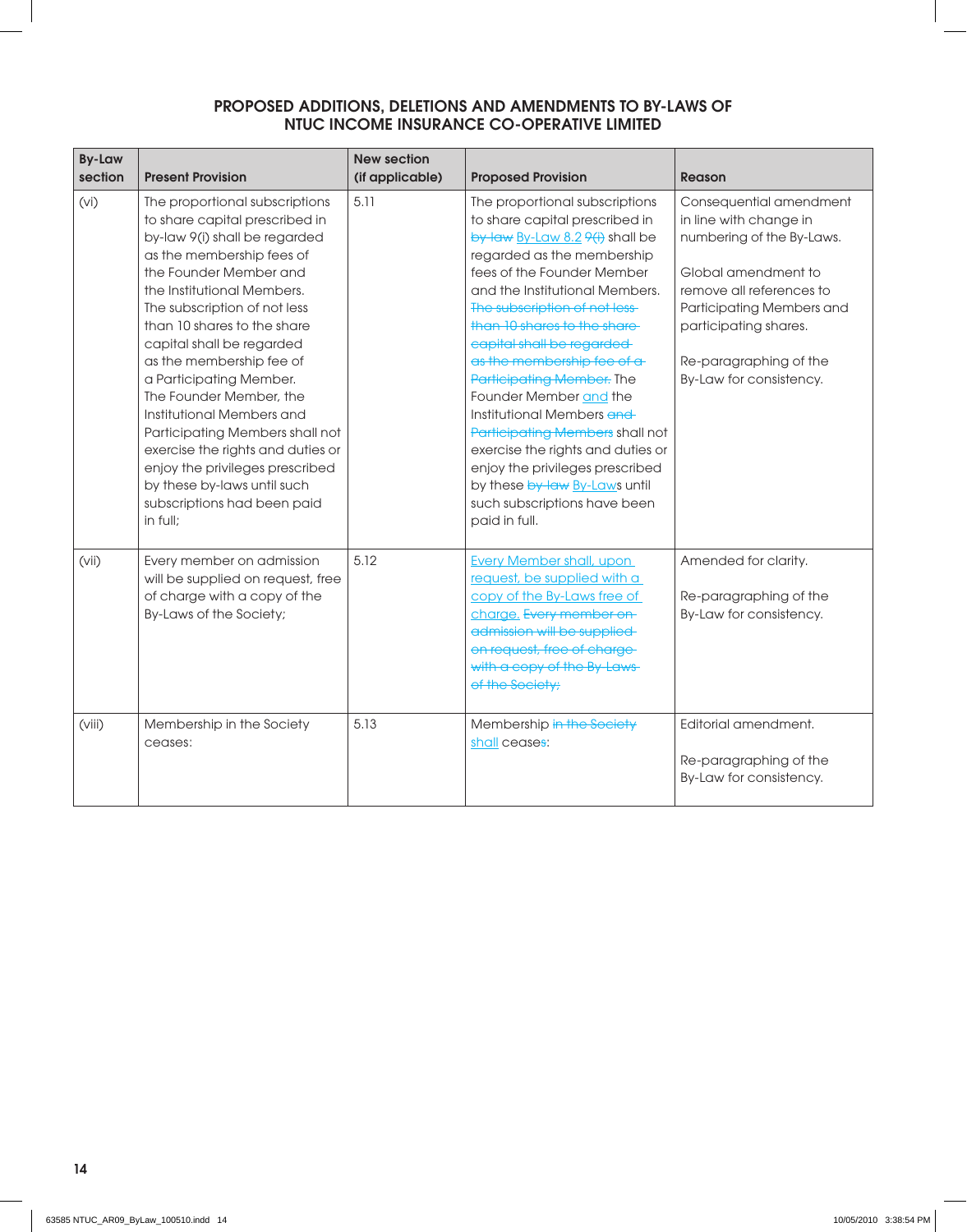## PROPOSED ADDITIONS, DELETIONS AND AMENDMENTS TO BY-LAWS OF NTUC INCOME INSURANCE CO-OPERATIVE LIMITED

| By-Law section | Present Provision | New section (if applicable) | Proposed Provision | Reason |
|---|---|---|---|---|
| (vi) | The proportional subscriptions to share capital prescribed in by-law 9(i) shall be regarded as the membership fees of the Founder Member and the Institutional Members. The subscription of not less than 10 shares to the share capital shall be regarded as the membership fee of a Participating Member. The Founder Member, the Institutional Members and Participating Members shall not exercise the rights and duties or enjoy the privileges prescribed by these by-laws until such subscriptions had been paid in full; | 5.11 | The proportional subscriptions to share capital prescribed in ~~by-law~~ By-Law 8.2 ~~9(i)~~ shall be regarded as the membership fees of the Founder Member and the Institutional Members. ~~The subscription of not less than 10 shares to the share capital shall be regarded as the membership fee of a Participating Member.~~ The Founder Member and the Institutional Members ~~and Participating Members~~ shall not exercise the rights and duties or enjoy the privileges prescribed by these ~~by-law~~ By-Laws until such subscriptions have been paid in full. | Consequential amendment in line with change in numbering of the By-Laws.<br><br>Global amendment to remove all references to Participating Members and participating shares.<br><br>Re-paragraphing of the By-Law for consistency. |
| (vii) | Every member on admission will be supplied on request, free of charge with a copy of the By-Laws of the Society; | 5.12 | Every Member shall, upon request, be supplied with a copy of the By-Laws free of charge. ~~Every member on admission will be supplied on request, free of charge with a copy of the By-Laws of the Society;~~ | Amended for clarity.<br><br>Re-paragraphing of the By-Law for consistency. |
| (viii) | Membership in the Society ceases: | 5.13 | Membership ~~in the Society~~ shall cease~~s~~: | Editorial amendment.<br><br>Re-paragraphing of the By-Law for consistency. |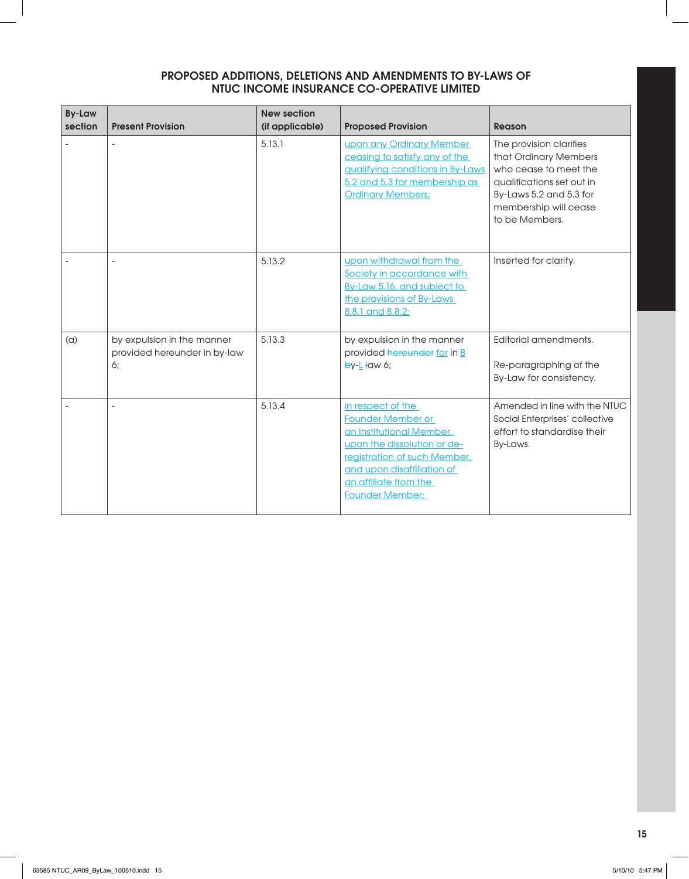## PROPOSED ADDITIONS, DELETIONS AND AMENDMENTS TO BY-LAWS OF NTUC INCOME INSURANCE CO-OPERATIVE LIMITED

| By-Law section | Present Provision | New section (if applicable) | Proposed Provision | Reason |
|---|---|---|---|---|
| - | - | 5.13.1 | upon any Ordinary Member ceasing to satisfy any of the qualifying conditions in By-Laws 5.2 and 5.3 for membership as Ordinary Members; | The provision clarifies that Ordinary Members who cease to meet the qualifications set out in By-Laws 5.2 and 5.3 for membership will cease to be Members. |
| - | - | 5.13.2 | upon withdrawal from the Society in accordance with By-Law 5.16, and subject to the provisions of By-Laws 8.8.1 and 8.8.2; | Inserted for clarity. |
| (a) | by expulsion in the manner provided hereunder in by-law 6; | 5.13.3 | by expulsion in the manner provided ~~hereunder~~ for in B ~~b~~y-L ~~l~~aw 6; | Editorial amendments.<br><br>Re-paragraphing of the By-Law for consistency. |
| - | - | 5.13.4 | in respect of the Founder Member or an Institutional Member, upon the dissolution or de-registration of such Member, and upon disaffiliation of an affiliate from the Founder Member; | Amended in line with the NTUC Social Enterprises' collective effort to standardise their By-Laws. |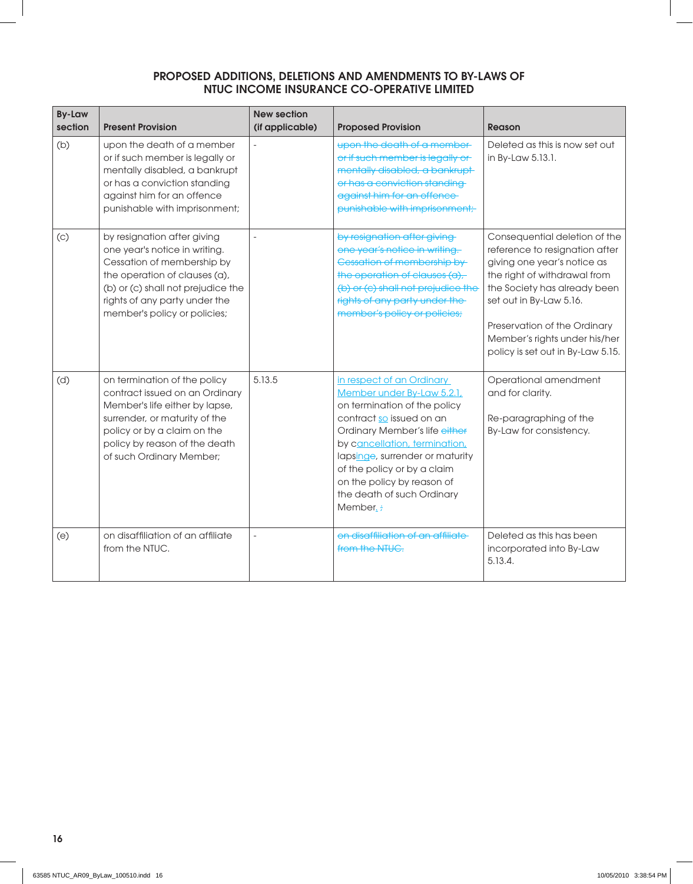## PROPOSED ADDITIONS, DELETIONS AND AMENDMENTS TO BY-LAWS OF NTUC INCOME INSURANCE CO-OPERATIVE LIMITED

| By-Law section | Present Provision | New section (if applicable) | Proposed Provision | Reason |
|---|---|---|---|---|
| (b) | upon the death of a member or if such member is legally or mentally disabled, a bankrupt or has a conviction standing against him for an offence punishable with imprisonment; | - | ~~upon the death of a member or if such member is legally or mentally disabled, a bankrupt or has a conviction standing against him for an offence punishable with imprisonment;~~ | Deleted as this is now set out in By-Law 5.13.1. |
| (c) | by resignation after giving one year's notice in writing. Cessation of membership by the operation of clauses (a), (b) or (c) shall not prejudice the rights of any party under the member's policy or policies; | - | ~~by resignation after giving one year's notice in writing. Cessation of membership by the operation of clauses (a), (b) or (c) shall not prejudice the rights of any party under the member's policy or policies;~~ | Consequential deletion of the reference to resignation after giving one year's notice as the right of withdrawal from the Society has already been set out in By-Law 5.16.<br><br>Preservation of the Ordinary Member's rights under his/her policy is set out in By-Law 5.15. |
| (d) | on termination of the policy contract issued on an Ordinary Member's life either by lapse, surrender, or maturity of the policy or by a claim on the policy by reason of the death of such Ordinary Member; | 5.13.5 | <u>in respect of an Ordinary Member under By-Law 5.2.1,</u> on termination of the policy contract <u>so</u> issued on an Ordinary Member's life ~~either~~ by c<u>ancellation, termination,</u> laps<u>ing</u>~~e~~, surrender or maturity of the policy or by a claim on the policy by reason of the death of such Ordinary Member<u>.</u> ~~;~~ | Operational amendment and for clarity.<br><br>Re-paragraphing of the By-Law for consistency. |
| (e) | on disaffiliation of an affiliate from the NTUC. | - | ~~on disaffiliation of an affiliate from the NTUC.~~ | Deleted as this has been incorporated into By-Law 5.13.4. |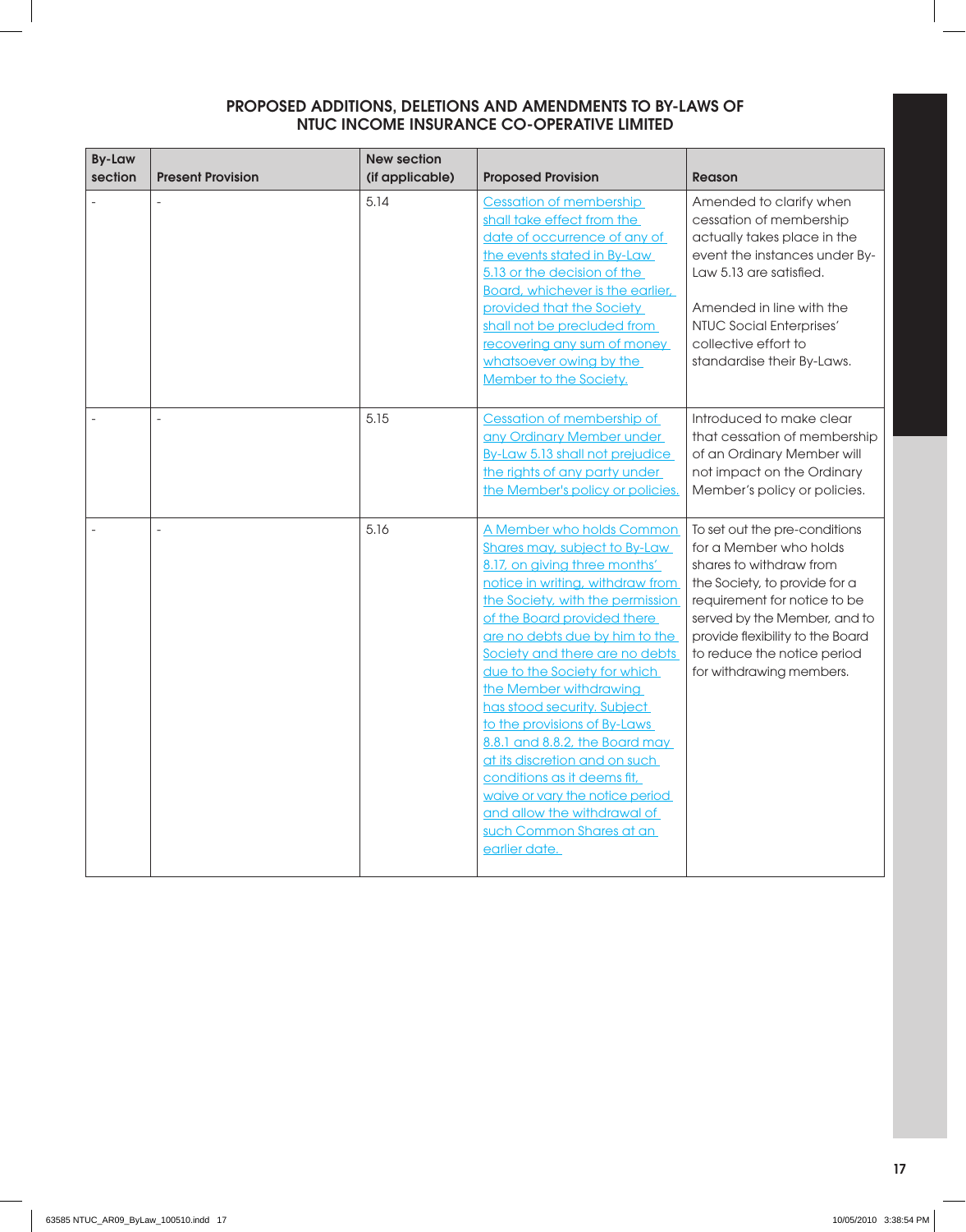## PROPOSED ADDITIONS, DELETIONS AND AMENDMENTS TO BY-LAWS OF NTUC INCOME INSURANCE CO-OPERATIVE LIMITED

| By-Law section | Present Provision | New section (if applicable) | Proposed Provision | Reason |
|---|---|---|---|---|
| - | - | 5.14 | Cessation of membership shall take effect from the date of occurrence of any of the events stated in By-Law 5.13 or the decision of the Board, whichever is the earlier, provided that the Society shall not be precluded from recovering any sum of money whatsoever owing by the Member to the Society. | Amended to clarify when cessation of membership actually takes place in the event the instances under By-Law 5.13 are satisfied.<br><br>Amended in line with the NTUC Social Enterprises' collective effort to standardise their By-Laws. |
| - | - | 5.15 | Cessation of membership of any Ordinary Member under By-Law 5.13 shall not prejudice the rights of any party under the Member's policy or policies. | Introduced to make clear that cessation of membership of an Ordinary Member will not impact on the Ordinary Member's policy or policies. |
| - | - | 5.16 | A Member who holds Common Shares may, subject to By-Law 8.17, on giving three months' notice in writing, withdraw from the Society, with the permission of the Board provided there are no debts due by him to the Society and there are no debts due to the Society for which the Member withdrawing has stood security. Subject to the provisions of By-Laws 8.8.1 and 8.8.2, the Board may at its discretion and on such conditions as it deems fit, waive or vary the notice period and allow the withdrawal of such Common Shares at an earlier date. | To set out the pre-conditions for a Member who holds shares to withdraw from the Society, to provide for a requirement for notice to be served by the Member, and to provide flexibility to the Board to reduce the notice period for withdrawing members. |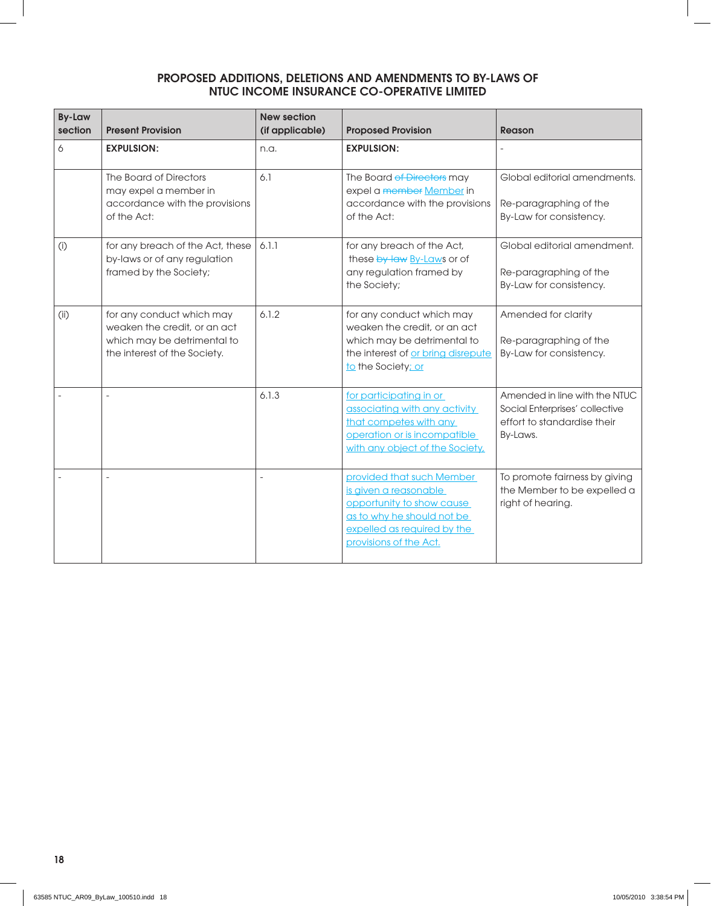## PROPOSED ADDITIONS, DELETIONS AND AMENDMENTS TO BY-LAWS OF NTUC INCOME INSURANCE CO-OPERATIVE LIMITED

| By-Law section | Present Provision | New section (if applicable) | Proposed Provision | Reason |
|---|---|---|---|---|
| 6 | **EXPULSION:** | n.a. | **EXPULSION:** | - |
| | The Board of Directors may expel a member in accordance with the provisions of the Act: | 6.1 | The Board ~~of Directors~~ may expel a ~~member~~ Member in accordance with the provisions of the Act: | Global editorial amendments.<br><br>Re-paragraphing of the By-Law for consistency. |
| (i) | for any breach of the Act, these by-laws or of any regulation framed by the Society; | 6.1.1 | for any breach of the Act, these ~~by-law~~ By-Laws or of any regulation framed by the Society; | Global editorial amendment.<br><br>Re-paragraphing of the By-Law for consistency. |
| (ii) | for any conduct which may weaken the credit, or an act which may be detrimental to the interest of the Society. | 6.1.2 | for any conduct which may weaken the credit, or an act which may be detrimental to the interest of or bring disrepute to the Society; or | Amended for clarity<br><br>Re-paragraphing of the By-Law for consistency. |
| - | - | 6.1.3 | for participating in or associating with any activity that competes with any operation or is incompatible with any object of the Society, | Amended in line with the NTUC Social Enterprises' collective effort to standardise their By-Laws. |
| - | - | - | provided that such Member is given a reasonable opportunity to show cause as to why he should not be expelled as required by the provisions of the Act. | To promote fairness by giving the Member to be expelled a right of hearing. |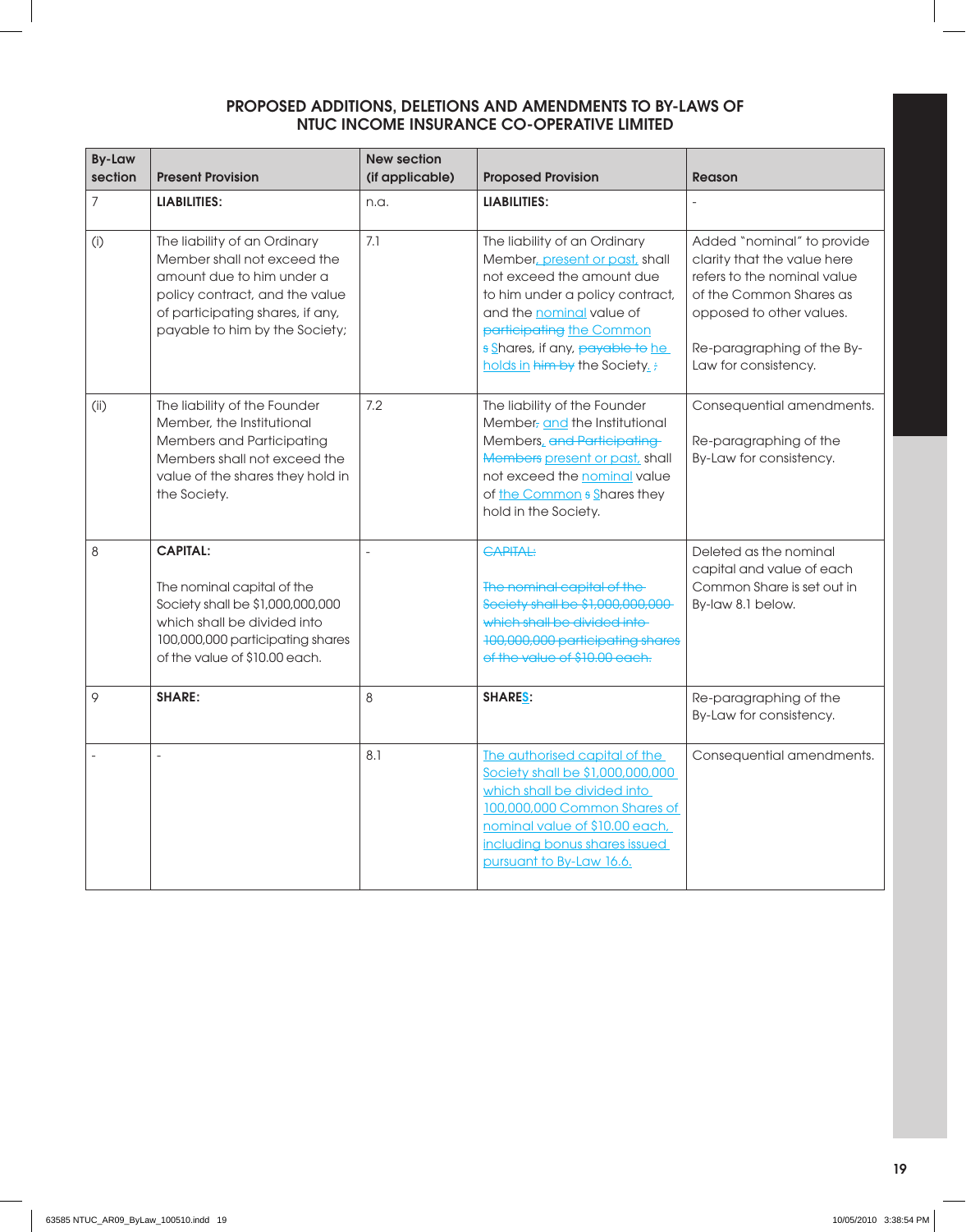## PROPOSED ADDITIONS, DELETIONS AND AMENDMENTS TO BY-LAWS OF NTUC INCOME INSURANCE CO-OPERATIVE LIMITED

| By-Law section | Present Provision | New section (if applicable) | Proposed Provision | Reason |
|---|---|---|---|---|
| 7 | **LIABILITIES:** | n.a. | **LIABILITIES:** | - |
| (i) | The liability of an Ordinary Member shall not exceed the amount due to him under a policy contract, and the value of participating shares, if any, payable to him by the Society; | 7.1 | The liability of an Ordinary Member, present or past, shall not exceed the amount due to him under a policy contract, and the nominal value of ~~participating~~ the Common ~~s~~ Shares, if any, ~~payable to~~ he holds in ~~him by~~ the Society. ~~;~~ | Added "nominal" to provide clarity that the value here refers to the nominal value of the Common Shares as opposed to other values.<br><br>Re-paragraphing of the By-Law for consistency. |
| (ii) | The liability of the Founder Member, the Institutional Members and Participating Members shall not exceed the value of the shares they hold in the Society. | 7.2 | The liability of the Founder Member~~,~~ and the Institutional Members, ~~and Participating Members~~ present or past, shall not exceed the nominal value of the Common ~~s~~ Shares they hold in the Society. | Consequential amendments.<br><br>Re-paragraphing of the By-Law for consistency. |
| 8 | **CAPITAL:**<br><br>The nominal capital of the Society shall be $1,000,000,000 which shall be divided into 100,000,000 participating shares of the value of $10.00 each. | - | ~~CAPITAL:~~<br><br>~~The nominal capital of the Society shall be $1,000,000,000 which shall be divided into 100,000,000 participating shares of the value of $10.00 each.~~ | Deleted as the nominal capital and value of each Common Share is set out in By-law 8.1 below. |
| 9 | **SHARE:** | 8 | **SHARES:** | Re-paragraphing of the By-Law for consistency. |
| - | - | 8.1 | The authorised capital of the Society shall be $1,000,000,000 which shall be divided into 100,000,000 Common Shares of nominal value of $10.00 each, including bonus shares issued pursuant to By-Law 16.6. | Consequential amendments. |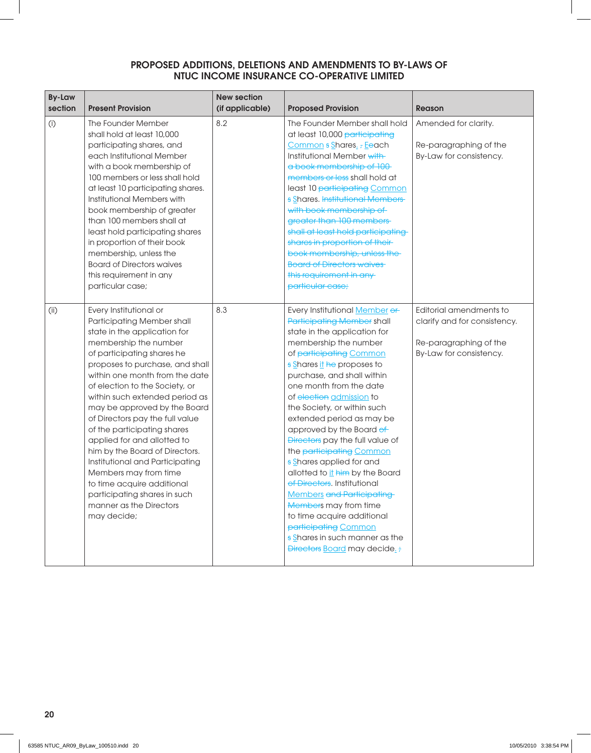## PROPOSED ADDITIONS, DELETIONS AND AMENDMENTS TO BY-LAWS OF NTUC INCOME INSURANCE CO-OPERATIVE LIMITED

| By-Law section | Present Provision | New section (if applicable) | Proposed Provision | Reason |
|---|---|---|---|---|
| (i) | The Founder Member shall hold at least 10,000 participating shares, and each Institutional Member with a book membership of 100 members or less shall hold at least 10 participating shares. Institutional Members with book membership of greater than 100 members shall at least hold participating shares in proportion of their book membership, unless the Board of Directors waives this requirement in any particular case; | 8.2 | The Founder Member shall hold at least 10,000 ~~participating~~ Common ~~s~~ Shares. ~~,~~ ~~E~~each Institutional Member ~~with a book membership of 100 members or less~~ shall hold at least 10 ~~participating~~ Common ~~s~~ Shares. ~~Institutional Members with book membership of greater than 100 members shall at least hold participating shares in proportion of their book membership, unless the Board of Directors waives this requirement in any particular case;~~ | Amended for clarity.<br><br>Re-paragraphing of the By-Law for consistency. |
| (ii) | Every Institutional or Participating Member shall state in the application for membership the number of participating shares he proposes to purchase, and shall within one month from the date of election to the Society, or within such extended period as may be approved by the Board of Directors pay the full value of the participating shares applied for and allotted to him by the Board of Directors. Institutional and Participating Members may from time to time acquire additional participating shares in such manner as the Directors may decide; | 8.3 | Every Institutional Member ~~or Participating Member~~ shall state in the application for membership the number of ~~participating~~ Common ~~s~~ Shares it ~~he~~ proposes to purchase, and shall within one month from the date of ~~election~~ admission to the Society, or within such extended period as may be approved by the Board ~~of Directors~~ pay the full value of the ~~participating~~ Common ~~s~~ Shares applied for and allotted to it ~~him~~ by the Board ~~of Directors~~. Institutional Members ~~and Participating Members~~ may from time to time acquire additional ~~participating~~ Common ~~s~~ Shares in such manner as the ~~Directors~~ Board may decide. ~~;~~ | Editorial amendments to clarify and for consistency.<br><br>Re-paragraphing of the By-Law for consistency. |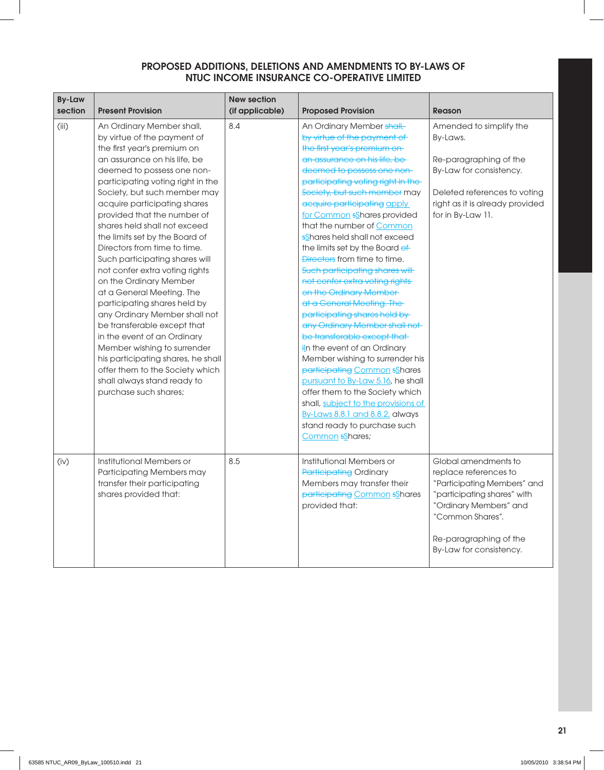## PROPOSED ADDITIONS, DELETIONS AND AMENDMENTS TO BY-LAWS OF NTUC INCOME INSURANCE CO-OPERATIVE LIMITED

| By-Law section | Present Provision | New section (if applicable) | Proposed Provision | Reason |
|---|---|---|---|---|
| (iii) | An Ordinary Member shall, by virtue of the payment of the first year's premium on an assurance on his life, be deemed to possess one non-participating voting right in the Society, but such member may acquire participating shares provided that the number of shares held shall not exceed the limits set by the Board of Directors from time to time. Such participating shares will not confer extra voting rights on the Ordinary Member at a General Meeting. The participating shares held by any Ordinary Member shall not be transferable except that in the event of an Ordinary Member wishing to surrender his participating shares, he shall offer them to the Society which shall always stand ready to purchase such shares; | 8.4 | An Ordinary Member ~~shall, by virtue of the payment of the first year's premium on an assurance on his life, be deemed to possess one non-participating voting right in the Society, but such member~~ may ~~acquire participating~~ apply for Common ~~s~~Shares provided that the number of Common ~~s~~Shares held shall not exceed the limits set by the Board ~~of Directors~~ from time to time. ~~Such participating shares will not confer extra voting rights on the Ordinary Member at a General Meeting. The participating shares held by any Ordinary Member shall not be transferable except that~~ ~~i~~In the event of an Ordinary Member wishing to surrender his ~~participating~~ Common ~~s~~Shares pursuant to By-Law 5.16, he shall offer them to the Society which shall, subject to the provisions of By-Laws 8.8.1 and 8.8.2, always stand ready to purchase such Common ~~s~~Shares; | Amended to simplify the By-Laws.<br><br>Re-paragraphing of the By-Law for consistency.<br><br>Deleted references to voting right as it is already provided for in By-Law 11. |
| (iv) | Institutional Members or Participating Members may transfer their participating shares provided that: | 8.5 | Institutional Members or ~~Participating~~ Ordinary Members may transfer their ~~participating~~ Common ~~s~~Shares provided that: | Global amendments to replace references to "Participating Members" and "participating shares" with "Ordinary Members" and "Common Shares".<br><br>Re-paragraphing of the By-Law for consistency. |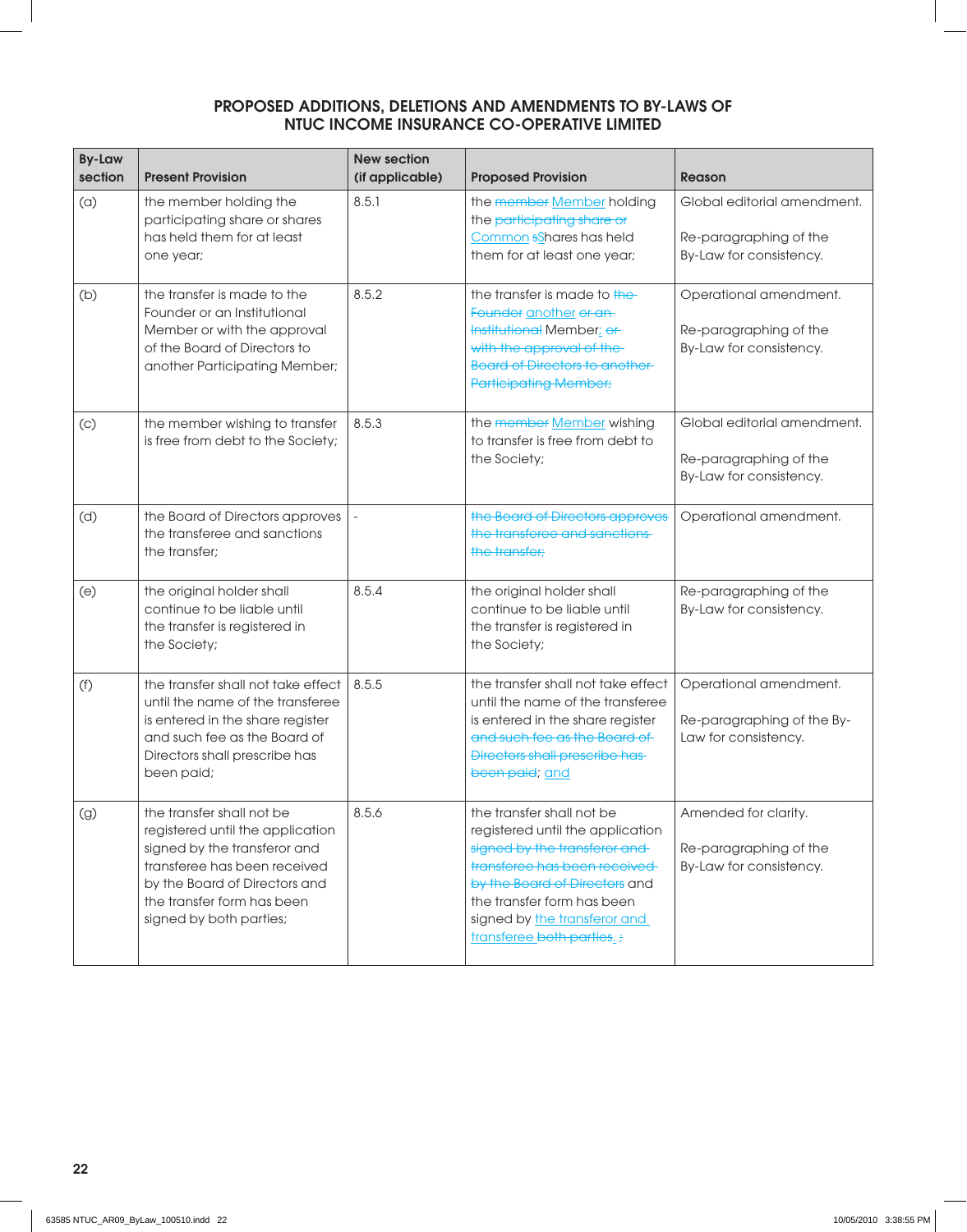## PROPOSED ADDITIONS, DELETIONS AND AMENDMENTS TO BY-LAWS OF NTUC INCOME INSURANCE CO-OPERATIVE LIMITED

| By-Law section | Present Provision | New section (if applicable) | Proposed Provision | Reason |
|---|---|---|---|---|
| (a) | the member holding the participating share or shares has held them for at least one year; | 8.5.1 | the ~~member~~ Member holding the ~~participating share or~~ Common ~~s~~Shares has held them for at least one year; | Global editorial amendment. Re-paragraphing of the By-Law for consistency. |
| (b) | the transfer is made to the Founder or an Institutional Member or with the approval of the Board of Directors to another Participating Member; | 8.5.2 | the transfer is made to ~~the Founder~~ another ~~or an Institutional~~ Member; ~~or with the approval of the Board of Directors to another Participating Member;~~ | Operational amendment. Re-paragraphing of the By-Law for consistency. |
| (c) | the member wishing to transfer is free from debt to the Society; | 8.5.3 | the ~~member~~ Member wishing to transfer is free from debt to the Society; | Global editorial amendment. Re-paragraphing of the By-Law for consistency. |
| (d) | the Board of Directors approves the transferee and sanctions the transfer; | - | ~~the Board of Directors approves the transferee and sanctions the transfer;~~ | Operational amendment. |
| (e) | the original holder shall continue to be liable until the transfer is registered in the Society; | 8.5.4 | the original holder shall continue to be liable until the transfer is registered in the Society; | Re-paragraphing of the By-Law for consistency. |
| (f) | the transfer shall not take effect until the name of the transferee is entered in the share register and such fee as the Board of Directors shall prescribe has been paid; | 8.5.5 | the transfer shall not take effect until the name of the transferee is entered in the share register ~~and such fee as the Board of Directors shall prescribe has been paid~~; and | Operational amendment. Re-paragraphing of the By-Law for consistency. |
| (g) | the transfer shall not be registered until the application signed by the transferor and transferee has been received by the Board of Directors and the transfer form has been signed by both parties; | 8.5.6 | the transfer shall not be registered until the application ~~signed by the transferor and transferee has been received by the Board of Directors~~ and the transfer form has been signed by the transferor and transferee ~~both parties~~. ~~;~~ | Amended for clarity. Re-paragraphing of the By-Law for consistency. |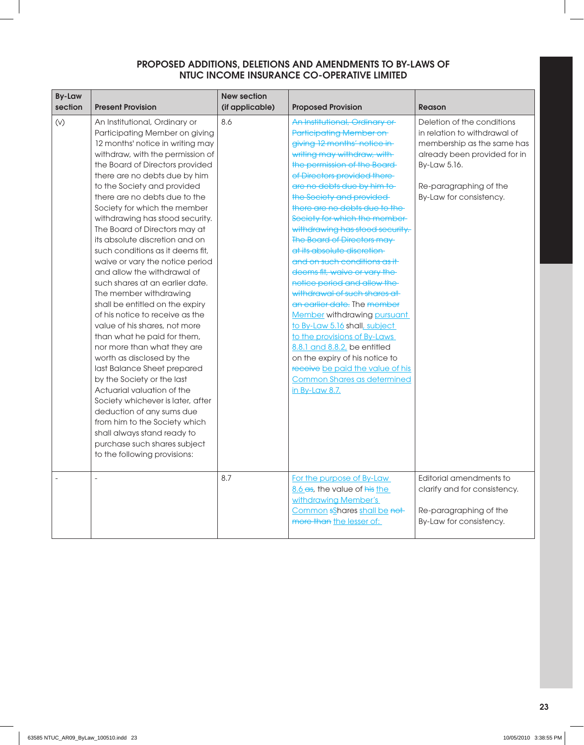## PROPOSED ADDITIONS, DELETIONS AND AMENDMENTS TO BY-LAWS OF NTUC INCOME INSURANCE CO-OPERATIVE LIMITED

| By-Law section | Present Provision | New section (if applicable) | Proposed Provision | Reason |
|---|---|---|---|---|
| (v) | An Institutional, Ordinary or Participating Member on giving 12 months' notice in writing may withdraw, with the permission of the Board of Directors provided there are no debts due by him to the Society and provided there are no debts due to the Society for which the member withdrawing has stood security. The Board of Directors may at its absolute discretion and on such conditions as it deems fit, waive or vary the notice period and allow the withdrawal of such shares at an earlier date. The member withdrawing shall be entitled on the expiry of his notice to receive as the value of his shares, not more than what he paid for them, nor more than what they are worth as disclosed by the last Balance Sheet prepared by the Society or the last Actuarial valuation of the Society whichever is later, after deduction of any sums due from him to the Society which shall always stand ready to purchase such shares subject to the following provisions: | 8.6 | ~~An Institutional, Ordinary or Participating Member on giving 12 months' notice in writing may withdraw, with the permission of the Board of Directors provided there are no debts due by him to the Society and provided there are no debts due to the Society for which the member withdrawing has stood security. The Board of Directors may at its absolute discretion and on such conditions as it deems fit, waive or vary the notice period and allow the withdrawal of such shares at an earlier date.~~ The ~~member~~ Member withdrawing pursuant to By-Law 5.16 shall, subject to the provisions of By-Laws 8.8.1 and 8.8.2, be entitled on the expiry of his notice to ~~receive~~ be paid the value of his Common Shares as determined in By-Law 8.7. | Deletion of the conditions in relation to withdrawal of membership as the same has already been provided for in By-Law 5.16.<br><br>Re-paragraphing of the By-Law for consistency. |
| - | - | 8.7 | For the purpose of By-Law 8.6 ~~as~~, the value of ~~his~~ the withdrawing Member's Common ~~s~~Shares shall be ~~not more than~~ the lesser of: | Editorial amendments to clarify and for consistency.<br><br>Re-paragraphing of the By-Law for consistency. |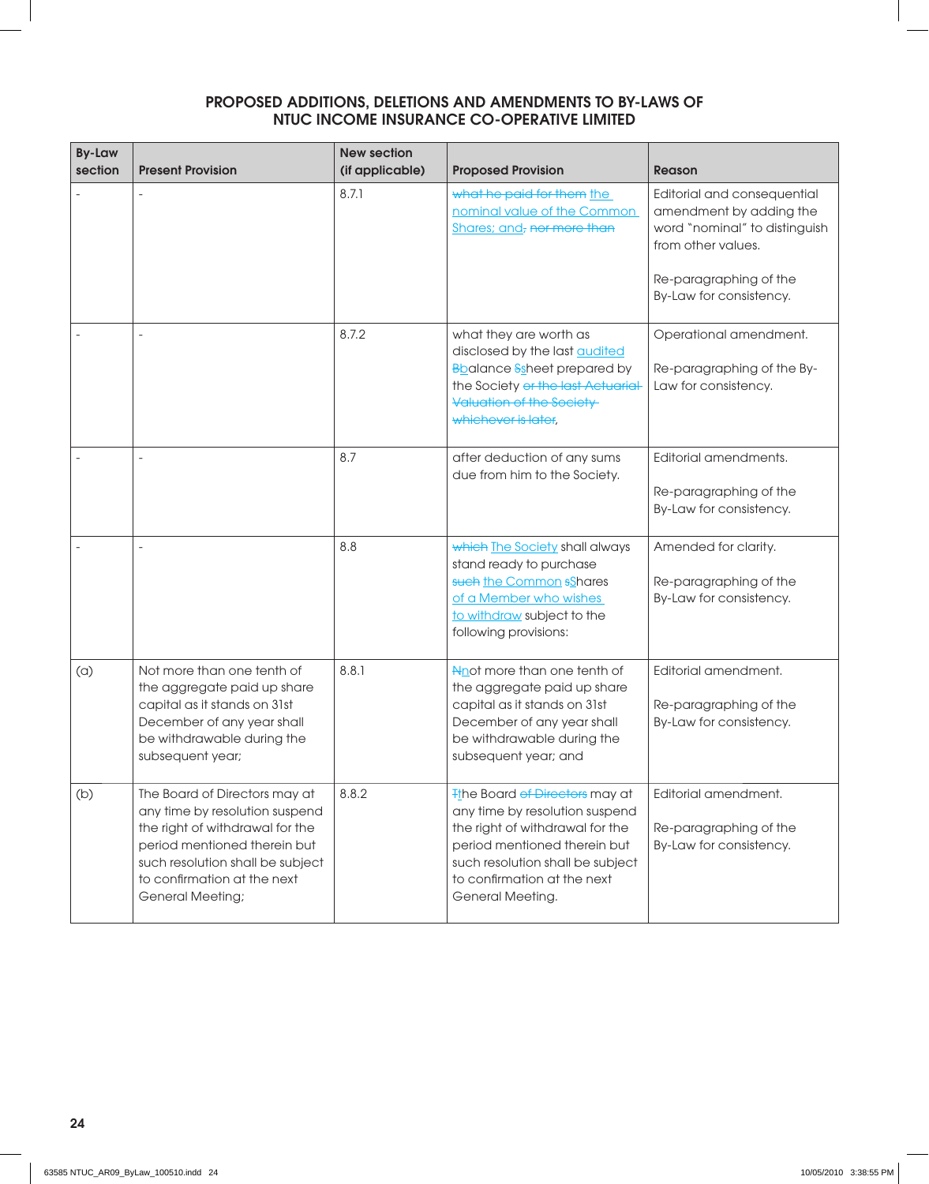## PROPOSED ADDITIONS, DELETIONS AND AMENDMENTS TO BY-LAWS OF NTUC INCOME INSURANCE CO-OPERATIVE LIMITED

| By-Law section | Present Provision | New section (if applicable) | Proposed Provision | Reason |
|---|---|---|---|---|
| - | - | 8.7.1 | ~~what he paid for them~~ the nominal value of the Common Shares; and~~,~~ ~~nor more than~~ | Editorial and consequential amendment by adding the word "nominal" to distinguish from other values.<br><br>Re-paragraphing of the By-Law for consistency. |
| - | - | 8.7.2 | what they are worth as disclosed by the last audited ~~B~~balance ~~S~~sheet prepared by the Society ~~or the last Actuarial Valuation of the Society whichever is later~~, | Operational amendment.<br><br>Re-paragraphing of the By-Law for consistency. |
| - | - | 8.7 | after deduction of any sums due from him to the Society. | Editorial amendments.<br><br>Re-paragraphing of the By-Law for consistency. |
| - | - | 8.8 | ~~which~~ The Society shall always stand ready to purchase ~~such~~ the Common ~~s~~Shares of a Member who wishes to withdraw subject to the following provisions: | Amended for clarity.<br><br>Re-paragraphing of the By-Law for consistency. |
| (a) | Not more than one tenth of the aggregate paid up share capital as it stands on 31st December of any year shall be withdrawable during the subsequent year; | 8.8.1 | ~~N~~not more than one tenth of the aggregate paid up share capital as it stands on 31st December of any year shall be withdrawable during the subsequent year; and | Editorial amendment.<br><br>Re-paragraphing of the By-Law for consistency. |
| (b) | The Board of Directors may at any time by resolution suspend the right of withdrawal for the period mentioned therein but such resolution shall be subject to confirmation at the next General Meeting; | 8.8.2 | ~~T~~the Board ~~of Directors~~ may at any time by resolution suspend the right of withdrawal for the period mentioned therein but such resolution shall be subject to confirmation at the next General Meeting. | Editorial amendment.<br><br>Re-paragraphing of the By-Law for consistency. |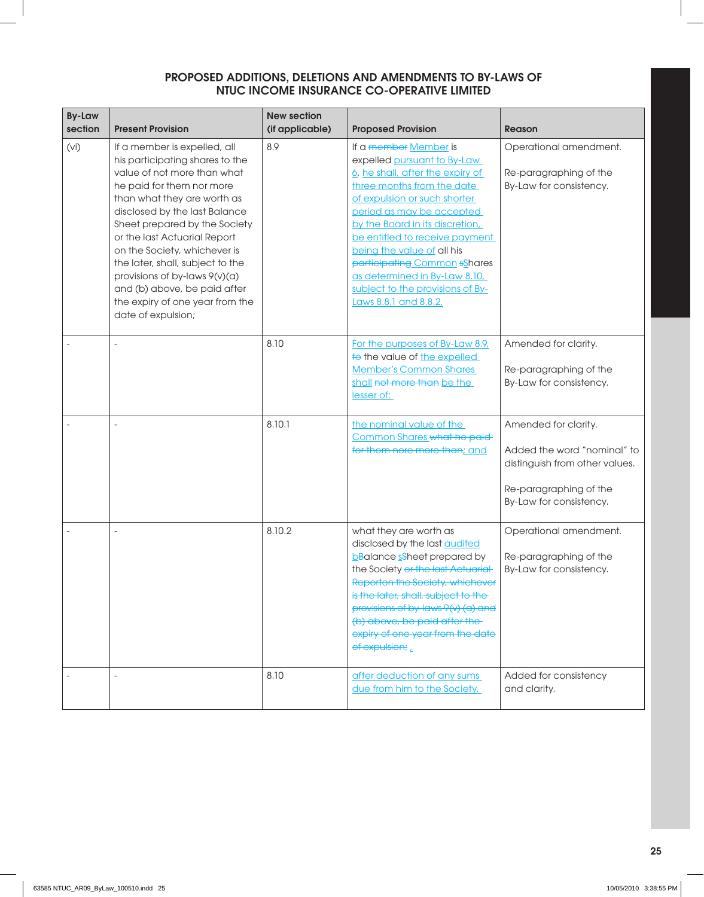## PROPOSED ADDITIONS, DELETIONS AND AMENDMENTS TO BY-LAWS OF NTUC INCOME INSURANCE CO-OPERATIVE LIMITED

| By-Law section | Present Provision | New section (if applicable) | Proposed Provision | Reason |
|---|---|---|---|---|
| (vi) | If a member is expelled, all his participating shares to the value of not more than what he paid for them nor more than what they are worth as disclosed by the last Balance Sheet prepared by the Society or the last Actuarial Report on the Society, whichever is the later, shall, subject to the provisions of by-laws 9(v)(a) and (b) above, be paid after the expiry of one year from the date of expulsion; | 8.9 | If a ~~member~~ Member is expelled pursuant to By-Law 6, he shall, after the expiry of three months from the date of expulsion or such shorter period as may be accepted by the Board in its discretion, be entitled to receive payment being the value of all his ~~participating~~ Common ~~s~~Shares as determined in By-Law 8.10, subject to the provisions of By-Laws 8.8.1 and 8.8.2. | Operational amendment.<br><br>Re-paragraphing of the By-Law for consistency. |
| - | - | 8.10 | For the purposes of By-Law 8.9, ~~to~~ the value of the expelled Member's Common Shares shall ~~not more than~~ be the lesser of: | Amended for clarity.<br><br>Re-paragraphing of the By-Law for consistency. |
| - | - | 8.10.1 | the nominal value of the Common Shares ~~what he paid for them nore more than~~; and | Amended for clarity.<br><br>Added the word "nominal" to distinguish from other values.<br><br>Re-paragraphing of the By-Law for consistency. |
| - | - | 8.10.2 | what they are worth as disclosed by the last audited ~~b~~Balance ~~s~~Sheet prepared by the Society ~~or the last Actuarial Reporton the Society, whichever is the later, shall, subject to the provisions of by-laws 9(v) (a) and (b) above, be paid after the expiry of one year from the date of expulsion;~~ , | Operational amendment.<br><br>Re-paragraphing of the By-Law for consistency. |
| - | - | 8.10 | after deduction of any sums due from him to the Society. | Added for consistency and clarity. |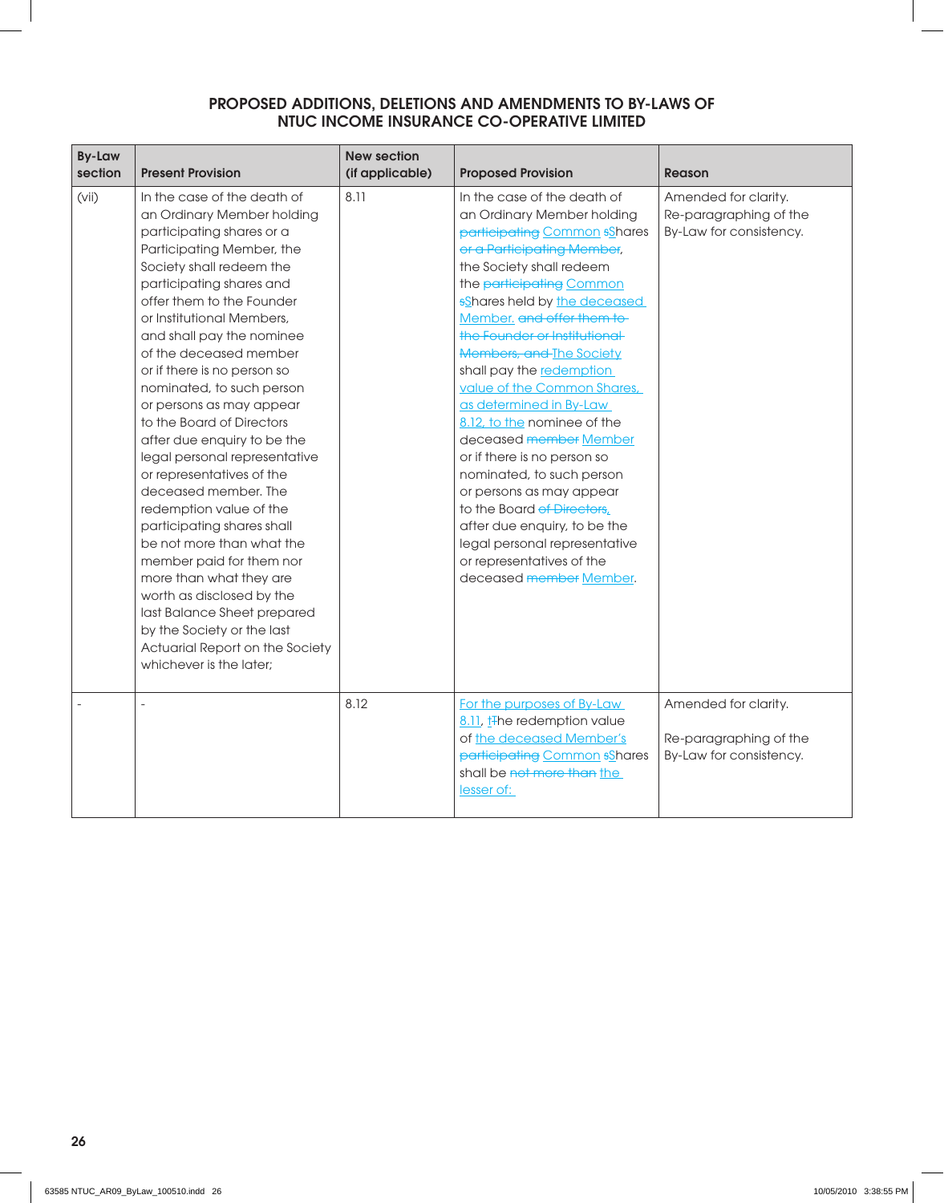## PROPOSED ADDITIONS, DELETIONS AND AMENDMENTS TO BY-LAWS OF NTUC INCOME INSURANCE CO-OPERATIVE LIMITED

| By-Law section | Present Provision | New section (if applicable) | Proposed Provision | Reason |
|---|---|---|---|---|
| (vii) | In the case of the death of an Ordinary Member holding participating shares or a Participating Member, the Society shall redeem the participating shares and offer them to the Founder or Institutional Members, and shall pay the nominee of the deceased member or if there is no person so nominated, to such person or persons as may appear to the Board of Directors after due enquiry to be the legal personal representative or representatives of the deceased member. The redemption value of the participating shares shall be not more than what the member paid for them nor more than what they are worth as disclosed by the last Balance Sheet prepared by the Society or the last Actuarial Report on the Society whichever is the later; | 8.11 | In the case of the death of an Ordinary Member holding ~~participating~~ Common ~~s~~Shares ~~or a Participating Member~~, the Society shall redeem the ~~participating~~ Common ~~s~~Shares held by the deceased Member. ~~and offer them to the Founder or Institutional Members, and~~ The Society shall pay the redemption value of the Common Shares, as determined in By-Law 8.12, to the nominee of the deceased ~~member~~ Member or if there is no person so nominated, to such person or persons as may appear to the Board ~~of Directors~~, after due enquiry, to be the legal personal representative or representatives of the deceased ~~member~~ Member. | Amended for clarity. Re-paragraphing of the By-Law for consistency. |
| - | - | 8.12 | For the purposes of By-Law 8.11, ~~t~~The redemption value of the deceased Member's ~~participating~~ Common ~~s~~Shares shall be ~~not more than~~ the lesser of: | Amended for clarity.<br><br>Re-paragraphing of the By-Law for consistency. |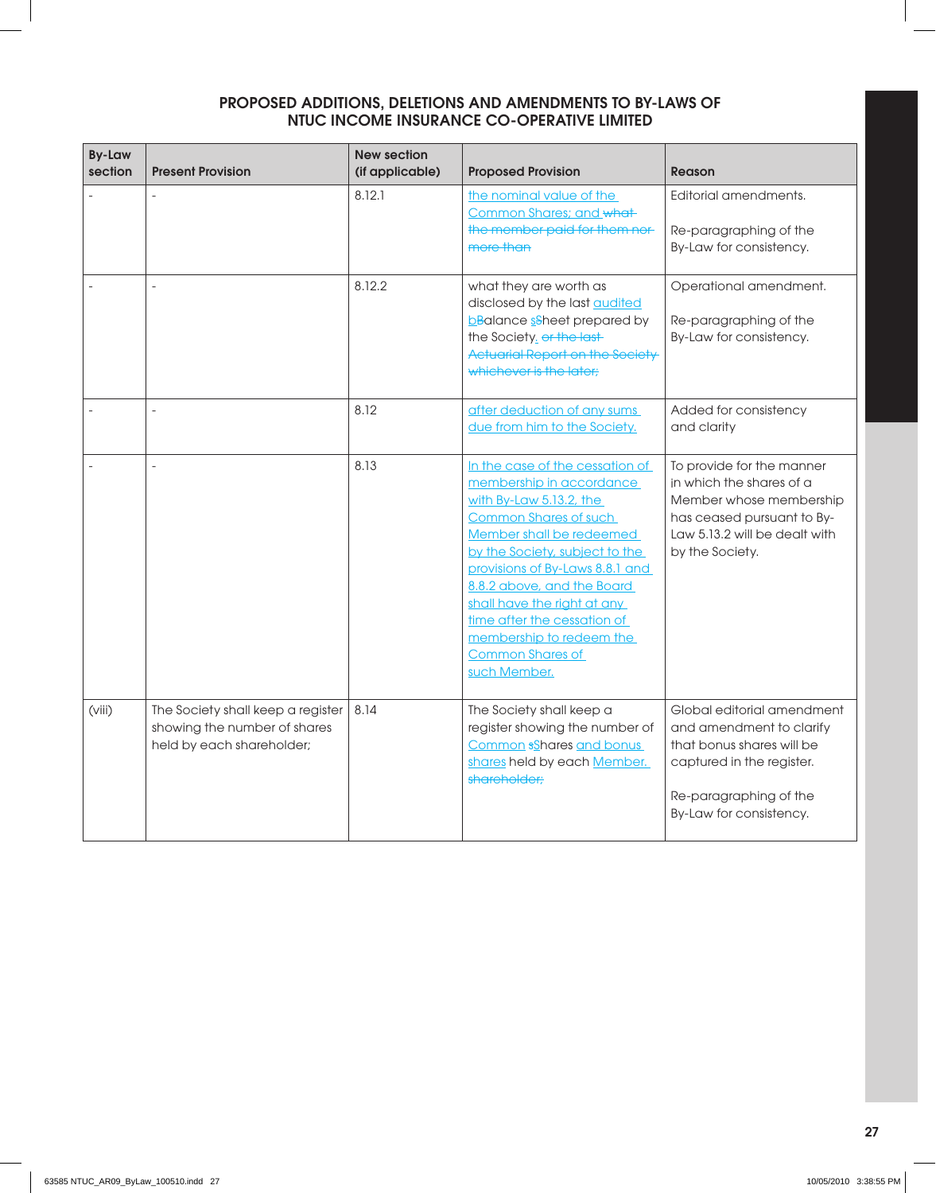## PROPOSED ADDITIONS, DELETIONS AND AMENDMENTS TO BY-LAWS OF NTUC INCOME INSURANCE CO-OPERATIVE LIMITED

| By-Law section | Present Provision | New section (if applicable) | Proposed Provision | Reason |
|---|---|---|---|---|
| - | - | 8.12.1 | the nominal value of the Common Shares; and ~~what the member paid for them nor more than~~ | Editorial amendments.<br><br>Re-paragraphing of the By-Law for consistency. |
| - | - | 8.12.2 | what they are worth as disclosed by the last audited b~~B~~alance s~~S~~heet prepared by the Society. ~~or the last Actuarial Report on the Society whichever is the later;~~ | Operational amendment.<br><br>Re-paragraphing of the By-Law for consistency. |
| - | - | 8.12 | after deduction of any sums due from him to the Society. | Added for consistency and clarity |
| - | - | 8.13 | In the case of the cessation of membership in accordance with By-Law 5.13.2, the Common Shares of such Member shall be redeemed by the Society, subject to the provisions of By-Laws 8.8.1 and 8.8.2 above, and the Board shall have the right at any time after the cessation of membership to redeem the Common Shares of such Member. | To provide for the manner in which the shares of a Member whose membership has ceased pursuant to By-Law 5.13.2 will be dealt with by the Society. |
| (viii) | The Society shall keep a register showing the number of shares held by each shareholder; | 8.14 | The Society shall keep a register showing the number of Common ~~s~~Shares and bonus shares held by each Member. ~~shareholder;~~ | Global editorial amendment and amendment to clarify that bonus shares will be captured in the register.<br><br>Re-paragraphing of the By-Law for consistency. |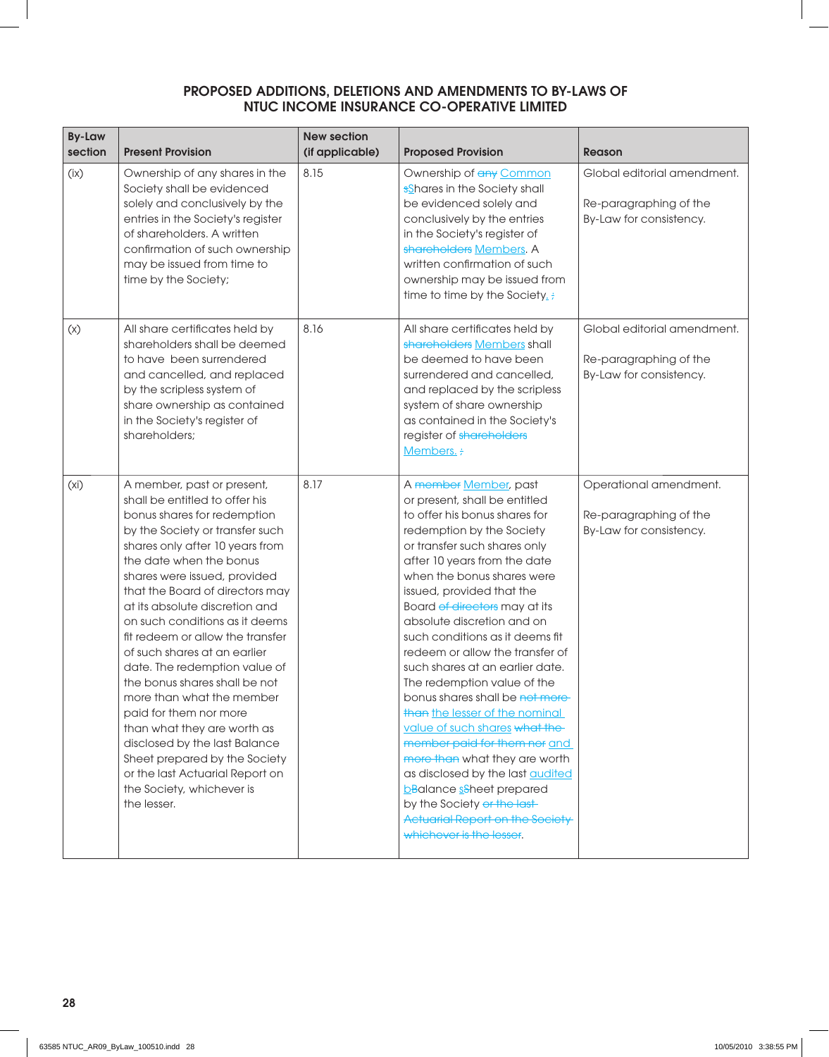## PROPOSED ADDITIONS, DELETIONS AND AMENDMENTS TO BY-LAWS OF NTUC INCOME INSURANCE CO-OPERATIVE LIMITED

| By-Law section | Present Provision | New section (if applicable) | Proposed Provision | Reason |
|---|---|---|---|---|
| (ix) | Ownership of any shares in the Society shall be evidenced solely and conclusively by the entries in the Society's register of shareholders. A written confirmation of such ownership may be issued from time to time by the Society; | 8.15 | Ownership of ~~any~~ Common ~~s~~Shares in the Society shall be evidenced solely and conclusively by the entries in the Society's register of ~~shareholders~~ Members. A written confirmation of such ownership may be issued from time to time by the Society. ~~;~~ | Global editorial amendment.<br><br>Re-paragraphing of the By-Law for consistency. |
| (x) | All share certificates held by shareholders shall be deemed to have been surrendered and cancelled, and replaced by the scripless system of share ownership as contained in the Society's register of shareholders; | 8.16 | All share certificates held by ~~shareholders~~ Members shall be deemed to have been surrendered and cancelled, and replaced by the scripless system of share ownership as contained in the Society's register of ~~shareholders~~ Members. ~~;~~ | Global editorial amendment.<br><br>Re-paragraphing of the By-Law for consistency. |
| (xi) | A member, past or present, shall be entitled to offer his bonus shares for redemption by the Society or transfer such shares only after 10 years from the date when the bonus shares were issued, provided that the Board of directors may at its absolute discretion and on such conditions as it deems fit redeem or allow the transfer of such shares at an earlier date. The redemption value of the bonus shares shall be not more than what the member paid for them nor more than what they are worth as disclosed by the last Balance Sheet prepared by the Society or the last Actuarial Report on the Society, whichever is the lesser. | 8.17 | A ~~member~~ Member, past or present, shall be entitled to offer his bonus shares for redemption by the Society or transfer such shares only after 10 years from the date when the bonus shares were issued, provided that the Board ~~of directors~~ may at its absolute discretion and on such conditions as it deems fit redeem or allow the transfer of such shares at an earlier date. The redemption value of the bonus shares shall be ~~not more than~~ the lesser of the nominal value of such shares ~~what the member paid for them nor~~ and ~~more than~~ what they are worth as disclosed by the last audited ~~b~~Balance ~~s~~Sheet prepared by the Society ~~or the last Actuarial Report on the Society whichever is the lesser~~. | Operational amendment.<br><br>Re-paragraphing of the By-Law for consistency. |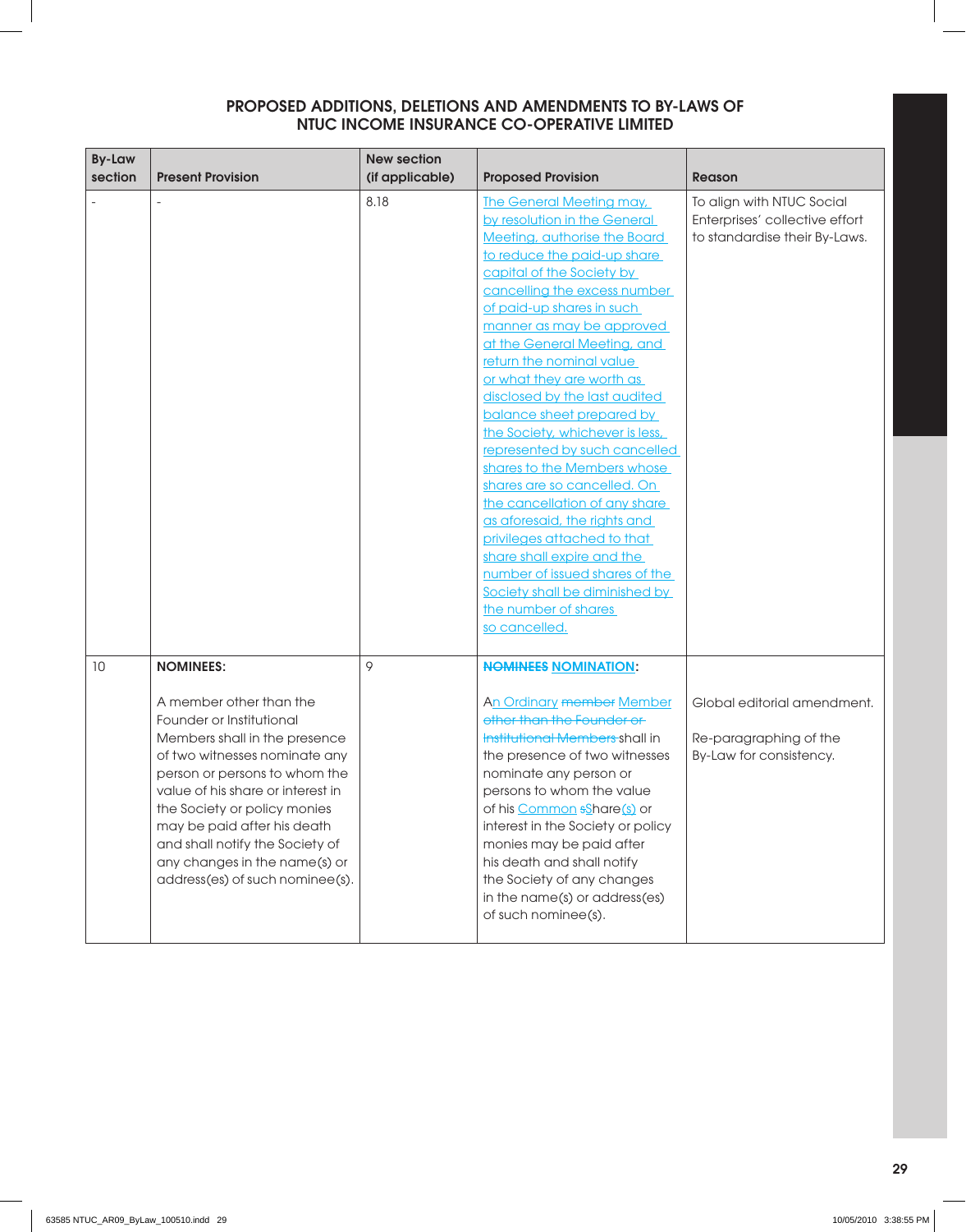## PROPOSED ADDITIONS, DELETIONS AND AMENDMENTS TO BY-LAWS OF NTUC INCOME INSURANCE CO-OPERATIVE LIMITED

| By-Law section | Present Provision | New section (if applicable) | Proposed Provision | Reason |
|---|---|---|---|---|
| - | - | 8.18 | The General Meeting may, by resolution in the General Meeting, authorise the Board to reduce the paid-up share capital of the Society by cancelling the excess number of paid-up shares in such manner as may be approved at the General Meeting, and return the nominal value or what they are worth as disclosed by the last audited balance sheet prepared by the Society, whichever is less, represented by such cancelled shares to the Members whose shares are so cancelled. On the cancellation of any share as aforesaid, the rights and privileges attached to that share shall expire and the number of issued shares of the Society shall be diminished by the number of shares so cancelled. | To align with NTUC Social Enterprises' collective effort to standardise their By-Laws. |
| 10 | **NOMINEES:**<br><br>A member other than the Founder or Institutional Members shall in the presence of two witnesses nominate any person or persons to whom the value of his share or interest in the Society or policy monies may be paid after his death and shall notify the Society of any changes in the name(s) or address(es) of such nominee(s). | 9 | ~~**NOMINEES**~~ **NOMINATION**:<br><br>An Ordinary ~~member~~ Member ~~other than the Founder or Institutional Members~~ shall in the presence of two witnesses nominate any person or persons to whom the value of his Common ~~s~~Share(s) or interest in the Society or policy monies may be paid after his death and shall notify the Society of any changes in the name(s) or address(es) of such nominee(s). | Global editorial amendment.<br><br>Re-paragraphing of the By-Law for consistency. |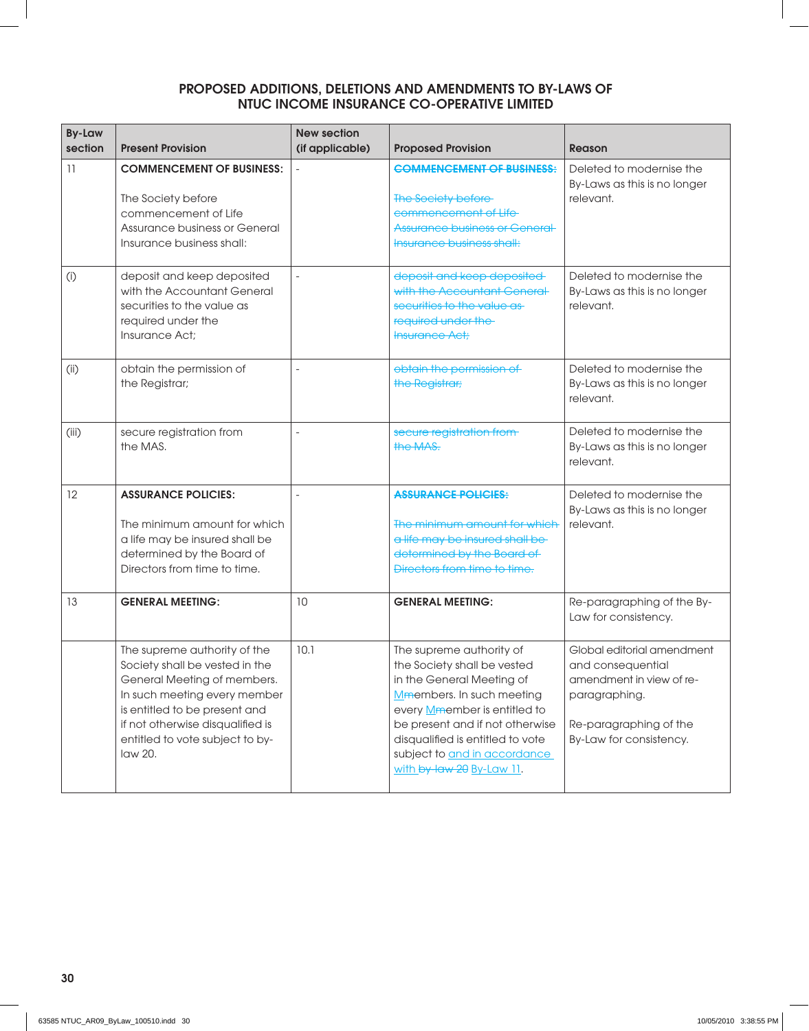## PROPOSED ADDITIONS, DELETIONS AND AMENDMENTS TO BY-LAWS OF NTUC INCOME INSURANCE CO-OPERATIVE LIMITED

| By-Law section | Present Provision | New section (if applicable) | Proposed Provision | Reason |
|---|---|---|---|---|
| 11 | **COMMENCEMENT OF BUSINESS:**<br><br>The Society before commencement of Life Assurance business or General Insurance business shall: | - | ~~**COMMENCEMENT OF BUSINESS:**~~<br><br>~~The Society before commencement of Life Assurance business or General Insurance business shall:~~ | Deleted to modernise the By-Laws as this is no longer relevant. |
| (i) | deposit and keep deposited with the Accountant General securities to the value as required under the Insurance Act; | - | ~~deposit and keep deposited with the Accountant General securities to the value as required under the Insurance Act;~~ | Deleted to modernise the By-Laws as this is no longer relevant. |
| (ii) | obtain the permission of the Registrar; | - | ~~obtain the permission of the Registrar;~~ | Deleted to modernise the By-Laws as this is no longer relevant. |
| (iii) | secure registration from the MAS. | - | ~~secure registration from the MAS.~~ | Deleted to modernise the By-Laws as this is no longer relevant. |
| 12 | **ASSURANCE POLICIES:**<br><br>The minimum amount for which a life may be insured shall be determined by the Board of Directors from time to time. | - | ~~**ASSURANCE POLICIES:**~~<br><br>~~The minimum amount for which a life may be insured shall be determined by the Board of Directors from time to time.~~ | Deleted to modernise the By-Laws as this is no longer relevant. |
| 13 | **GENERAL MEETING:** | 10 | **GENERAL MEETING:** | Re-paragraphing of the By-Law for consistency. |
| | The supreme authority of the Society shall be vested in the General Meeting of members. In such meeting every member is entitled to be present and if not otherwise disqualified is entitled to vote subject to by-law 20. | 10.1 | The supreme authority of the Society shall be vested in the General Meeting of M~~m~~embers. In such meeting every M~~m~~ember is entitled to be present and if not otherwise disqualified is entitled to vote subject to and in accordance with ~~by-law 20~~ By-Law 11. | Global editorial amendment and consequential amendment in view of re-paragraphing.<br><br>Re-paragraphing of the By-Law for consistency. |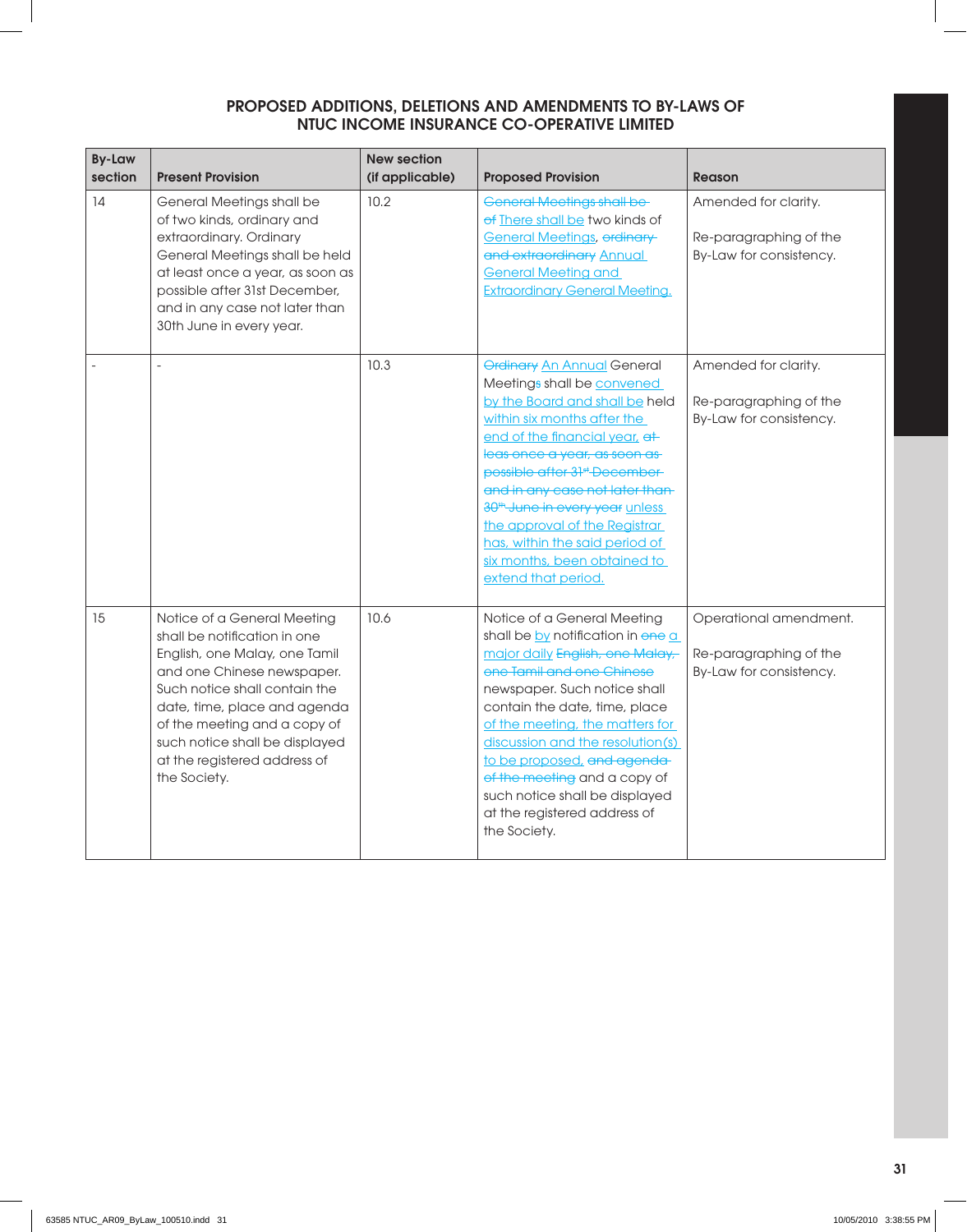## PROPOSED ADDITIONS, DELETIONS AND AMENDMENTS TO BY-LAWS OF NTUC INCOME INSURANCE CO-OPERATIVE LIMITED

| By-Law section | Present Provision | New section (if applicable) | Proposed Provision | Reason |
|---|---|---|---|---|
| 14 | General Meetings shall be of two kinds, ordinary and extraordinary. Ordinary General Meetings shall be held at least once a year, as soon as possible after 31st December, and in any case not later than 30th June in every year. | 10.2 | ~~General Meetings shall be of~~ <u>There shall be</u> two kinds of <u>General Meetings</u>, ~~ordinary and extraordinary~~ <u>Annual General Meeting and Extraordinary General Meeting.</u> | Amended for clarity.<br><br>Re-paragraphing of the By-Law for consistency. |
| - | - | 10.3 | ~~Ordinary~~ <u>An Annual</u> General Meeting~~s~~ shall be <u>convened by the Board and shall be</u> held <u>within six months after the end of the financial year,</u> ~~at leas once a year, as soon as possible after 31st December and in any case not later than 30th June in every year~~ <u>unless the approval of the Registrar has, within the said period of six months, been obtained to extend that period.</u> | Amended for clarity.<br><br>Re-paragraphing of the By-Law for consistency. |
| 15 | Notice of a General Meeting shall be notification in one English, one Malay, one Tamil and one Chinese newspaper. Such notice shall contain the date, time, place and agenda of the meeting and a copy of such notice shall be displayed at the registered address of the Society. | 10.6 | Notice of a General Meeting shall be <u>by</u> notification in ~~one~~ <u>a major daily</u> ~~English, one Malay, one Tamil and one Chinese~~ newspaper. Such notice shall contain the date, time, place <u>of the meeting, the matters for discussion and the resolution(s) to be proposed,</u> ~~and agenda of the meeting~~ and a copy of such notice shall be displayed at the registered address of the Society. | Operational amendment.<br><br>Re-paragraphing of the By-Law for consistency. |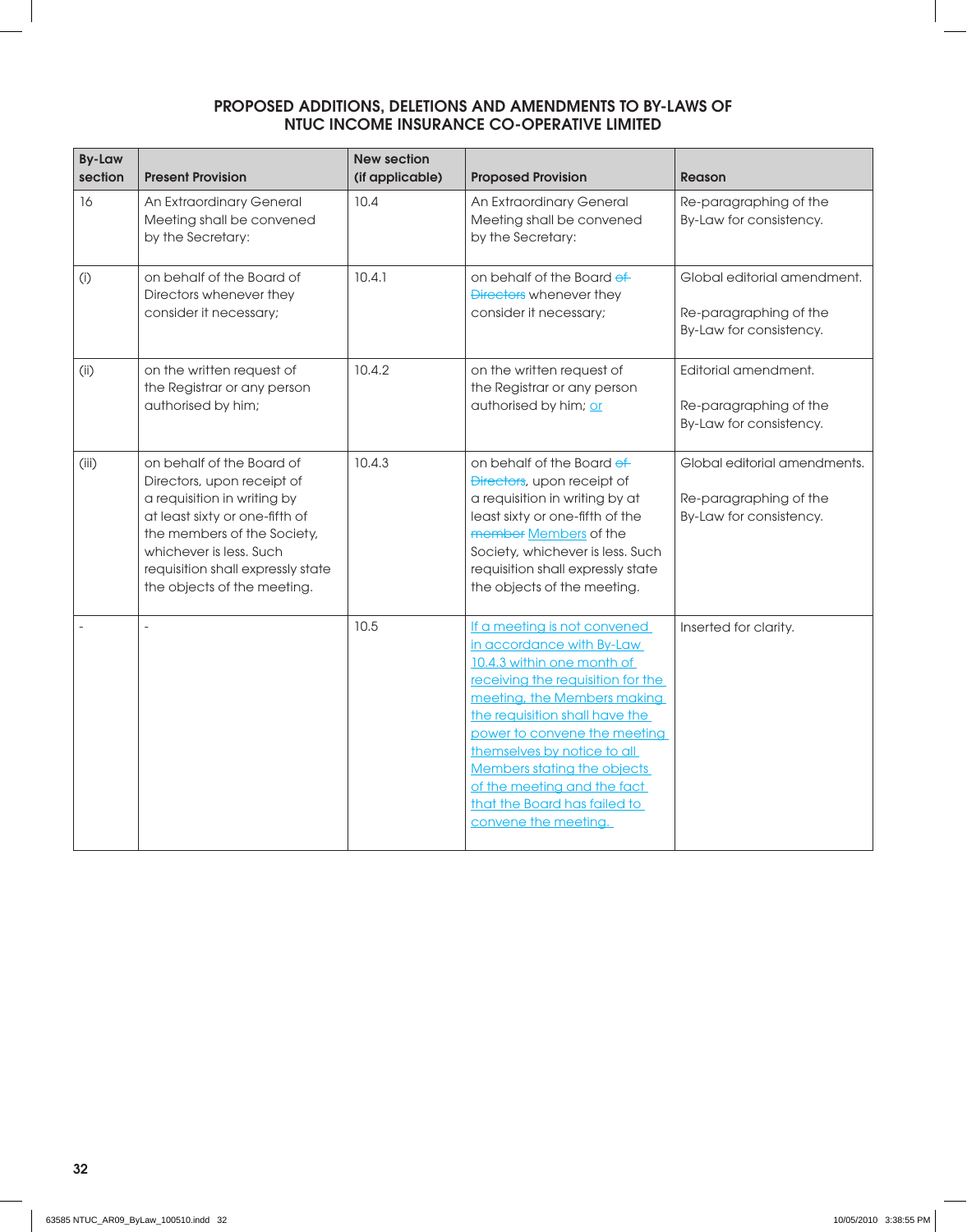## PROPOSED ADDITIONS, DELETIONS AND AMENDMENTS TO BY-LAWS OF NTUC INCOME INSURANCE CO-OPERATIVE LIMITED

| By-Law section | Present Provision | New section (if applicable) | Proposed Provision | Reason |
|---|---|---|---|---|
| 16 | An Extraordinary General Meeting shall be convened by the Secretary: | 10.4 | An Extraordinary General Meeting shall be convened by the Secretary: | Re-paragraphing of the By-Law for consistency. |
| (i) | on behalf of the Board of Directors whenever they consider it necessary; | 10.4.1 | on behalf of the Board ~~of Directors~~ whenever they consider it necessary; | Global editorial amendment.<br><br>Re-paragraphing of the By-Law for consistency. |
| (ii) | on the written request of the Registrar or any person authorised by him; | 10.4.2 | on the written request of the Registrar or any person authorised by him; <u>or</u> | Editorial amendment.<br><br>Re-paragraphing of the By-Law for consistency. |
| (iii) | on behalf of the Board of Directors, upon receipt of a requisition in writing by at least sixty or one-fifth of the members of the Society, whichever is less. Such requisition shall expressly state the objects of the meeting. | 10.4.3 | on behalf of the Board ~~of Directors~~, upon receipt of a requisition in writing by at least sixty or one-fifth of the ~~member~~ <u>Members</u> of the Society, whichever is less. Such requisition shall expressly state the objects of the meeting. | Global editorial amendments.<br><br>Re-paragraphing of the By-Law for consistency. |
| - | - | 10.5 | <u>If a meeting is not convened in accordance with By-Law 10.4.3 within one month of receiving the requisition for the meeting, the Members making the requisition shall have the power to convene the meeting themselves by notice to all Members stating the objects of the meeting and the fact that the Board has failed to convene the meeting.</u> | Inserted for clarity. |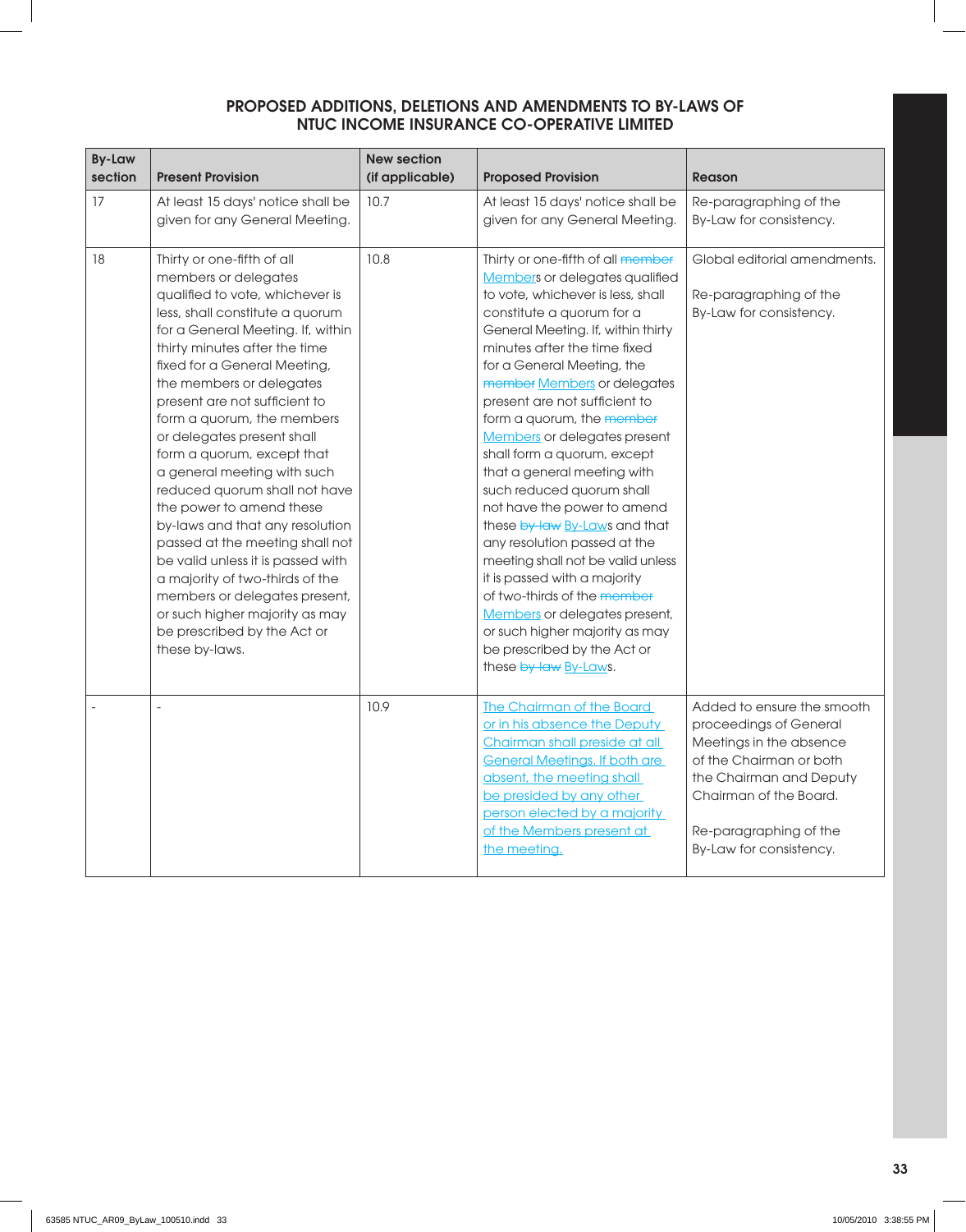## PROPOSED ADDITIONS, DELETIONS AND AMENDMENTS TO BY-LAWS OF NTUC INCOME INSURANCE CO-OPERATIVE LIMITED

| By-Law section | Present Provision | New section (if applicable) | Proposed Provision | Reason |
|---|---|---|---|---|
| 17 | At least 15 days' notice shall be given for any General Meeting. | 10.7 | At least 15 days' notice shall be given for any General Meeting. | Re-paragraphing of the By-Law for consistency. |
| 18 | Thirty or one-fifth of all members or delegates qualified to vote, whichever is less, shall constitute a quorum for a General Meeting. If, within thirty minutes after the time fixed for a General Meeting, the members or delegates present are not sufficient to form a quorum, the members or delegates present shall form a quorum, except that a general meeting with such reduced quorum shall not have the power to amend these by-laws and that any resolution passed at the meeting shall not be valid unless it is passed with a majority of two-thirds of the members or delegates present, or such higher majority as may be prescribed by the Act or these by-laws. | 10.8 | Thirty or one-fifth of all ~~member~~ <u>Member</u>s or delegates qualified to vote, whichever is less, shall constitute a quorum for a General Meeting. If, within thirty minutes after the time fixed for a General Meeting, the ~~member~~ <u>Members</u> or delegates present are not sufficient to form a quorum, the ~~member~~ <u>Members</u> or delegates present shall form a quorum, except that a general meeting with such reduced quorum shall not have the power to amend these ~~by-law~~ <u>By-Law</u>s and that any resolution passed at the meeting shall not be valid unless it is passed with a majority of two-thirds of the ~~member~~ <u>Members</u> or delegates present, or such higher majority as may be prescribed by the Act or these ~~by-law~~ <u>By-Law</u>s. | Global editorial amendments.<br><br>Re-paragraphing of the By-Law for consistency. |
| - | - | 10.9 | <u>The Chairman of the Board or in his absence the Deputy Chairman shall preside at all General Meetings. If both are absent, the meeting shall be presided by any other person elected by a majority of the Members present at the meeting.</u> | Added to ensure the smooth proceedings of General Meetings in the absence of the Chairman or both the Chairman and Deputy Chairman of the Board.<br><br>Re-paragraphing of the By-Law for consistency. |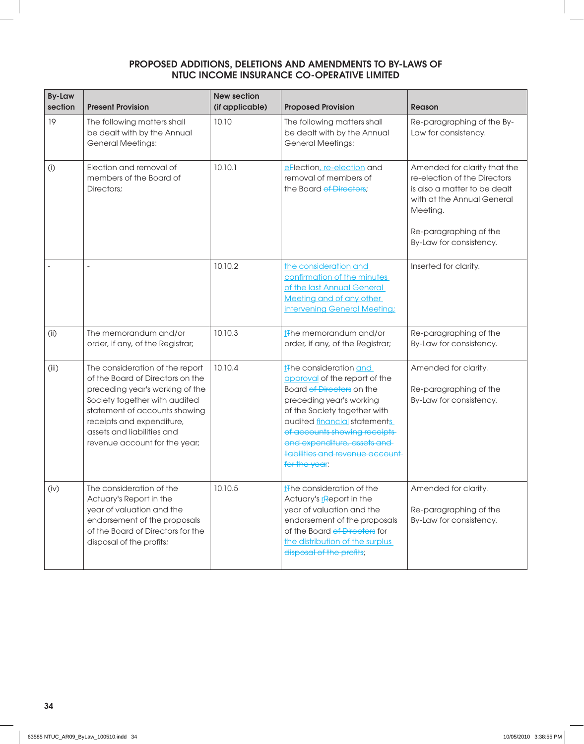## PROPOSED ADDITIONS, DELETIONS AND AMENDMENTS TO BY-LAWS OF NTUC INCOME INSURANCE CO-OPERATIVE LIMITED

| By-Law section | Present Provision | New section (if applicable) | Proposed Provision | Reason |
|---|---|---|---|---|
| 19 | The following matters shall be dealt with by the Annual General Meetings: | 10.10 | The following matters shall be dealt with by the Annual General Meetings: | Re-paragraphing of the By-Law for consistency. |
| (i) | Election and removal of members of the Board of Directors; | 10.10.1 | <u>e</u>~~E~~lection<u>, re-election</u> and removal of members of the Board ~~of Directors~~; | Amended for clarity that the re-election of the Directors is also a matter to be dealt with at the Annual General Meeting. Re-paragraphing of the By-Law for consistency. |
| - | - | 10.10.2 | <u>the consideration and confirmation of the minutes of the last Annual General Meeting and of any other intervening General Meeting;</u> | Inserted for clarity. |
| (ii) | The memorandum and/or order, if any, of the Registrar; | 10.10.3 | <u>t</u>~~T~~he memorandum and/or order, if any, of the Registrar; | Re-paragraphing of the By-Law for consistency. |
| (iii) | The consideration of the report of the Board of Directors on the preceding year's working of the Society together with audited statement of accounts showing receipts and expenditure, assets and liabilities and revenue account for the year; | 10.10.4 | <u>t</u>~~T~~he consideration <u>and approval</u> of the report of the Board ~~of Directors~~ on the preceding year's working of the Society together with audited <u>financial</u> statement<u>s</u> ~~of accounts showing receipts and expenditure, assets and liabilities and revenue account for the year~~; | Amended for clarity. Re-paragraphing of the By-Law for consistency. |
| (iv) | The consideration of the Actuary's Report in the year of valuation and the endorsement of the proposals of the Board of Directors for the disposal of the profits; | 10.10.5 | <u>t</u>~~T~~he consideration of the Actuary's <u>r</u>~~R~~eport in the year of valuation and the endorsement of the proposals of the Board ~~of Directors~~ for <u>the distribution of the surplus</u> ~~disposal of the profits~~; | Amended for clarity. Re-paragraphing of the By-Law for consistency. |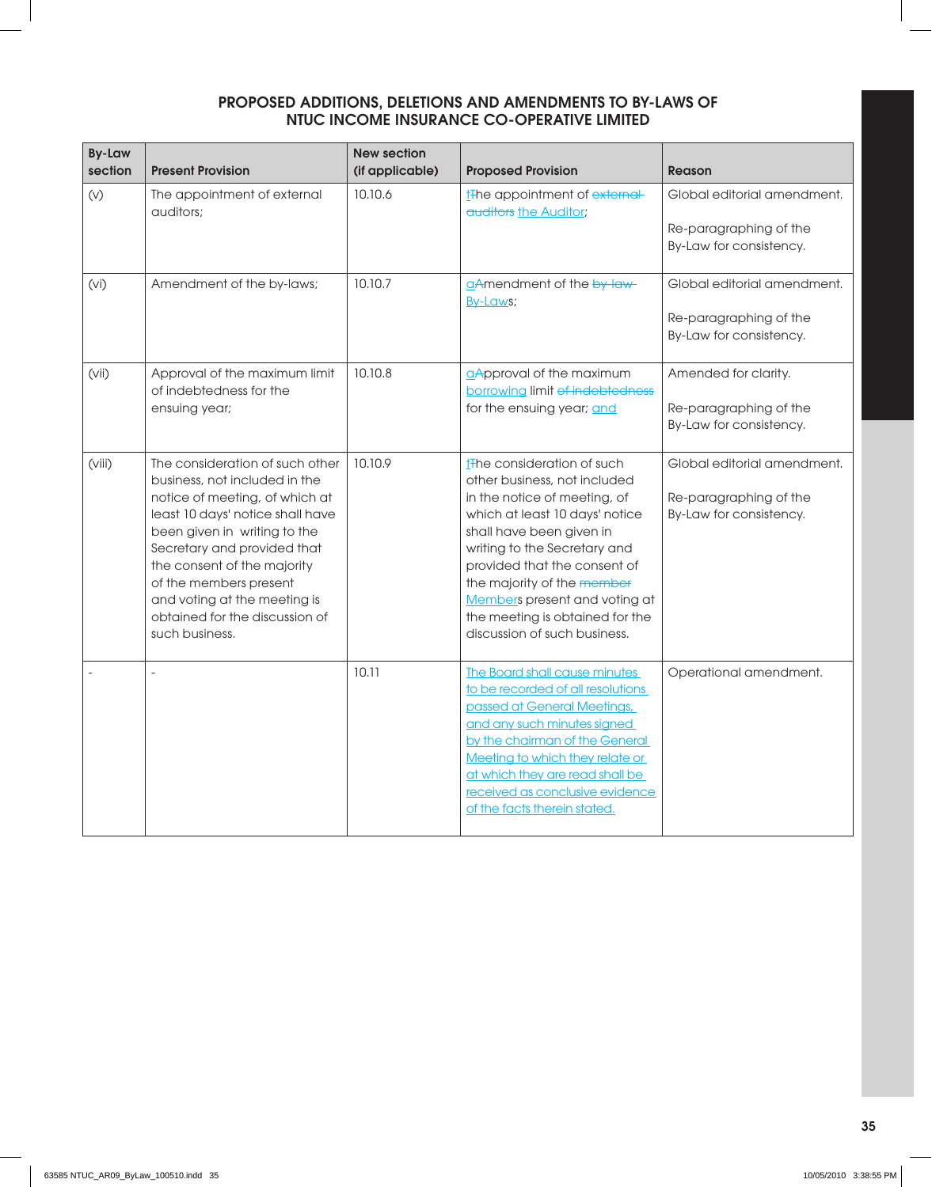## PROPOSED ADDITIONS, DELETIONS AND AMENDMENTS TO BY-LAWS OF NTUC INCOME INSURANCE CO-OPERATIVE LIMITED

| By-Law section | Present Provision | New section (if applicable) | Proposed Provision | Reason |
|---|---|---|---|---|
| (v) | The appointment of external auditors; | 10.10.6 | tThe appointment of ~~external auditors~~ the Auditor; | Global editorial amendment.<br><br>Re-paragraphing of the By-Law for consistency. |
| (vi) | Amendment of the by-laws; | 10.10.7 | aAmendment of the ~~by-law~~ By-Laws; | Global editorial amendment.<br><br>Re-paragraphing of the By-Law for consistency. |
| (vii) | Approval of the maximum limit of indebtedness for the ensuing year; | 10.10.8 | aApproval of the maximum borrowing limit ~~of indebtedness~~ for the ensuing year; and | Amended for clarity.<br><br>Re-paragraphing of the By-Law for consistency. |
| (viii) | The consideration of such other business, not included in the notice of meeting, of which at least 10 days' notice shall have been given in writing to the Secretary and provided that the consent of the majority of the members present and voting at the meeting is obtained for the discussion of such business. | 10.10.9 | tThe consideration of such other business, not included in the notice of meeting, of which at least 10 days' notice shall have been given in writing to the Secretary and provided that the consent of the majority of the ~~member~~ Members present and voting at the meeting is obtained for the discussion of such business. | Global editorial amendment.<br><br>Re-paragraphing of the By-Law for consistency. |
| - | - | 10.11 | The Board shall cause minutes to be recorded of all resolutions passed at General Meetings, and any such minutes signed by the chairman of the General Meeting to which they relate or at which they are read shall be received as conclusive evidence of the facts therein stated. | Operational amendment. |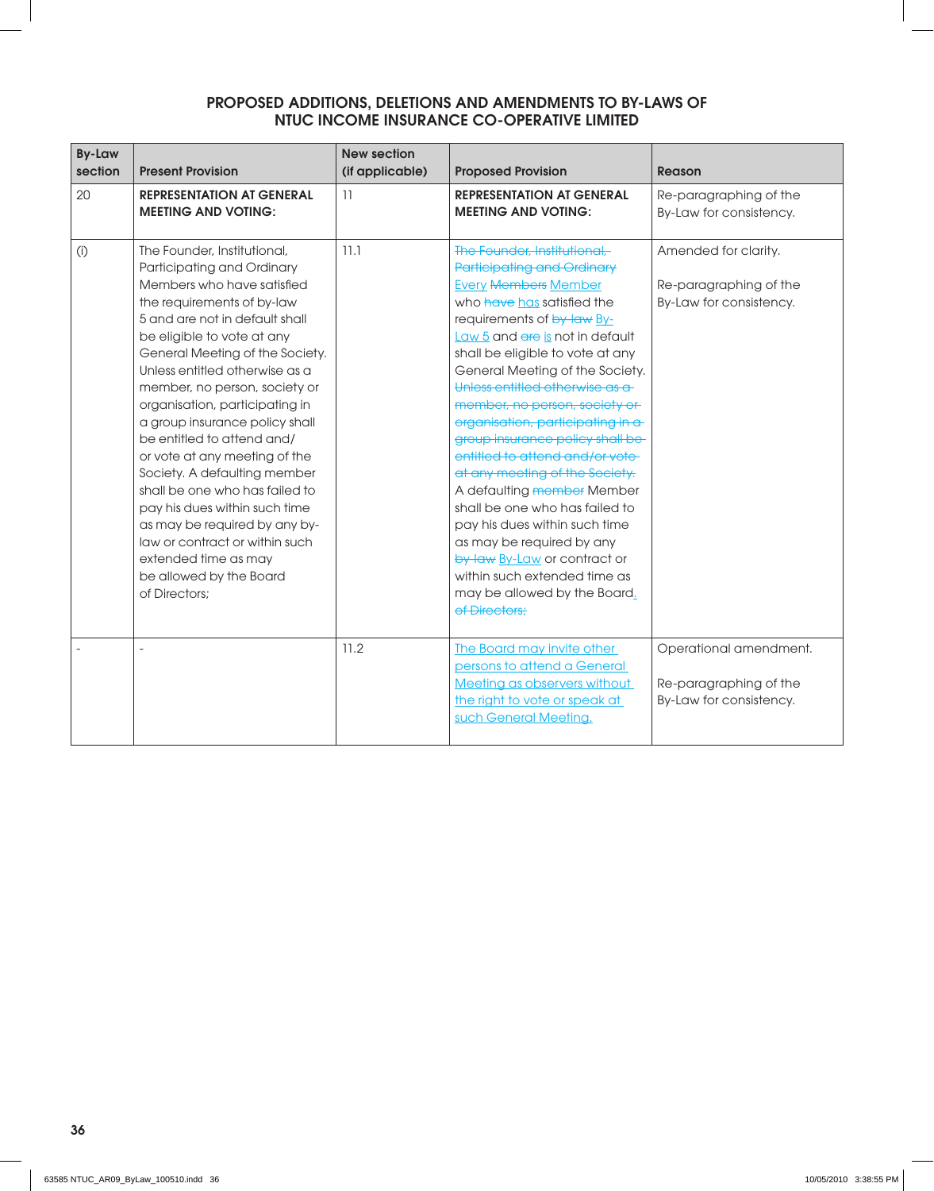## PROPOSED ADDITIONS, DELETIONS AND AMENDMENTS TO BY-LAWS OF NTUC INCOME INSURANCE CO-OPERATIVE LIMITED

| By-Law section | Present Provision | New section (if applicable) | Proposed Provision | Reason |
|---|---|---|---|---|
| 20 | **REPRESENTATION AT GENERAL MEETING AND VOTING:** | 11 | **REPRESENTATION AT GENERAL MEETING AND VOTING:** | Re-paragraphing of the By-Law for consistency. |
| (i) | The Founder, Institutional, Participating and Ordinary Members who have satisfied the requirements of by-law 5 and are not in default shall be eligible to vote at any General Meeting of the Society. Unless entitled otherwise as a member, no person, society or organisation, participating in a group insurance policy shall be entitled to attend and/ or vote at any meeting of the Society. A defaulting member shall be one who has failed to pay his dues within such time as may be required by any by-law or contract or within such extended time as may be allowed by the Board of Directors; | 11.1 | ~~The Founder, Institutional, Participating and Ordinary~~ <u>Every</u> ~~Members~~ <u>Member</u> who ~~have~~ <u>has</u> satisfied the requirements of ~~by-law~~ <u>By-Law 5</u> and ~~are~~ <u>is</u> not in default shall be eligible to vote at any General Meeting of the Society. ~~Unless entitled otherwise as a member, no person, society or organisation, participating in a group insurance policy shall be entitled to attend and/or vote at any meeting of the Society.~~ A defaulting ~~member~~ Member shall be one who has failed to pay his dues within such time as may be required by any ~~by-law~~ <u>By-Law</u> or contract or within such extended time as may be allowed by the Board<u>.</u> ~~of Directors;~~ | Amended for clarity.<br><br>Re-paragraphing of the By-Law for consistency. |
| - | - | 11.2 | <u>The Board may invite other persons to attend a General Meeting as observers without the right to vote or speak at such General Meeting.</u> | Operational amendment.<br><br>Re-paragraphing of the By-Law for consistency. |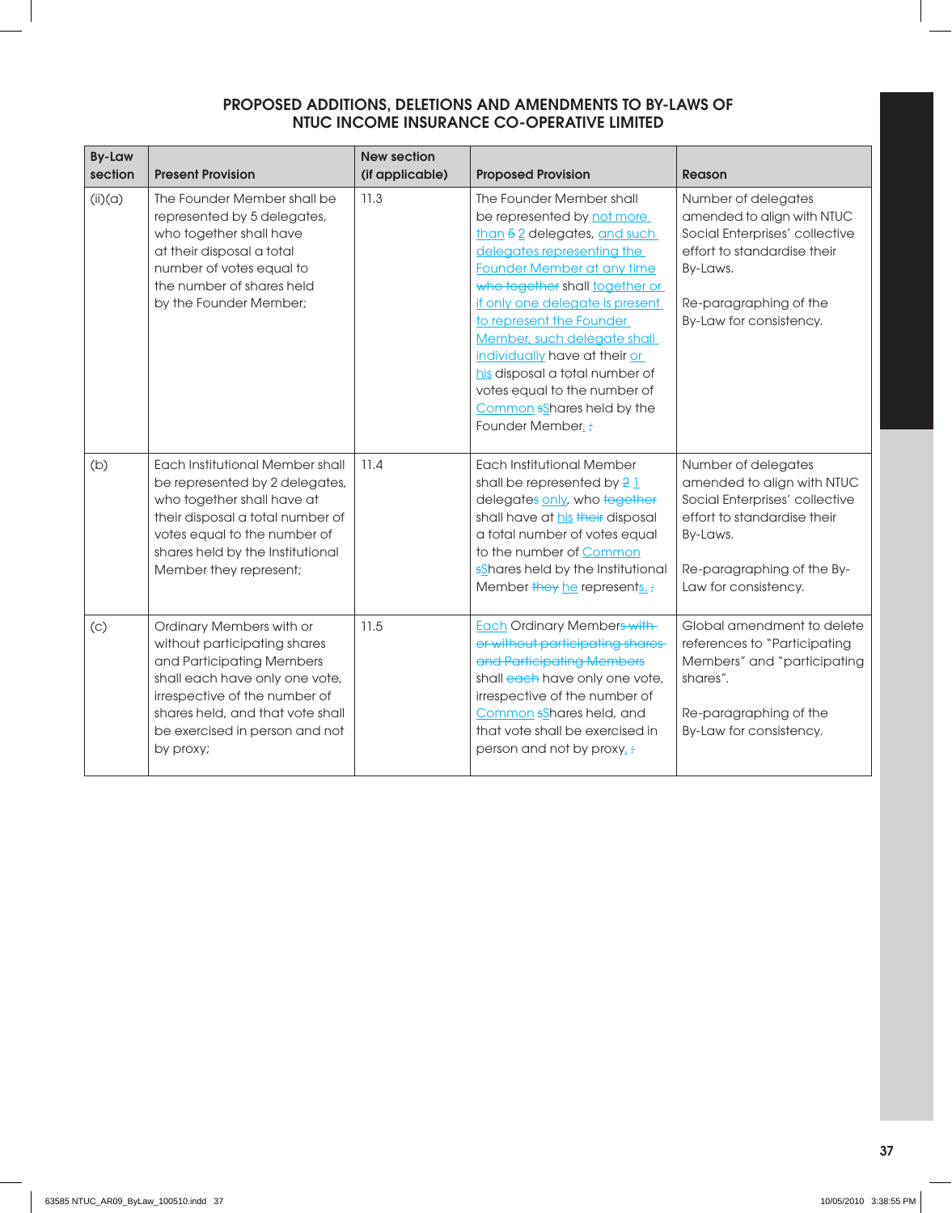## PROPOSED ADDITIONS, DELETIONS AND AMENDMENTS TO BY-LAWS OF NTUC INCOME INSURANCE CO-OPERATIVE LIMITED

| By-Law section | Present Provision | New section (if applicable) | Proposed Provision | Reason |
|---|---|---|---|---|
| (ii)(a) | The Founder Member shall be represented by 5 delegates, who together shall have at their disposal a total number of votes equal to the number of shares held by the Founder Member; | 11.3 | The Founder Member shall be represented by ~~5~~ not more than 2 delegates, and such delegates representing the Founder Member at any time ~~who together~~ shall together or if only one delegate is present to represent the Founder Member, such delegate shall individually have at their or his disposal a total number of votes equal to the number of Common ~~s~~Shares held by the Founder Member. ~~;~~ | Number of delegates amended to align with NTUC Social Enterprises' collective effort to standardise their By-Laws.<br><br>Re-paragraphing of the By-Law for consistency. |
| (b) | Each Institutional Member shall be represented by 2 delegates, who together shall have at their disposal a total number of votes equal to the number of shares held by the Institutional Member they represent; | 11.4 | Each Institutional Member shall be represented by ~~2~~ 1 delegate~~s~~ only, who ~~together~~ shall have at his ~~their~~ disposal a total number of votes equal to the number of Common ~~s~~Shares held by the Institutional Member ~~they~~ he represents. ~~;~~ | Number of delegates amended to align with NTUC Social Enterprises' collective effort to standardise their By-Laws.<br><br>Re-paragraphing of the By-Law for consistency. |
| (c) | Ordinary Members with or without participating shares and Participating Members shall each have only one vote, irrespective of the number of shares held, and that vote shall be exercised in person and not by proxy; | 11.5 | Each Ordinary Member~~s with or without participating shares and Participating Members~~ shall ~~each~~ have only one vote, irrespective of the number of Common ~~s~~Shares held, and that vote shall be exercised in person and not by proxy. ~~;~~ | Global amendment to delete references to "Participating Members" and "participating shares".<br><br>Re-paragraphing of the By-Law for consistency. |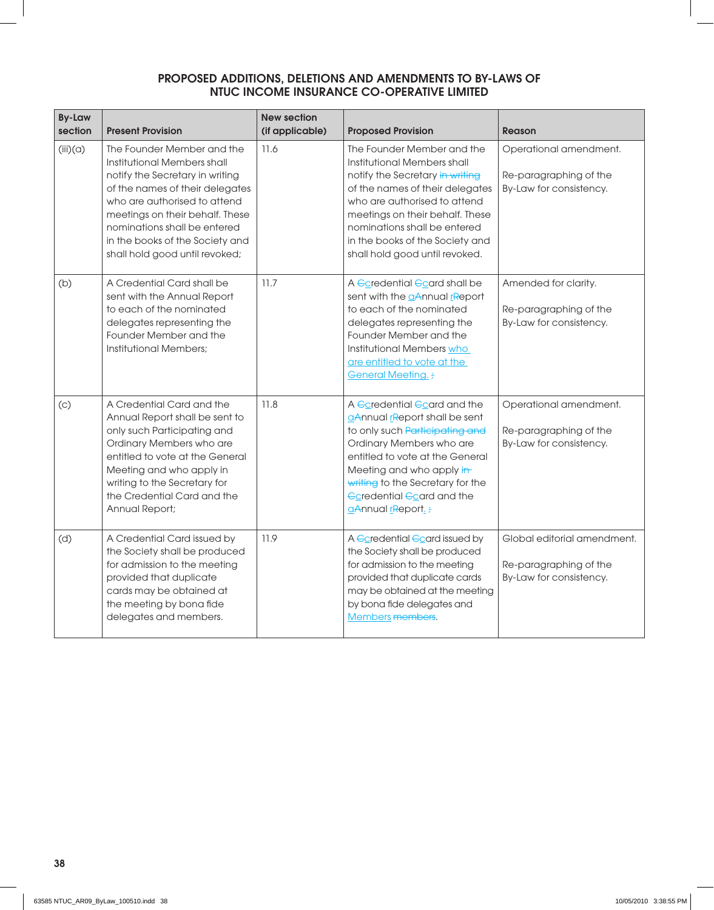## PROPOSED ADDITIONS, DELETIONS AND AMENDMENTS TO BY-LAWS OF NTUC INCOME INSURANCE CO-OPERATIVE LIMITED

| By-Law section | Present Provision | New section (if applicable) | Proposed Provision | Reason |
|---|---|---|---|---|
| (iii)(a) | The Founder Member and the Institutional Members shall notify the Secretary in writing of the names of their delegates who are authorised to attend meetings on their behalf. These nominations shall be entered in the books of the Society and shall hold good until revoked; | 11.6 | The Founder Member and the Institutional Members shall notify the Secretary ~~in writing~~ of the names of their delegates who are authorised to attend meetings on their behalf. These nominations shall be entered in the books of the Society and shall hold good until revoked. | Operational amendment.<br><br>Re-paragraphing of the By-Law for consistency. |
| (b) | A Credential Card shall be sent with the Annual Report to each of the nominated delegates representing the Founder Member and the Institutional Members; | 11.7 | A ~~C~~credential ~~C~~card shall be sent with the ~~A~~annual ~~R~~report to each of the nominated delegates representing the Founder Member and the Institutional Members who are entitled to vote at the General Meeting. ~~;~~ | Amended for clarity.<br><br>Re-paragraphing of the By-Law for consistency. |
| (c) | A Credential Card and the Annual Report shall be sent to only such Participating and Ordinary Members who are entitled to vote at the General Meeting and who apply in writing to the Secretary for the Credential Card and the Annual Report; | 11.8 | A ~~C~~credential ~~C~~card and the ~~A~~annual ~~R~~report shall be sent to only such ~~Participating and~~ Ordinary Members who are entitled to vote at the General Meeting and who apply ~~in writing~~ to the Secretary for the ~~C~~credential ~~C~~card and the ~~A~~annual ~~R~~report. ~~;~~ | Operational amendment.<br><br>Re-paragraphing of the By-Law for consistency. |
| (d) | A Credential Card issued by the Society shall be produced for admission to the meeting provided that duplicate cards may be obtained at the meeting by bona fide delegates and members. | 11.9 | A ~~C~~credential ~~C~~card issued by the Society shall be produced for admission to the meeting provided that duplicate cards may be obtained at the meeting by bona fide delegates and Members ~~members~~. | Global editorial amendment.<br><br>Re-paragraphing of the By-Law for consistency. |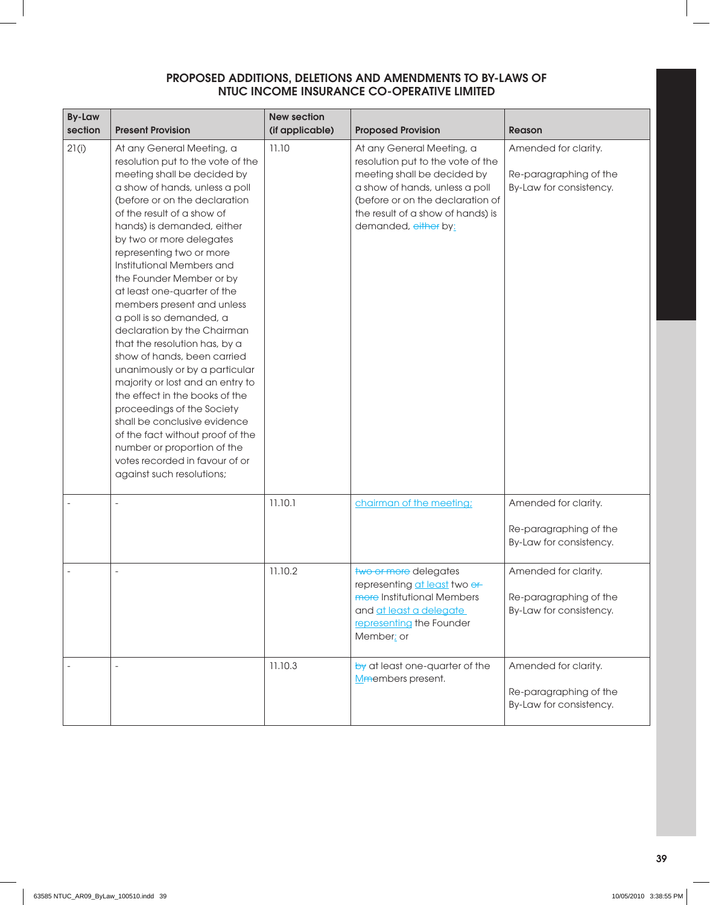## PROPOSED ADDITIONS, DELETIONS AND AMENDMENTS TO BY-LAWS OF NTUC INCOME INSURANCE CO-OPERATIVE LIMITED

| By-Law section | Present Provision | New section (if applicable) | Proposed Provision | Reason |
|---|---|---|---|---|
| 21(i) | At any General Meeting, a resolution put to the vote of the meeting shall be decided by a show of hands, unless a poll (before or on the declaration of the result of a show of hands) is demanded, either by two or more delegates representing two or more Institutional Members and the Founder Member or by at least one-quarter of the members present and unless a poll is so demanded, a declaration by the Chairman that the resolution has, by a show of hands, been carried unanimously or by a particular majority or lost and an entry to the effect in the books of the proceedings of the Society shall be conclusive evidence of the fact without proof of the number or proportion of the votes recorded in favour of or against such resolutions; | 11.10 | At any General Meeting, a resolution put to the vote of the meeting shall be decided by a show of hands, unless a poll (before or on the declaration of the result of a show of hands) is demanded, ~~either~~ by: | Amended for clarity.<br><br>Re-paragraphing of the By-Law for consistency. |
| - | - | 11.10.1 | chairman of the meeting; | Amended for clarity.<br><br>Re-paragraphing of the By-Law for consistency. |
| - | - | 11.10.2 | ~~two or more~~ delegates representing at least two ~~or more~~ Institutional Members and at least a delegate representing the Founder Member; or | Amended for clarity.<br><br>Re-paragraphing of the By-Law for consistency. |
| - | - | 11.10.3 | ~~by~~ at least one-quarter of the M~~m~~embers present. | Amended for clarity.<br><br>Re-paragraphing of the By-Law for consistency. |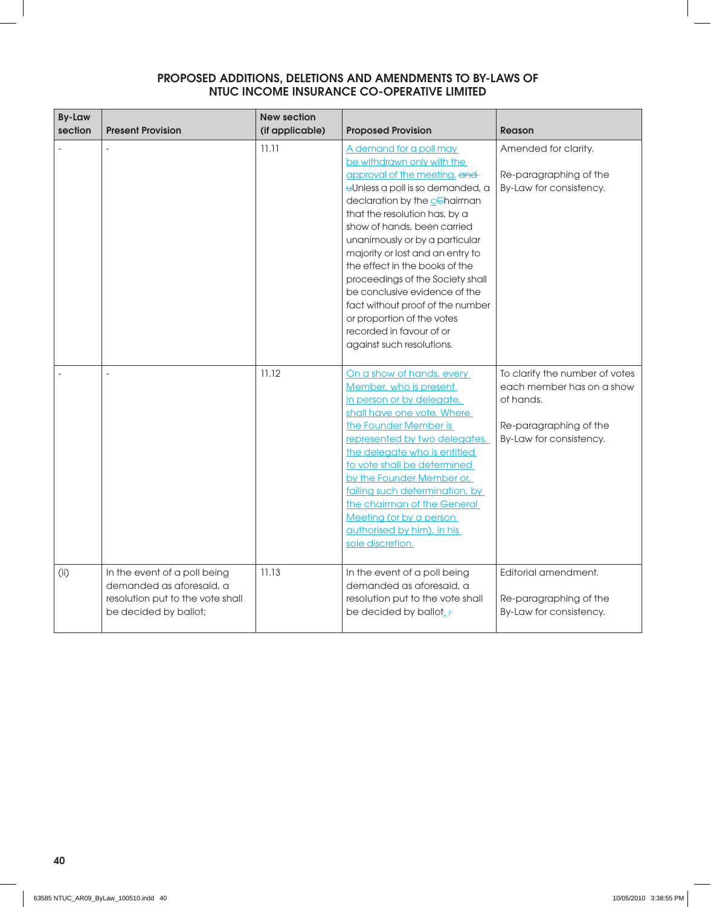## PROPOSED ADDITIONS, DELETIONS AND AMENDMENTS TO BY-LAWS OF NTUC INCOME INSURANCE CO-OPERATIVE LIMITED

| By-Law section | Present Provision | New section (if applicable) | Proposed Provision | Reason |
|---|---|---|---|---|
| - | - | 11.11 | A demand for a poll may be withdrawn only with the approval of the meeting. ~~and u~~Unless a poll is so demanded, a declaration by the c~~C~~hairman that the resolution has, by a show of hands, been carried unanimously or by a particular majority or lost and an entry to the effect in the books of the proceedings of the Society shall be conclusive evidence of the fact without proof of the number or proportion of the votes recorded in favour of or against such resolutions. | Amended for clarity. Re-paragraphing of the By-Law for consistency. |
| - | - | 11.12 | On a show of hands, every Member, who is present in person or by delegate, shall have one vote. Where the Founder Member is represented by two delegates, the delegate who is entitled to vote shall be determined by the Founder Member or, failing such determination, by the chairman of the General Meeting (or by a person authorised by him), in his sole discretion. | To clarify the number of votes each member has on a show of hands. Re-paragraphing of the By-Law for consistency. |
| (ii) | In the event of a poll being demanded as aforesaid, a resolution put to the vote shall be decided by ballot; | 11.13 | In the event of a poll being demanded as aforesaid, a resolution put to the vote shall be decided by ballot. ~~;~~ | Editorial amendment. Re-paragraphing of the By-Law for consistency. |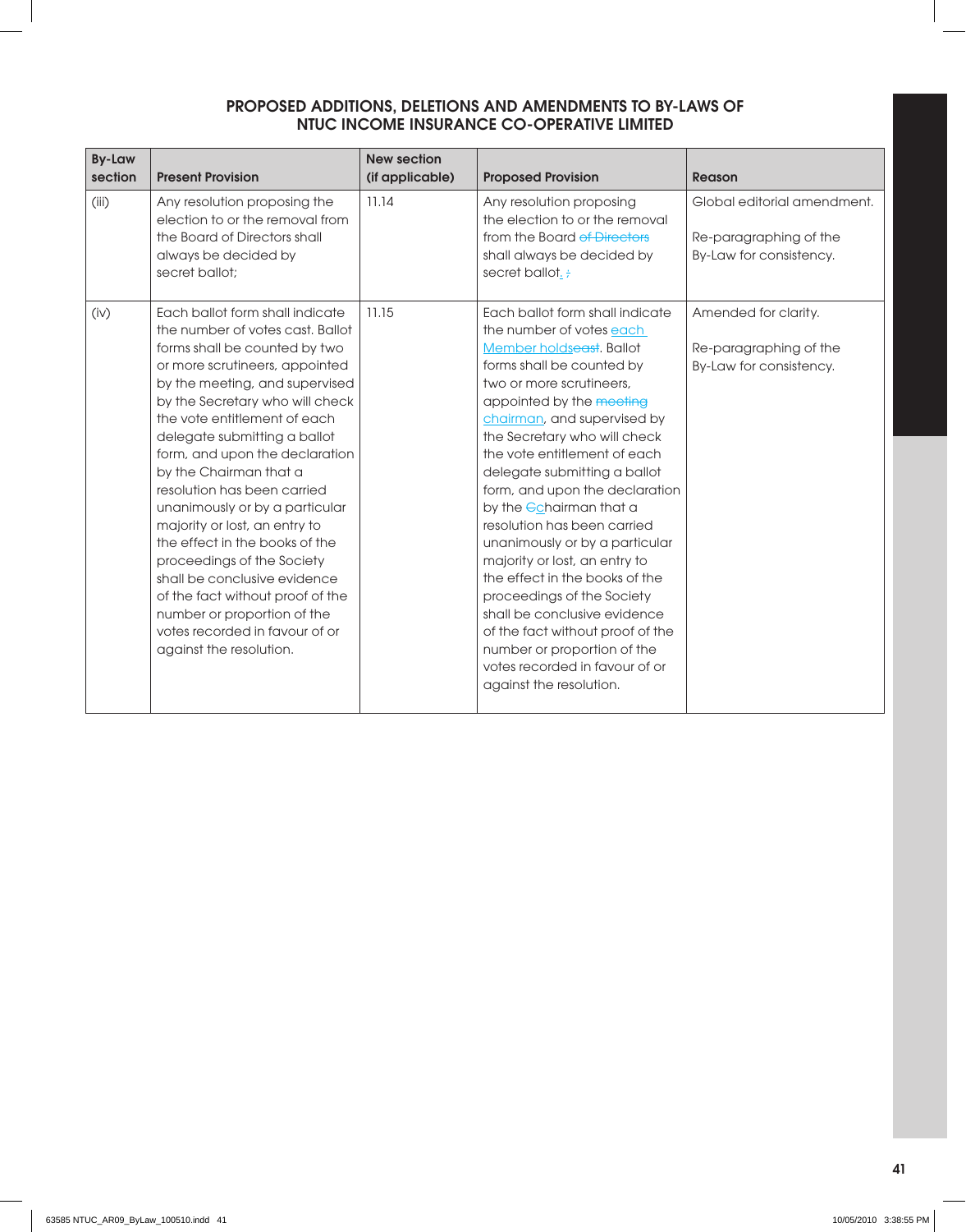## PROPOSED ADDITIONS, DELETIONS AND AMENDMENTS TO BY-LAWS OF NTUC INCOME INSURANCE CO-OPERATIVE LIMITED

| By-Law section | Present Provision | New section (if applicable) | Proposed Provision | Reason |
|---|---|---|---|---|
| (iii) | Any resolution proposing the election to or the removal from the Board of Directors shall always be decided by secret ballot; | 11.14 | Any resolution proposing the election to or the removal from the Board ~~of Directors~~ shall always be decided by secret ballot. ~~;~~ | Global editorial amendment.<br><br>Re-paragraphing of the By-Law for consistency. |
| (iv) | Each ballot form shall indicate the number of votes cast. Ballot forms shall be counted by two or more scrutineers, appointed by the meeting, and supervised by the Secretary who will check the vote entitlement of each delegate submitting a ballot form, and upon the declaration by the Chairman that a resolution has been carried unanimously or by a particular majority or lost, an entry to the effect in the books of the proceedings of the Society shall be conclusive evidence of the fact without proof of the number or proportion of the votes recorded in favour of or against the resolution. | 11.15 | Each ballot form shall indicate the number of votes each Member holds~~cast~~. Ballot forms shall be counted by two or more scrutineers, appointed by the ~~meeting~~ chairman, and supervised by the Secretary who will check the vote entitlement of each delegate submitting a ballot form, and upon the declaration by the ~~C~~chairman that a resolution has been carried unanimously or by a particular majority or lost, an entry to the effect in the books of the proceedings of the Society shall be conclusive evidence of the fact without proof of the number or proportion of the votes recorded in favour of or against the resolution. | Amended for clarity.<br><br>Re-paragraphing of the By-Law for consistency. |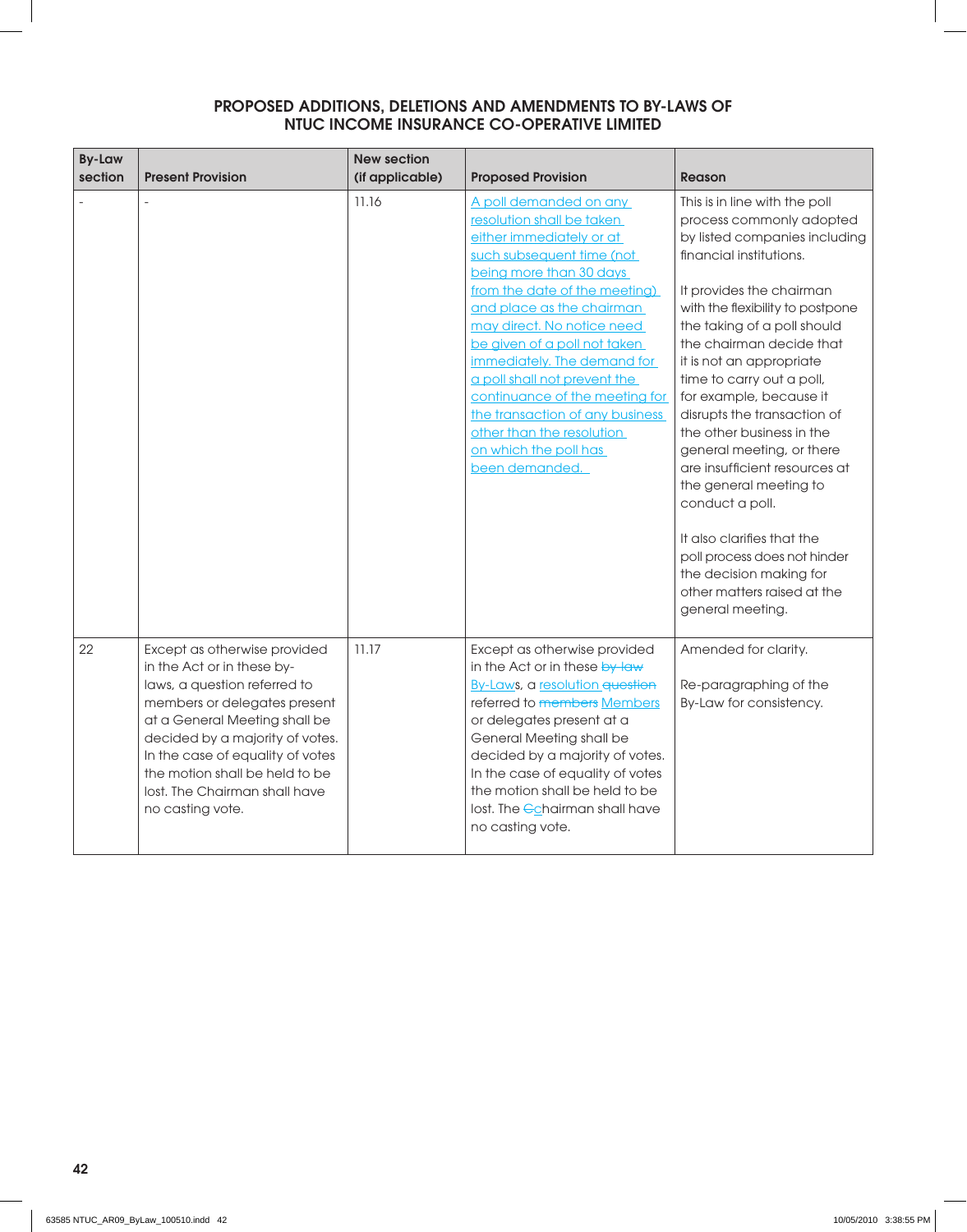## PROPOSED ADDITIONS, DELETIONS AND AMENDMENTS TO BY-LAWS OF NTUC INCOME INSURANCE CO-OPERATIVE LIMITED

| By-Law section | Present Provision | New section (if applicable) | Proposed Provision | Reason |
|---|---|---|---|---|
| - | - | 11.16 | A poll demanded on any resolution shall be taken either immediately or at such subsequent time (not being more than 30 days from the date of the meeting) and place as the chairman may direct. No notice need be given of a poll not taken immediately. The demand for a poll shall not prevent the continuance of the meeting for the transaction of any business other than the resolution on which the poll has been demanded. | This is in line with the poll process commonly adopted by listed companies including financial institutions.<br><br>It provides the chairman with the flexibility to postpone the taking of a poll should the chairman decide that it is not an appropriate time to carry out a poll, for example, because it disrupts the transaction of the other business in the general meeting, or there are insufficient resources at the general meeting to conduct a poll.<br><br>It also clarifies that the poll process does not hinder the decision making for other matters raised at the general meeting. |
| 22 | Except as otherwise provided in the Act or in these by-laws, a question referred to members or delegates present at a General Meeting shall be decided by a majority of votes. In the case of equality of votes the motion shall be held to be lost. The Chairman shall have no casting vote. | 11.17 | Except as otherwise provided in the Act or in these ~~by-law~~ By-Laws, a resolution ~~question~~ referred to ~~members~~ Members or delegates present at a General Meeting shall be decided by a majority of votes. In the case of equality of votes the motion shall be held to be lost. The ~~C~~chairman shall have no casting vote. | Amended for clarity.<br><br>Re-paragraphing of the By-Law for consistency. |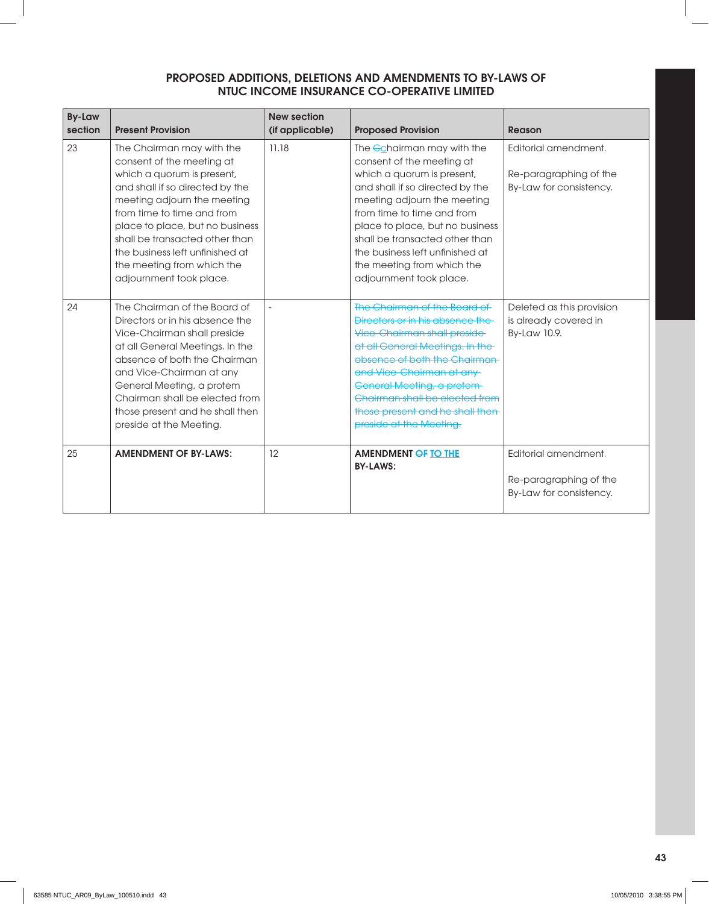## PROPOSED ADDITIONS, DELETIONS AND AMENDMENTS TO BY-LAWS OF NTUC INCOME INSURANCE CO-OPERATIVE LIMITED

| By-Law section | Present Provision | New section (if applicable) | Proposed Provision | Reason |
|---|---|---|---|---|
| 23 | The Chairman may with the consent of the meeting at which a quorum is present, and shall if so directed by the meeting adjourn the meeting from time to time and from place to place, but no business shall be transacted other than the business left unfinished at the meeting from which the adjournment took place. | 11.18 | The ~~C~~chairman may with the consent of the meeting at which a quorum is present, and shall if so directed by the meeting adjourn the meeting from time to time and from place to place, but no business shall be transacted other than the business left unfinished at the meeting from which the adjournment took place. | Editorial amendment. Re-paragraphing of the By-Law for consistency. |
| 24 | The Chairman of the Board of Directors or in his absence the Vice-Chairman shall preside at all General Meetings. In the absence of both the Chairman and Vice-Chairman at any General Meeting, a protem Chairman shall be elected from those present and he shall then preside at the Meeting. | - | ~~The Chairman of the Board of Directors or in his absence the Vice-Chairman shall preside at all General Meetings. In the absence of both the Chairman and Vice-Chairman at any General Meeting, a protem Chairman shall be elected from those present and he shall then preside at the Meeting.~~ | Deleted as this provision is already covered in By-Law 10.9. |
| 25 | **AMENDMENT OF BY-LAWS:** | 12 | **AMENDMENT ~~OF~~ TO THE BY-LAWS:** | Editorial amendment. Re-paragraphing of the By-Law for consistency. |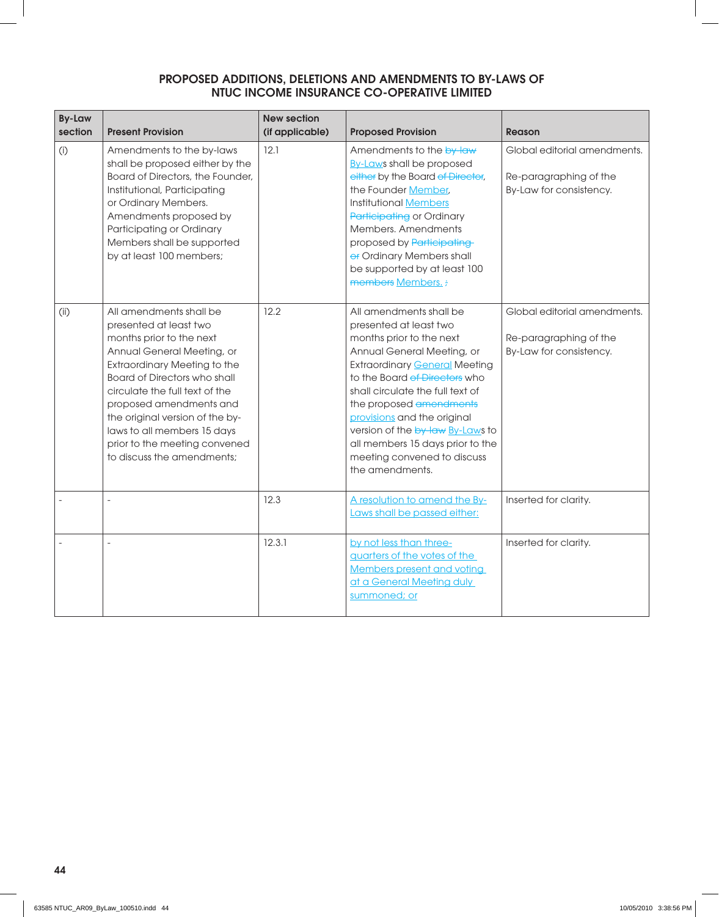## PROPOSED ADDITIONS, DELETIONS AND AMENDMENTS TO BY-LAWS OF NTUC INCOME INSURANCE CO-OPERATIVE LIMITED

| By-Law section | Present Provision | New section (if applicable) | Proposed Provision | Reason |
|---|---|---|---|---|
| (i) | Amendments to the by-laws shall be proposed either by the Board of Directors, the Founder, Institutional, Participating or Ordinary Members. Amendments proposed by Participating or Ordinary Members shall be supported by at least 100 members; | 12.1 | Amendments to the ~~by-law~~ By-Laws shall be proposed ~~either~~ by the Board ~~of Director~~, the Founder Member, Institutional Members ~~Participating~~ or Ordinary Members. Amendments proposed by ~~Participating or~~ Ordinary Members shall be supported by at least 100 ~~members~~ Members. ~~;~~ | Global editorial amendments.<br><br>Re-paragraphing of the By-Law for consistency. |
| (ii) | All amendments shall be presented at least two months prior to the next Annual General Meeting, or Extraordinary Meeting to the Board of Directors who shall circulate the full text of the proposed amendments and the original version of the by-laws to all members 15 days prior to the meeting convened to discuss the amendments; | 12.2 | All amendments shall be presented at least two months prior to the next Annual General Meeting, or Extraordinary General Meeting to the Board ~~of Directors~~ who shall circulate the full text of the proposed ~~amendments~~ provisions and the original version of the ~~by-law~~ By-Laws to all members 15 days prior to the meeting convened to discuss the amendments. | Global editorial amendments.<br><br>Re-paragraphing of the By-Law for consistency. |
| - | - | 12.3 | A resolution to amend the By-Laws shall be passed either: | Inserted for clarity. |
| - | - | 12.3.1 | by not less than three-quarters of the votes of the Members present and voting at a General Meeting duly summoned; or | Inserted for clarity. |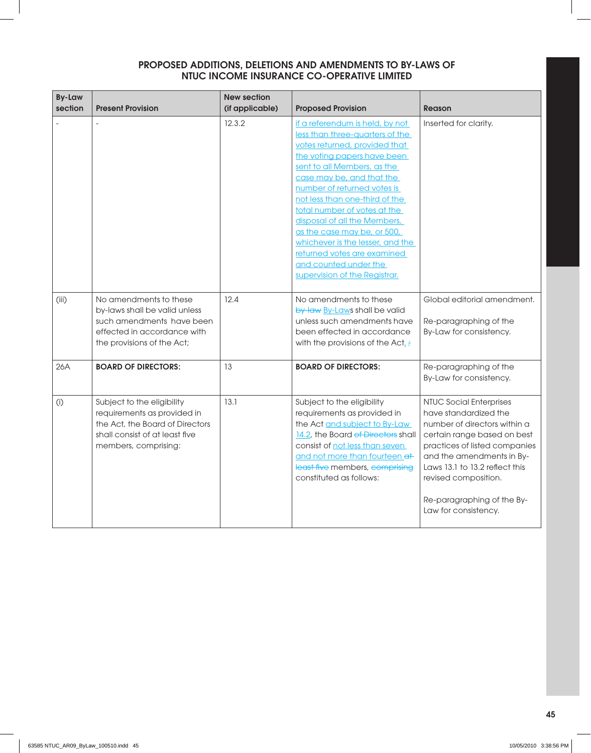# PROPOSED ADDITIONS, DELETIONS AND AMENDMENTS TO BY-LAWS OF NTUC INCOME INSURANCE CO-OPERATIVE LIMITED

| By-Law section | Present Provision | New section (if applicable) | Proposed Provision | Reason |
|---|---|---|---|---|
| - | - | 12.3.2 | if a referendum is held, by not less than three-quarters of the votes returned, provided that the voting papers have been sent to all Members, as the case may be, and that the number of returned votes is not less than one-third of the total number of votes at the disposal of all the Members, as the case may be, or 500, whichever is the lesser, and the returned votes are examined and counted under the supervision of the Registrar. | Inserted for clarity. |
| (iii) | No amendments to these by-laws shall be valid unless such amendments have been effected in accordance with the provisions of the Act; | 12.4 | No amendments to these ~~by-law~~ By-Laws shall be valid unless such amendments have been effected in accordance with the provisions of the Act. ~~;~~ | Global editorial amendment.<br><br>Re-paragraphing of the By-Law for consistency. |
| 26A | **BOARD OF DIRECTORS:** | 13 | **BOARD OF DIRECTORS:** | Re-paragraphing of the By-Law for consistency. |
| (i) | Subject to the eligibility requirements as provided in the Act, the Board of Directors shall consist of at least five members, comprising: | 13.1 | Subject to the eligibility requirements as provided in the Act and subject to By-Law 14.2, the Board ~~of Directors~~ shall consist of not less than seven and not more than fourteen ~~at least five~~ members, ~~comprising~~ constituted as follows: | NTUC Social Enterprises have standardized the number of directors within a certain range based on best practices of listed companies and the amendments in By-Laws 13.1 to 13.2 reflect this revised composition.<br><br>Re-paragraphing of the By-Law for consistency. |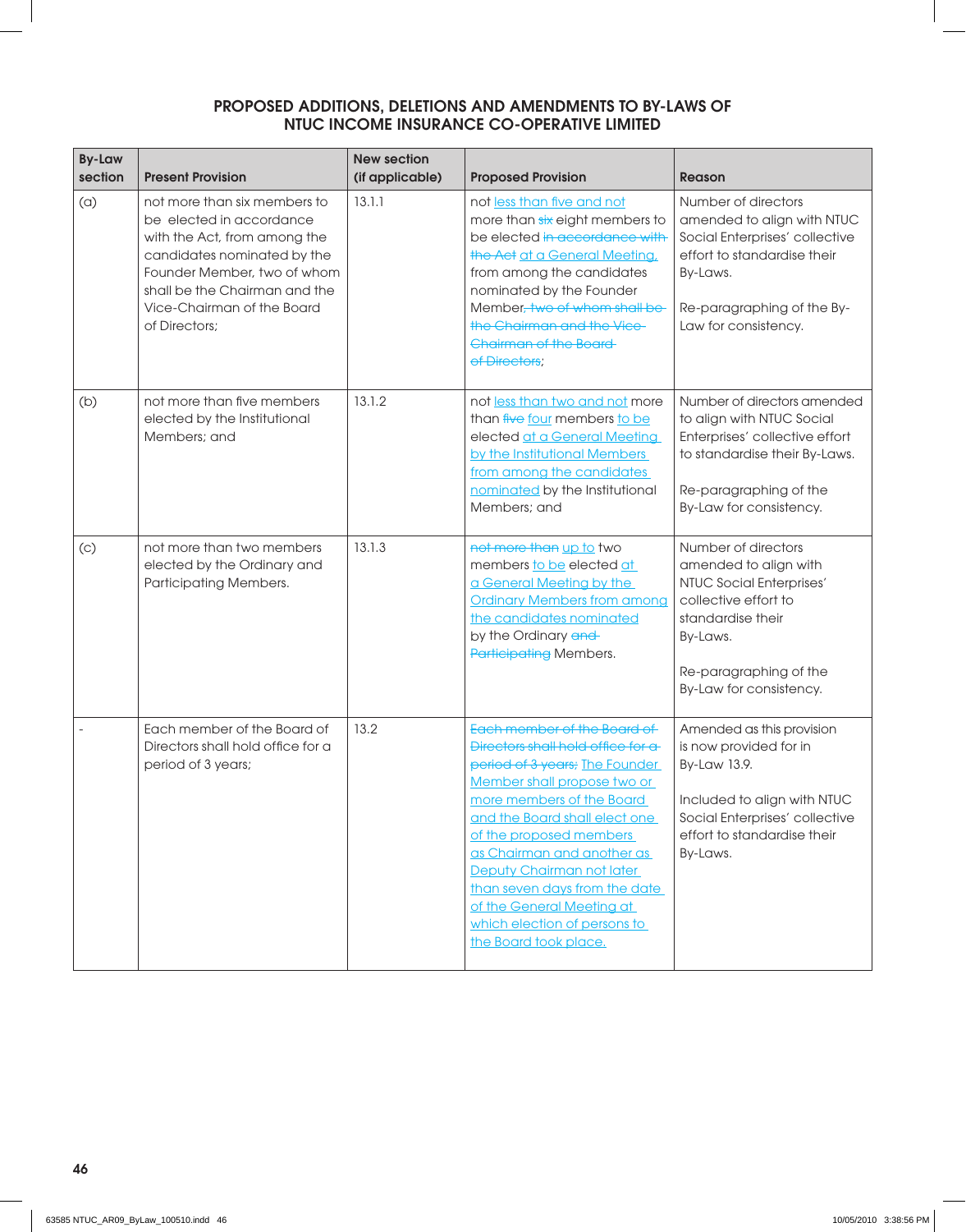## PROPOSED ADDITIONS, DELETIONS AND AMENDMENTS TO BY-LAWS OF NTUC INCOME INSURANCE CO-OPERATIVE LIMITED

| By-Law section | Present Provision | New section (if applicable) | Proposed Provision | Reason |
|---|---|---|---|---|
| (a) | not more than six members to be elected in accordance with the Act, from among the candidates nominated by the Founder Member, two of whom shall be the Chairman and the Vice-Chairman of the Board of Directors; | 13.1.1 | not ~~less than five and not~~ more than ~~six~~ eight members to be elected ~~in accordance with the Act~~ at a General Meeting, from among the candidates nominated by the Founder Member~~, two of whom shall be the Chairman and the Vice-Chairman of the Board of Directors~~; | Number of directors amended to align with NTUC Social Enterprises' collective effort to standardise their By-Laws. Re-paragraphing of the By-Law for consistency. |
| (b) | not more than five members elected by the Institutional Members; and | 13.1.2 | not less than two and not more than ~~five~~ four members to be elected at a General Meeting by the Institutional Members from among the candidates nominated by the Institutional Members; and | Number of directors amended to align with NTUC Social Enterprises' collective effort to standardise their By-Laws. Re-paragraphing of the By-Law for consistency. |
| (c) | not more than two members elected by the Ordinary and Participating Members. | 13.1.3 | ~~not more than~~ up to two members to be elected at a General Meeting by the Ordinary Members from among the candidates nominated by the Ordinary ~~and Participating~~ Members. | Number of directors amended to align with NTUC Social Enterprises' collective effort to standardise their By-Laws. Re-paragraphing of the By-Law for consistency. |
| - | Each member of the Board of Directors shall hold office for a period of 3 years; | 13.2 | ~~Each member of the Board of Directors shall hold office for a period of 3 years;~~ The Founder Member shall propose two or more members of the Board and the Board shall elect one of the proposed members as Chairman and another as Deputy Chairman not later than seven days from the date of the General Meeting at which election of persons to the Board took place. | Amended as this provision is now provided for in By-Law 13.9. Included to align with NTUC Social Enterprises' collective effort to standardise their By-Laws. |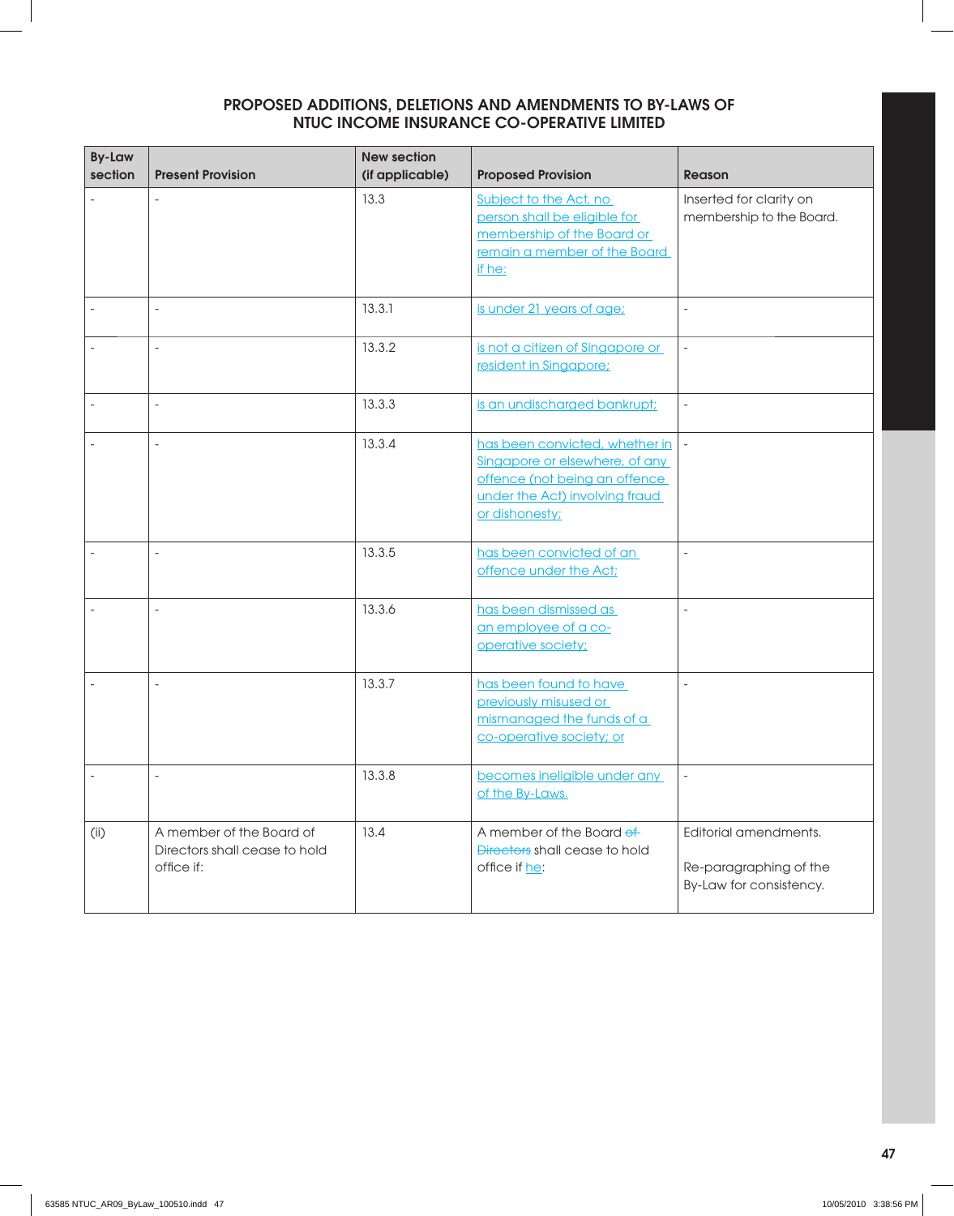## PROPOSED ADDITIONS, DELETIONS AND AMENDMENTS TO BY-LAWS OF NTUC INCOME INSURANCE CO-OPERATIVE LIMITED

| By-Law section | Present Provision | New section (if applicable) | Proposed Provision | Reason |
|---|---|---|---|---|
| - | - | 13.3 | Subject to the Act, no person shall be eligible for membership of the Board or remain a member of the Board if he: | Inserted for clarity on membership to the Board. |
| - | - | 13.3.1 | is under 21 years of age; | - |
| - | - | 13.3.2 | is not a citizen of Singapore or resident in Singapore; | - |
| - | - | 13.3.3 | is an undischarged bankrupt; | - |
| - | - | 13.3.4 | has been convicted, whether in Singapore or elsewhere, of any offence (not being an offence under the Act) involving fraud or dishonesty; | - |
| - | - | 13.3.5 | has been convicted of an offence under the Act; | - |
| - | - | 13.3.6 | has been dismissed as an employee of a co-operative society; | - |
| - | - | 13.3.7 | has been found to have previously misused or mismanaged the funds of a co-operative society; or | - |
| - | - | 13.3.8 | becomes ineligible under any of the By-Laws. | - |
| (ii) | A member of the Board of Directors shall cease to hold office if: | 13.4 | A member of the Board ~~of Directors~~ shall cease to hold office if he: | Editorial amendments.<br><br>Re-paragraphing of the By-Law for consistency. |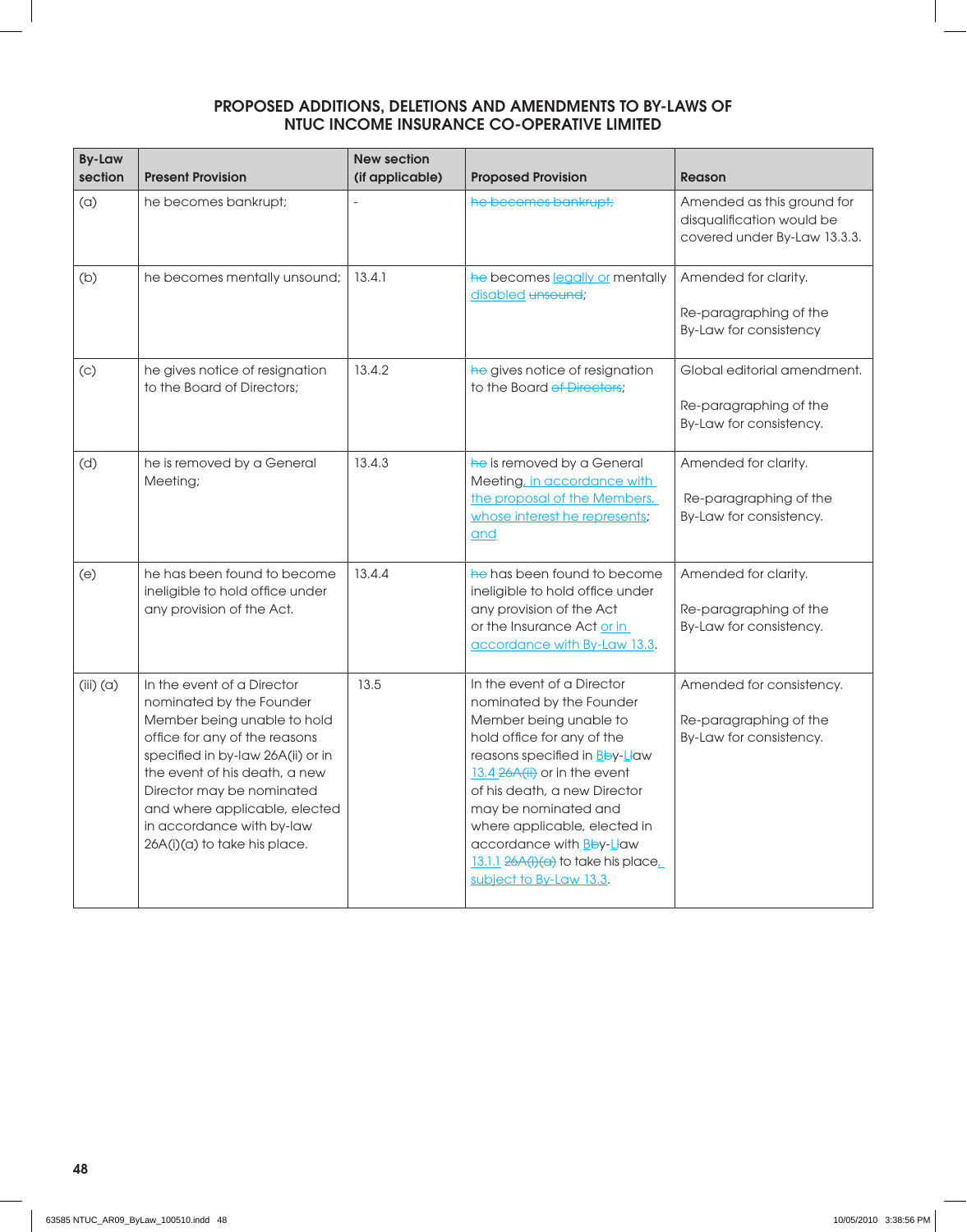## PROPOSED ADDITIONS, DELETIONS AND AMENDMENTS TO BY-LAWS OF NTUC INCOME INSURANCE CO-OPERATIVE LIMITED

| By-Law section | Present Provision | New section (if applicable) | Proposed Provision | Reason |
|---|---|---|---|---|
| (a) | he becomes bankrupt; | - | ~~he becomes bankrupt;~~ | Amended as this ground for disqualification would be covered under By-Law 13.3.3. |
| (b) | he becomes mentally unsound; | 13.4.1 | ~~he~~ becomes legally or mentally disabled ~~unsound~~; | Amended for clarity. Re-paragraphing of the By-Law for consistency |
| (c) | he gives notice of resignation to the Board of Directors; | 13.4.2 | ~~he~~ gives notice of resignation to the Board ~~of Directors~~; | Global editorial amendment. Re-paragraphing of the By-Law for consistency. |
| (d) | he is removed by a General Meeting; | 13.4.3 | ~~he~~ is removed by a General Meeting, in accordance with the proposal of the Members, whose interest he represents; and | Amended for clarity. Re-paragraphing of the By-Law for consistency. |
| (e) | he has been found to become ineligible to hold office under any provision of the Act. | 13.4.4 | ~~he~~ has been found to become ineligible to hold office under any provision of the Act or the Insurance Act or in accordance with By-Law 13.3. | Amended for clarity. Re-paragraphing of the By-Law for consistency. |
| (iii) (a) | In the event of a Director nominated by the Founder Member being unable to hold office for any of the reasons specified in by-law 26A(ii) or in the event of his death, a new Director may be nominated and where applicable, elected in accordance with by-law 26A(i)(a) to take his place. | 13.5 | In the event of a Director nominated by the Founder Member being unable to hold office for any of the reasons specified in B~~b~~y-L~~l~~aw 13.4 ~~26A(ii)~~ or in the event of his death, a new Director may be nominated and where applicable, elected in accordance with B~~b~~y-L~~l~~aw 13.1.1 ~~26A(i)(a)~~ to take his place, subject to By-Law 13.3. | Amended for consistency. Re-paragraphing of the By-Law for consistency. |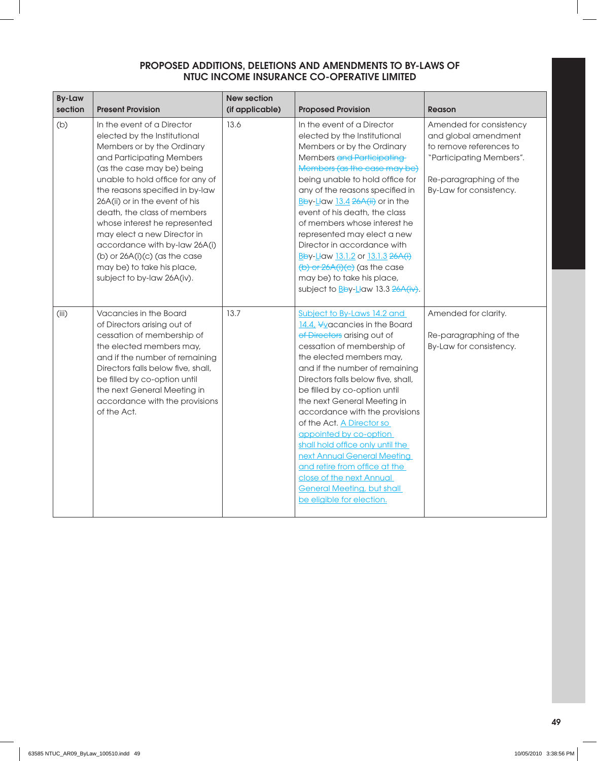## PROPOSED ADDITIONS, DELETIONS AND AMENDMENTS TO BY-LAWS OF NTUC INCOME INSURANCE CO-OPERATIVE LIMITED

| By-Law section | Present Provision | New section (if applicable) | Proposed Provision | Reason |
|---|---|---|---|---|
| (b) | In the event of a Director elected by the Institutional Members or by the Ordinary and Participating Members (as the case may be) being unable to hold office for any of the reasons specified in by-law 26A(ii) or in the event of his death, the class of members whose interest he represented may elect a new Director in accordance with by-law 26A(i)(b) or 26A(i)(c) (as the case may be) to take his place, subject to by-law 26A(iv). | 13.6 | In the event of a Director elected by the Institutional Members or by the Ordinary Members ~~and Participating Members (as the case may be)~~ being unable to hold office for any of the reasons specified in B~~b~~y-L~~l~~aw 13.4 ~~26A(ii)~~ or in the event of his death, the class of members whose interest he represented may elect a new Director in accordance with B~~b~~y-L~~l~~aw 13.1.2 or 13.1.3 ~~26A(i)(b) or 26A(i)(c)~~ (as the case may be) to take his place, subject to B~~b~~y-L~~l~~aw 13.3 ~~26A(iv)~~. | Amended for consistency and global amendment to remove references to "Participating Members".<br><br>Re-paragraphing of the By-Law for consistency. |
| (iii) | Vacancies in the Board of Directors arising out of cessation of membership of the elected members may, and if the number of remaining Directors falls below five, shall, be filled by co-option until the next General Meeting in accordance with the provisions of the Act. | 13.7 | Subject to By-Laws 14.2 and 14.4, V~~v~~acancies in the Board ~~of Directors~~ arising out of cessation of membership of the elected members may, and if the number of remaining Directors falls below five, shall, be filled by co-option until the next General Meeting in accordance with the provisions of the Act. A Director so appointed by co-option shall hold office only until the next Annual General Meeting and retire from office at the close of the next Annual General Meeting, but shall be eligible for election. | Amended for clarity.<br><br>Re-paragraphing of the By-Law for consistency. |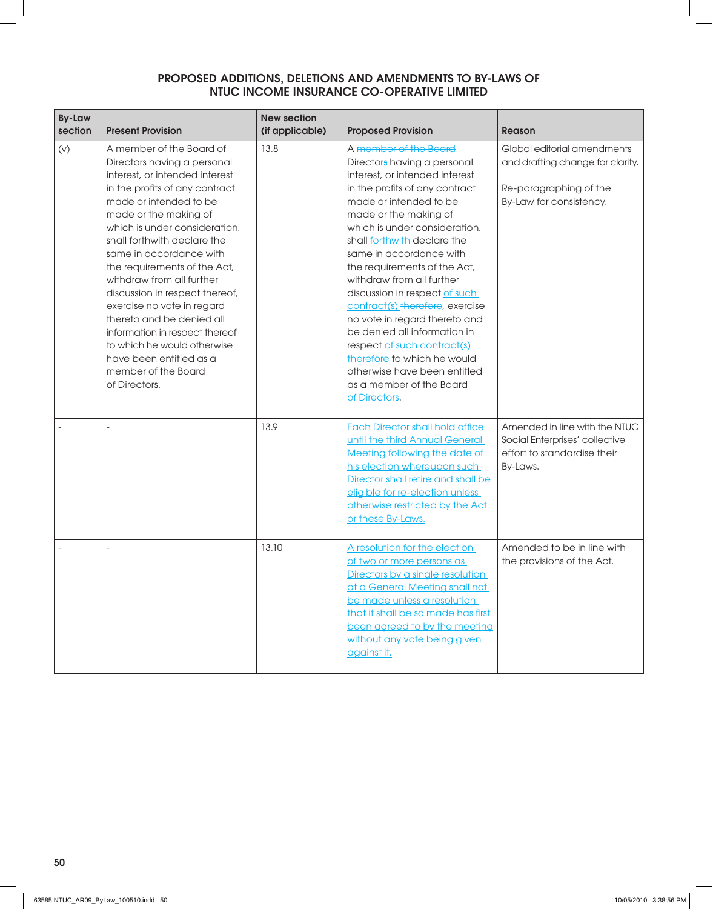## PROPOSED ADDITIONS, DELETIONS AND AMENDMENTS TO BY-LAWS OF NTUC INCOME INSURANCE CO-OPERATIVE LIMITED

| By-Law section | Present Provision | New section (if applicable) | Proposed Provision | Reason |
|---|---|---|---|---|
| (v) | A member of the Board of Directors having a personal interest, or intended interest in the profits of any contract made or intended to be made or the making of which is under consideration, shall forthwith declare the same in accordance with the requirements of the Act, withdraw from all further discussion in respect thereof, exercise no vote in regard thereto and be denied all information in respect thereof to which he would otherwise have been entitled as a member of the Board of Directors. | 13.8 | A ~~member of the Board~~ Directors having a personal interest, or intended interest in the profits of any contract made or intended to be made or the making of which is under consideration, shall ~~forthwith~~ declare the same in accordance with the requirements of the Act, withdraw from all further discussion in respect of such contract(s) ~~therefore~~, exercise no vote in regard thereto and be denied all information in respect of such contract(s) ~~therefore~~ to which he would otherwise have been entitled as a member of the Board ~~of Directors~~. | Global editorial amendments and drafting change for clarity. Re-paragraphing of the By-Law for consistency. |
| - | - | 13.9 | Each Director shall hold office until the third Annual General Meeting following the date of his election whereupon such Director shall retire and shall be eligible for re-election unless otherwise restricted by the Act or these By-Laws. | Amended in line with the NTUC Social Enterprises' collective effort to standardise their By-Laws. |
| - | - | 13.10 | A resolution for the election of two or more persons as Directors by a single resolution at a General Meeting shall not be made unless a resolution that it shall be so made has first been agreed to by the meeting without any vote being given against it. | Amended to be in line with the provisions of the Act. |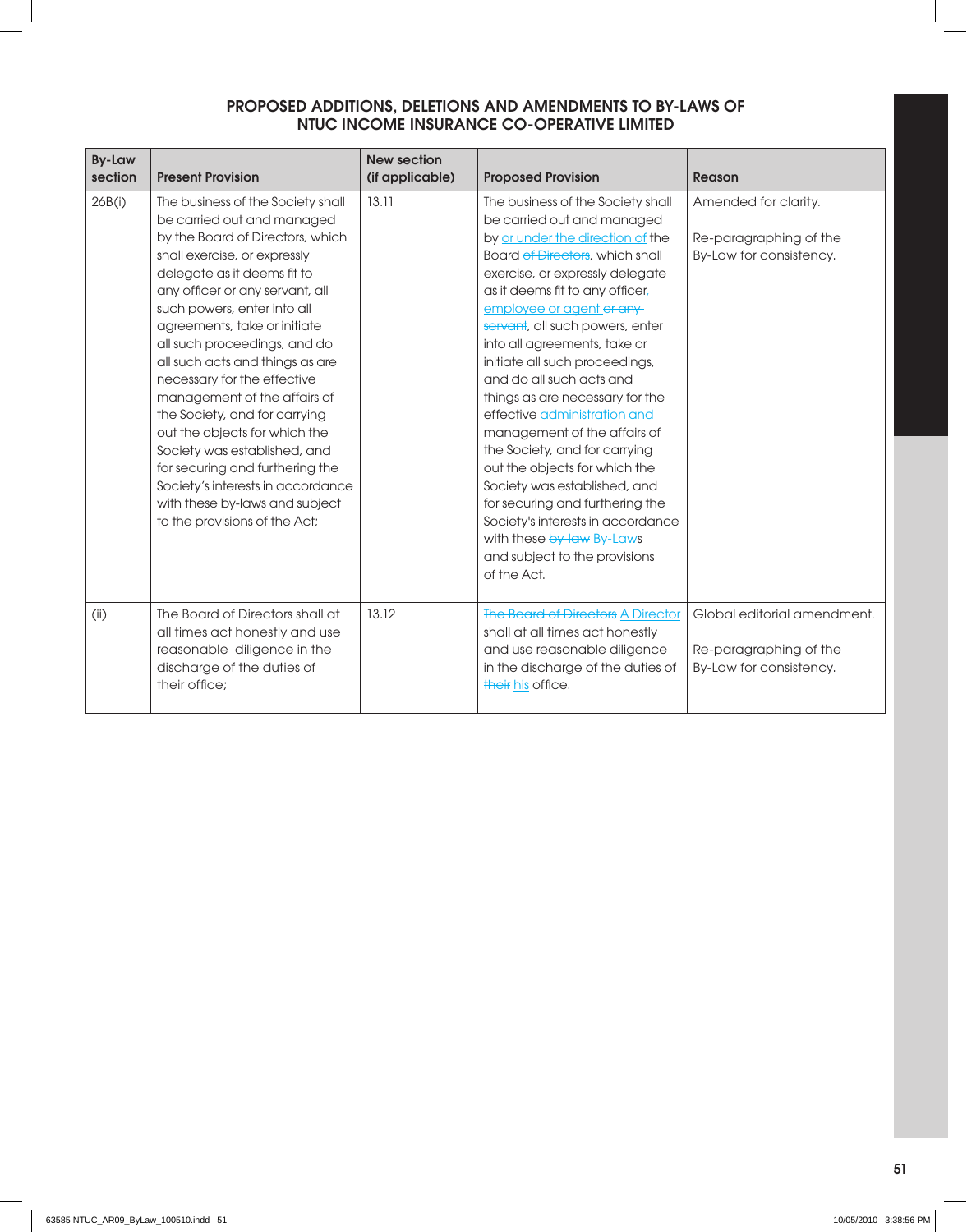## PROPOSED ADDITIONS, DELETIONS AND AMENDMENTS TO BY-LAWS OF NTUC INCOME INSURANCE CO-OPERATIVE LIMITED

| By-Law section | Present Provision | New section (if applicable) | Proposed Provision | Reason |
|---|---|---|---|---|
| 26B(i) | The business of the Society shall be carried out and managed by the Board of Directors, which shall exercise, or expressly delegate as it deems fit to any officer or any servant, all such powers, enter into all agreements, take or initiate all such proceedings, and do all such acts and things as are necessary for the effective management of the affairs of the Society, and for carrying out the objects for which the Society was established, and for securing and furthering the Society's interests in accordance with these by-laws and subject to the provisions of the Act; | 13.11 | The business of the Society shall be carried out and managed by or under the direction of the Board ~~of Directors~~, which shall exercise, or expressly delegate as it deems fit to any officer, employee or agent ~~or any servant~~, all such powers, enter into all agreements, take or initiate all such proceedings, and do all such acts and things as are necessary for the effective administration and management of the affairs of the Society, and for carrying out the objects for which the Society was established, and for securing and furthering the Society's interests in accordance with these ~~by-law~~ By-Laws and subject to the provisions of the Act. | Amended for clarity. <br><br> Re-paragraphing of the By-Law for consistency. |
| (ii) | The Board of Directors shall at all times act honestly and use reasonable diligence in the discharge of the duties of their office; | 13.12 | ~~The Board of Directors~~ A Director shall at all times act honestly and use reasonable diligence in the discharge of the duties of ~~their~~ his office. | Global editorial amendment. <br><br> Re-paragraphing of the By-Law for consistency. |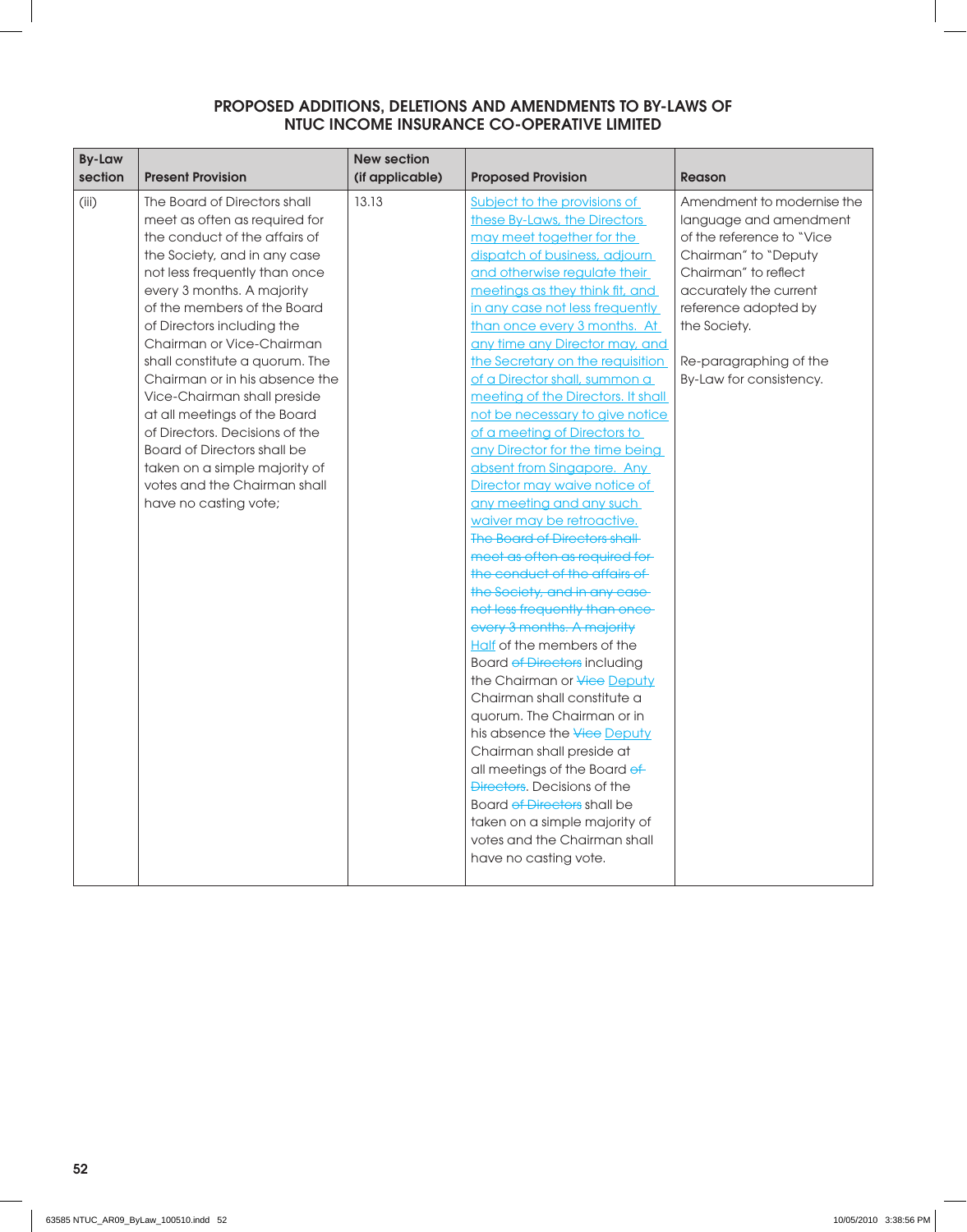## PROPOSED ADDITIONS, DELETIONS AND AMENDMENTS TO BY-LAWS OF NTUC INCOME INSURANCE CO-OPERATIVE LIMITED

| By-Law section | Present Provision | New section (if applicable) | Proposed Provision | Reason |
|---|---|---|---|---|
| (iii) | The Board of Directors shall meet as often as required for the conduct of the affairs of the Society, and in any case not less frequently than once every 3 months. A majority of the members of the Board of Directors including the Chairman or Vice-Chairman shall constitute a quorum. The Chairman or in his absence the Vice-Chairman shall preside at all meetings of the Board of Directors. Decisions of the Board of Directors shall be taken on a simple majority of votes and the Chairman shall have no casting vote; | 13.13 | <u>Subject to the provisions of these By-Laws, the Directors may meet together for the dispatch of business, adjourn and otherwise regulate their meetings as they think fit, and in any case not less frequently than once every 3 months. At any time any Director may, and the Secretary on the requisition of a Director shall, summon a meeting of the Directors. It shall not be necessary to give notice of a meeting of Directors to any Director for the time being absent from Singapore. Any Director may waive notice of any meeting and any such waiver may be retroactive.</u> ~~The Board of Directors shall meet as often as required for the conduct of the affairs of the Society, and in any case not less frequently than once every 3 months. A majority~~ <u>Half</u> of the members of the Board ~~of Directors~~ including the Chairman or ~~Vice~~ <u>Deputy</u> Chairman shall constitute a quorum. The Chairman or in his absence the ~~Vice~~ <u>Deputy</u> Chairman shall preside at all meetings of the Board ~~of Directors~~. Decisions of the Board ~~of Directors~~ shall be taken on a simple majority of votes and the Chairman shall have no casting vote. | Amendment to modernise the language and amendment of the reference to "Vice Chairman" to "Deputy Chairman" to reflect accurately the current reference adopted by the Society.<br><br>Re-paragraphing of the By-Law for consistency. |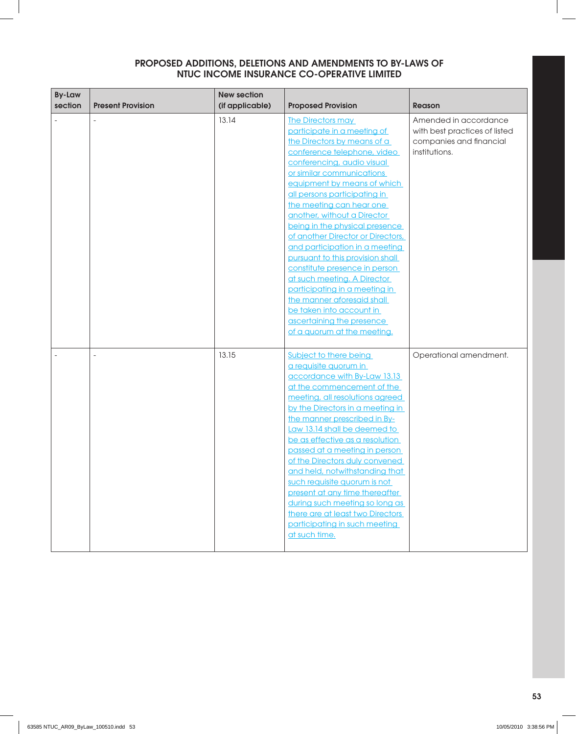## PROPOSED ADDITIONS, DELETIONS AND AMENDMENTS TO BY-LAWS OF NTUC INCOME INSURANCE CO-OPERATIVE LIMITED

| By-Law section | Present Provision | New section (if applicable) | Proposed Provision | Reason |
|---|---|---|---|---|
| - | - | 13.14 | The Directors may participate in a meeting of the Directors by means of a conference telephone, video conferencing, audio visual or similar communications equipment by means of which all persons participating in the meeting can hear one another, without a Director being in the physical presence of another Director or Directors, and participation in a meeting pursuant to this provision shall constitute presence in person at such meeting. A Director participating in a meeting in the manner aforesaid shall be taken into account in ascertaining the presence of a quorum at the meeting. | Amended in accordance with best practices of listed companies and financial institutions. |
| - | - | 13.15 | Subject to there being a requisite quorum in accordance with By-Law 13.13 at the commencement of the meeting, all resolutions agreed by the Directors in a meeting in the manner prescribed in By-Law 13.14 shall be deemed to be as effective as a resolution passed at a meeting in person of the Directors duly convened and held, notwithstanding that such requisite quorum is not present at any time thereafter during such meeting so long as there are at least two Directors participating in such meeting at such time. | Operational amendment. |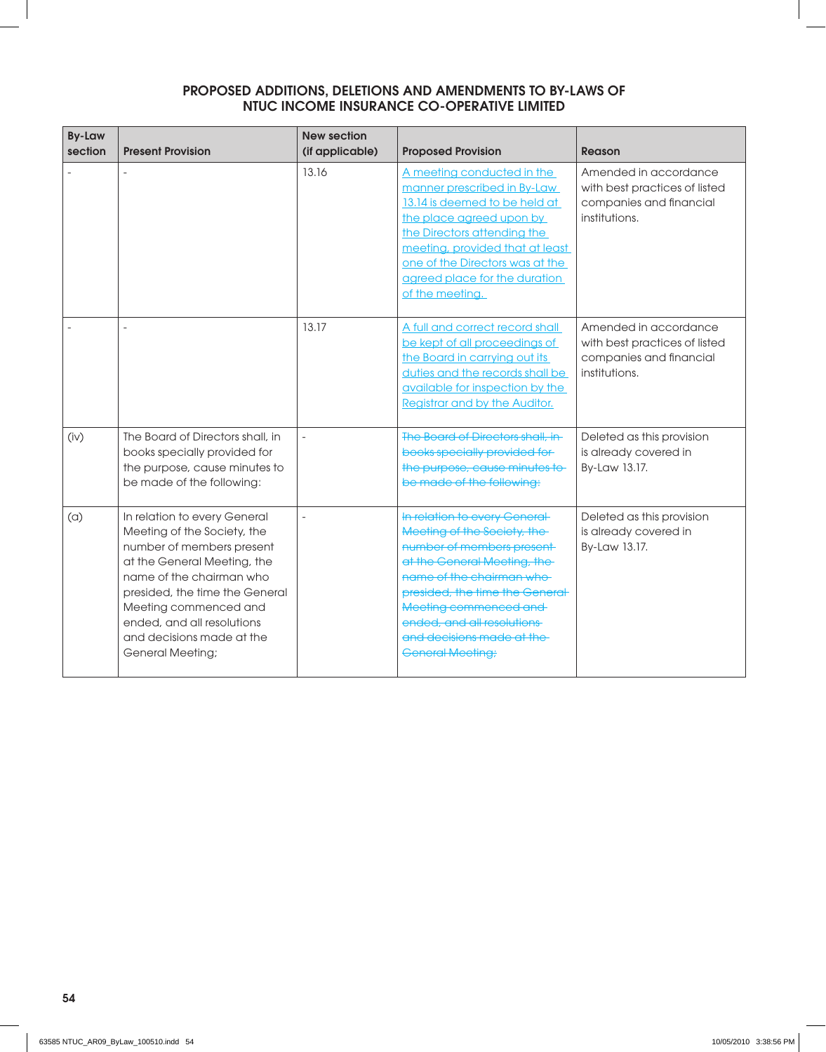## PROPOSED ADDITIONS, DELETIONS AND AMENDMENTS TO BY-LAWS OF NTUC INCOME INSURANCE CO-OPERATIVE LIMITED

| By-Law section | Present Provision | New section (if applicable) | Proposed Provision | Reason |
|---|---|---|---|---|
| - | - | 13.16 | <u>A meeting conducted in the manner prescribed in By-Law 13.14 is deemed to be held at the place agreed upon by the Directors attending the meeting, provided that at least one of the Directors was at the agreed place for the duration of the meeting.</u> | Amended in accordance with best practices of listed companies and financial institutions. |
| - | - | 13.17 | <u>A full and correct record shall be kept of all proceedings of the Board in carrying out its duties and the records shall be available for inspection by the Registrar and by the Auditor.</u> | Amended in accordance with best practices of listed companies and financial institutions. |
| (iv) | The Board of Directors shall, in books specially provided for the purpose, cause minutes to be made of the following: | - | ~~The Board of Directors shall, in books specially provided for the purpose, cause minutes to be made of the following:~~ | Deleted as this provision is already covered in By-Law 13.17. |
| (a) | In relation to every General Meeting of the Society, the number of members present at the General Meeting, the name of the chairman who presided, the time the General Meeting commenced and ended, and all resolutions and decisions made at the General Meeting; | - | ~~In relation to every General Meeting of the Society, the number of members present at the General Meeting, the name of the chairman who presided, the time the General Meeting commenced and ended, and all resolutions and decisions made at the General Meeting;~~ | Deleted as this provision is already covered in By-Law 13.17. |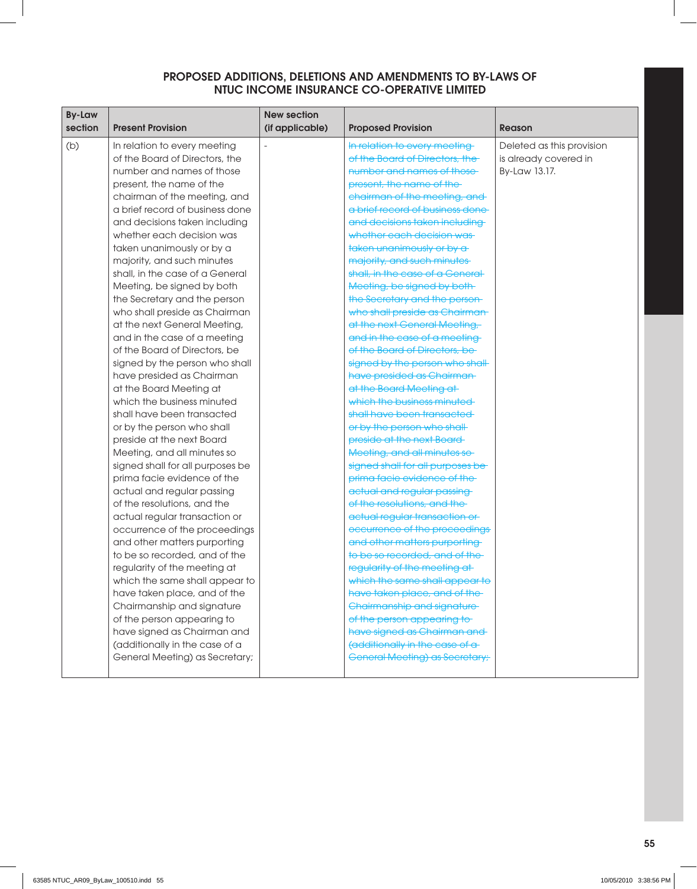## PROPOSED ADDITIONS, DELETIONS AND AMENDMENTS TO BY-LAWS OF NTUC INCOME INSURANCE CO-OPERATIVE LIMITED

| By-Law section | Present Provision | New section (if applicable) | Proposed Provision | Reason |
|---|---|---|---|---|
| (b) | In relation to every meeting of the Board of Directors, the number and names of those present, the name of the chairman of the meeting, and a brief record of business done and decisions taken including whether each decision was taken unanimously or by a majority, and such minutes shall, in the case of a General Meeting, be signed by both the Secretary and the person who shall preside as Chairman at the next General Meeting, and in the case of a meeting of the Board of Directors, be signed by the person who shall have presided as Chairman at the Board Meeting at which the business minuted shall have been transacted or by the person who shall preside at the next Board Meeting, and all minutes so signed shall for all purposes be prima facie evidence of the actual and regular passing of the resolutions, and the actual regular transaction or occurrence of the proceedings and other matters purporting to be so recorded, and of the regularity of the meeting at which the same shall appear to have taken place, and of the Chairmanship and signature of the person appearing to have signed as Chairman and (additionally in the case of a General Meeting) as Secretary; | - | ~~In relation to every meeting of the Board of Directors, the number and names of those present, the name of the chairman of the meeting, and a brief record of business done and decisions taken including whether each decision was taken unanimously or by a majority, and such minutes shall, in the case of a General Meeting, be signed by both the Secretary and the person who shall preside as Chairman at the next General Meeting, and in the case of a meeting of the Board of Directors, be signed by the person who shall have presided as Chairman at the Board Meeting at which the business minuted shall have been transacted or by the person who shall preside at the next Board Meeting, and all minutes so signed shall for all purposes be prima facie evidence of the actual and regular passing of the resolutions, and the actual regular transaction or occurrence of the proceedings and other matters purporting to be so recorded, and of the regularity of the meeting at which the same shall appear to have taken place, and of the Chairmanship and signature of the person appearing to have signed as Chairman and (additionally in the case of a General Meeting) as Secretary;~~ | Deleted as this provision is already covered in By-Law 13.17. |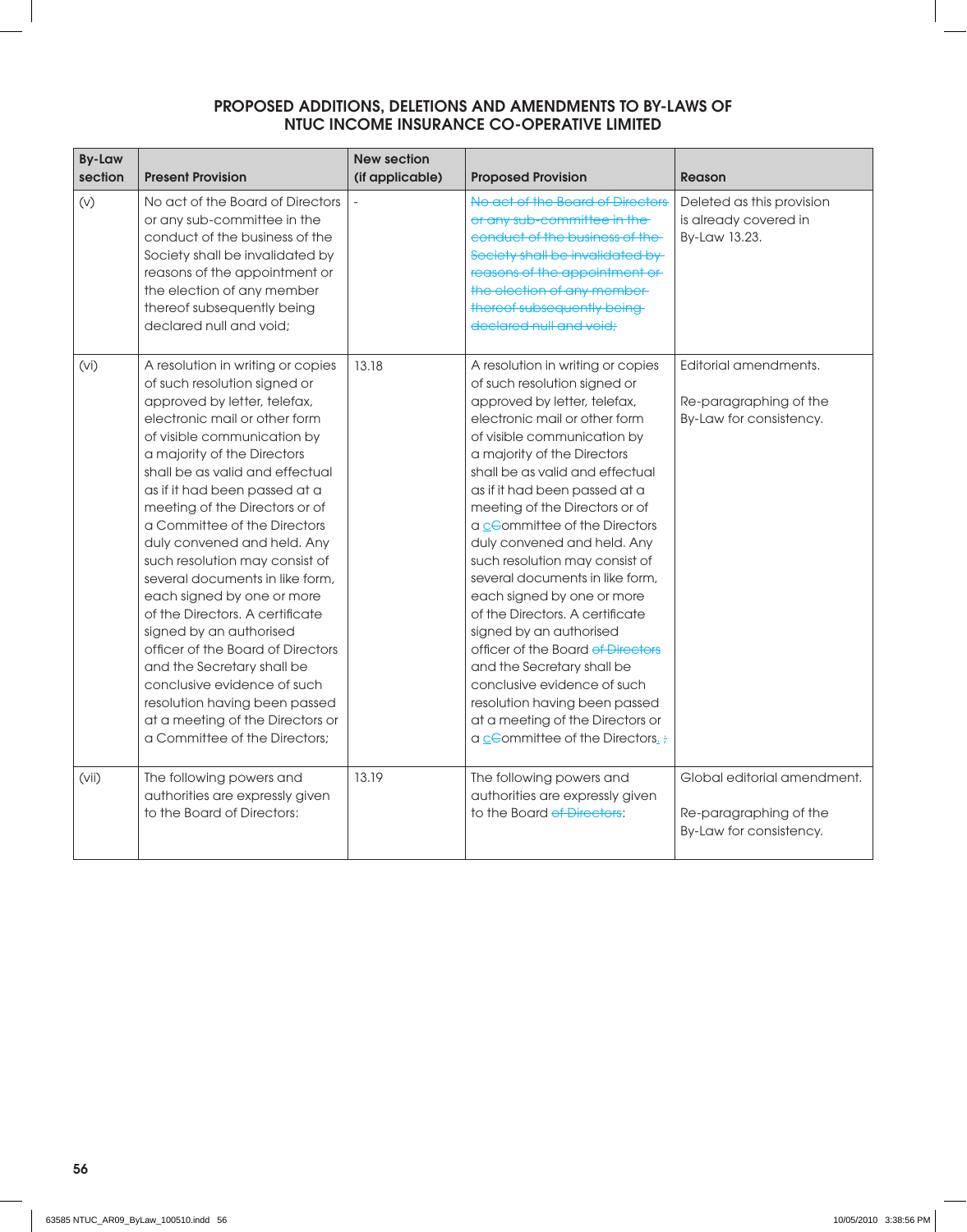## PROPOSED ADDITIONS, DELETIONS AND AMENDMENTS TO BY-LAWS OF NTUC INCOME INSURANCE CO-OPERATIVE LIMITED

| By-Law section | Present Provision | New section (if applicable) | Proposed Provision | Reason |
|---|---|---|---|---|
| (v) | No act of the Board of Directors or any sub-committee in the conduct of the business of the Society shall be invalidated by reasons of the appointment or the election of any member thereof subsequently being declared null and void; | - | ~~No act of the Board of Directors or any sub-committee in the conduct of the business of the Society shall be invalidated by reasons of the appointment or the election of any member thereof subsequently being declared null and void;~~ | Deleted as this provision is already covered in By-Law 13.23. |
| (vi) | A resolution in writing or copies of such resolution signed or approved by letter, telefax, electronic mail or other form of visible communication by a majority of the Directors shall be as valid and effectual as if it had been passed at a meeting of the Directors or of a Committee of the Directors duly convened and held. Any such resolution may consist of several documents in like form, each signed by one or more of the Directors. A certificate signed by an authorised officer of the Board of Directors and the Secretary shall be conclusive evidence of such resolution having been passed at a meeting of the Directors or a Committee of the Directors; | 13.18 | A resolution in writing or copies of such resolution signed or approved by letter, telefax, electronic mail or other form of visible communication by a majority of the Directors shall be as valid and effectual as if it had been passed at a meeting of the Directors or of a c~~C~~ommittee of the Directors duly convened and held. Any such resolution may consist of several documents in like form, each signed by one or more of the Directors. A certificate signed by an authorised officer of the Board ~~of Directors~~ and the Secretary shall be conclusive evidence of such resolution having been passed at a meeting of the Directors or a c~~C~~ommittee of the Directors. ~~;~~ | Editorial amendments.<br><br>Re-paragraphing of the By-Law for consistency. |
| (vii) | The following powers and authorities are expressly given to the Board of Directors: | 13.19 | The following powers and authorities are expressly given to the Board ~~of Directors~~: | Global editorial amendment.<br><br>Re-paragraphing of the By-Law for consistency. |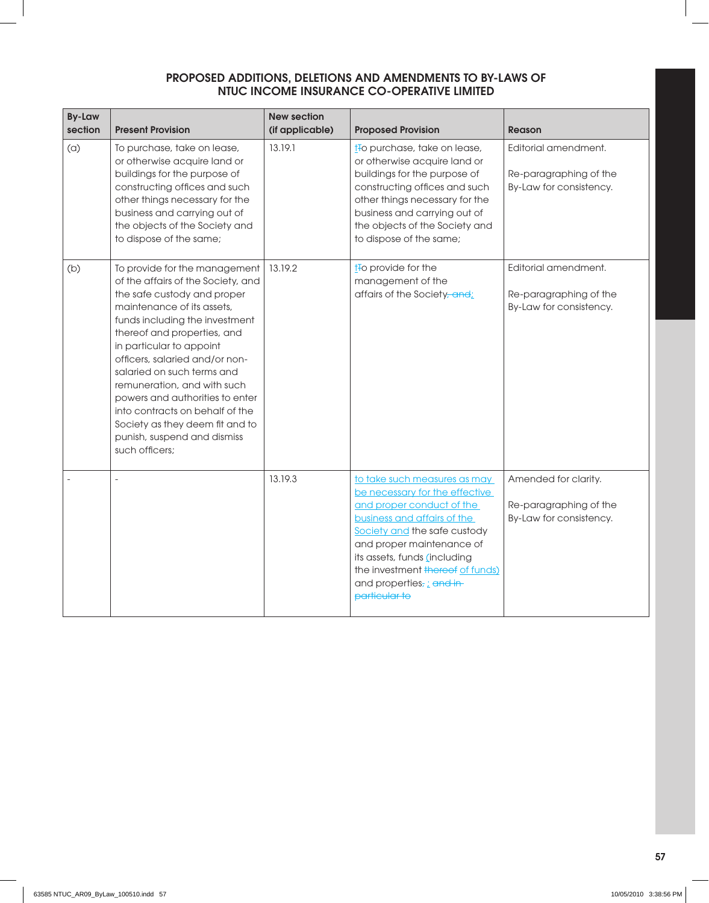## PROPOSED ADDITIONS, DELETIONS AND AMENDMENTS TO BY-LAWS OF NTUC INCOME INSURANCE CO-OPERATIVE LIMITED

| By-Law section | Present Provision | New section (if applicable) | Proposed Provision | Reason |
|---|---|---|---|---|
| (a) | To purchase, take on lease, or otherwise acquire land or buildings for the purpose of constructing offices and such other things necessary for the business and carrying out of the objects of the Society and to dispose of the same; | 13.19.1 | <ins>t</ins><del>T</del>o purchase, take on lease, or otherwise acquire land or buildings for the purpose of constructing offices and such other things necessary for the business and carrying out of the objects of the Society and to dispose of the same; | Editorial amendment.<br><br>Re-paragraphing of the By-Law for consistency. |
| (b) | To provide for the management of the affairs of the Society, and the safe custody and proper maintenance of its assets, funds including the investment thereof and properties, and in particular to appoint officers, salaried and/or non-salaried on such terms and remuneration, and with such powers and authorities to enter into contracts on behalf of the Society as they deem fit and to punish, suspend and dismiss such officers; | 13.19.2 | <ins>t</ins><del>T</del>o provide for the management of the affairs of the Society<del>, and</del><ins>;</ins> | Editorial amendment.<br><br>Re-paragraphing of the By-Law for consistency. |
| - | - | 13.19.3 | <ins>to take such measures as may be necessary for the effective and proper conduct of the business and affairs of the Society and</ins> the safe custody and proper maintenance of its assets, funds <ins>(</ins>including the investment <del>thereof</del> <ins>of funds)</ins> and properties<del>,</del> <ins>;</ins> <del>and in particular to</del> | Amended for clarity.<br><br>Re-paragraphing of the By-Law for consistency. |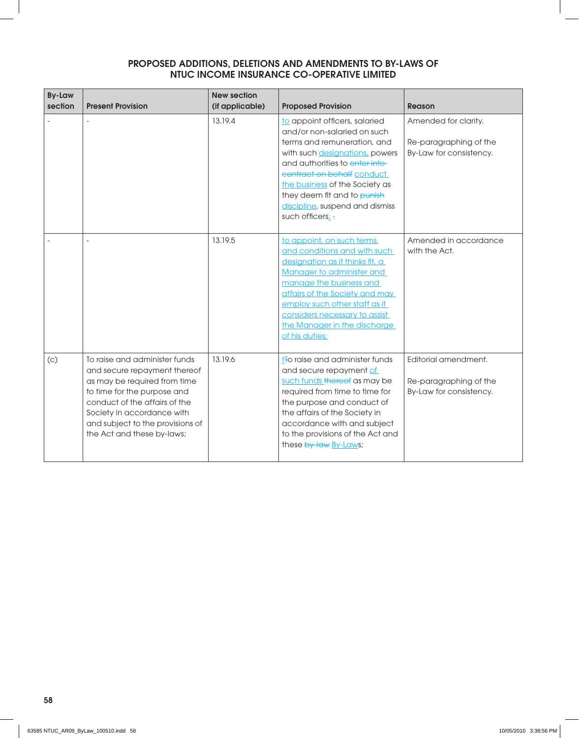**PROPOSED ADDITIONS, DELETIONS AND AMENDMENTS TO BY-LAWS OF NTUC INCOME INSURANCE CO-OPERATIVE LIMITED**

| By-Law section | Present Provision | New section (if applicable) | Proposed Provision | Reason |
|---|---|---|---|---|
| - | - | 13.19.4 | to appoint officers, salaried and/or non-salaried on such terms and remuneration, and with such designations, powers and authorities to ~~enter into contract on behalf~~ conduct the business of the Society as they deem fit and to ~~punish~~ discipline, suspend and dismiss such officers; ~~.~~ | Amended for clarity.<br><br>Re-paragraphing of the By-Law for consistency. |
| - | - | 13.19.5 | to appoint, on such terms and conditions and with such designation as it thinks fit, a Manager to administer and manage the business and affairs of the Society and may employ such other staff as it considers necessary to assist the Manager in the discharge of his duties; | Amended in accordance with the Act. |
| (c) | To raise and administer funds and secure repayment thereof as may be required from time to time for the purpose and conduct of the affairs of the Society in accordance with and subject to the provisions of the Act and these by-laws; | 13.19.6 | t~~T~~o raise and administer funds and secure repayment of such funds ~~thereof~~ as may be required from time to time for the purpose and conduct of the affairs of the Society in accordance with and subject to the provisions of the Act and these ~~by-law~~ By-Laws; | Editorial amendment.<br><br>Re-paragraphing of the By-Law for consistency. |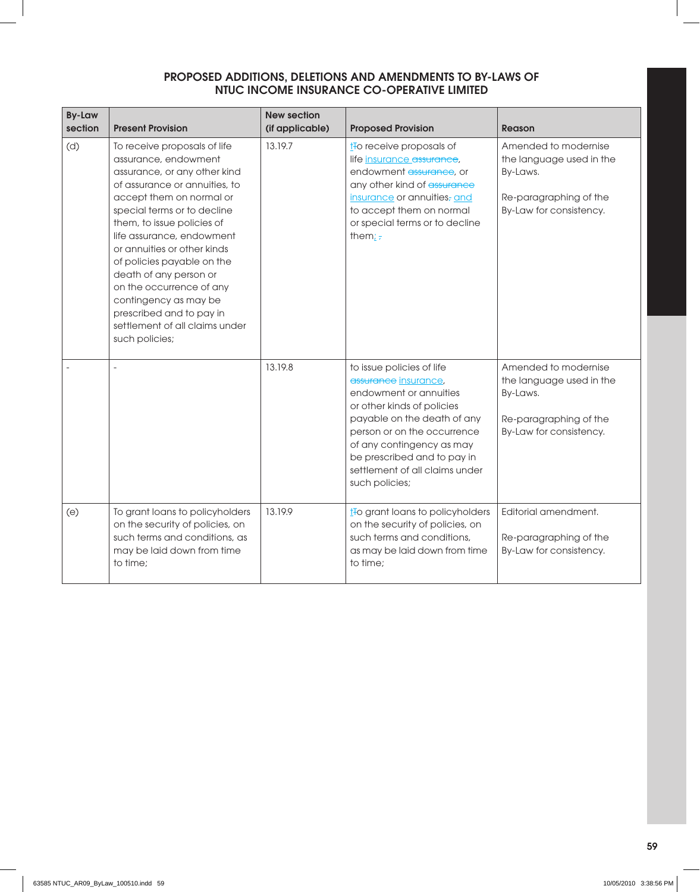## PROPOSED ADDITIONS, DELETIONS AND AMENDMENTS TO BY-LAWS OF NTUC INCOME INSURANCE CO-OPERATIVE LIMITED

| By-Law section | Present Provision | New section (if applicable) | Proposed Provision | Reason |
|---|---|---|---|---|
| (d) | To receive proposals of life assurance, endowment assurance, or any other kind of assurance or annuities, to accept them on normal or special terms or to decline them, to issue policies of life assurance, endowment or annuities or other kinds of policies payable on the death of any person or on the occurrence of any contingency as may be prescribed and to pay in settlement of all claims under such policies; | 13.19.7 | <u>t</u>~~T~~o receive proposals of life <u>insurance</u> ~~assurance~~, endowment ~~assurance~~, or any other kind of ~~assurance~~ <u>insurance</u> or annuities~~,~~ <u>and</u> to accept them on normal or special terms or to decline them<u>;</u> ~~,~~ | Amended to modernise the language used in the By-Laws. Re-paragraphing of the By-Law for consistency. |
| - | - | 13.19.8 | to issue policies of life ~~assurance~~ <u>insurance</u>, endowment or annuities or other kinds of policies payable on the death of any person or on the occurrence of any contingency as may be prescribed and to pay in settlement of all claims under such policies; | Amended to modernise the language used in the By-Laws. Re-paragraphing of the By-Law for consistency. |
| (e) | To grant loans to policyholders on the security of policies, on such terms and conditions, as may be laid down from time to time; | 13.19.9 | <u>t</u>~~T~~o grant loans to policyholders on the security of policies, on such terms and conditions, as may be laid down from time to time; | Editorial amendment. Re-paragraphing of the By-Law for consistency. |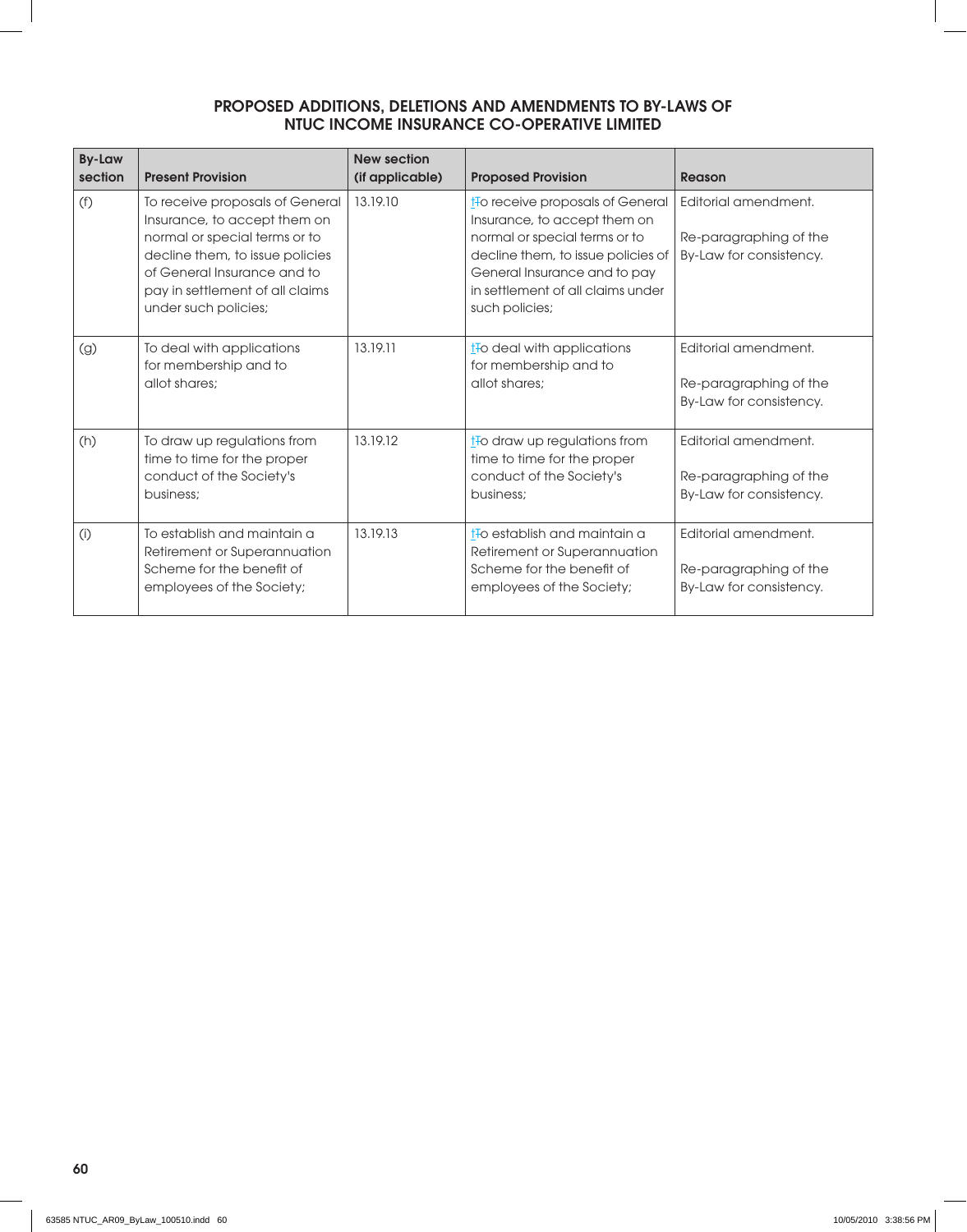## PROPOSED ADDITIONS, DELETIONS AND AMENDMENTS TO BY-LAWS OF NTUC INCOME INSURANCE CO-OPERATIVE LIMITED

| By-Law section | Present Provision | New section (if applicable) | Proposed Provision | Reason |
|---|---|---|---|---|
| (f) | To receive proposals of General Insurance, to accept them on normal or special terms or to decline them, to issue policies of General Insurance and to pay in settlement of all claims under such policies; | 13.19.10 | tTo receive proposals of General Insurance, to accept them on normal or special terms or to decline them, to issue policies of General Insurance and to pay in settlement of all claims under such policies; | Editorial amendment. Re-paragraphing of the By-Law for consistency. |
| (g) | To deal with applications for membership and to allot shares; | 13.19.11 | tTo deal with applications for membership and to allot shares; | Editorial amendment. Re-paragraphing of the By-Law for consistency. |
| (h) | To draw up regulations from time to time for the proper conduct of the Society's business; | 13.19.12 | tTo draw up regulations from time to time for the proper conduct of the Society's business; | Editorial amendment. Re-paragraphing of the By-Law for consistency. |
| (i) | To establish and maintain a Retirement or Superannuation Scheme for the benefit of employees of the Society; | 13.19.13 | tTo establish and maintain a Retirement or Superannuation Scheme for the benefit of employees of the Society; | Editorial amendment. Re-paragraphing of the By-Law for consistency. |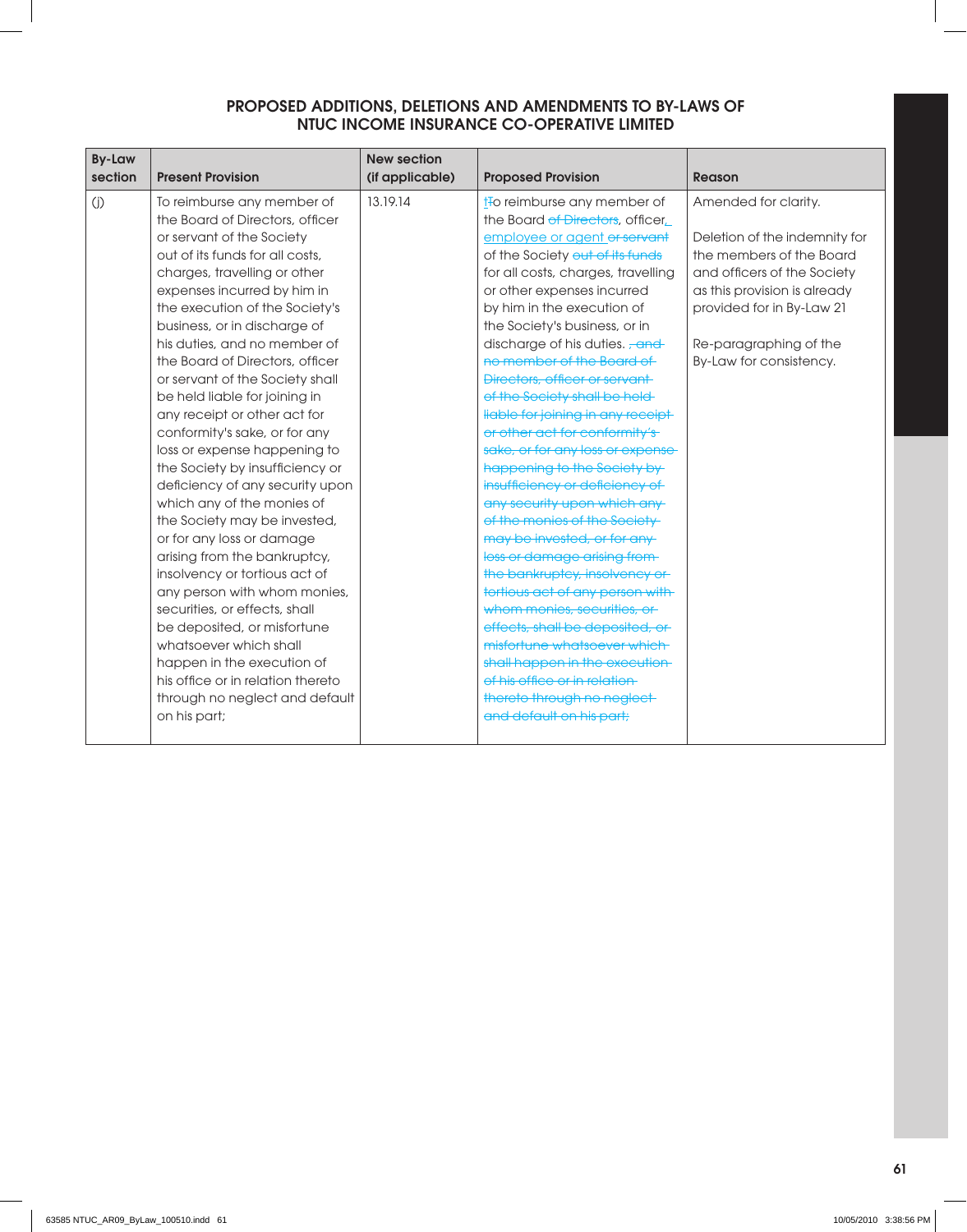## PROPOSED ADDITIONS, DELETIONS AND AMENDMENTS TO BY-LAWS OF NTUC INCOME INSURANCE CO-OPERATIVE LIMITED

| By-Law section | Present Provision | New section (if applicable) | Proposed Provision | Reason |
|---|---|---|---|---|
| (j) | To reimburse any member of the Board of Directors, officer or servant of the Society out of its funds for all costs, charges, travelling or other expenses incurred by him in the execution of the Society's business, or in discharge of his duties, and no member of the Board of Directors, officer or servant of the Society shall be held liable for joining in any receipt or other act for conformity's sake, or for any loss or expense happening to the Society by insufficiency or deficiency of any security upon which any of the monies of the Society may be invested, or for any loss or damage arising from the bankruptcy, insolvency or tortious act of any person with whom monies, securities, or effects, shall be deposited, or misfortune whatsoever which shall happen in the execution of his office or in relation thereto through no neglect and default on his part; | 13.19.14 | t~~T~~o reimburse any member of the Board ~~of Directors~~, officer, employee or agent ~~or servant~~ of the Society ~~out of its funds~~ for all costs, charges, travelling or other expenses incurred by him in the execution of the Society's business, or in discharge of his duties. ~~, and no member of the Board of Directors, officer or servant of the Society shall be held liable for joining in any receipt or other act for conformity's sake, or for any loss or expense happening to the Society by insufficiency or deficiency of any security upon which any of the monies of the Society may be invested, or for any loss or damage arising from the bankruptcy, insolvency or tortious act of any person with whom monies, securities, or effects, shall be deposited, or misfortune whatsoever which shall happen in the execution of his office or in relation thereto through no neglect and default on his part;~~ | Amended for clarity.<br><br>Deletion of the indemnity for the members of the Board and officers of the Society as this provision is already provided for in By-Law 21<br><br>Re-paragraphing of the By-Law for consistency. |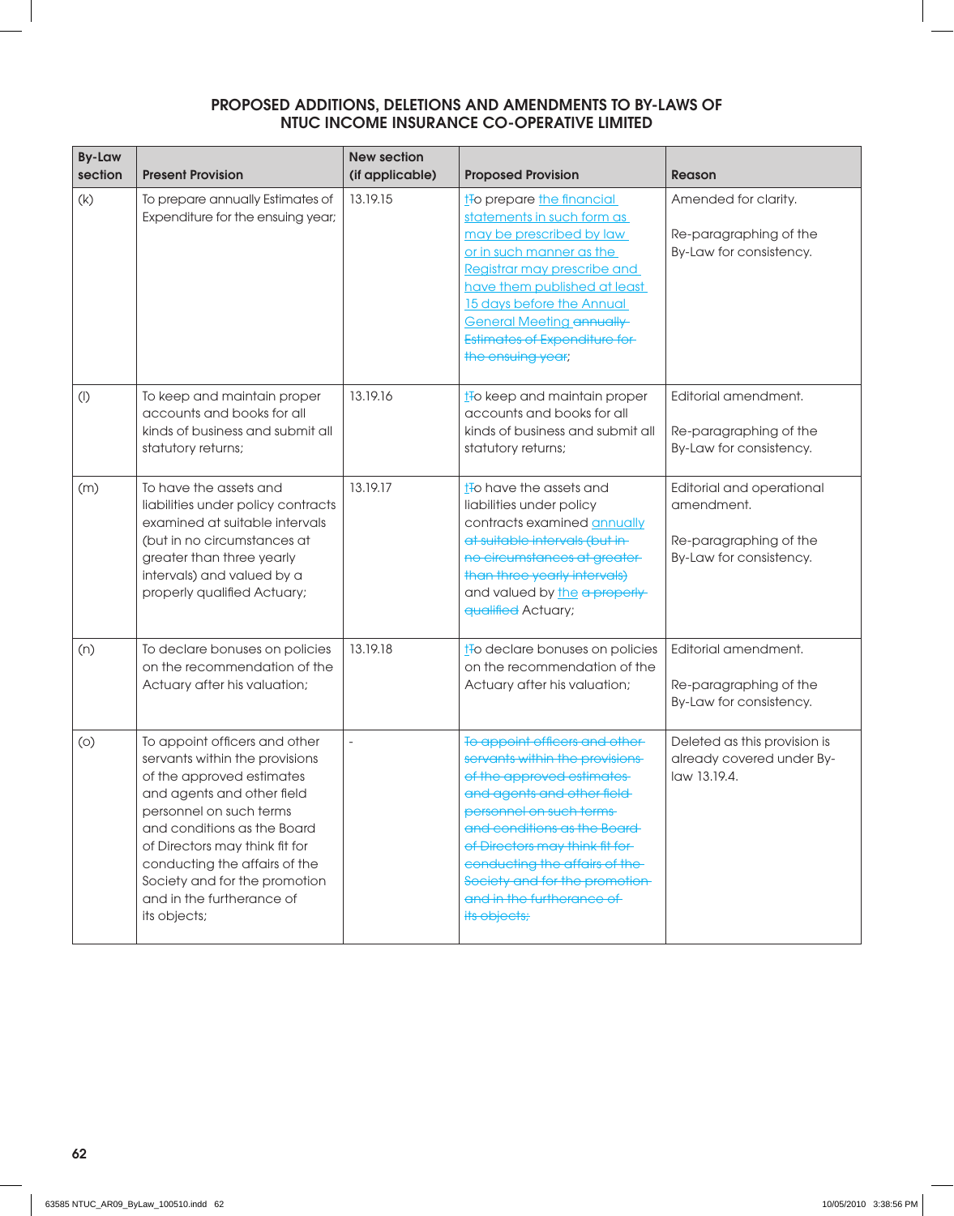## PROPOSED ADDITIONS, DELETIONS AND AMENDMENTS TO BY-LAWS OF NTUC INCOME INSURANCE CO-OPERATIVE LIMITED

| By-Law section | Present Provision | New section (if applicable) | Proposed Provision | Reason |
|---|---|---|---|---|
| (k) | To prepare annually Estimates of Expenditure for the ensuing year; | 13.19.15 | <u>t</u>~~T~~o prepare <u>the financial statements in such form as may be prescribed by law or in such manner as the Registrar may prescribe and have them published at least 15 days before the Annual General Meeting</u> ~~annually Estimates of Expenditure for the ensuing year~~; | Amended for clarity. Re-paragraphing of the By-Law for consistency. |
| (l) | To keep and maintain proper accounts and books for all kinds of business and submit all statutory returns; | 13.19.16 | <u>t</u>~~T~~o keep and maintain proper accounts and books for all kinds of business and submit all statutory returns; | Editorial amendment. Re-paragraphing of the By-Law for consistency. |
| (m) | To have the assets and liabilities under policy contracts examined at suitable intervals (but in no circumstances at greater than three yearly intervals) and valued by a properly qualified Actuary; | 13.19.17 | <u>t</u>~~T~~o have the assets and liabilities under policy contracts examined <u>annually</u> ~~at suitable intervals (but in no circumstances at greater than three yearly intervals)~~ and valued by <u>the</u> ~~a properly qualified~~ Actuary; | Editorial and operational amendment. Re-paragraphing of the By-Law for consistency. |
| (n) | To declare bonuses on policies on the recommendation of the Actuary after his valuation; | 13.19.18 | <u>t</u>~~T~~o declare bonuses on policies on the recommendation of the Actuary after his valuation; | Editorial amendment. Re-paragraphing of the By-Law for consistency. |
| (o) | To appoint officers and other servants within the provisions of the approved estimates and agents and other field personnel on such terms and conditions as the Board of Directors may think fit for conducting the affairs of the Society and for the promotion and in the furtherance of its objects; | - | ~~To appoint officers and other servants within the provisions of the approved estimates and agents and other field personnel on such terms and conditions as the Board of Directors may think fit for conducting the affairs of the Society and for the promotion and in the furtherance of its objects;~~ | Deleted as this provision is already covered under By-law 13.19.4. |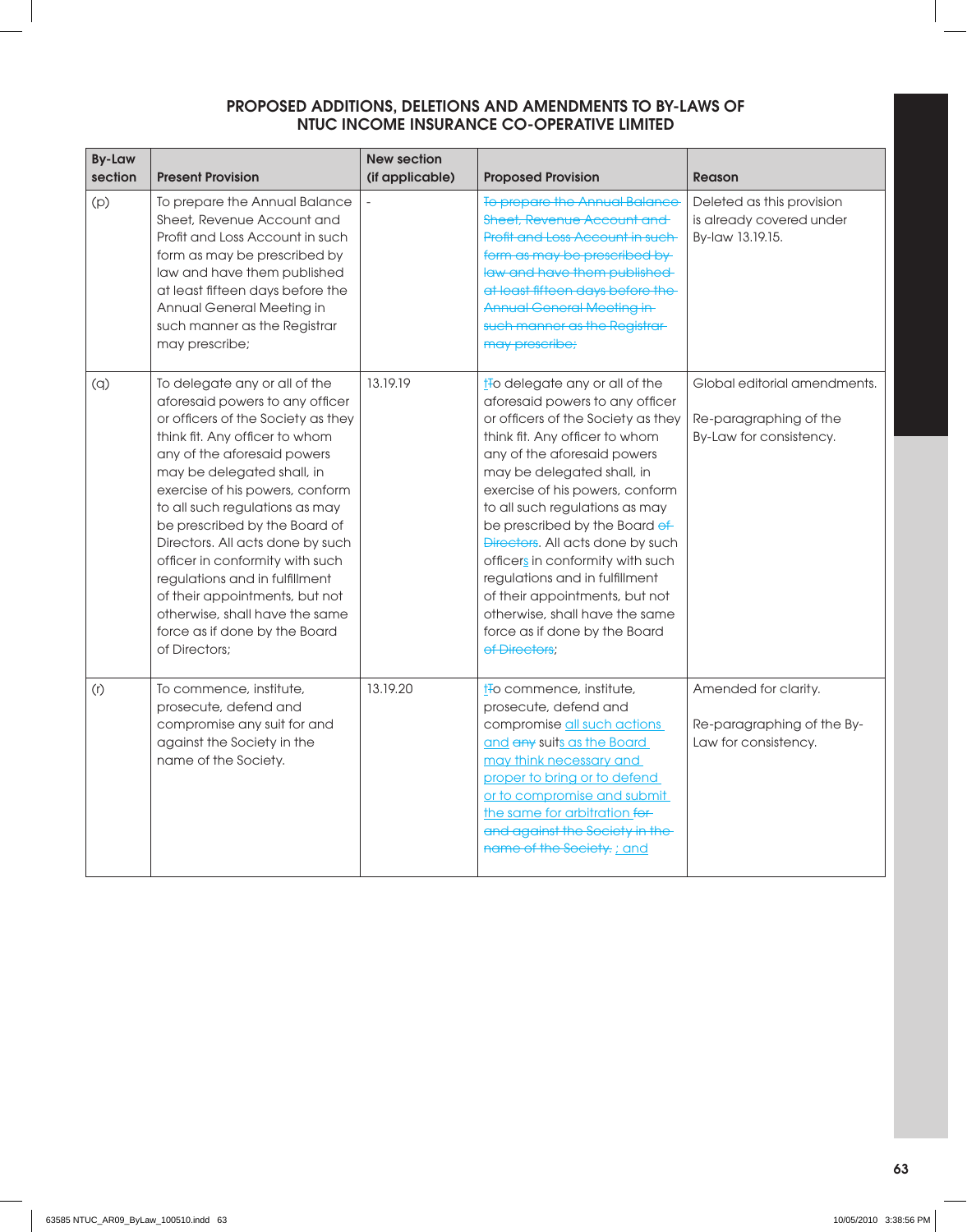## PROPOSED ADDITIONS, DELETIONS AND AMENDMENTS TO BY-LAWS OF NTUC INCOME INSURANCE CO-OPERATIVE LIMITED

| By-Law section | Present Provision | New section (if applicable) | Proposed Provision | Reason |
|---|---|---|---|---|
| (p) | To prepare the Annual Balance Sheet, Revenue Account and Profit and Loss Account in such form as may be prescribed by law and have them published at least fifteen days before the Annual General Meeting in such manner as the Registrar may prescribe; | - | ~~To prepare the Annual Balance Sheet, Revenue Account and Profit and Loss Account in such form as may be prescribed by law and have them published at least fifteen days before the Annual General Meeting in such manner as the Registrar may prescribe;~~ | Deleted as this provision is already covered under By-law 13.19.15. |
| (q) | To delegate any or all of the aforesaid powers to any officer or officers of the Society as they think fit. Any officer to whom any of the aforesaid powers may be delegated shall, in exercise of his powers, conform to all such regulations as may be prescribed by the Board of Directors. All acts done by such officer in conformity with such regulations and in fulfillment of their appointments, but not otherwise, shall have the same force as if done by the Board of Directors; | 13.19.19 | <u>t</u>~~T~~o delegate any or all of the aforesaid powers to any officer or officers of the Society as they think fit. Any officer to whom any of the aforesaid powers may be delegated shall, in exercise of his powers, conform to all such regulations as may be prescribed by the Board ~~of Directors~~. All acts done by such officer<u>s</u> in conformity with such regulations and in fulfillment of their appointments, but not otherwise, shall have the same force as if done by the Board ~~of Directors~~; | Global editorial amendments.<br><br>Re-paragraphing of the By-Law for consistency. |
| (r) | To commence, institute, prosecute, defend and compromise any suit for and against the Society in the name of the Society. | 13.19.20 | <u>t</u>~~T~~o commence, institute, prosecute, defend and compromise <u>all such actions and</u> ~~any~~ suit<u>s as the Board may think necessary and proper to bring or to defend or to compromise and submit the same for arbitration</u> ~~for and against the Society in the name of the Society.~~ <u>; and</u> | Amended for clarity.<br><br>Re-paragraphing of the By-Law for consistency. |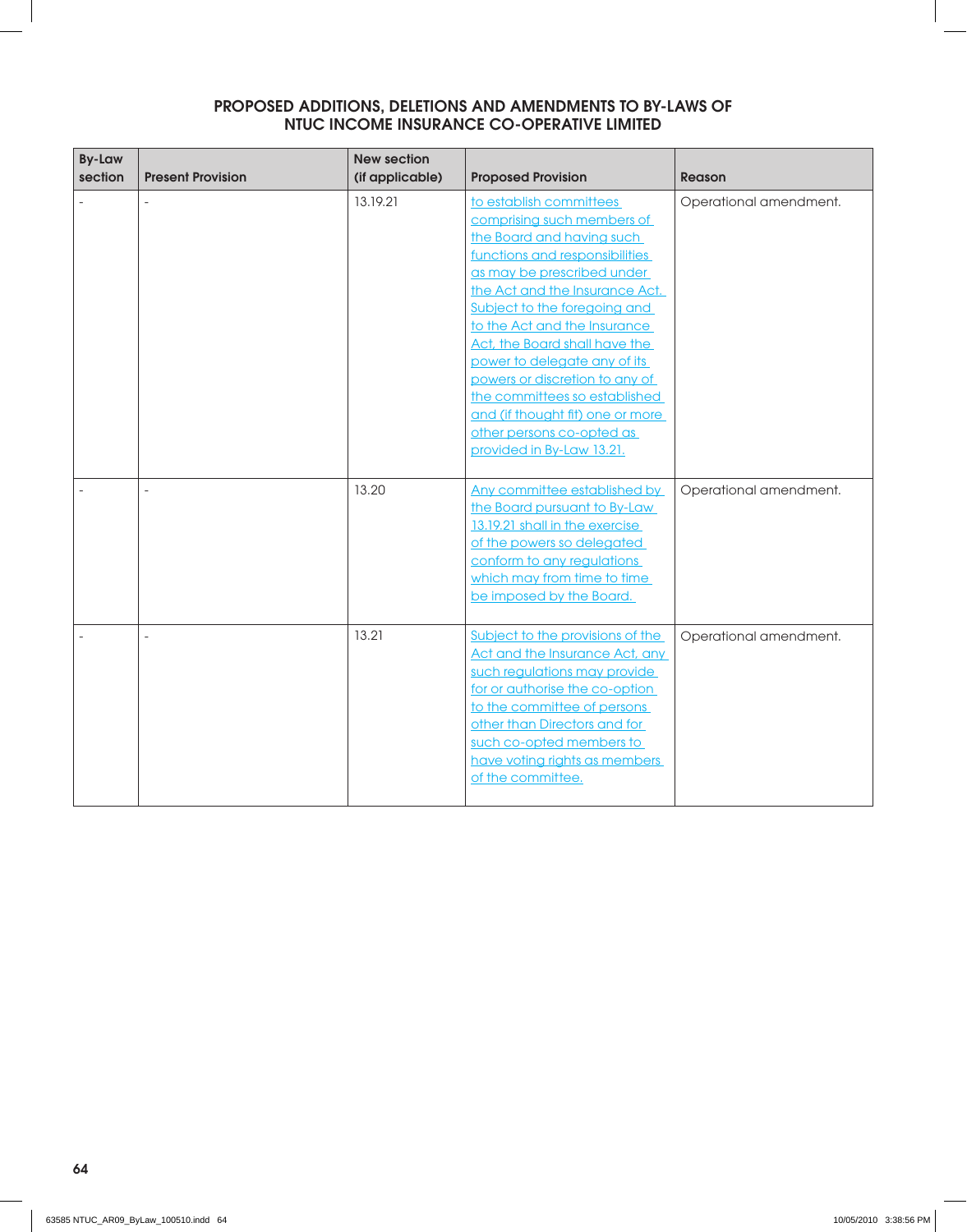## PROPOSED ADDITIONS, DELETIONS AND AMENDMENTS TO BY-LAWS OF NTUC INCOME INSURANCE CO-OPERATIVE LIMITED

| By-Law section | Present Provision | New section (if applicable) | Proposed Provision | Reason |
|---|---|---|---|---|
| - | - | 13.19.21 | to establish committees comprising such members of the Board and having such functions and responsibilities as may be prescribed under the Act and the Insurance Act. Subject to the foregoing and to the Act and the Insurance Act, the Board shall have the power to delegate any of its powers or discretion to any of the committees so established and (if thought fit) one or more other persons co-opted as provided in By-Law 13.21. | Operational amendment. |
| - | - | 13.20 | Any committee established by the Board pursuant to By-Law 13.19.21 shall in the exercise of the powers so delegated conform to any regulations which may from time to time be imposed by the Board. | Operational amendment. |
| - | - | 13.21 | Subject to the provisions of the Act and the Insurance Act, any such regulations may provide for or authorise the co-option to the committee of persons other than Directors and for such co-opted members to have voting rights as members of the committee. | Operational amendment. |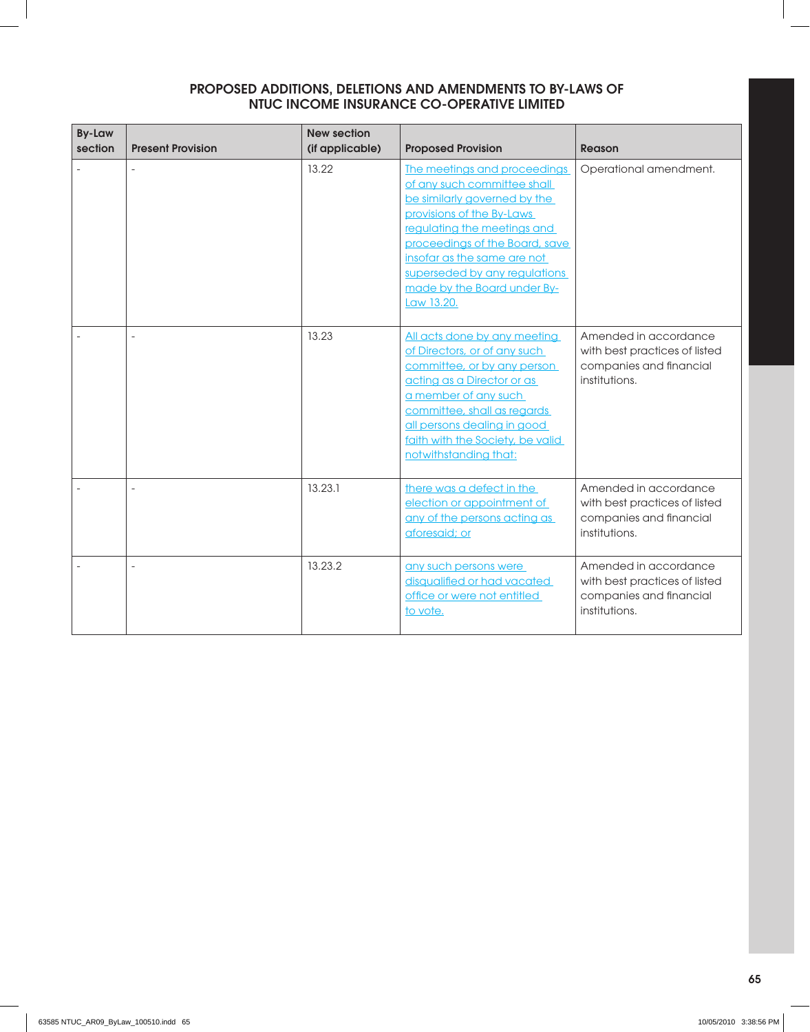## PROPOSED ADDITIONS, DELETIONS AND AMENDMENTS TO BY-LAWS OF NTUC INCOME INSURANCE CO-OPERATIVE LIMITED

| By-Law section | Present Provision | New section (if applicable) | Proposed Provision | Reason |
|---|---|---|---|---|
| - | - | 13.22 | The meetings and proceedings of any such committee shall be similarly governed by the provisions of the By-Laws regulating the meetings and proceedings of the Board, save insofar as the same are not superseded by any regulations made by the Board under By-Law 13.20. | Operational amendment. |
| - | - | 13.23 | All acts done by any meeting of Directors, or of any such committee, or by any person acting as a Director or as a member of any such committee, shall as regards all persons dealing in good faith with the Society, be valid notwithstanding that: | Amended in accordance with best practices of listed companies and financial institutions. |
| - | - | 13.23.1 | there was a defect in the election or appointment of any of the persons acting as aforesaid; or | Amended in accordance with best practices of listed companies and financial institutions. |
| - | - | 13.23.2 | any such persons were disqualified or had vacated office or were not entitled to vote. | Amended in accordance with best practices of listed companies and financial institutions. |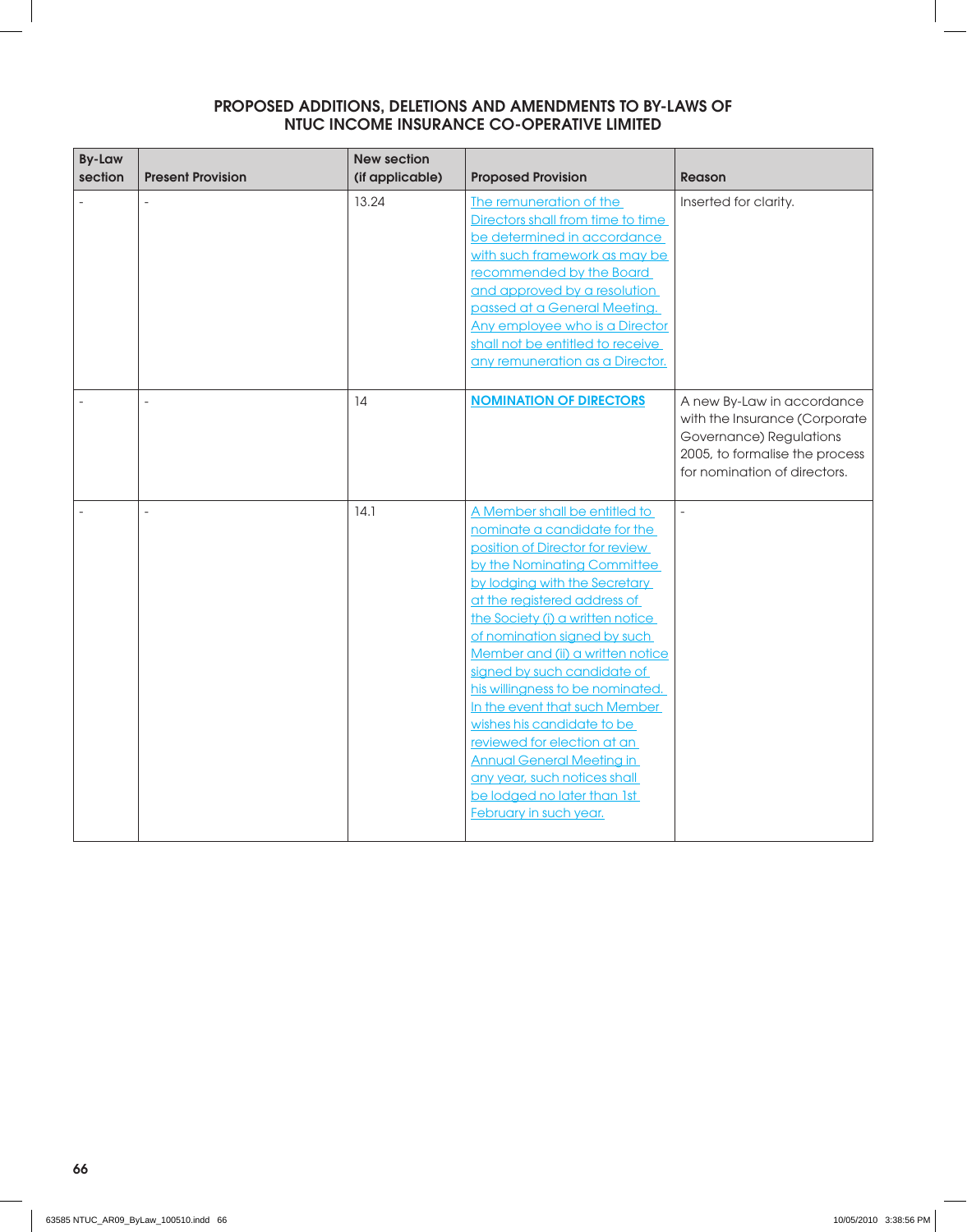## PROPOSED ADDITIONS, DELETIONS AND AMENDMENTS TO BY-LAWS OF NTUC INCOME INSURANCE CO-OPERATIVE LIMITED

| By-Law section | Present Provision | New section (if applicable) | Proposed Provision | Reason |
|---|---|---|---|---|
| - | - | 13.24 | The remuneration of the Directors shall from time to time be determined in accordance with such framework as may be recommended by the Board and approved by a resolution passed at a General Meeting. Any employee who is a Director shall not be entitled to receive any remuneration as a Director. | Inserted for clarity. |
| - | - | 14 | **NOMINATION OF DIRECTORS** | A new By-Law in accordance with the Insurance (Corporate Governance) Regulations 2005, to formalise the process for nomination of directors. |
| - | - | 14.1 | A Member shall be entitled to nominate a candidate for the position of Director for review by the Nominating Committee by lodging with the Secretary at the registered address of the Society (i) a written notice of nomination signed by such Member and (ii) a written notice signed by such candidate of his willingness to be nominated. In the event that such Member wishes his candidate to be reviewed for election at an Annual General Meeting in any year, such notices shall be lodged no later than 1st February in such year. | - |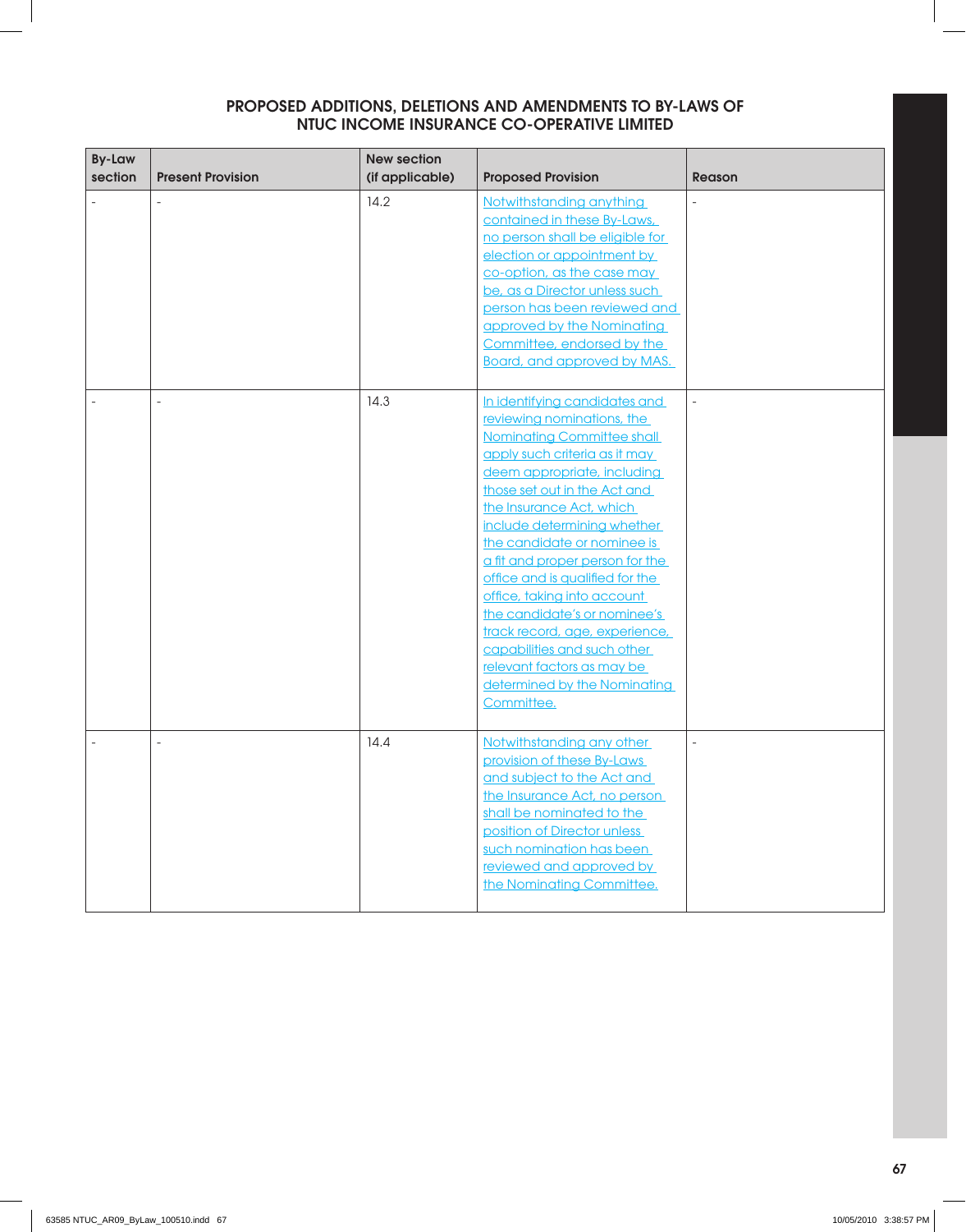## PROPOSED ADDITIONS, DELETIONS AND AMENDMENTS TO BY-LAWS OF NTUC INCOME INSURANCE CO-OPERATIVE LIMITED

| By-Law section | Present Provision | New section (if applicable) | Proposed Provision | Reason |
|---|---|---|---|---|
| - | - | 14.2 | Notwithstanding anything contained in these By-Laws, no person shall be eligible for election or appointment by co-option, as the case may be, as a Director unless such person has been reviewed and approved by the Nominating Committee, endorsed by the Board, and approved by MAS. | - |
| - | - | 14.3 | In identifying candidates and reviewing nominations, the Nominating Committee shall apply such criteria as it may deem appropriate, including those set out in the Act and the Insurance Act, which include determining whether the candidate or nominee is a fit and proper person for the office and is qualified for the office, taking into account the candidate's or nominee's track record, age, experience, capabilities and such other relevant factors as may be determined by the Nominating Committee. | - |
| - | - | 14.4 | Notwithstanding any other provision of these By-Laws and subject to the Act and the Insurance Act, no person shall be nominated to the position of Director unless such nomination has been reviewed and approved by the Nominating Committee. | - |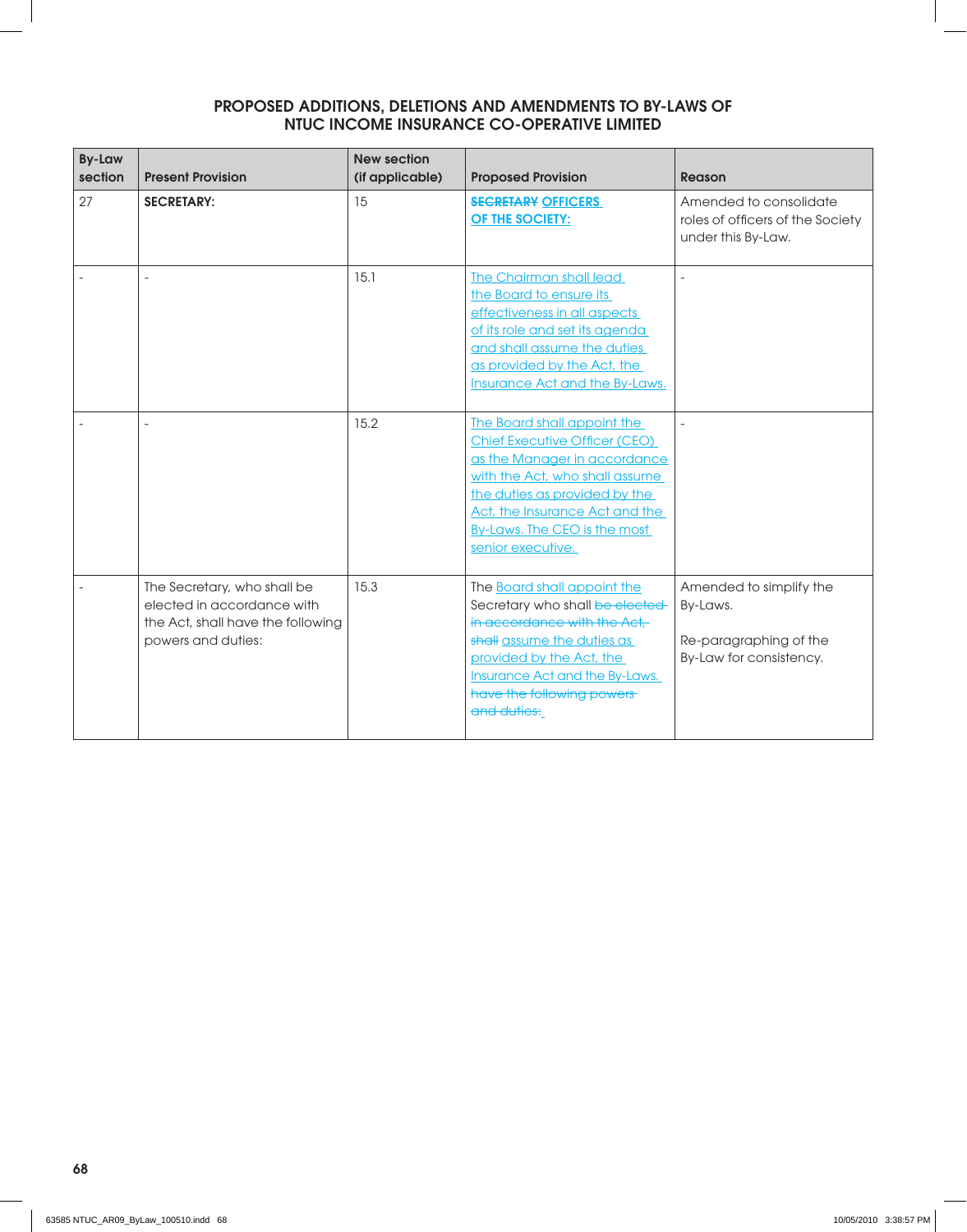## PROPOSED ADDITIONS, DELETIONS AND AMENDMENTS TO BY-LAWS OF NTUC INCOME INSURANCE CO-OPERATIVE LIMITED

| By-Law section | Present Provision | New section (if applicable) | Proposed Provision | Reason |
|---|---|---|---|---|
| 27 | **SECRETARY:** | 15 | **~~SECRETARY~~ OFFICERS OF THE SOCIETY:** | Amended to consolidate roles of officers of the Society under this By-Law. |
| - | - | 15.1 | The Chairman shall lead the Board to ensure its effectiveness in all aspects of its role and set its agenda and shall assume the duties as provided by the Act, the Insurance Act and the By-Laws. | - |
| - | - | 15.2 | The Board shall appoint the Chief Executive Officer (CEO) as the Manager in accordance with the Act, who shall assume the duties as provided by the Act, the Insurance Act and the By-Laws. The CEO is the most senior executive. | - |
| - | The Secretary, who shall be elected in accordance with the Act, shall have the following powers and duties: | 15.3 | The Board shall appoint the Secretary who shall ~~be elected in accordance with the Act, shall~~ assume the duties as provided by the Act, the Insurance Act and the By-Laws. ~~have the following powers and duties:~~ | Amended to simplify the By-Laws.<br><br>Re-paragraphing of the By-Law for consistency. |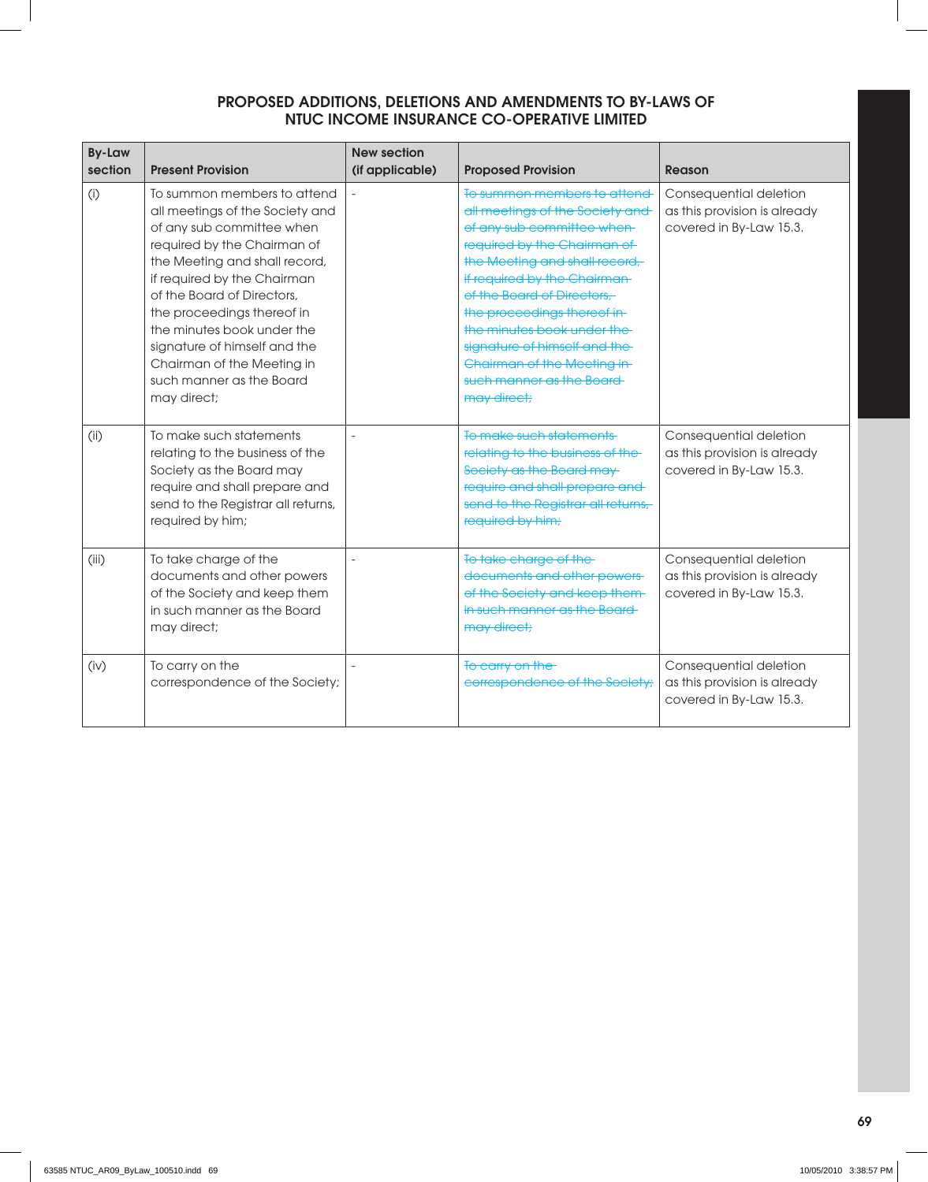## PROPOSED ADDITIONS, DELETIONS AND AMENDMENTS TO BY-LAWS OF NTUC INCOME INSURANCE CO-OPERATIVE LIMITED

| By-Law section | Present Provision | New section (if applicable) | Proposed Provision | Reason |
|---|---|---|---|---|
| (i) | To summon members to attend all meetings of the Society and of any sub committee when required by the Chairman of the Meeting and shall record, if required by the Chairman of the Board of Directors, the proceedings thereof in the minutes book under the signature of himself and the Chairman of the Meeting in such manner as the Board may direct; | - | ~~To summon members to attend all meetings of the Society and of any sub committee when required by the Chairman of the Meeting and shall record, if required by the Chairman of the Board of Directors, the proceedings thereof in the minutes book under the signature of himself and the Chairman of the Meeting in such manner as the Board may direct;~~ | Consequential deletion as this provision is already covered in By-Law 15.3. |
| (ii) | To make such statements relating to the business of the Society as the Board may require and shall prepare and send to the Registrar all returns, required by him; | - | ~~To make such statements relating to the business of the Society as the Board may require and shall prepare and send to the Registrar all returns, required by him;~~ | Consequential deletion as this provision is already covered in By-Law 15.3. |
| (iii) | To take charge of the documents and other powers of the Society and keep them in such manner as the Board may direct; | - | ~~To take charge of the documents and other powers of the Society and keep them in such manner as the Board may direct;~~ | Consequential deletion as this provision is already covered in By-Law 15.3. |
| (iv) | To carry on the correspondence of the Society; | - | ~~To carry on the correspondence of the Society;~~ | Consequential deletion as this provision is already covered in By-Law 15.3. |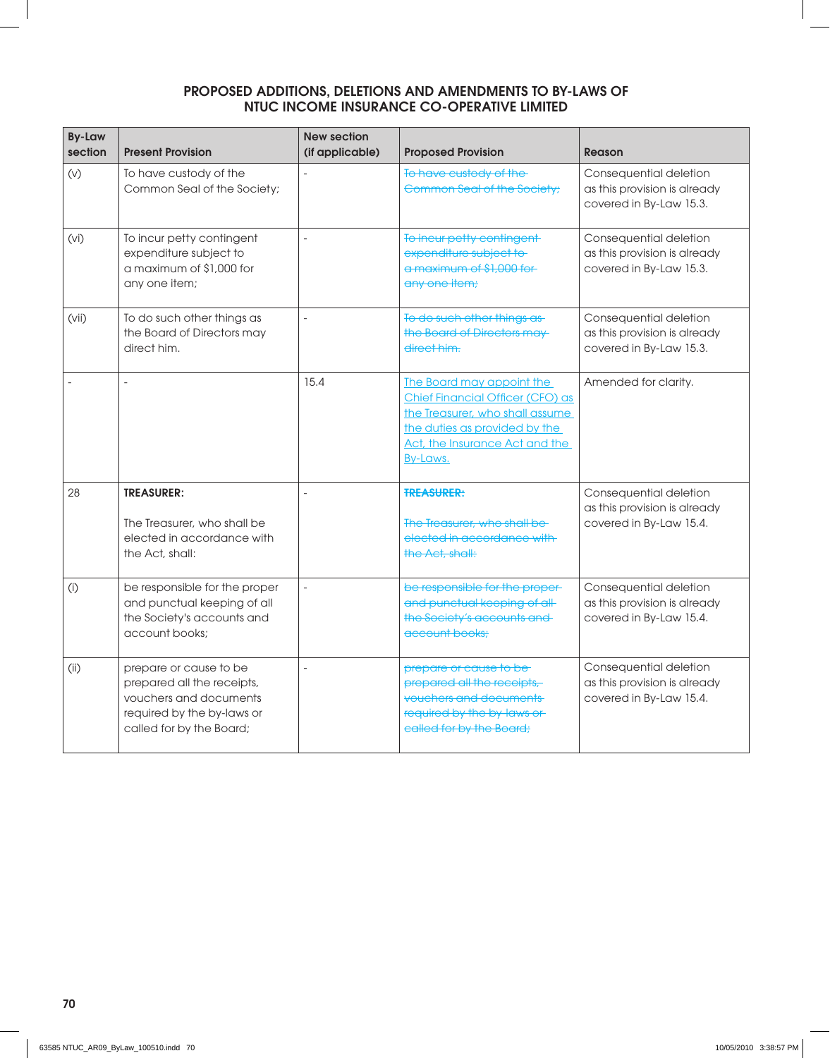## PROPOSED ADDITIONS, DELETIONS AND AMENDMENTS TO BY-LAWS OF NTUC INCOME INSURANCE CO-OPERATIVE LIMITED

| By-Law section | Present Provision | New section (if applicable) | Proposed Provision | Reason |
|---|---|---|---|---|
| (v) | To have custody of the Common Seal of the Society; | - | ~~To have custody of the Common Seal of the Society;~~ | Consequential deletion as this provision is already covered in By-Law 15.3. |
| (vi) | To incur petty contingent expenditure subject to a maximum of $1,000 for any one item; | - | ~~To incur petty contingent expenditure subject to a maximum of $1,000 for any one item;~~ | Consequential deletion as this provision is already covered in By-Law 15.3. |
| (vii) | To do such other things as the Board of Directors may direct him. | - | ~~To do such other things as the Board of Directors may direct him.~~ | Consequential deletion as this provision is already covered in By-Law 15.3. |
| - | - | 15.4 | <u>The Board may appoint the Chief Financial Officer (CFO) as the Treasurer, who shall assume the duties as provided by the Act, the Insurance Act and the By-Laws.</u> | Amended for clarity. |
| 28 | **TREASURER:** The Treasurer, who shall be elected in accordance with the Act, shall: | - | ~~**TREASURER:**~~ ~~The Treasurer, who shall be elected in accordance with the Act, shall:~~ | Consequential deletion as this provision is already covered in By-Law 15.4. |
| (i) | be responsible for the proper and punctual keeping of all the Society's accounts and account books; | - | ~~be responsible for the proper and punctual keeping of all the Society's accounts and account books;~~ | Consequential deletion as this provision is already covered in By-Law 15.4. |
| (ii) | prepare or cause to be prepared all the receipts, vouchers and documents required by the by-laws or called for by the Board; | - | ~~prepare or cause to be prepared all the receipts, vouchers and documents required by the by-laws or called for by the Board;~~ | Consequential deletion as this provision is already covered in By-Law 15.4. |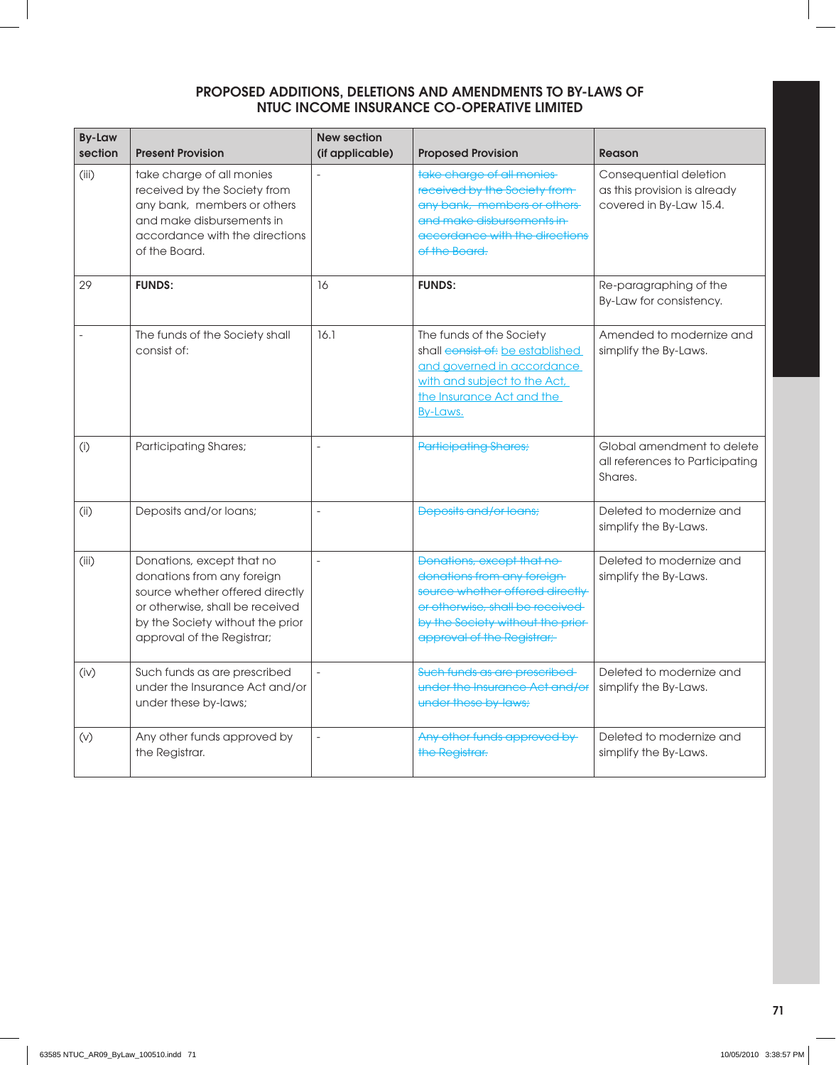## PROPOSED ADDITIONS, DELETIONS AND AMENDMENTS TO BY-LAWS OF NTUC INCOME INSURANCE CO-OPERATIVE LIMITED

| By-Law section | Present Provision | New section (if applicable) | Proposed Provision | Reason |
|---|---|---|---|---|
| (iii) | take charge of all monies received by the Society from any bank, members or others and make disbursements in accordance with the directions of the Board. | - | ~~take charge of all monies received by the Society from any bank, members or others and make disbursements in accordance with the directions of the Board.~~ | Consequential deletion as this provision is already covered in By-Law 15.4. |
| 29 | **FUNDS:** | 16 | **FUNDS:** | Re-paragraphing of the By-Law for consistency. |
| - | The funds of the Society shall consist of: | 16.1 | The funds of the Society shall ~~consist of:~~ <u>be established and governed in accordance with and subject to the Act, the Insurance Act and the By-Laws.</u> | Amended to modernize and simplify the By-Laws. |
| (i) | Participating Shares; | - | ~~Participating Shares;~~ | Global amendment to delete all references to Participating Shares. |
| (ii) | Deposits and/or loans; | - | ~~Deposits and/or loans;~~ | Deleted to modernize and simplify the By-Laws. |
| (iii) | Donations, except that no donations from any foreign source whether offered directly or otherwise, shall be received by the Society without the prior approval of the Registrar; | - | ~~Donations, except that no donations from any foreign source whether offered directly or otherwise, shall be received by the Society without the prior approval of the Registrar;~~ | Deleted to modernize and simplify the By-Laws. |
| (iv) | Such funds as are prescribed under the Insurance Act and/or under these by-laws; | - | ~~Such funds as are prescribed under the Insurance Act and/or under these by-laws;~~ | Deleted to modernize and simplify the By-Laws. |
| (v) | Any other funds approved by the Registrar. | - | ~~Any other funds approved by the Registrar.~~ | Deleted to modernize and simplify the By-Laws. |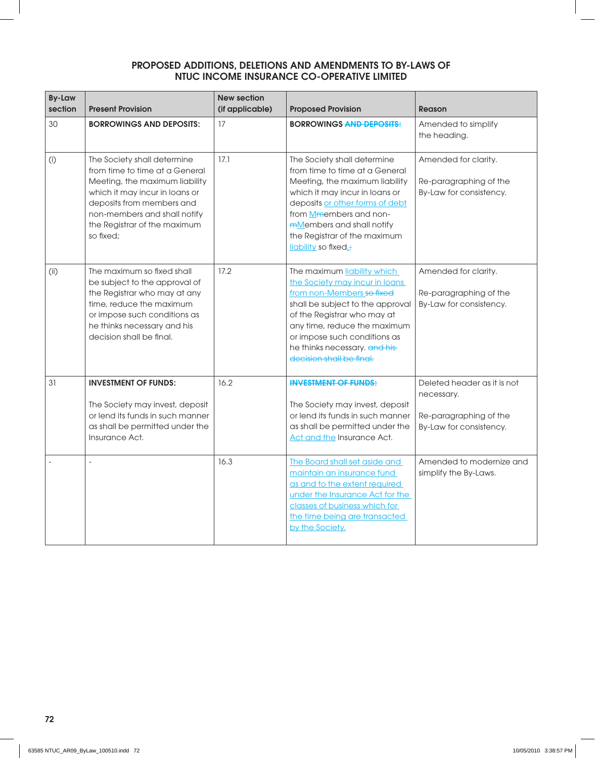## PROPOSED ADDITIONS, DELETIONS AND AMENDMENTS TO BY-LAWS OF NTUC INCOME INSURANCE CO-OPERATIVE LIMITED

| By-Law section | Present Provision | New section (if applicable) | Proposed Provision | Reason |
|---|---|---|---|---|
| 30 | **BORROWINGS AND DEPOSITS:** | 17 | **BORROWINGS ~~AND DEPOSITS:~~** | Amended to simplify the heading. |
| (i) | The Society shall determine from time to time at a General Meeting, the maximum liability which it may incur in loans or deposits from members and non-members and shall notify the Registrar of the maximum so fixed; | 17.1 | The Society shall determine from time to time at a General Meeting, the maximum liability which it may incur in loans or deposits <u>or other forms of debt</u> from <u>M</u>~~m~~embers and non-~~m~~<u>M</u>embers and shall notify the Registrar of the maximum <u>liability</u> so fixed<u>.</u>~~;~~ | Amended for clarity.<br><br>Re-paragraphing of the By-Law for consistency. |
| (ii) | The maximum so fixed shall be subject to the approval of the Registrar who may at any time, reduce the maximum or impose such conditions as he thinks necessary and his decision shall be final. | 17.2 | The maximum <u>liability which the Society may incur in loans from non-Members</u> ~~so fixed~~ shall be subject to the approval of the Registrar who may at any time, reduce the maximum or impose such conditions as he thinks necessary. ~~and his decision shall be final.~~ | Amended for clarity.<br><br>Re-paragraphing of the By-Law for consistency. |
| 31 | **INVESTMENT OF FUNDS:**<br><br>The Society may invest, deposit or lend its funds in such manner as shall be permitted under the Insurance Act. | 16.2 | ~~**INVESTMENT OF FUNDS:**~~<br><br>The Society may invest, deposit or lend its funds in such manner as shall be permitted under the <u>Act and the</u> Insurance Act. | Deleted header as it is not necessary.<br><br>Re-paragraphing of the By-Law for consistency. |
| - | - | 16.3 | <u>The Board shall set aside and maintain an insurance fund as and to the extent required under the Insurance Act for the classes of business which for the time being are transacted by the Society.</u> | Amended to modernize and simplify the By-Laws. |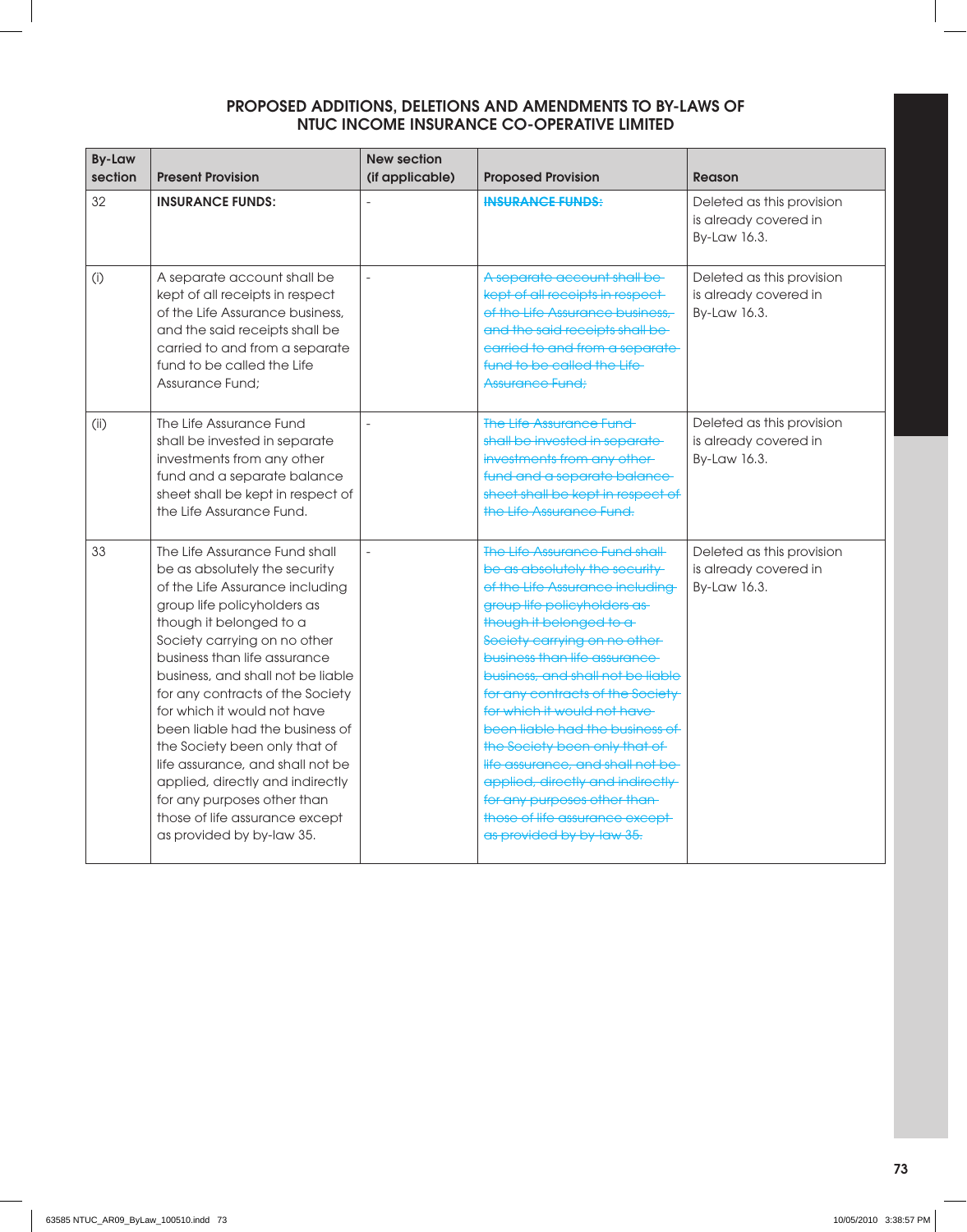## PROPOSED ADDITIONS, DELETIONS AND AMENDMENTS TO BY-LAWS OF NTUC INCOME INSURANCE CO-OPERATIVE LIMITED

| By-Law section | Present Provision | New section (if applicable) | Proposed Provision | Reason |
|---|---|---|---|---|
| 32 | **INSURANCE FUNDS:** | - | ~~**INSURANCE FUNDS:**~~ | Deleted as this provision is already covered in By-Law 16.3. |
| (i) | A separate account shall be kept of all receipts in respect of the Life Assurance business, and the said receipts shall be carried to and from a separate fund to be called the Life Assurance Fund; | - | ~~A separate account shall be kept of all receipts in respect of the Life Assurance business, and the said receipts shall be carried to and from a separate fund to be called the Life Assurance Fund;~~ | Deleted as this provision is already covered in By-Law 16.3. |
| (ii) | The Life Assurance Fund shall be invested in separate investments from any other fund and a separate balance sheet shall be kept in respect of the Life Assurance Fund. | - | ~~The Life Assurance Fund shall be invested in separate investments from any other fund and a separate balance sheet shall be kept in respect of the Life Assurance Fund.~~ | Deleted as this provision is already covered in By-Law 16.3. |
| 33 | The Life Assurance Fund shall be as absolutely the security of the Life Assurance including group life policyholders as though it belonged to a Society carrying on no other business than life assurance business, and shall not be liable for any contracts of the Society for which it would not have been liable had the business of the Society been only that of life assurance, and shall not be applied, directly and indirectly for any purposes other than those of life assurance except as provided by by-law 35. | - | ~~The Life Assurance Fund shall be as absolutely the security of the Life Assurance including group life policyholders as though it belonged to a Society carrying on no other business than life assurance business, and shall not be liable for any contracts of the Society for which it would not have been liable had the business of the Society been only that of life assurance, and shall not be applied, directly and indirectly for any purposes other than those of life assurance except as provided by by-law 35.~~ | Deleted as this provision is already covered in By-Law 16.3. |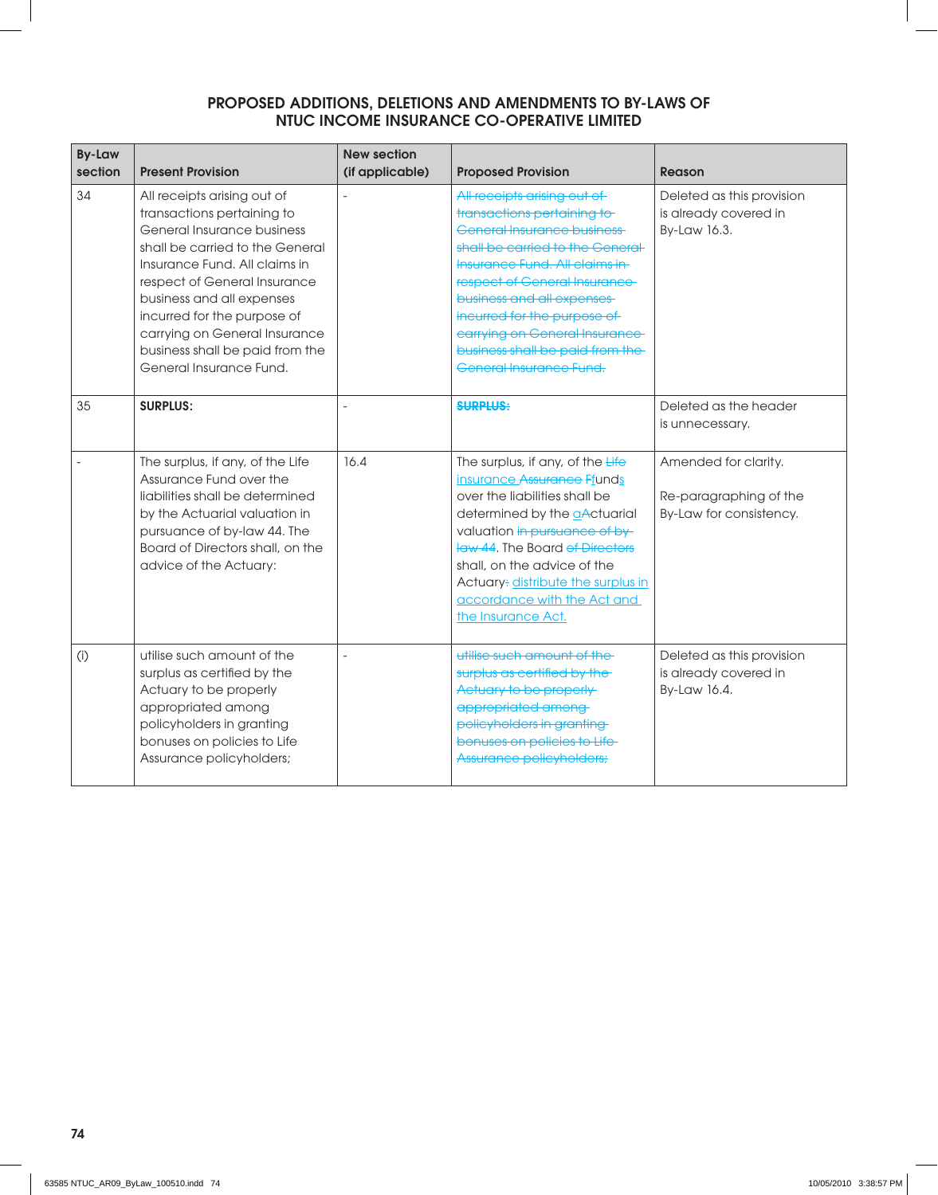## PROPOSED ADDITIONS, DELETIONS AND AMENDMENTS TO BY-LAWS OF NTUC INCOME INSURANCE CO-OPERATIVE LIMITED

| By-Law section | Present Provision | New section (if applicable) | Proposed Provision | Reason |
|---|---|---|---|---|
| 34 | All receipts arising out of transactions pertaining to General Insurance business shall be carried to the General Insurance Fund. All claims in respect of General Insurance business and all expenses incurred for the purpose of carrying on General Insurance business shall be paid from the General Insurance Fund. | - | ~~All receipts arising out of transactions pertaining to General Insurance business shall be carried to the General Insurance Fund. All claims in respect of General Insurance business and all expenses incurred for the purpose of carrying on General Insurance business shall be paid from the General Insurance Fund.~~ | Deleted as this provision is already covered in By-Law 16.3. |
| 35 | **SURPLUS:** | - | ~~**SURPLUS:**~~ | Deleted as the header is unnecessary. |
| - | The surplus, if any, of the Life Assurance Fund over the liabilities shall be determined by the Actuarial valuation in pursuance of by-law 44. The Board of Directors shall, on the advice of the Actuary: | 16.4 | The surplus, if any, of the ~~Life~~ <u>insurance</u> ~~Assurance~~ ~~F~~<u>f</u>und<u>s</u> over the liabilities shall be determined by the <u>a</u>~~A~~ctuarial valuation ~~in pursuance of by-law 44~~. The Board ~~of Directors~~ shall, on the advice of the Actuary~~:~~ <u>distribute the surplus in accordance with the Act and the Insurance Act.</u> | Amended for clarity.<br><br>Re-paragraphing of the By-Law for consistency. |
| (i) | utilise such amount of the surplus as certified by the Actuary to be properly appropriated among policyholders in granting bonuses on policies to Life Assurance policyholders; | - | ~~utilise such amount of the surplus as certified by the Actuary to be properly appropriated among policyholders in granting bonuses on policies to Life Assurance policyholders;~~ | Deleted as this provision is already covered in By-Law 16.4. |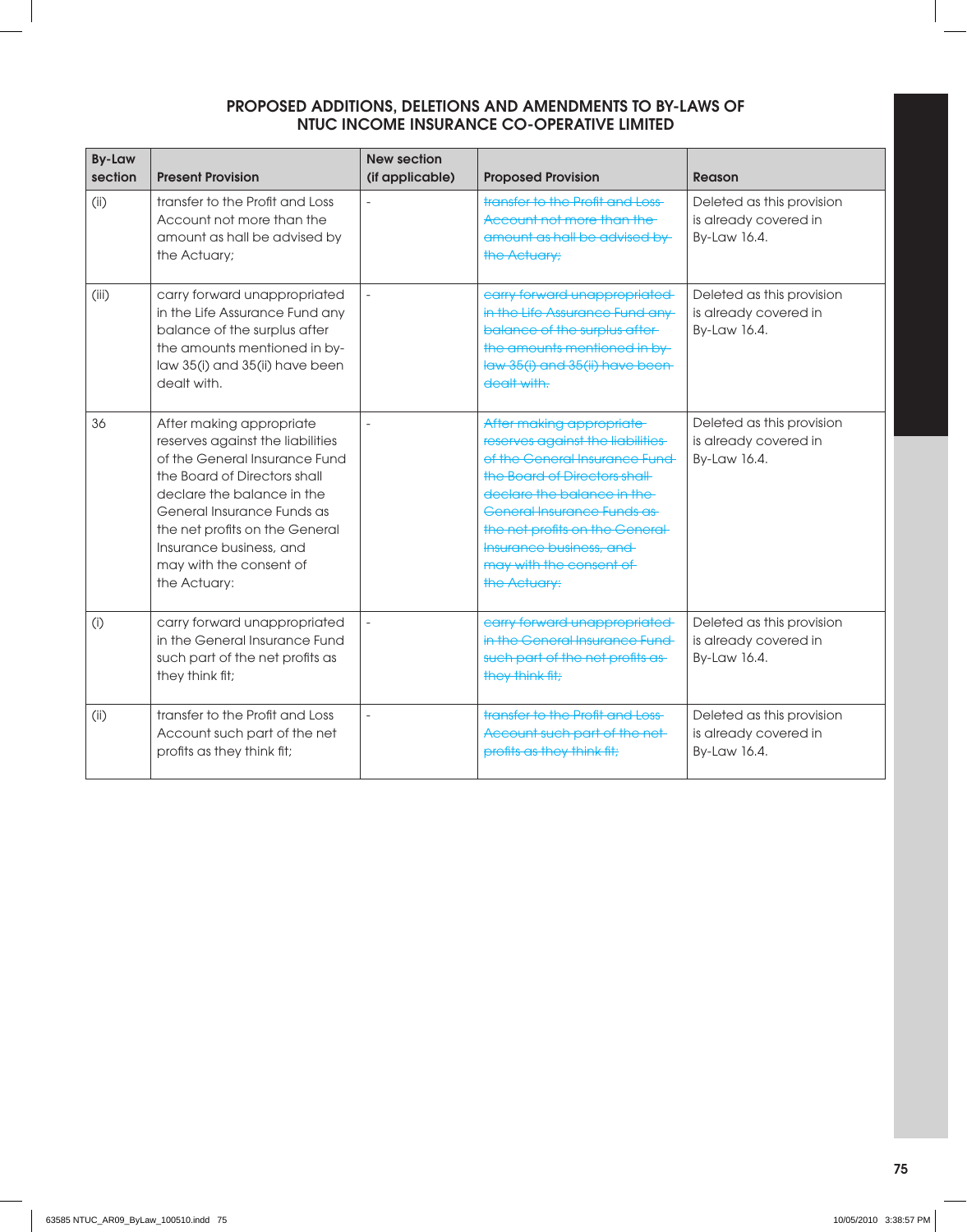## PROPOSED ADDITIONS, DELETIONS AND AMENDMENTS TO BY-LAWS OF NTUC INCOME INSURANCE CO-OPERATIVE LIMITED

| By-Law section | Present Provision | New section (if applicable) | Proposed Provision | Reason |
|---|---|---|---|---|
| (ii) | transfer to the Profit and Loss Account not more than the amount as hall be advised by the Actuary; | - | ~~transfer to the Profit and Loss Account not more than the amount as hall be advised by the Actuary;~~ | Deleted as this provision is already covered in By-Law 16.4. |
| (iii) | carry forward unappropriated in the Life Assurance Fund any balance of the surplus after the amounts mentioned in by-law 35(i) and 35(ii) have been dealt with. | - | ~~carry forward unappropriated in the Life Assurance Fund any balance of the surplus after the amounts mentioned in by-law 35(i) and 35(ii) have been dealt with.~~ | Deleted as this provision is already covered in By-Law 16.4. |
| 36 | After making appropriate reserves against the liabilities of the General Insurance Fund the Board of Directors shall declare the balance in the General Insurance Funds as the net profits on the General Insurance business, and may with the consent of the Actuary: | - | ~~After making appropriate reserves against the liabilities of the General Insurance Fund the Board of Directors shall declare the balance in the General Insurance Funds as the net profits on the General Insurance business, and may with the consent of the Actuary:~~ | Deleted as this provision is already covered in By-Law 16.4. |
| (i) | carry forward unappropriated in the General Insurance Fund such part of the net profits as they think fit; | - | ~~carry forward unappropriated in the General Insurance Fund such part of the net profits as they think fit;~~ | Deleted as this provision is already covered in By-Law 16.4. |
| (ii) | transfer to the Profit and Loss Account such part of the net profits as they think fit; | - | ~~transfer to the Profit and Loss Account such part of the net profits as they think fit;~~ | Deleted as this provision is already covered in By-Law 16.4. |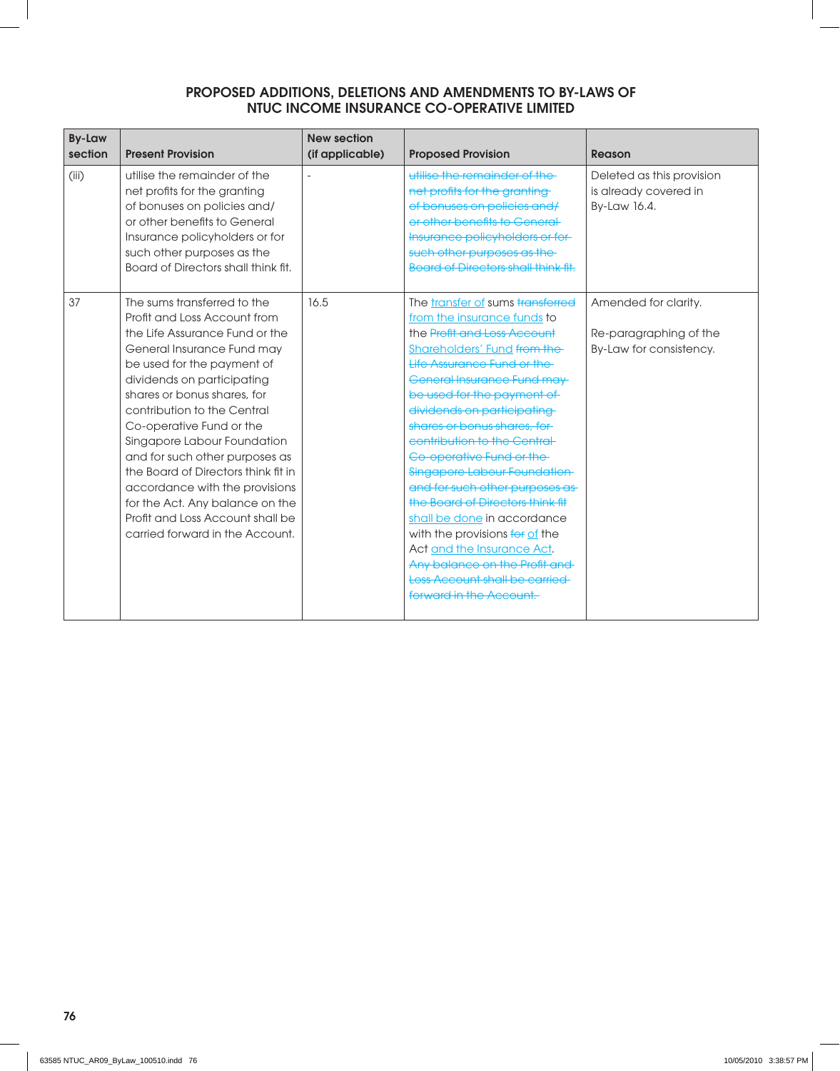## PROPOSED ADDITIONS, DELETIONS AND AMENDMENTS TO BY-LAWS OF NTUC INCOME INSURANCE CO-OPERATIVE LIMITED

| By-Law section | Present Provision | New section (if applicable) | Proposed Provision | Reason |
|---|---|---|---|---|
| (iii) | utilise the remainder of the net profits for the granting of bonuses on policies and/ or other benefits to General Insurance policyholders or for such other purposes as the Board of Directors shall think fit. | - | ~~utilise the remainder of the net profits for the granting of bonuses on policies and/ or other benefits to General Insurance policyholders or for such other purposes as the Board of Directors shall think fit.~~ | Deleted as this provision is already covered in By-Law 16.4. |
| 37 | The sums transferred to the Profit and Loss Account from the Life Assurance Fund or the General Insurance Fund may be used for the payment of dividends on participating shares or bonus shares, for contribution to the Central Co-operative Fund or the Singapore Labour Foundation and for such other purposes as the Board of Directors think fit in accordance with the provisions for the Act. Any balance on the Profit and Loss Account shall be carried forward in the Account. | 16.5 | The <u>transfer of</u> sums ~~transferred~~ <u>from the insurance funds</u> to the ~~Profit and Loss Account~~ <u>Shareholders' Fund</u> ~~from the Life Assurance Fund or the General Insurance Fund may be used for the payment of dividends on participating shares or bonus shares, for contribution to the Central Co-operative Fund or the Singapore Labour Foundation and for such other purposes as the Board of Directors think fit~~ <u>shall be done</u> in accordance with the provisions ~~for~~ <u>of</u> the Act <u>and the Insurance Act</u>. ~~Any balance on the Profit and Loss Account shall be carried forward in the Account.~~ | Amended for clarity.<br><br>Re-paragraphing of the By-Law for consistency. |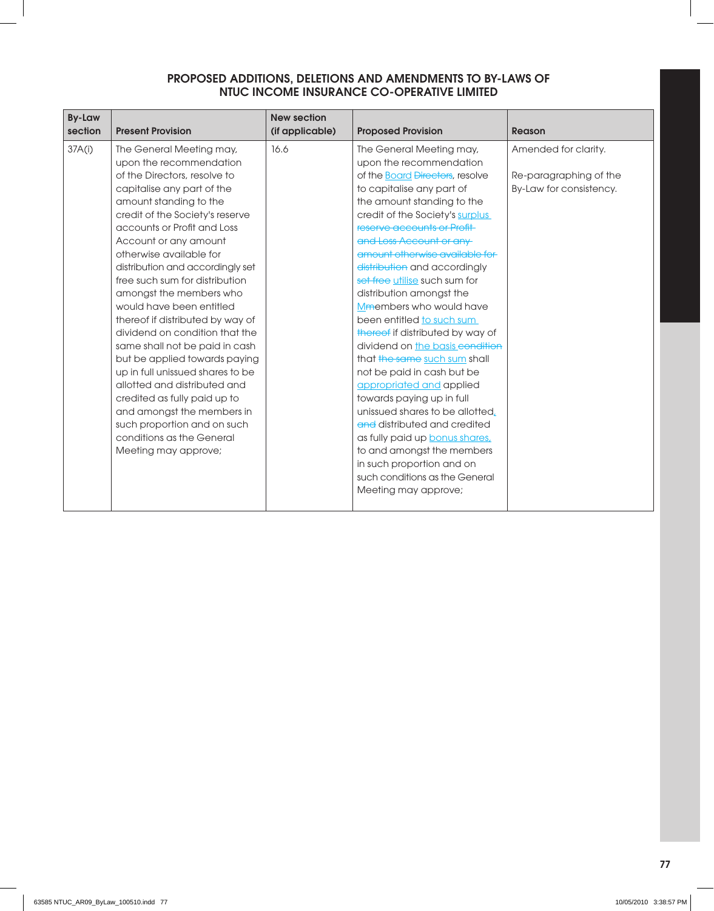## PROPOSED ADDITIONS, DELETIONS AND AMENDMENTS TO BY-LAWS OF NTUC INCOME INSURANCE CO-OPERATIVE LIMITED

| By-Law section | Present Provision | New section (if applicable) | Proposed Provision | Reason |
|---|---|---|---|---|
| 37A(i) | The General Meeting may, upon the recommendation of the Directors, resolve to capitalise any part of the amount standing to the credit of the Society's reserve accounts or Profit and Loss Account or any amount otherwise available for distribution and accordingly set free such sum for distribution amongst the members who would have been entitled thereof if distributed by way of dividend on condition that the same shall not be paid in cash but be applied towards paying up in full unissued shares to be allotted and distributed and credited as fully paid up to and amongst the members in such proportion and on such conditions as the General Meeting may approve; | 16.6 | The General Meeting may, upon the recommendation of the <u>Board</u> ~~Directors~~, resolve to capitalise any part of the amount standing to the credit of the Society's <u>surplus</u> ~~reserve accounts or Profit and Loss Account or any amount otherwise available for distribution~~ and accordingly ~~set free~~ <u>utilise</u> such sum for distribution amongst the <u>M</u>~~m~~embers who would have been entitled <u>to such sum</u> ~~thereof~~ if distributed by way of dividend on <u>the basis</u> ~~condition~~ that ~~the same~~ <u>such sum</u> shall not be paid in cash but be <u>appropriated and</u> applied towards paying up in full unissued shares to be allotted<u>,</u> ~~and~~ distributed and credited as fully paid up <u>bonus shares,</u> to and amongst the members in such proportion and on such conditions as the General Meeting may approve; | Amended for clarity.<br><br>Re-paragraphing of the By-Law for consistency. |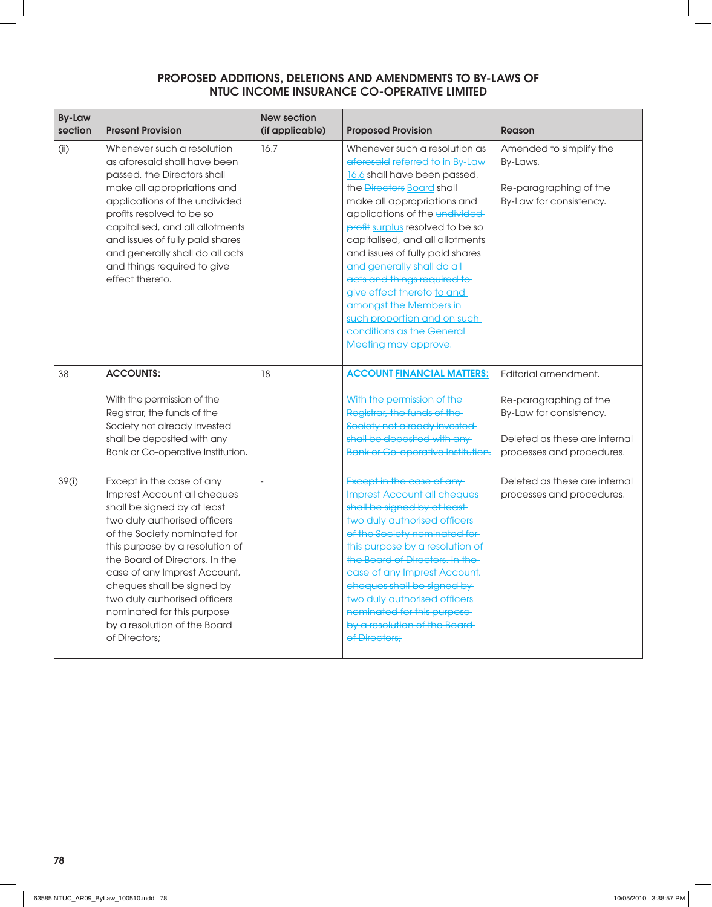## PROPOSED ADDITIONS, DELETIONS AND AMENDMENTS TO BY-LAWS OF NTUC INCOME INSURANCE CO-OPERATIVE LIMITED

| By-Law section | Present Provision | New section (if applicable) | Proposed Provision | Reason |
|---|---|---|---|---|
| (ii) | Whenever such a resolution as aforesaid shall have been passed, the Directors shall make all appropriations and applications of the undivided profits resolved to be so capitalised, and all allotments and issues of fully paid shares and generally shall do all acts and things required to give effect thereto. | 16.7 | Whenever such a resolution as ~~aforesaid~~ <u>referred to in By-Law 16.6</u> shall have been passed, the ~~Directors~~ <u>Board</u> shall make all appropriations and applications of the ~~undivided profit~~ <u>surplus</u> resolved to be so capitalised, and all allotments and issues of fully paid shares ~~and generally shall do all acts and things required to give effect thereto~~ <u>to and amongst the Members in such proportion and on such conditions as the General Meeting may approve.</u> | Amended to simplify the By-Laws.<br><br>Re-paragraphing of the By-Law for consistency. |
| 38 | **ACCOUNTS:**<br><br>With the permission of the Registrar, the funds of the Society not already invested shall be deposited with any Bank or Co-operative Institution. | 18 | **~~ACCOUNT~~ <u>FINANCIAL MATTERS:</u>**<br><br>~~With the permission of the Registrar, the funds of the Society not already invested shall be deposited with any Bank or Co-operative Institution.~~ | Editorial amendment.<br><br>Re-paragraphing of the By-Law for consistency.<br><br>Deleted as these are internal processes and procedures. |
| 39(i) | Except in the case of any Imprest Account all cheques shall be signed by at least two duly authorised officers of the Society nominated for this purpose by a resolution of the Board of Directors. In the case of any Imprest Account, cheques shall be signed by two duly authorised officers nominated for this purpose by a resolution of the Board of Directors; | - | ~~Except in the case of any Imprest Account all cheques shall be signed by at least two duly authorised officers of the Society nominated for this purpose by a resolution of the Board of Directors. In the case of any Imprest Account, cheques shall be signed by two duly authorised officers nominated for this purpose by a resolution of the Board of Directors;~~ | Deleted as these are internal processes and procedures. |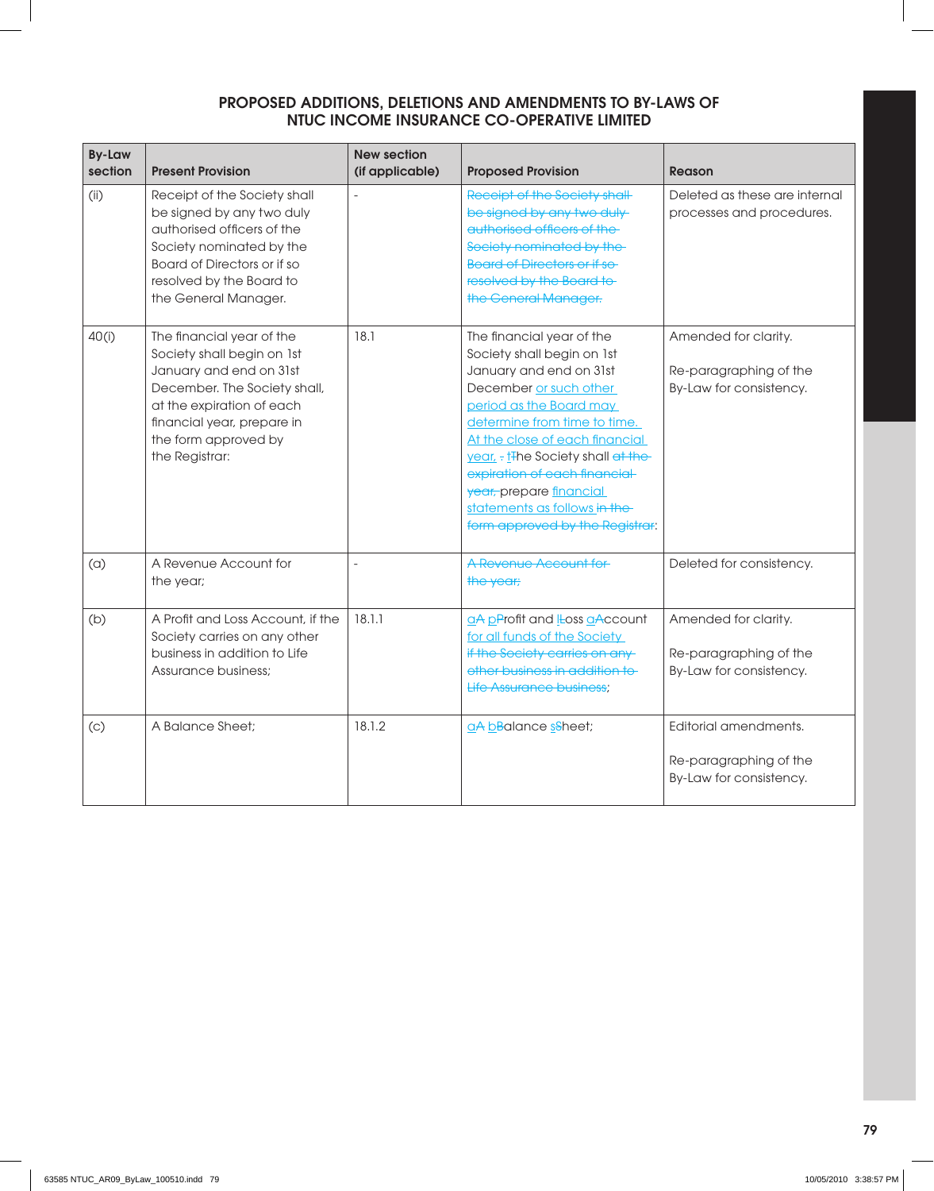## PROPOSED ADDITIONS, DELETIONS AND AMENDMENTS TO BY-LAWS OF NTUC INCOME INSURANCE CO-OPERATIVE LIMITED

| By-Law section | Present Provision | New section (if applicable) | Proposed Provision | Reason |
|---|---|---|---|---|
| (ii) | Receipt of the Society shall be signed by any two duly authorised officers of the Society nominated by the Board of Directors or if so resolved by the Board to the General Manager. | - | ~~Receipt of the Society shall be signed by any two duly authorised officers of the Society nominated by the Board of Directors or if so resolved by the Board to the General Manager.~~ | Deleted as these are internal processes and procedures. |
| 40(i) | The financial year of the Society shall begin on 1st January and end on 31st December. The Society shall, at the expiration of each financial year, prepare in the form approved by the Registrar: | 18.1 | The financial year of the Society shall begin on 1st January and end on 31st December <u>or such other period as the Board may determine from time to time. At the close of each financial year,</u> ~~.~~ <u>t</u>~~T~~he Society shall ~~at the expiration of each financial year,~~ prepare <u>financial statements as follows</u> ~~in the form approved by the Registrar~~: | Amended for clarity.<br><br>Re-paragraphing of the By-Law for consistency. |
| (a) | A Revenue Account for the year; | - | ~~A Revenue Account for the year;~~ | Deleted for consistency. |
| (b) | A Profit and Loss Account, if the Society carries on any other business in addition to Life Assurance business; | 18.1.1 | <u>a</u>~~A~~ <u>p</u>~~P~~rofit and <u>l</u>~~L~~oss <u>a</u>~~A~~ccount <u>for all funds of the Society</u> ~~if the Society carries on any other business in addition to Life Assurance business~~; | Amended for clarity.<br><br>Re-paragraphing of the By-Law for consistency. |
| (c) | A Balance Sheet; | 18.1.2 | <u>a</u>~~A~~ <u>b</u>~~B~~alance <u>s</u>~~S~~heet; | Editorial amendments.<br><br>Re-paragraphing of the By-Law for consistency. |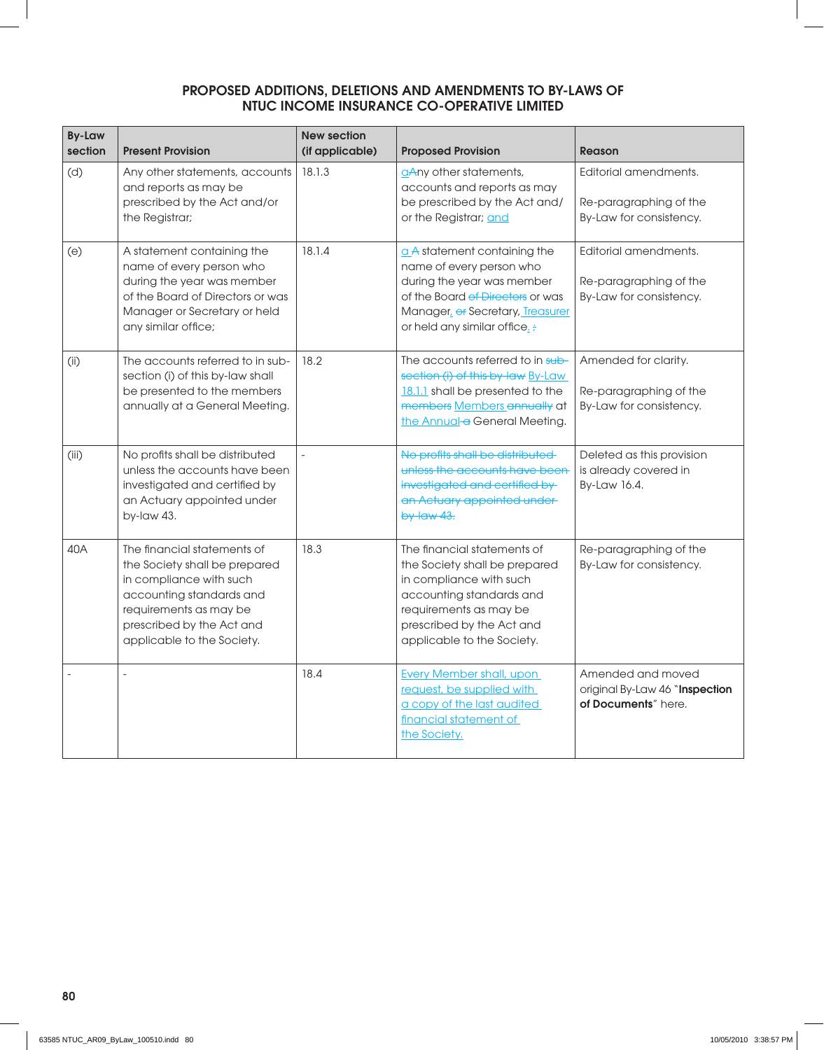## PROPOSED ADDITIONS, DELETIONS AND AMENDMENTS TO BY-LAWS OF NTUC INCOME INSURANCE CO-OPERATIVE LIMITED

| By-Law section | Present Provision | New section (if applicable) | Proposed Provision | Reason |
|---|---|---|---|---|
| (d) | Any other statements, accounts and reports as may be prescribed by the Act and/or the Registrar; | 18.1.3 | aAny other statements, accounts and reports as may be prescribed by the Act and/ or the Registrar; and | Editorial amendments. Re-paragraphing of the By-Law for consistency. |
| (e) | A statement containing the name of every person who during the year was member of the Board of Directors or was Manager or Secretary or held any similar office; | 18.1.4 | a A statement containing the name of every person who during the year was member of the Board of Directors or was Manager, or Secretary, Treasurer or held any similar office. ; | Editorial amendments. Re-paragraphing of the By-Law for consistency. |
| (ii) | The accounts referred to in sub-section (i) of this by-law shall be presented to the members annually at a General Meeting. | 18.2 | The accounts referred to in sub-section (i) of this by-law By-Law 18.1.1 shall be presented to the members Members annually at the Annual a General Meeting. | Amended for clarity. Re-paragraphing of the By-Law for consistency. |
| (iii) | No profits shall be distributed unless the accounts have been investigated and certified by an Actuary appointed under by-law 43. | - | ~~No profits shall be distributed unless the accounts have been investigated and certified by an Actuary appointed under by-law 43.~~ | Deleted as this provision is already covered in By-Law 16.4. |
| 40A | The financial statements of the Society shall be prepared in compliance with such accounting standards and requirements as may be prescribed by the Act and applicable to the Society. | 18.3 | The financial statements of the Society shall be prepared in compliance with such accounting standards and requirements as may be prescribed by the Act and applicable to the Society. | Re-paragraphing of the By-Law for consistency. |
| - | - | 18.4 | Every Member shall, upon request, be supplied with a copy of the last audited financial statement of the Society. | Amended and moved original By-Law 46 "**Inspection of Documents**" here. |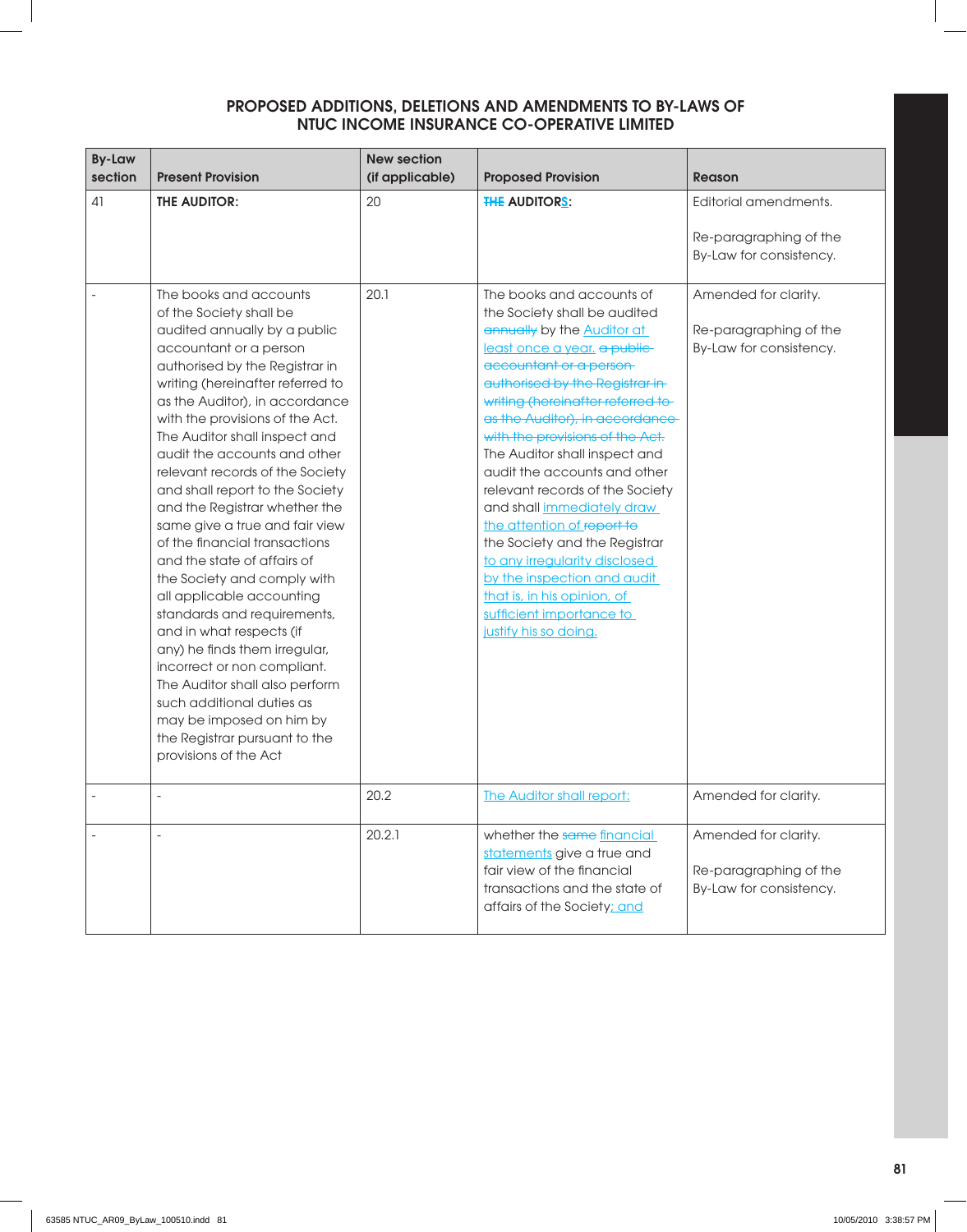## PROPOSED ADDITIONS, DELETIONS AND AMENDMENTS TO BY-LAWS OF NTUC INCOME INSURANCE CO-OPERATIVE LIMITED

| By-Law section | Present Provision | New section (if applicable) | Proposed Provision | Reason |
|---|---|---|---|---|
| 41 | **THE AUDITOR:** | 20 | ~~**THE**~~ **AUDITOR<u>S</u>:** | Editorial amendments.<br><br>Re-paragraphing of the By-Law for consistency. |
| - | The books and accounts of the Society shall be audited annually by a public accountant or a person authorised by the Registrar in writing (hereinafter referred to as the Auditor), in accordance with the provisions of the Act. The Auditor shall inspect and audit the accounts and other relevant records of the Society and shall report to the Society and the Registrar whether the same give a true and fair view of the financial transactions and the state of affairs of the Society and comply with all applicable accounting standards and requirements, and in what respects (if any) he finds them irregular, incorrect or non compliant. The Auditor shall also perform such additional duties as may be imposed on him by the Registrar pursuant to the provisions of the Act | 20.1 | The books and accounts of the Society shall be audited ~~annually~~ by the <u>Auditor at least once a year.</u> ~~a public accountant or a person authorised by the Registrar in writing (hereinafter referred to as the Auditor), in accordance with the provisions of the Act.~~ The Auditor shall inspect and audit the accounts and other relevant records of the Society and shall <u>immediately draw the attention of</u> ~~report to~~ the Society and the Registrar <u>to any irregularity disclosed by the inspection and audit that is, in his opinion, of sufficient importance to justify his so doing.</u> | Amended for clarity.<br><br>Re-paragraphing of the By-Law for consistency. |
| - | - | 20.2 | <u>The Auditor shall report:</u> | Amended for clarity. |
| - | - | 20.2.1 | whether the ~~same~~ <u>financial statements</u> give a true and fair view of the financial transactions and the state of affairs of the Society<u>; and</u> | Amended for clarity.<br><br>Re-paragraphing of the By-Law for consistency. |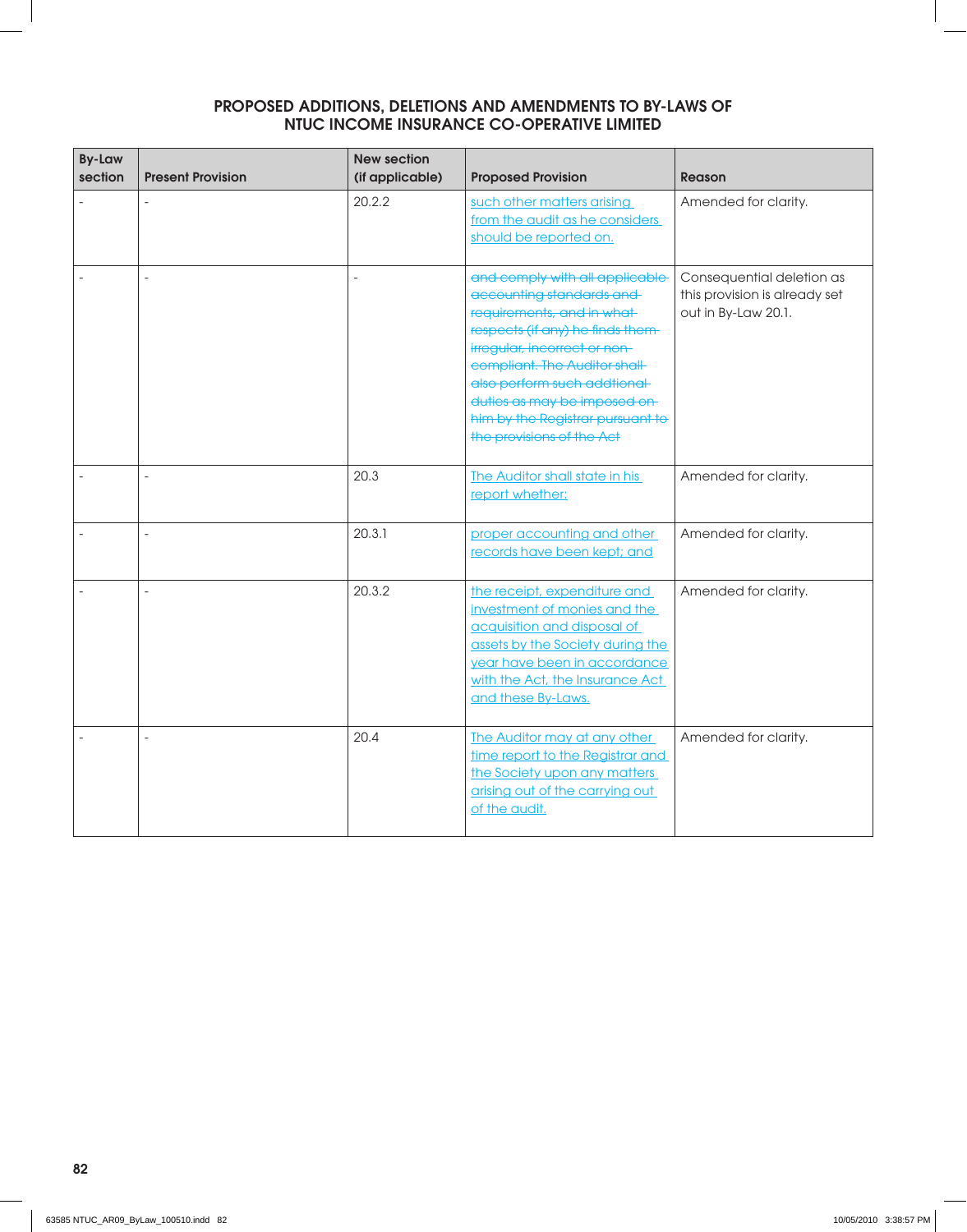## PROPOSED ADDITIONS, DELETIONS AND AMENDMENTS TO BY-LAWS OF NTUC INCOME INSURANCE CO-OPERATIVE LIMITED

| By-Law section | Present Provision | New section (if applicable) | Proposed Provision | Reason |
|---|---|---|---|---|
| - | - | 20.2.2 | <u>such other matters arising from the audit as he considers should be reported on.</u> | Amended for clarity. |
| - | - | - | ~~and comply with all applicable accounting standards and requirements, and in what respects (if any) he finds them irregular, incorrect or non-compliant. The Auditor shall also perform such addtional duties as may be imposed on him by the Registrar pursuant to the provisions of the Act~~ | Consequential deletion as this provision is already set out in By-Law 20.1. |
| - | - | 20.3 | <u>The Auditor shall state in his report whether:</u> | Amended for clarity. |
| - | - | 20.3.1 | <u>proper accounting and other records have been kept; and</u> | Amended for clarity. |
| - | - | 20.3.2 | <u>the receipt, expenditure and investment of monies and the acquisition and disposal of assets by the Society during the year have been in accordance with the Act, the Insurance Act and these By-Laws.</u> | Amended for clarity. |
| - | - | 20.4 | <u>The Auditor may at any other time report to the Registrar and the Society upon any matters arising out of the carrying out of the audit.</u> | Amended for clarity. |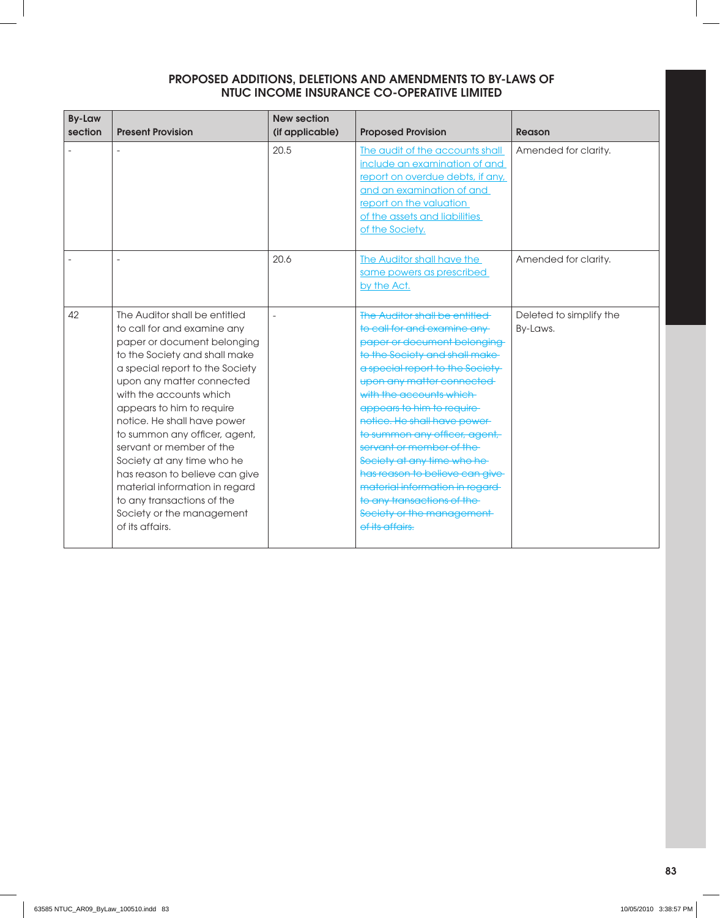## PROPOSED ADDITIONS, DELETIONS AND AMENDMENTS TO BY-LAWS OF NTUC INCOME INSURANCE CO-OPERATIVE LIMITED

| By-Law section | Present Provision | New section (if applicable) | Proposed Provision | Reason |
|---|---|---|---|---|
| - | - | 20.5 | <u>The audit of the accounts shall include an examination of and report on overdue debts, if any, and an examination of and report on the valuation of the assets and liabilities of the Society.</u> | Amended for clarity. |
| - | - | 20.6 | <u>The Auditor shall have the same powers as prescribed by the Act.</u> | Amended for clarity. |
| 42 | The Auditor shall be entitled to call for and examine any paper or document belonging to the Society and shall make a special report to the Society upon any matter connected with the accounts which appears to him to require notice. He shall have power to summon any officer, agent, servant or member of the Society at any time who he has reason to believe can give material information in regard to any transactions of the Society or the management of its affairs. | - | ~~The Auditor shall be entitled to call for and examine any paper or document belonging to the Society and shall make a special report to the Society upon any matter connected with the accounts which appears to him to require notice. He shall have power to summon any officer, agent, servant or member of the Society at any time who he has reason to believe can give material information in regard to any transactions of the Society or the management of its affairs.~~ | Deleted to simplify the By-Laws. |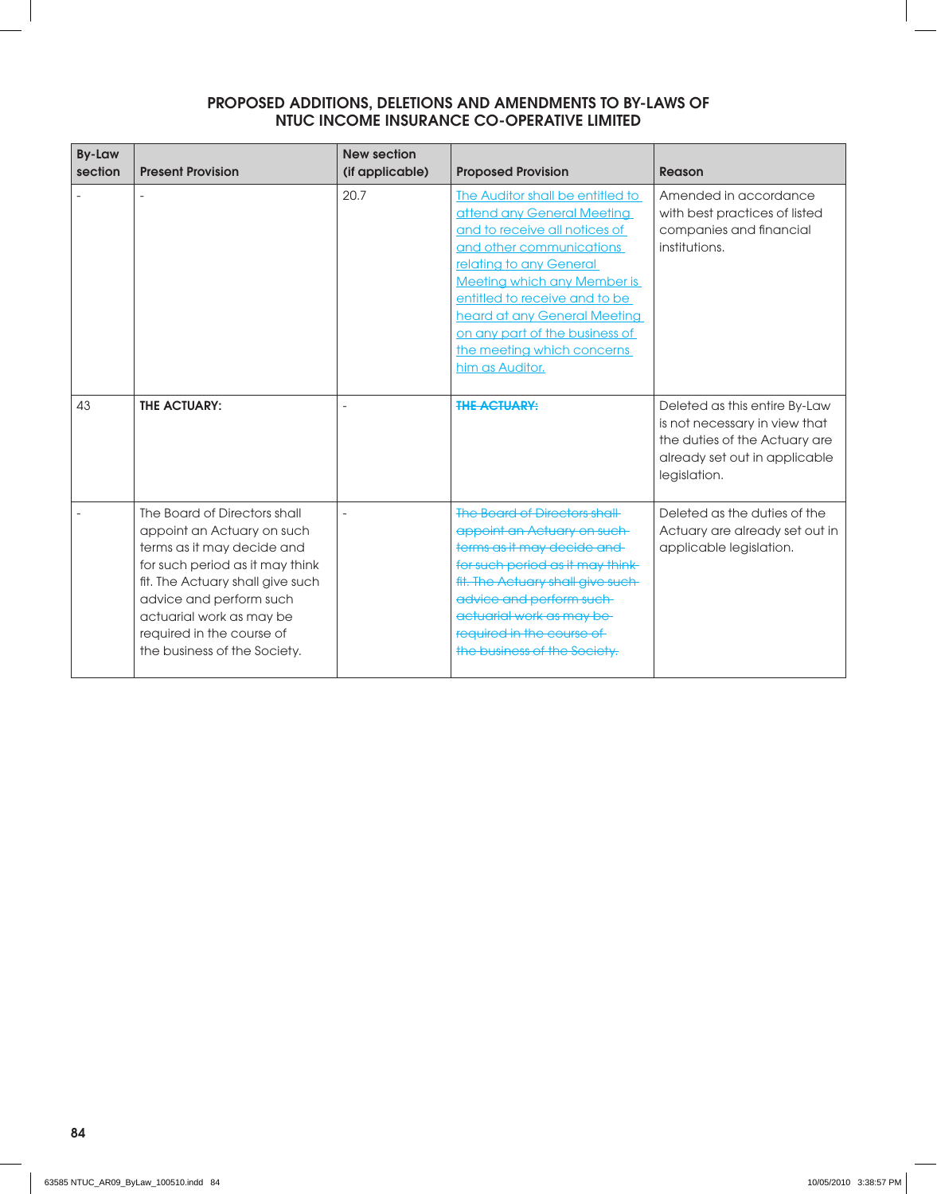## PROPOSED ADDITIONS, DELETIONS AND AMENDMENTS TO BY-LAWS OF NTUC INCOME INSURANCE CO-OPERATIVE LIMITED

| By-Law section | Present Provision | New section (if applicable) | Proposed Provision | Reason |
|---|---|---|---|---|
| - | - | 20.7 | <u>The Auditor shall be entitled to attend any General Meeting and to receive all notices of and other communications relating to any General Meeting which any Member is entitled to receive and to be heard at any General Meeting on any part of the business of the meeting which concerns him as Auditor.</u> | Amended in accordance with best practices of listed companies and financial institutions. |
| 43 | **THE ACTUARY:** | - | ~~**THE ACTUARY:**~~ | Deleted as this entire By-Law is not necessary in view that the duties of the Actuary are already set out in applicable legislation. |
| - | The Board of Directors shall appoint an Actuary on such terms as it may decide and for such period as it may think fit. The Actuary shall give such advice and perform such actuarial work as may be required in the course of the business of the Society. | - | ~~The Board of Directors shall appoint an Actuary on such terms as it may decide and for such period as it may think fit. The Actuary shall give such advice and perform such actuarial work as may be required in the course of the business of the Society.~~ | Deleted as the duties of the Actuary are already set out in applicable legislation. |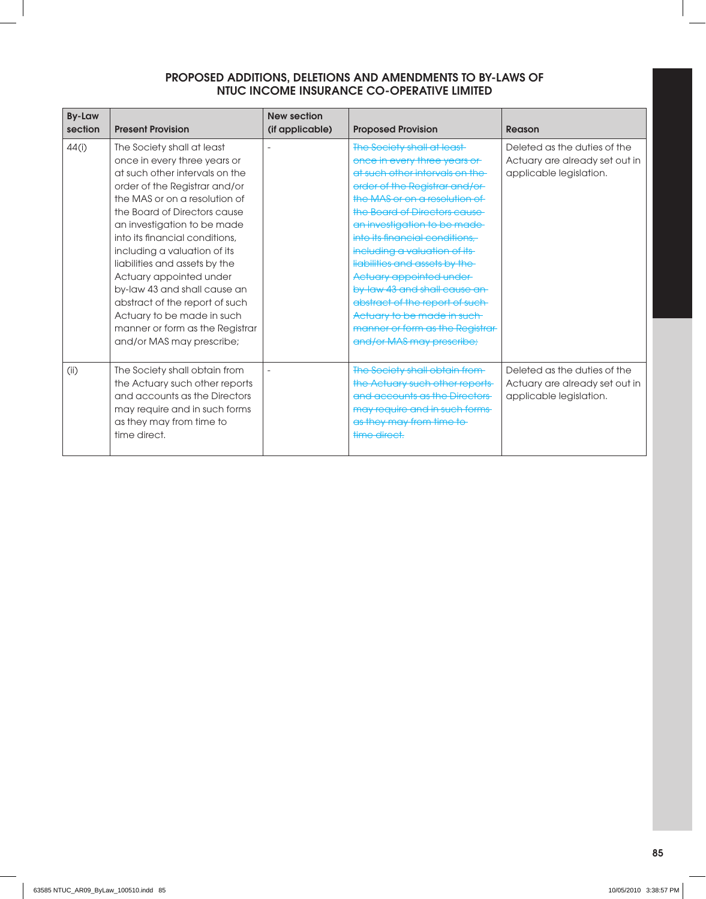## PROPOSED ADDITIONS, DELETIONS AND AMENDMENTS TO BY-LAWS OF NTUC INCOME INSURANCE CO-OPERATIVE LIMITED

| By-Law section | Present Provision | New section (if applicable) | Proposed Provision | Reason |
|---|---|---|---|---|
| 44(i) | The Society shall at least once in every three years or at such other intervals on the order of the Registrar and/or the MAS or on a resolution of the Board of Directors cause an investigation to be made into its financial conditions, including a valuation of its liabilities and assets by the Actuary appointed under by-law 43 and shall cause an abstract of the report of such Actuary to be made in such manner or form as the Registrar and/or MAS may prescribe; | - | ~~The Society shall at least once in every three years or at such other intervals on the order of the Registrar and/or the MAS or on a resolution of the Board of Directors cause an investigation to be made into its financial conditions, including a valuation of its liabilities and assets by the Actuary appointed under by-law 43 and shall cause an abstract of the report of such Actuary to be made in such manner or form as the Registrar and/or MAS may prescribe;~~ | Deleted as the duties of the Actuary are already set out in applicable legislation. |
| (ii) | The Society shall obtain from the Actuary such other reports and accounts as the Directors may require and in such forms as they may from time to time direct. | - | ~~The Society shall obtain from the Actuary such other reports and accounts as the Directors may require and in such forms as they may from time to time direct.~~ | Deleted as the duties of the Actuary are already set out in applicable legislation. |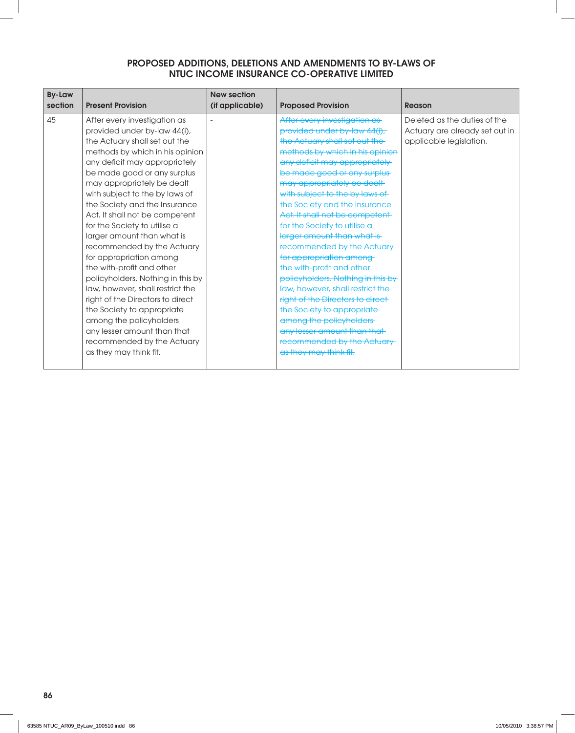## PROPOSED ADDITIONS, DELETIONS AND AMENDMENTS TO BY-LAWS OF NTUC INCOME INSURANCE CO-OPERATIVE LIMITED

| By-Law section | Present Provision | New section (if applicable) | Proposed Provision | Reason |
|---|---|---|---|---|
| 45 | After every investigation as provided under by-law 44(i), the Actuary shall set out the methods by which in his opinion any deficit may appropriately be made good or any surplus may appropriately be dealt with subject to the by laws of the Society and the Insurance Act. It shall not be competent for the Society to utilise a larger amount than what is recommended by the Actuary for appropriation among the with-profit and other policyholders. Nothing in this by law, however, shall restrict the right of the Directors to direct the Society to appropriate among the policyholders any lesser amount than that recommended by the Actuary as they may think fit. | - | ~~After every investigation as provided under by-law 44(i), the Actuary shall set out the methods by which in his opinion any deficit may appropriately be made good or any surplus may appropriately be dealt with subject to the by laws of the Society and the Insurance Act. It shall not be competent for the Society to utilise a larger amount than what is recommended by the Actuary for appropriation among the with-profit and other policyholders. Nothing in this by law, however, shall restrict the right of the Directors to direct the Society to appropriate among the policyholders any lesser amount than that recommended by the Actuary as they may think fit.~~ | Deleted as the duties of the Actuary are already set out in applicable legislation. |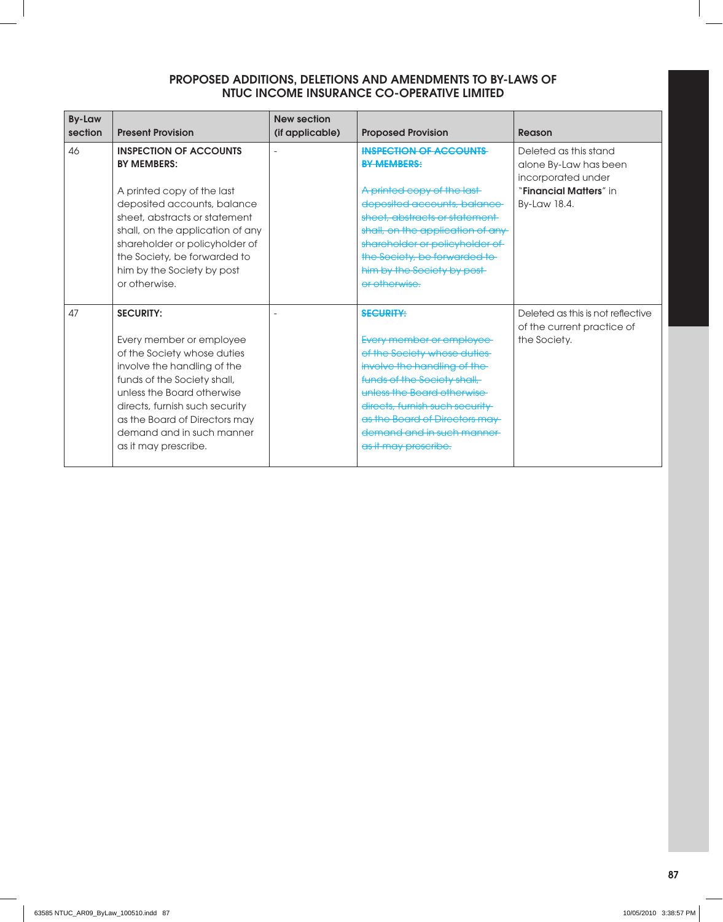## PROPOSED ADDITIONS, DELETIONS AND AMENDMENTS TO BY-LAWS OF NTUC INCOME INSURANCE CO-OPERATIVE LIMITED

| By-Law section | Present Provision | New section (if applicable) | Proposed Provision | Reason |
|---|---|---|---|---|
| 46 | **INSPECTION OF ACCOUNTS BY MEMBERS:**<br><br>A printed copy of the last deposited accounts, balance sheet, abstracts or statement shall, on the application of any shareholder or policyholder of the Society, be forwarded to him by the Society by post or otherwise. | - | ~~**INSPECTION OF ACCOUNTS BY MEMBERS:**~~<br><br>~~A printed copy of the last deposited accounts, balance sheet, abstracts or statement shall, on the application of any shareholder or policyholder of the Society, be forwarded to him by the Society by post or otherwise.~~ | Deleted as this stand alone By-Law has been incorporated under "**Financial Matters**" in By-Law 18.4. |
| 47 | **SECURITY:**<br><br>Every member or employee of the Society whose duties involve the handling of the funds of the Society shall, unless the Board otherwise directs, furnish such security as the Board of Directors may demand and in such manner as it may prescribe. | - | ~~**SECURITY:**~~<br><br>~~Every member or employee of the Society whose duties involve the handling of the funds of the Society shall, unless the Board otherwise directs, furnish such security as the Board of Directors may demand and in such manner as it may prescribe.~~ | Deleted as this is not reflective of the current practice of the Society. |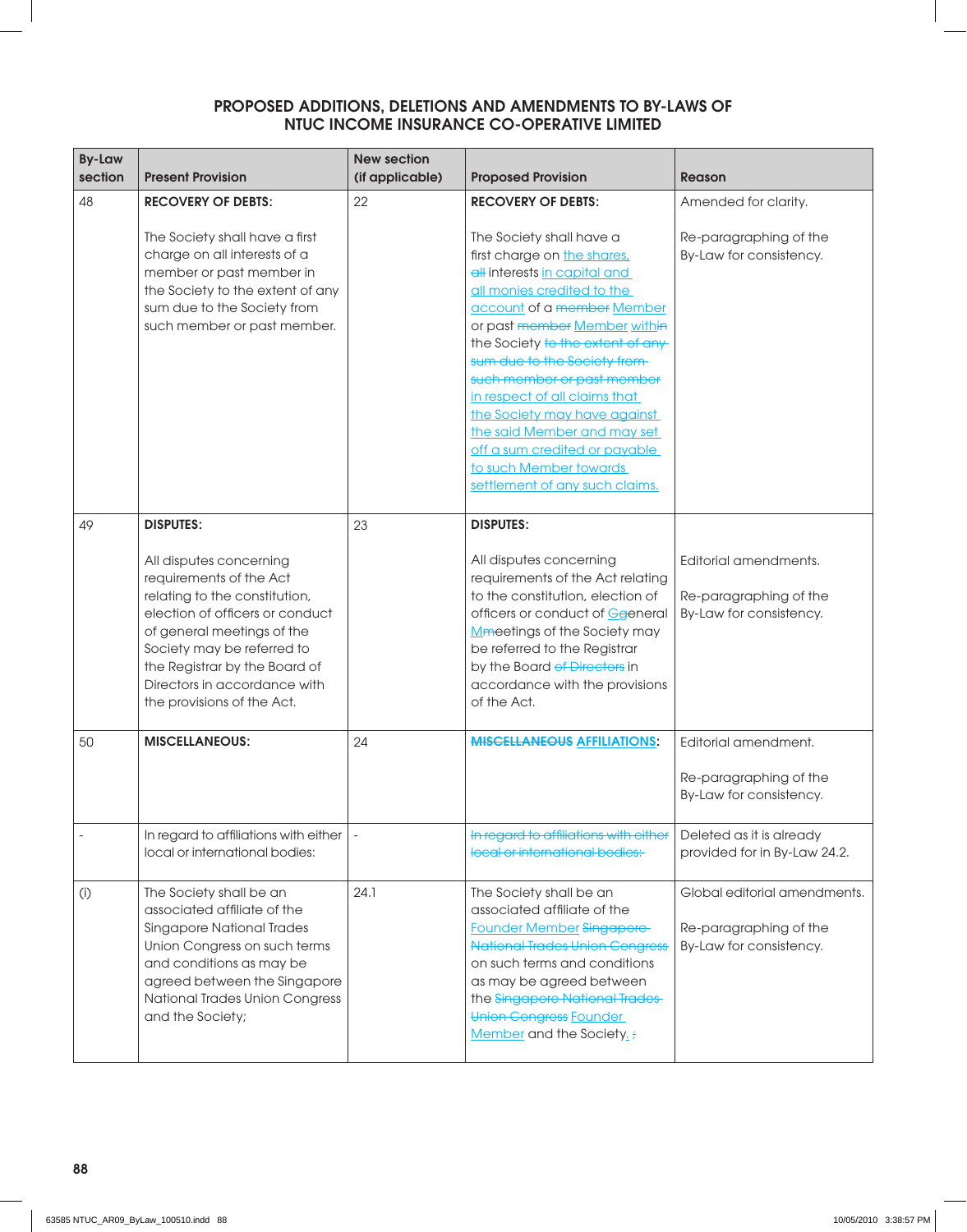## PROPOSED ADDITIONS, DELETIONS AND AMENDMENTS TO BY-LAWS OF NTUC INCOME INSURANCE CO-OPERATIVE LIMITED

| By-Law section | Present Provision | New section (if applicable) | Proposed Provision | Reason |
|---|---|---|---|---|
| 48 | **RECOVERY OF DEBTS:**<br><br>The Society shall have a first charge on all interests of a member or past member in the Society to the extent of any sum due to the Society from such member or past member. | 22 | **RECOVERY OF DEBTS:**<br><br>The Society shall have a first charge on the shares, ~~all~~ interests in capital and all monies credited to the account of a ~~member~~ Member or past ~~member~~ Member within the Society ~~to the extent of any sum due to the Society from such member or past member~~ in respect of all claims that the Society may have against the said Member and may set off a sum credited or payable to such Member towards settlement of any such claims. | Amended for clarity.<br><br>Re-paragraphing of the By-Law for consistency. |
| 49 | **DISPUTES:**<br><br>All disputes concerning requirements of the Act relating to the constitution, election of officers or conduct of general meetings of the Society may be referred to the Registrar by the Board of Directors in accordance with the provisions of the Act. | 23 | **DISPUTES:**<br><br>All disputes concerning requirements of the Act relating to the constitution, election of officers or conduct of G~~g~~eneral M~~m~~eetings of the Society may be referred to the Registrar by the Board ~~of Directors~~ in accordance with the provisions of the Act. | Editorial amendments.<br><br>Re-paragraphing of the By-Law for consistency. |
| 50 | **MISCELLANEOUS:** | 24 | **~~MISCELLANEOUS~~ AFFILIATIONS:** | Editorial amendment.<br><br>Re-paragraphing of the By-Law for consistency. |
| - | In regard to affiliations with either local or international bodies: | - | ~~In regard to affiliations with either local or international bodies:~~ | Deleted as it is already provided for in By-Law 24.2. |
| (i) | The Society shall be an associated affiliate of the Singapore National Trades Union Congress on such terms and conditions as may be agreed between the Singapore National Trades Union Congress and the Society; | 24.1 | The Society shall be an associated affiliate of the Founder Member ~~Singapore National Trades Union Congress~~ on such terms and conditions as may be agreed between the ~~Singapore National Trades Union Congress~~ Founder Member and the Society. ~~;~~ | Global editorial amendments.<br><br>Re-paragraphing of the By-Law for consistency. |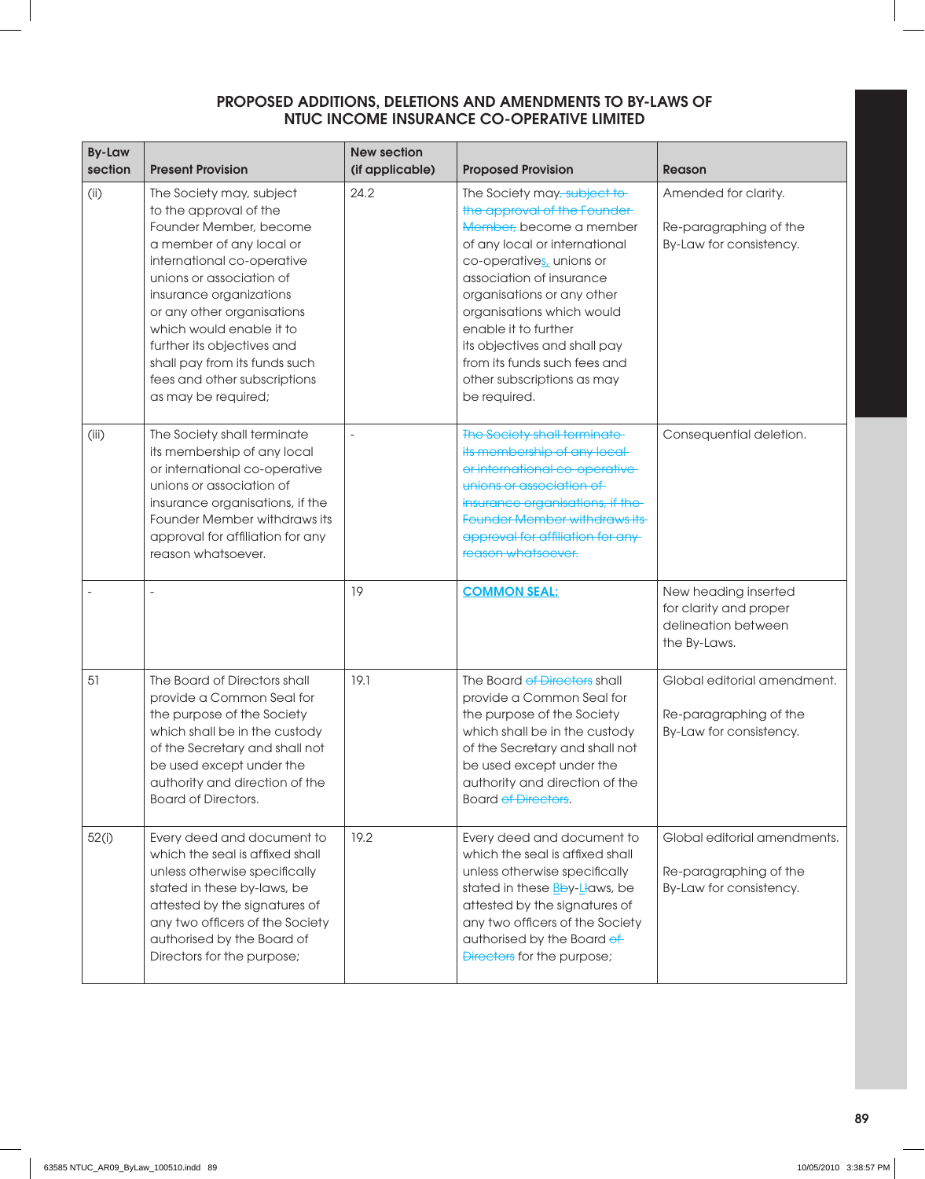## PROPOSED ADDITIONS, DELETIONS AND AMENDMENTS TO BY-LAWS OF NTUC INCOME INSURANCE CO-OPERATIVE LIMITED

| By-Law section | Present Provision | New section (if applicable) | Proposed Provision | Reason |
|---|---|---|---|---|
| (ii) | The Society may, subject to the approval of the Founder Member, become a member of any local or international co-operative unions or association of insurance organizations or any other organisations which would enable it to further its objectives and shall pay from its funds such fees and other subscriptions as may be required; | 24.2 | The Society may~~, subject to the approval of the Founder Member,~~ become a member of any local or international co-operative<u>s,</u> unions or association of insurance organisations or any other organisations which would enable it to further its objectives and shall pay from its funds such fees and other subscriptions as may be required. | Amended for clarity.<br><br>Re-paragraphing of the By-Law for consistency. |
| (iii) | The Society shall terminate its membership of any local or international co-operative unions or association of insurance organisations, if the Founder Member withdraws its approval for affiliation for any reason whatsoever. | - | ~~The Society shall terminate its membership of any local or international co-operative unions or association of insurance organisations, if the Founder Member withdraws its approval for affiliation for any reason whatsoever.~~ | Consequential deletion. |
| - | - | 19 | **<u>COMMON SEAL:</u>** | New heading inserted for clarity and proper delineation between the By-Laws. |
| 51 | The Board of Directors shall provide a Common Seal for the purpose of the Society which shall be in the custody of the Secretary and shall not be used except under the authority and direction of the Board of Directors. | 19.1 | The Board ~~of Directors~~ shall provide a Common Seal for the purpose of the Society which shall be in the custody of the Secretary and shall not be used except under the authority and direction of the Board ~~of Directors~~. | Global editorial amendment.<br><br>Re-paragraphing of the By-Law for consistency. |
| 52(i) | Every deed and document to which the seal is affixed shall unless otherwise specifically stated in these by-laws, be attested by the signatures of any two officers of the Society authorised by the Board of Directors for the purpose; | 19.2 | Every deed and document to which the seal is affixed shall unless otherwise specifically stated in these <u>B</u>~~b~~y-<u>L</u>~~l~~aws, be attested by the signatures of any two officers of the Society authorised by the Board ~~of Directors~~ for the purpose; | Global editorial amendments.<br><br>Re-paragraphing of the By-Law for consistency. |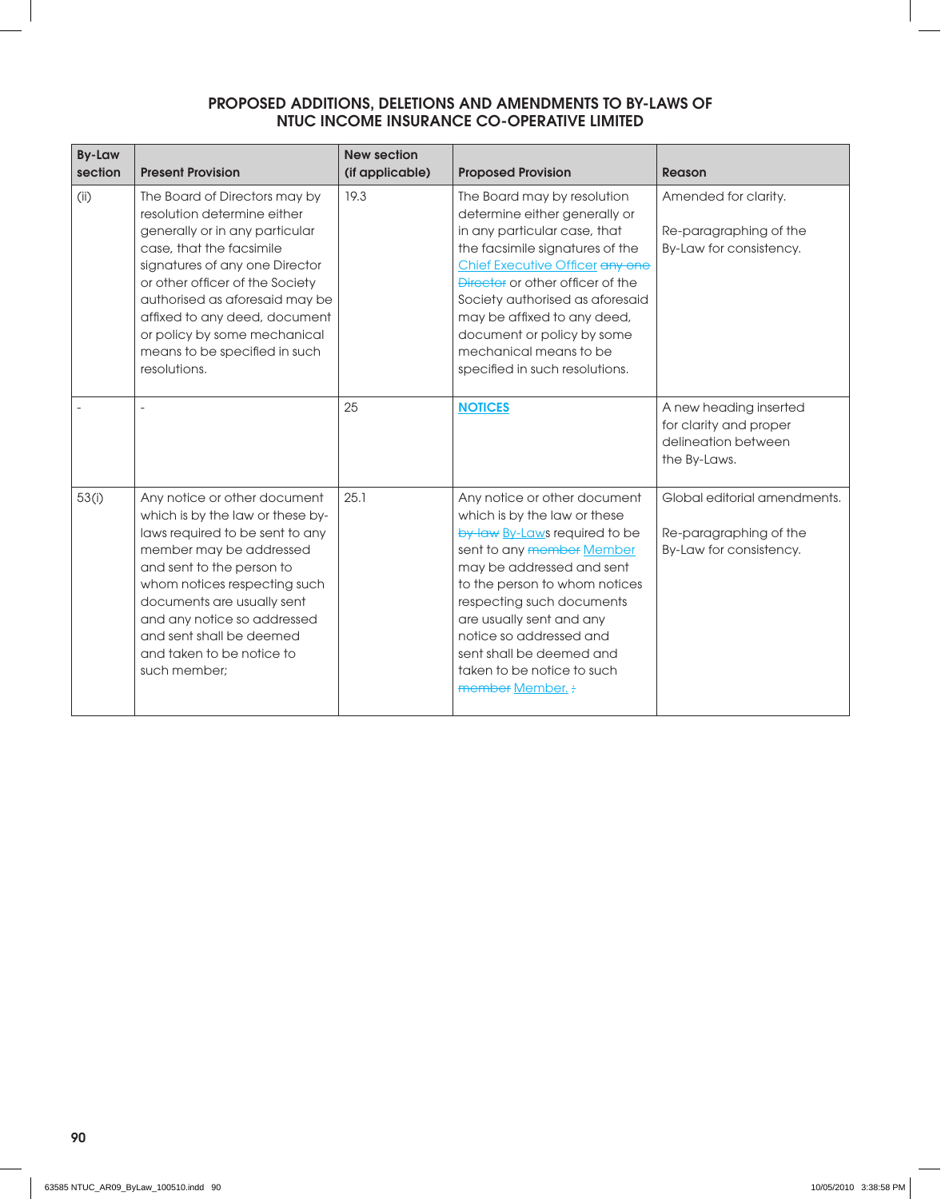## PROPOSED ADDITIONS, DELETIONS AND AMENDMENTS TO BY-LAWS OF NTUC INCOME INSURANCE CO-OPERATIVE LIMITED

| By-Law section | Present Provision | New section (if applicable) | Proposed Provision | Reason |
|---|---|---|---|---|
| (ii) | The Board of Directors may by resolution determine either generally or in any particular case, that the facsimile signatures of any one Director or other officer of the Society authorised as aforesaid may be affixed to any deed, document or policy by some mechanical means to be specified in such resolutions. | 19.3 | The Board may by resolution determine either generally or in any particular case, that the facsimile signatures of the Chief Executive Officer ~~any one Director~~ or other officer of the Society authorised as aforesaid may be affixed to any deed, document or policy by some mechanical means to be specified in such resolutions. | Amended for clarity.<br><br>Re-paragraphing of the By-Law for consistency. |
| - | - | 25 | **NOTICES** | A new heading inserted for clarity and proper delineation between the By-Laws. |
| 53(i) | Any notice or other document which is by the law or these by-laws required to be sent to any member may be addressed and sent to the person to whom notices respecting such documents are usually sent and any notice so addressed and sent shall be deemed and taken to be notice to such member; | 25.1 | Any notice or other document which is by the law or these ~~by-law~~ By-Laws required to be sent to any ~~member~~ Member may be addressed and sent to the person to whom notices respecting such documents are usually sent and any notice so addressed and sent shall be deemed and taken to be notice to such ~~member~~ Member. ~~;~~ | Global editorial amendments.<br><br>Re-paragraphing of the By-Law for consistency. |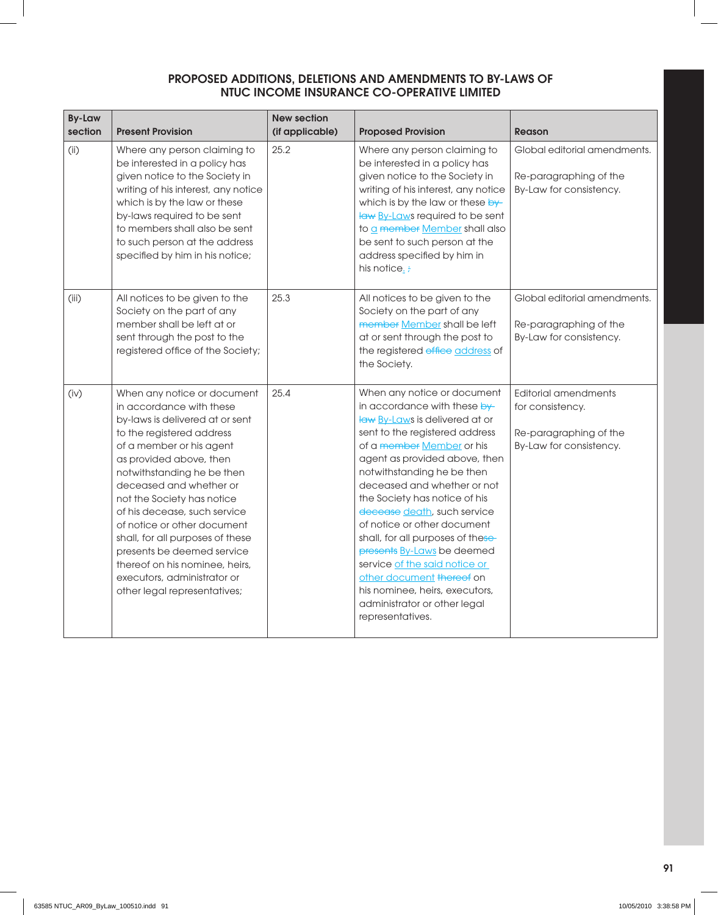## PROPOSED ADDITIONS, DELETIONS AND AMENDMENTS TO BY-LAWS OF NTUC INCOME INSURANCE CO-OPERATIVE LIMITED

| By-Law section | Present Provision | New section (if applicable) | Proposed Provision | Reason |
|---|---|---|---|---|
| (ii) | Where any person claiming to be interested in a policy has given notice to the Society in writing of his interest, any notice which is by the law or these by-laws required to be sent to members shall also be sent to such person at the address specified by him in his notice; | 25.2 | Where any person claiming to be interested in a policy has given notice to the Society in writing of his interest, any notice which is by the law or these ~~by-law~~ By-Laws required to be sent to a ~~member~~ Member shall also be sent to such person at the address specified by him in his notice. ~~;~~ | Global editorial amendments. Re-paragraphing of the By-Law for consistency. |
| (iii) | All notices to be given to the Society on the part of any member shall be left at or sent through the post to the registered office of the Society; | 25.3 | All notices to be given to the Society on the part of any ~~member~~ Member shall be left at or sent through the post to the registered ~~office~~ address of the Society. | Global editorial amendments. Re-paragraphing of the By-Law for consistency. |
| (iv) | When any notice or document in accordance with these by-laws is delivered at or sent to the registered address of a member or his agent as provided above, then notwithstanding he be then deceased and whether or not the Society has notice of his decease, such service of notice or other document shall, for all purposes of these presents be deemed service thereof on his nominee, heirs, executors, administrator or other legal representatives; | 25.4 | When any notice or document in accordance with these ~~by-law~~ By-Laws is delivered at or sent to the registered address of a ~~member~~ Member or his agent as provided above, then notwithstanding he be then deceased and whether or not the Society has notice of his ~~decease~~ death, such service of notice or other document shall, for all purposes of the~~se presents~~ By-Laws be deemed service of the said notice or other document ~~thereof~~ on his nominee, heirs, executors, administrator or other legal representatives. | Editorial amendments for consistency. Re-paragraphing of the By-Law for consistency. |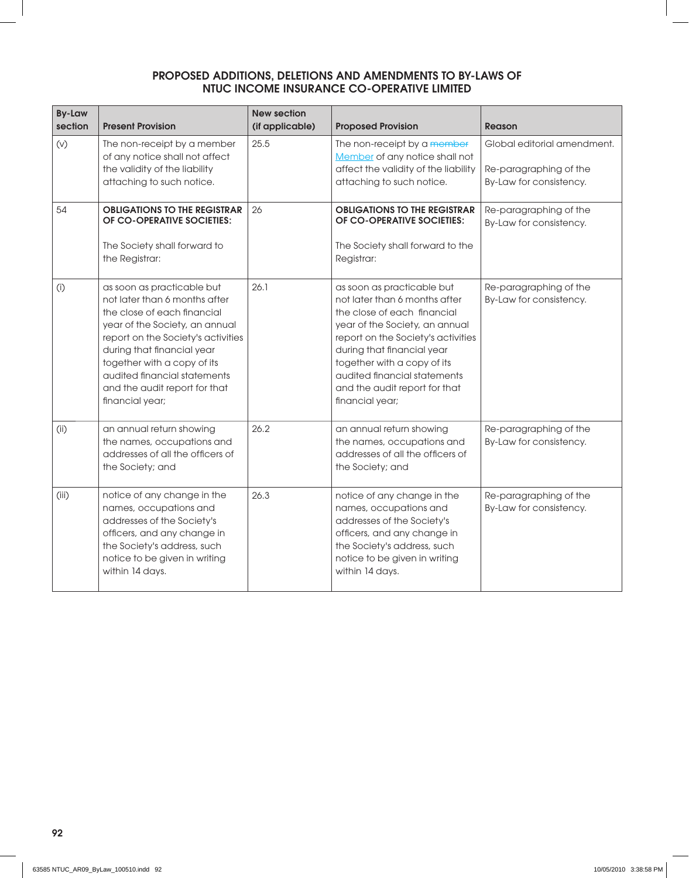## PROPOSED ADDITIONS, DELETIONS AND AMENDMENTS TO BY-LAWS OF NTUC INCOME INSURANCE CO-OPERATIVE LIMITED

| By-Law section | Present Provision | New section (if applicable) | Proposed Provision | Reason |
|---|---|---|---|---|
| (v) | The non-receipt by a member of any notice shall not affect the validity of the liability attaching to such notice. | 25.5 | The non-receipt by a ~~member~~ Member of any notice shall not affect the validity of the liability attaching to such notice. | Global editorial amendment.<br><br>Re-paragraphing of the By-Law for consistency. |
| 54 | **OBLIGATIONS TO THE REGISTRAR OF CO-OPERATIVE SOCIETIES:**<br><br>The Society shall forward to the Registrar: | 26 | **OBLIGATIONS TO THE REGISTRAR OF CO-OPERATIVE SOCIETIES:**<br><br>The Society shall forward to the Registrar: | Re-paragraphing of the By-Law for consistency. |
| (i) | as soon as practicable but not later than 6 months after the close of each financial year of the Society, an annual report on the Society's activities during that financial year together with a copy of its audited financial statements and the audit report for that financial year; | 26.1 | as soon as practicable but not later than 6 months after the close of each financial year of the Society, an annual report on the Society's activities during that financial year together with a copy of its audited financial statements and the audit report for that financial year; | Re-paragraphing of the By-Law for consistency. |
| (ii) | an annual return showing the names, occupations and addresses of all the officers of the Society; and | 26.2 | an annual return showing the names, occupations and addresses of all the officers of the Society; and | Re-paragraphing of the By-Law for consistency. |
| (iii) | notice of any change in the names, occupations and addresses of the Society's officers, and any change in the Society's address, such notice to be given in writing within 14 days. | 26.3 | notice of any change in the names, occupations and addresses of the Society's officers, and any change in the Society's address, such notice to be given in writing within 14 days. | Re-paragraphing of the By-Law for consistency. |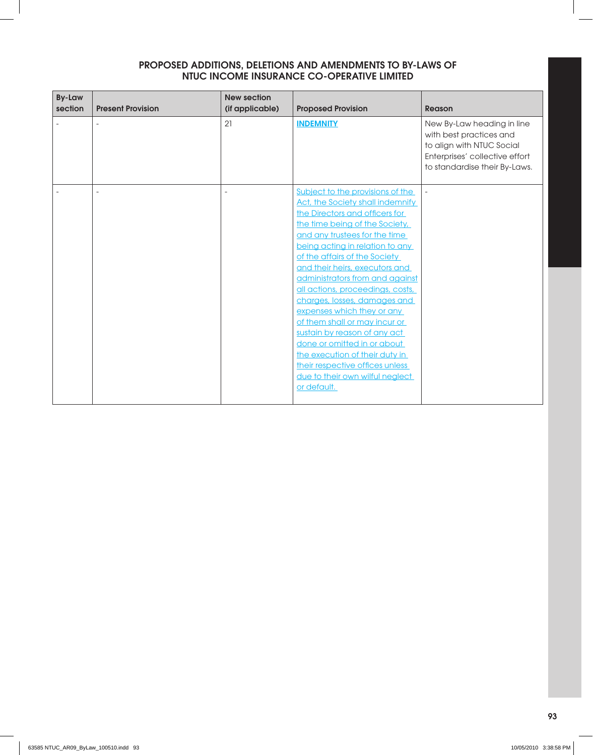## PROPOSED ADDITIONS, DELETIONS AND AMENDMENTS TO BY-LAWS OF NTUC INCOME INSURANCE CO-OPERATIVE LIMITED

| By-Law section | Present Provision | New section (if applicable) | Proposed Provision | Reason |
|---|---|---|---|---|
| - | - | 21 | **INDEMNITY** | New By-Law heading in line with best practices and to align with NTUC Social Enterprises' collective effort to standardise their By-Laws. |
| - | - | - | Subject to the provisions of the Act, the Society shall indemnify the Directors and officers for the time being of the Society, and any trustees for the time being acting in relation to any of the affairs of the Society and their heirs, executors and administrators from and against all actions, proceedings, costs, charges, losses, damages and expenses which they or any of them shall or may incur or sustain by reason of any act done or omitted in or about the execution of their duty in their respective offices unless due to their own wilful neglect or default. | - |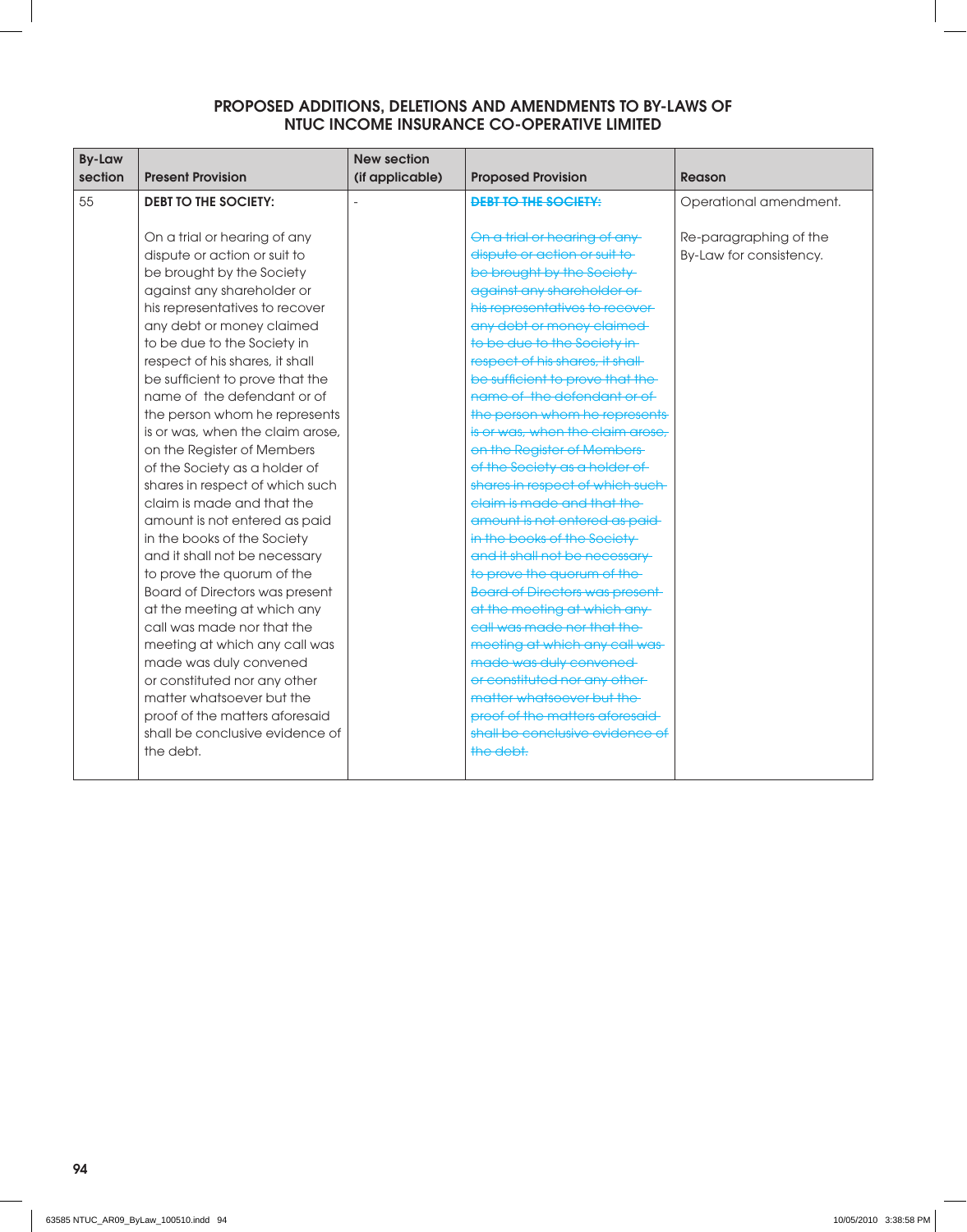## PROPOSED ADDITIONS, DELETIONS AND AMENDMENTS TO BY-LAWS OF NTUC INCOME INSURANCE CO-OPERATIVE LIMITED

| By-Law section | Present Provision | New section (if applicable) | Proposed Provision | Reason |
|---|---|---|---|---|
| 55 | **DEBT TO THE SOCIETY:**<br><br>On a trial or hearing of any dispute or action or suit to be brought by the Society against any shareholder or his representatives to recover any debt or money claimed to be due to the Society in respect of his shares, it shall be sufficient to prove that the name of the defendant or of the person whom he represents is or was, when the claim arose, on the Register of Members of the Society as a holder of shares in respect of which such claim is made and that the amount is not entered as paid in the books of the Society and it shall not be necessary to prove the quorum of the Board of Directors was present at the meeting at which any call was made nor that the meeting at which any call was made was duly convened or constituted nor any other matter whatsoever but the proof of the matters aforesaid shall be conclusive evidence of the debt. | - | ~~**DEBT TO THE SOCIETY:**~~<br><br>~~On a trial or hearing of any dispute or action or suit to be brought by the Society against any shareholder or his representatives to recover any debt or money claimed to be due to the Society in respect of his shares, it shall be sufficient to prove that the name of the defendant or of the person whom he represents is or was, when the claim arose, on the Register of Members of the Society as a holder of shares in respect of which such claim is made and that the amount is not entered as paid in the books of the Society and it shall not be necessary to prove the quorum of the Board of Directors was present at the meeting at which any call was made nor that the meeting at which any call was made was duly convened or constituted nor any other matter whatsoever but the proof of the matters aforesaid shall be conclusive evidence of the debt.~~ | Operational amendment.<br><br>Re-paragraphing of the By-Law for consistency. |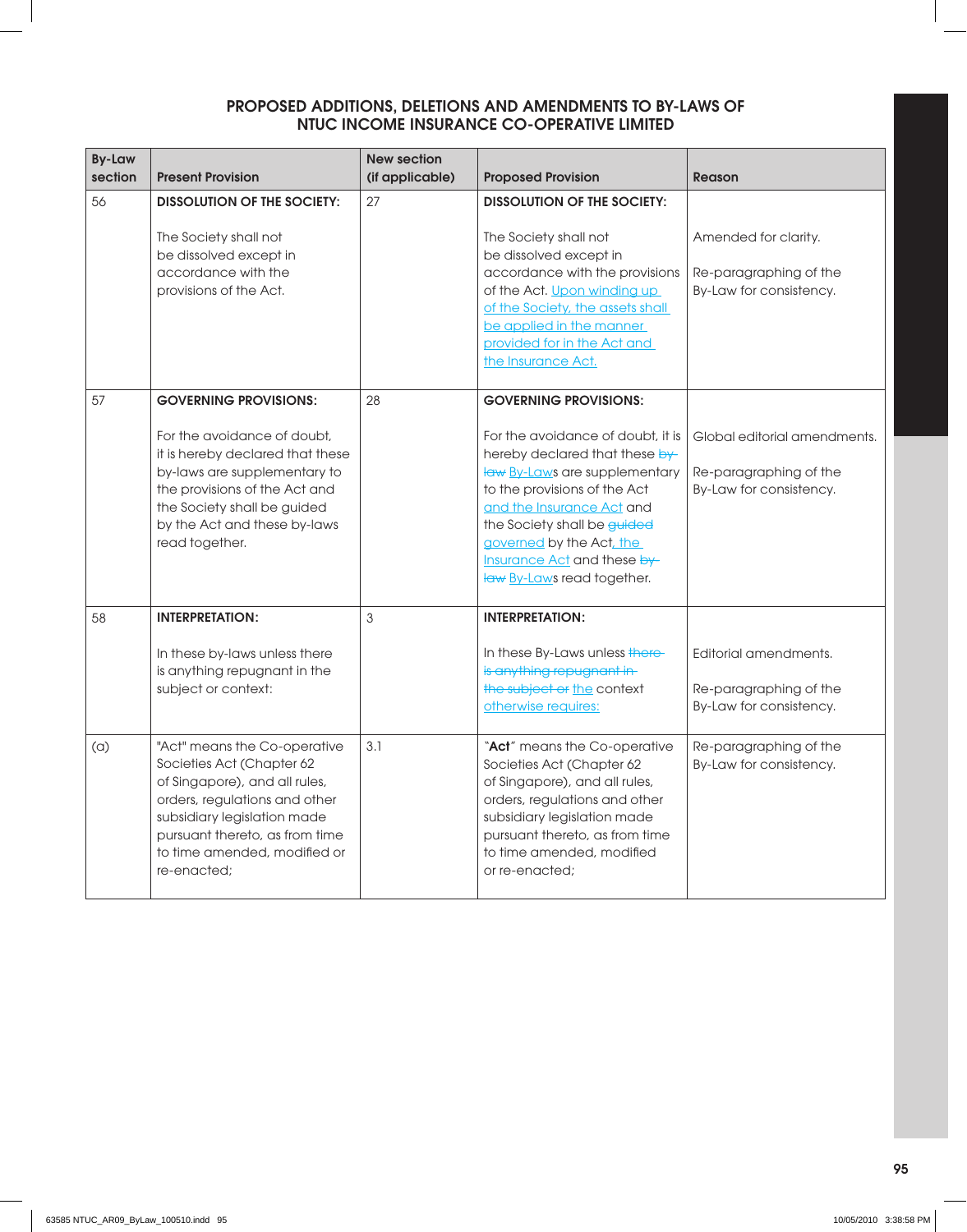## PROPOSED ADDITIONS, DELETIONS AND AMENDMENTS TO BY-LAWS OF NTUC INCOME INSURANCE CO-OPERATIVE LIMITED

| By-Law section | Present Provision | New section (if applicable) | Proposed Provision | Reason |
|---|---|---|---|---|
| 56 | **DISSOLUTION OF THE SOCIETY:**<br><br>The Society shall not be dissolved except in accordance with the provisions of the Act. | 27 | **DISSOLUTION OF THE SOCIETY:**<br><br>The Society shall not be dissolved except in accordance with the provisions of the Act. Upon winding up of the Society, the assets shall be applied in the manner provided for in the Act and the Insurance Act. | Amended for clarity.<br><br>Re-paragraphing of the By-Law for consistency. |
| 57 | **GOVERNING PROVISIONS:**<br><br>For the avoidance of doubt, it is hereby declared that these by-laws are supplementary to the provisions of the Act and the Society shall be guided by the Act and these by-laws read together. | 28 | **GOVERNING PROVISIONS:**<br><br>For the avoidance of doubt, it is hereby declared that these ~~by-law~~ By-Laws are supplementary to the provisions of the Act and the Insurance Act and the Society shall be ~~guided~~ governed by the Act, the Insurance Act and these ~~by-law~~ By-Laws read together. | Global editorial amendments.<br><br>Re-paragraphing of the By-Law for consistency. |
| 58 | **INTERPRETATION:**<br><br>In these by-laws unless there is anything repugnant in the subject or context: | 3 | **INTERPRETATION:**<br><br>In these By-Laws unless ~~there is anything repugnant in the subject or~~ the context otherwise requires: | Editorial amendments.<br><br>Re-paragraphing of the By-Law for consistency. |
| (a) | "Act" means the Co-operative Societies Act (Chapter 62 of Singapore), and all rules, orders, regulations and other subsidiary legislation made pursuant thereto, as from time to time amended, modified or re-enacted; | 3.1 | "**Act**" means the Co-operative Societies Act (Chapter 62 of Singapore), and all rules, orders, regulations and other subsidiary legislation made pursuant thereto, as from time to time amended, modified or re-enacted; | Re-paragraphing of the By-Law for consistency. |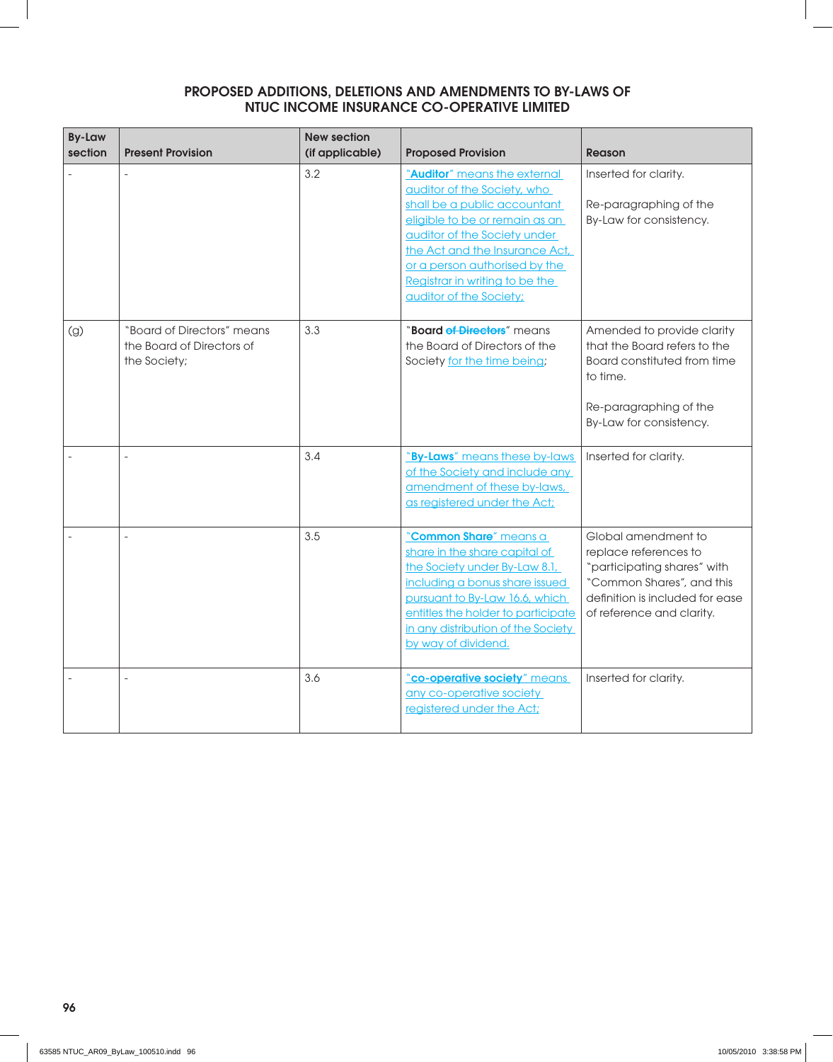## PROPOSED ADDITIONS, DELETIONS AND AMENDMENTS TO BY-LAWS OF NTUC INCOME INSURANCE CO-OPERATIVE LIMITED

| By-Law section | Present Provision | New section (if applicable) | Proposed Provision | Reason |
|---|---|---|---|---|
| - | - | 3.2 | "**Auditor**" means the external auditor of the Society, who shall be a public accountant eligible to be or remain as an auditor of the Society under the Act and the Insurance Act, or a person authorised by the Registrar in writing to be the auditor of the Society; | Inserted for clarity.<br><br>Re-paragraphing of the By-Law for consistency. |
| (g) | "Board of Directors" means the Board of Directors of the Society; | 3.3 | "**Board** ~~of Directors~~" means the Board of Directors of the Society for the time being; | Amended to provide clarity that the Board refers to the Board constituted from time to time.<br><br>Re-paragraphing of the By-Law for consistency. |
| - | - | 3.4 | "**By-Laws**" means these by-laws of the Society and include any amendment of these by-laws, as registered under the Act; | Inserted for clarity. |
| - | - | 3.5 | "**Common Share**" means a share in the share capital of the Society under By-Law 8.1, including a bonus share issued pursuant to By-Law 16.6, which entitles the holder to participate in any distribution of the Society by way of dividend. | Global amendment to replace references to "participating shares" with "Common Shares", and this definition is included for ease of reference and clarity. |
| - | - | 3.6 | "**co-operative society**" means any co-operative society registered under the Act; | Inserted for clarity. |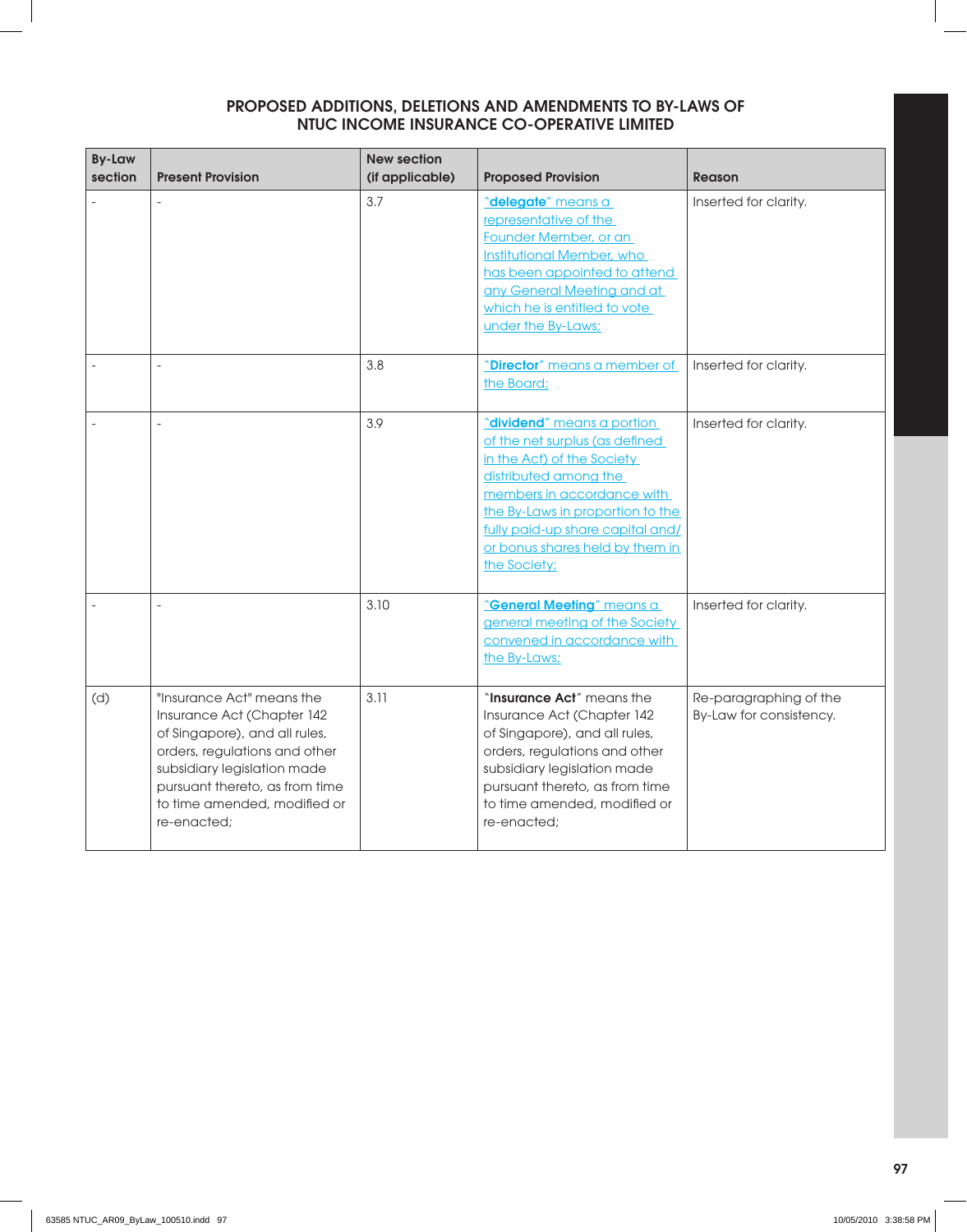## PROPOSED ADDITIONS, DELETIONS AND AMENDMENTS TO BY-LAWS OF NTUC INCOME INSURANCE CO-OPERATIVE LIMITED

| By-Law section | Present Provision | New section (if applicable) | Proposed Provision | Reason |
|---|---|---|---|---|
| - | - | 3.7 | "**delegate**" means a representative of the Founder Member, or an Institutional Member, who has been appointed to attend any General Meeting and at which he is entitled to vote under the By-Laws; | Inserted for clarity. |
| - | - | 3.8 | "**Director**" means a member of the Board; | Inserted for clarity. |
| - | - | 3.9 | "**dividend**" means a portion of the net surplus (as defined in the Act) of the Society distributed among the members in accordance with the By-Laws in proportion to the fully paid-up share capital and/or bonus shares held by them in the Society; | Inserted for clarity. |
| - | - | 3.10 | "**General Meeting**" means a general meeting of the Society convened in accordance with the By-Laws; | Inserted for clarity. |
| (d) | "Insurance Act" means the Insurance Act (Chapter 142 of Singapore), and all rules, orders, regulations and other subsidiary legislation made pursuant thereto, as from time to time amended, modified or re-enacted; | 3.11 | "**Insurance Act**" means the Insurance Act (Chapter 142 of Singapore), and all rules, orders, regulations and other subsidiary legislation made pursuant thereto, as from time to time amended, modified or re-enacted; | Re-paragraphing of the By-Law for consistency. |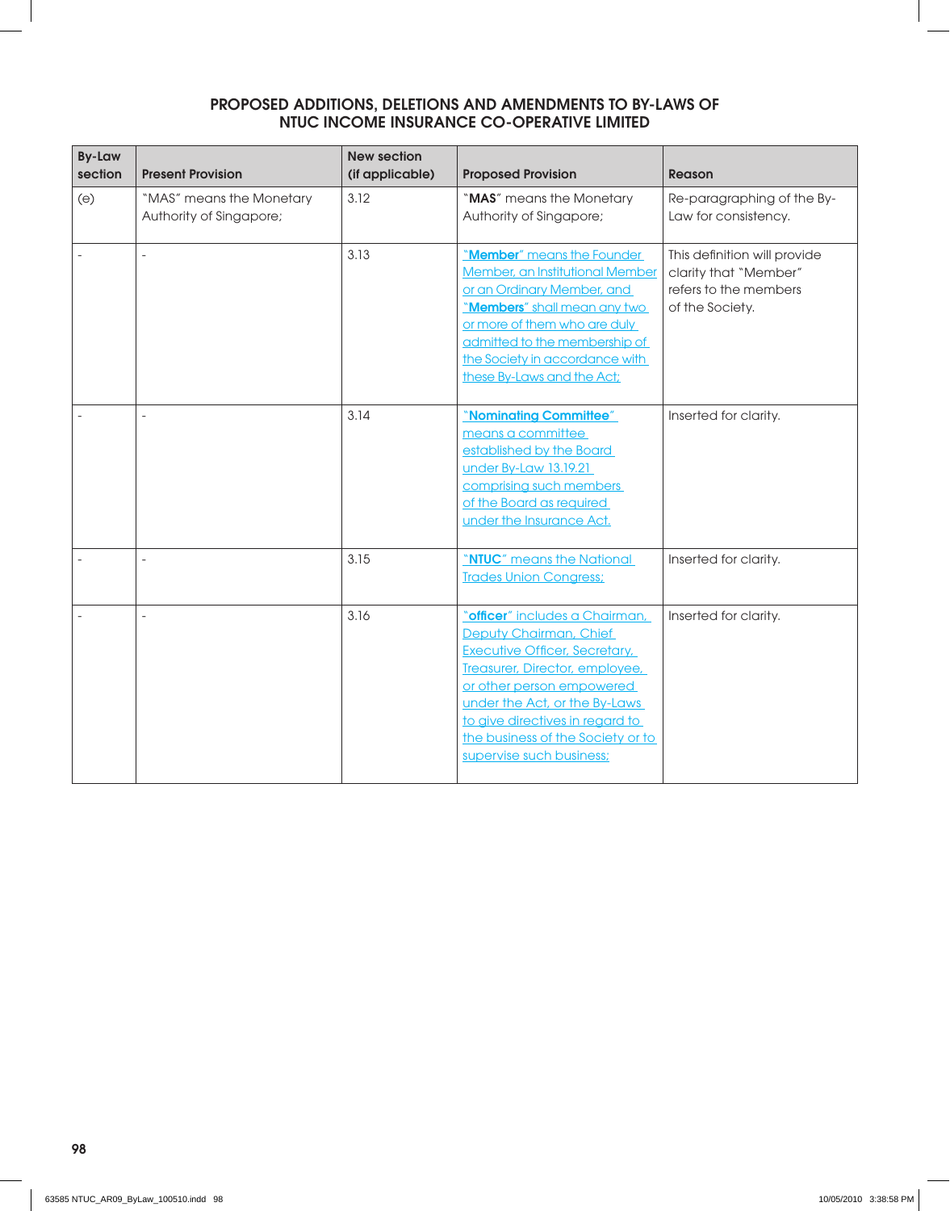## PROPOSED ADDITIONS, DELETIONS AND AMENDMENTS TO BY-LAWS OF NTUC INCOME INSURANCE CO-OPERATIVE LIMITED

| By-Law section | Present Provision | New section (if applicable) | Proposed Provision | Reason |
|---|---|---|---|---|
| (e) | "MAS" means the Monetary Authority of Singapore; | 3.12 | "**MAS**" means the Monetary Authority of Singapore; | Re-paragraphing of the By-Law for consistency. |
| - | - | 3.13 | "**Member**" means the Founder Member, an Institutional Member or an Ordinary Member, and "**Members**" shall mean any two or more of them who are duly admitted to the membership of the Society in accordance with these By-Laws and the Act; | This definition will provide clarity that "Member" refers to the members of the Society. |
| - | - | 3.14 | "**Nominating Committee**" means a committee established by the Board under By-Law 13.19.21 comprising such members of the Board as required under the Insurance Act. | Inserted for clarity. |
| - | - | 3.15 | "**NTUC**" means the National Trades Union Congress; | Inserted for clarity. |
| - | - | 3.16 | "**officer**" includes a Chairman, Deputy Chairman, Chief Executive Officer, Secretary, Treasurer, Director, employee, or other person empowered under the Act, or the By-Laws to give directives in regard to the business of the Society or to supervise such business; | Inserted for clarity. |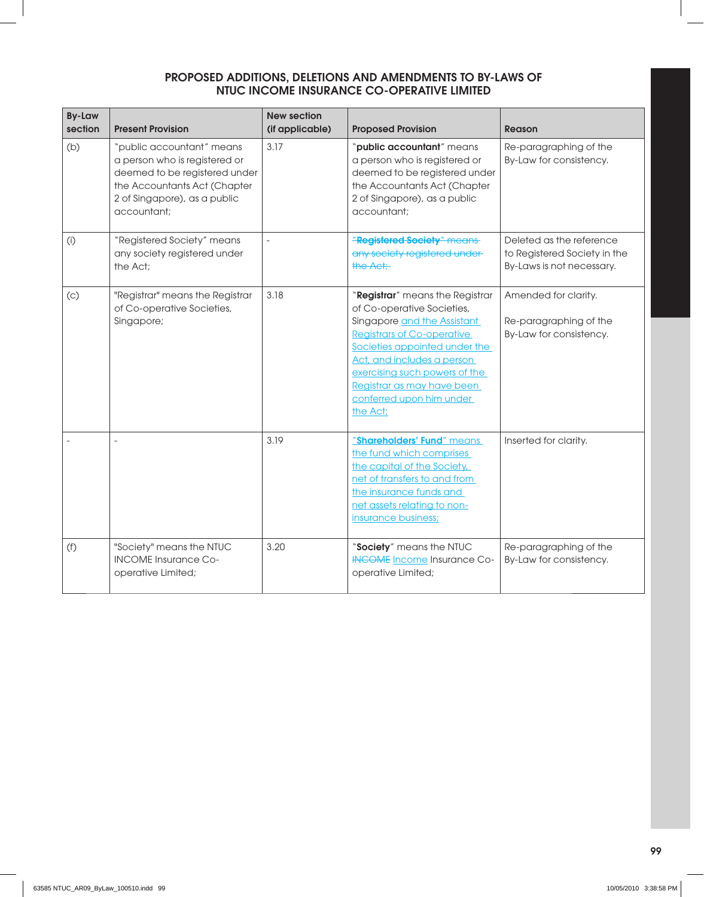## PROPOSED ADDITIONS, DELETIONS AND AMENDMENTS TO BY-LAWS OF NTUC INCOME INSURANCE CO-OPERATIVE LIMITED

| By-Law section | Present Provision | New section (if applicable) | Proposed Provision | Reason |
|---|---|---|---|---|
| (b) | "public accountant" means a person who is registered or deemed to be registered under the Accountants Act (Chapter 2 of Singapore), as a public accountant; | 3.17 | "**public accountant**" means a person who is registered or deemed to be registered under the Accountants Act (Chapter 2 of Singapore), as a public accountant; | Re-paragraphing of the By-Law for consistency. |
| (i) | "Registered Society" means any society registered under the Act; | - | ~~"**Registered Society**" means any society registered under the Act;~~ | Deleted as the reference to Registered Society in the By-Laws is not necessary. |
| (c) | "Registrar" means the Registrar of Co-operative Societies, Singapore; | 3.18 | "**Registrar**" means the Registrar of Co-operative Societies, Singapore and the Assistant Registrars of Co-operative Societies appointed under the Act, and includes a person exercising such powers of the Registrar as may have been conferred upon him under the Act; | Amended for clarity.<br><br>Re-paragraphing of the By-Law for consistency. |
| - | - | 3.19 | "**Shareholders' Fund**" means the fund which comprises the capital of the Society, net of transfers to and from the insurance funds and net assets relating to non-insurance business; | Inserted for clarity. |
| (f) | "Society" means the NTUC INCOME Insurance Co-operative Limited; | 3.20 | "**Society**" means the NTUC ~~INCOME~~ Income Insurance Co-operative Limited; | Re-paragraphing of the By-Law for consistency. |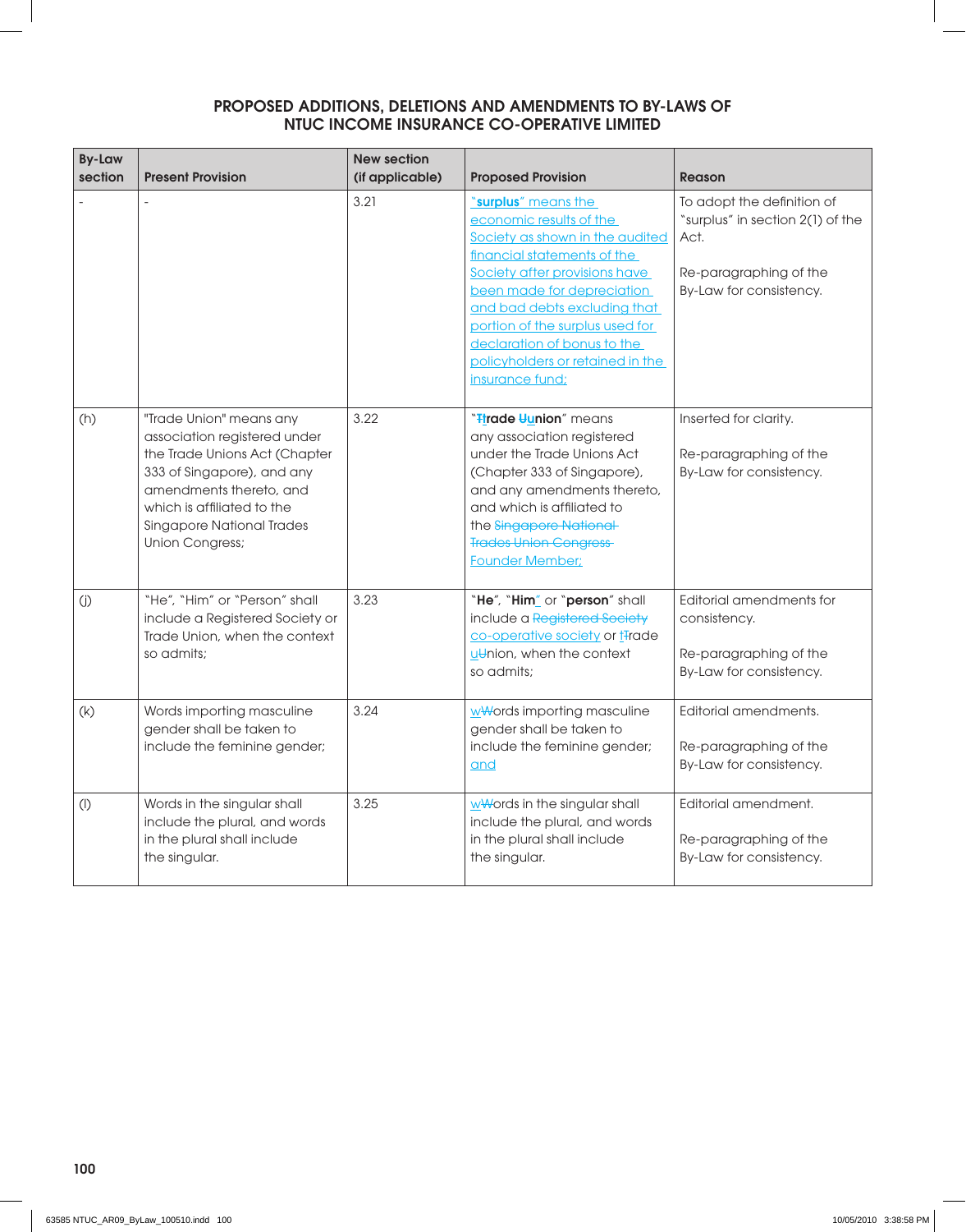## PROPOSED ADDITIONS, DELETIONS AND AMENDMENTS TO BY-LAWS OF NTUC INCOME INSURANCE CO-OPERATIVE LIMITED

| By-Law section | Present Provision | New section (if applicable) | Proposed Provision | Reason |
|---|---|---|---|---|
| - | - | 3.21 | "**surplus**" means the economic results of the Society as shown in the audited financial statements of the Society after provisions have been made for depreciation and bad debts excluding that portion of the surplus used for declaration of bonus to the policyholders or retained in the insurance fund; | To adopt the definition of "surplus" in section 2(1) of the Act.<br><br>Re-paragraphing of the By-Law for consistency. |
| (h) | "Trade Union" means any association registered under the Trade Unions Act (Chapter 333 of Singapore), and any amendments thereto, and which is affiliated to the Singapore National Trades Union Congress; | 3.22 | "**~~T~~trade ~~U~~union**" means any association registered under the Trade Unions Act (Chapter 333 of Singapore), and any amendments thereto, and which is affiliated to the ~~Singapore National Trades Union Congress~~ Founder Member; | Inserted for clarity.<br><br>Re-paragraphing of the By-Law for consistency. |
| (j) | "He", "Him" or "Person" shall include a Registered Society or Trade Union, when the context so admits; | 3.23 | "**He**", "**Him**" or "**person**" shall include a ~~Registered Society~~ co-operative society or t~~T~~rade u~~U~~nion, when the context so admits; | Editorial amendments for consistency.<br><br>Re-paragraphing of the By-Law for consistency. |
| (k) | Words importing masculine gender shall be taken to include the feminine gender; | 3.24 | w~~W~~ords importing masculine gender shall be taken to include the feminine gender; and | Editorial amendments.<br><br>Re-paragraphing of the By-Law for consistency. |
| (l) | Words in the singular shall include the plural, and words in the plural shall include the singular. | 3.25 | w~~W~~ords in the singular shall include the plural, and words in the plural shall include the singular. | Editorial amendment.<br><br>Re-paragraphing of the By-Law for consistency. |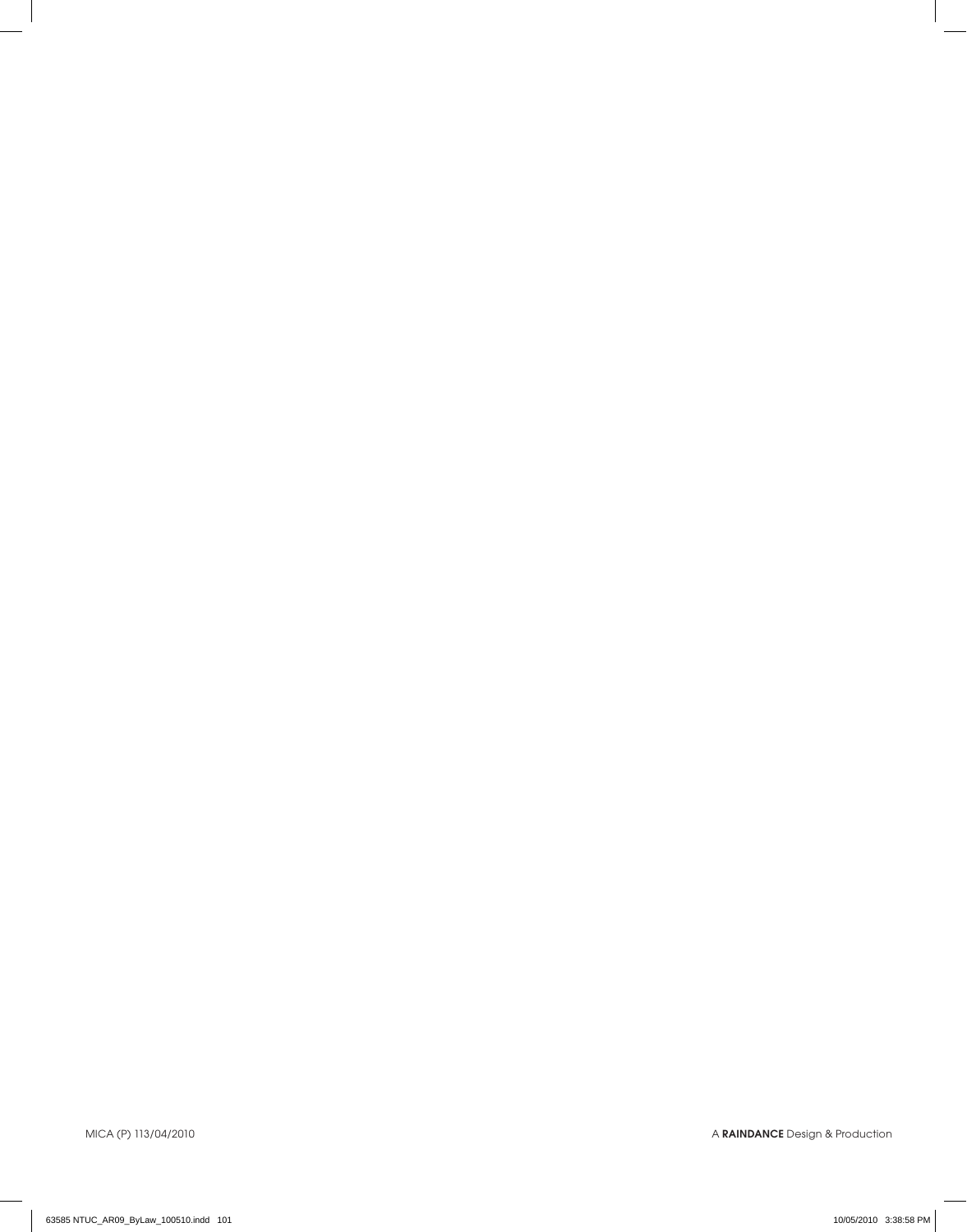MICA (P) 113/04/2010

A **RAINDANCE** Design & Production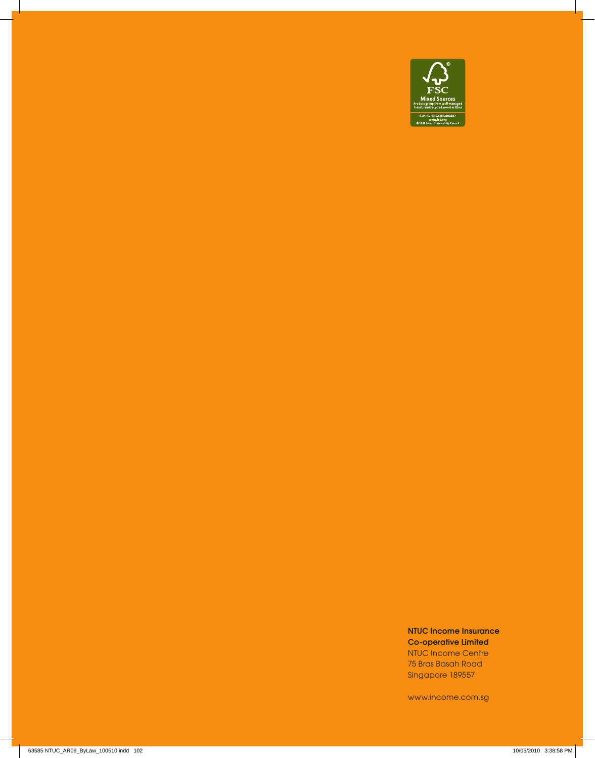FSC

Mixed Sources

Product group from well-managed forests and recycled wood or fiber

Cert no. SGS-COC-004482

www.fsc.org

© 1996 Forest Stewardship Council

**NTUC Income Insurance Co-operative Limited**

NTUC Income Centre
75 Bras Basah Road
Singapore 189557

www.income.com.sg